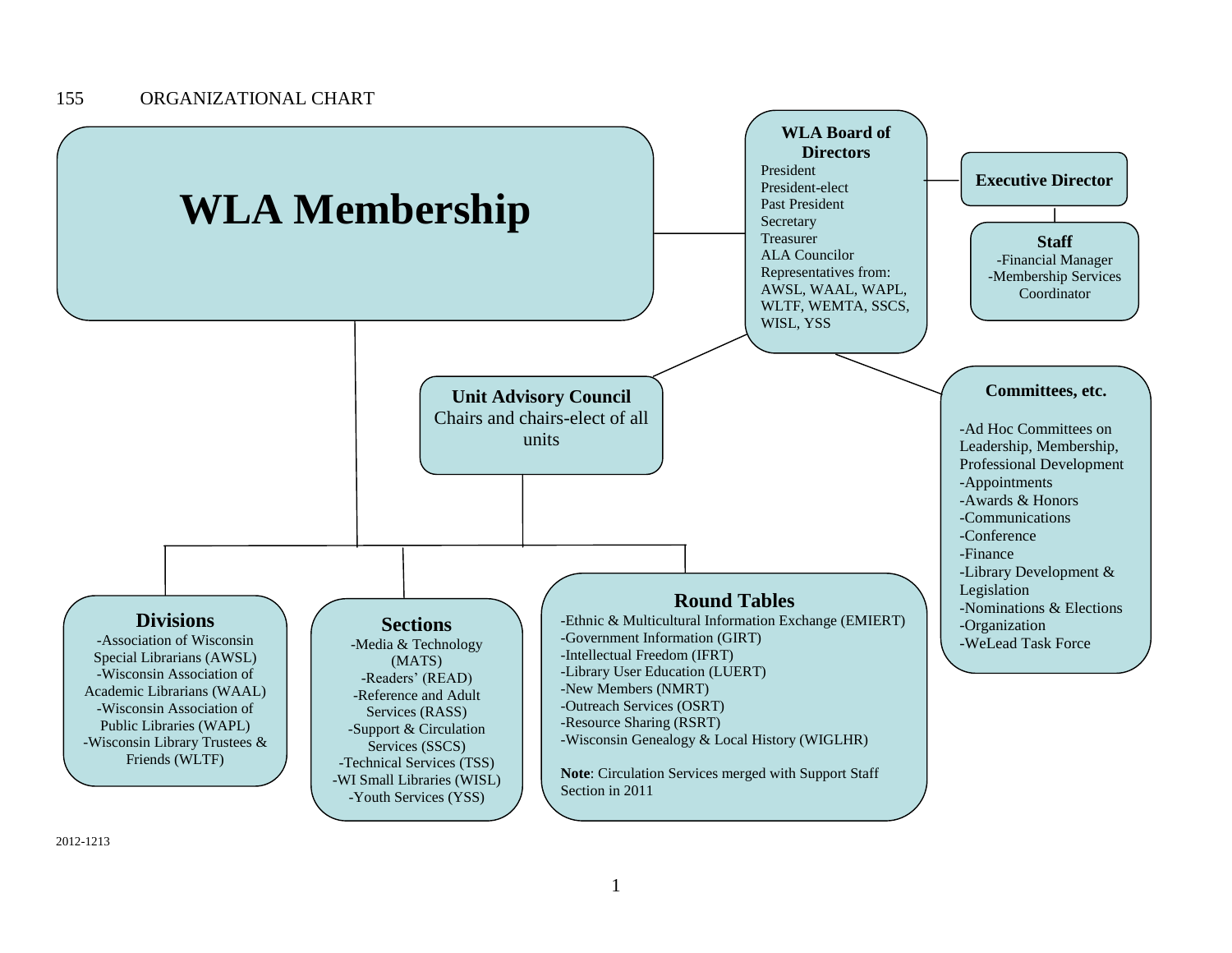155 ORGANIZATIONAL CHART

# WLA Membership

**WLA Board of Directors**

President
President-elect
Past President
Secretary
Treasurer
ALA Councilor
Representatives from: AWSL, WAAL, WAPL, WLTF, WEMTA, SSCS, WISL, YSS

**Executive Director**

**Staff**

- -Financial Manager
- -Membership Services Coordinator

**Unit Advisory Council**

Chairs and chairs-elect of all units

**Committees, etc.**

- -Ad Hoc Committees on Leadership, Membership, Professional Development
- -Appointments
- -Awards & Honors
- -Communications
- -Conference
- -Finance
- -Library Development & Legislation
- -Nominations & Elections
- -Organization
- -WeLead Task Force

**Divisions**

- -Association of Wisconsin Special Librarians (AWSL)
- -Wisconsin Association of Academic Librarians (WAAL)
- -Wisconsin Association of Public Libraries (WAPL)
- -Wisconsin Library Trustees & Friends (WLTF)

**Sections**

- -Media & Technology (MATS)
- -Readers' (READ)
- -Reference and Adult Services (RASS)
- -Support & Circulation Services (SSCS)
- -Technical Services (TSS)
- -WI Small Libraries (WISL)
- -Youth Services (YSS)

**Round Tables**

- -Ethnic & Multicultural Information Exchange (EMIERT)
- -Government Information (GIRT)
- -Intellectual Freedom (IFRT)
- -Library User Education (LUERT)
- -New Members (NMRT)
- -Outreach Services (OSRT)
- -Resource Sharing (RSRT)
- -Wisconsin Genealogy & Local History (WIGLHR)

**Note**: Circulation Services merged with Support Staff Section in 2011

2012-1213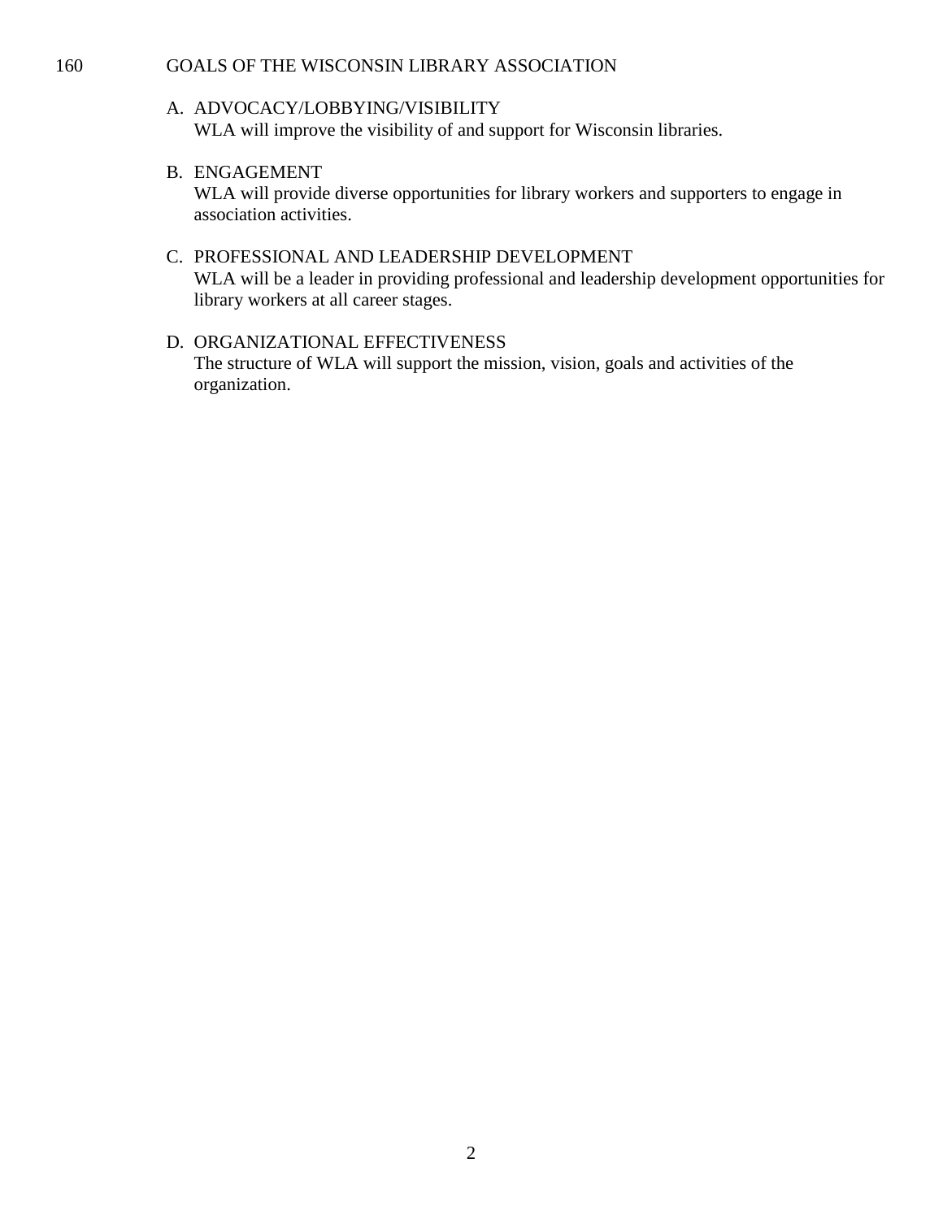## 160 GOALS OF THE WISCONSIN LIBRARY ASSOCIATION

A. ADVOCACY/LOBBYING/VISIBILITY
   WLA will improve the visibility of and support for Wisconsin libraries.

B. ENGAGEMENT
   WLA will provide diverse opportunities for library workers and supporters to engage in association activities.

C. PROFESSIONAL AND LEADERSHIP DEVELOPMENT
   WLA will be a leader in providing professional and leadership development opportunities for library workers at all career stages.

D. ORGANIZATIONAL EFFECTIVENESS
   The structure of WLA will support the mission, vision, goals and activities of the organization.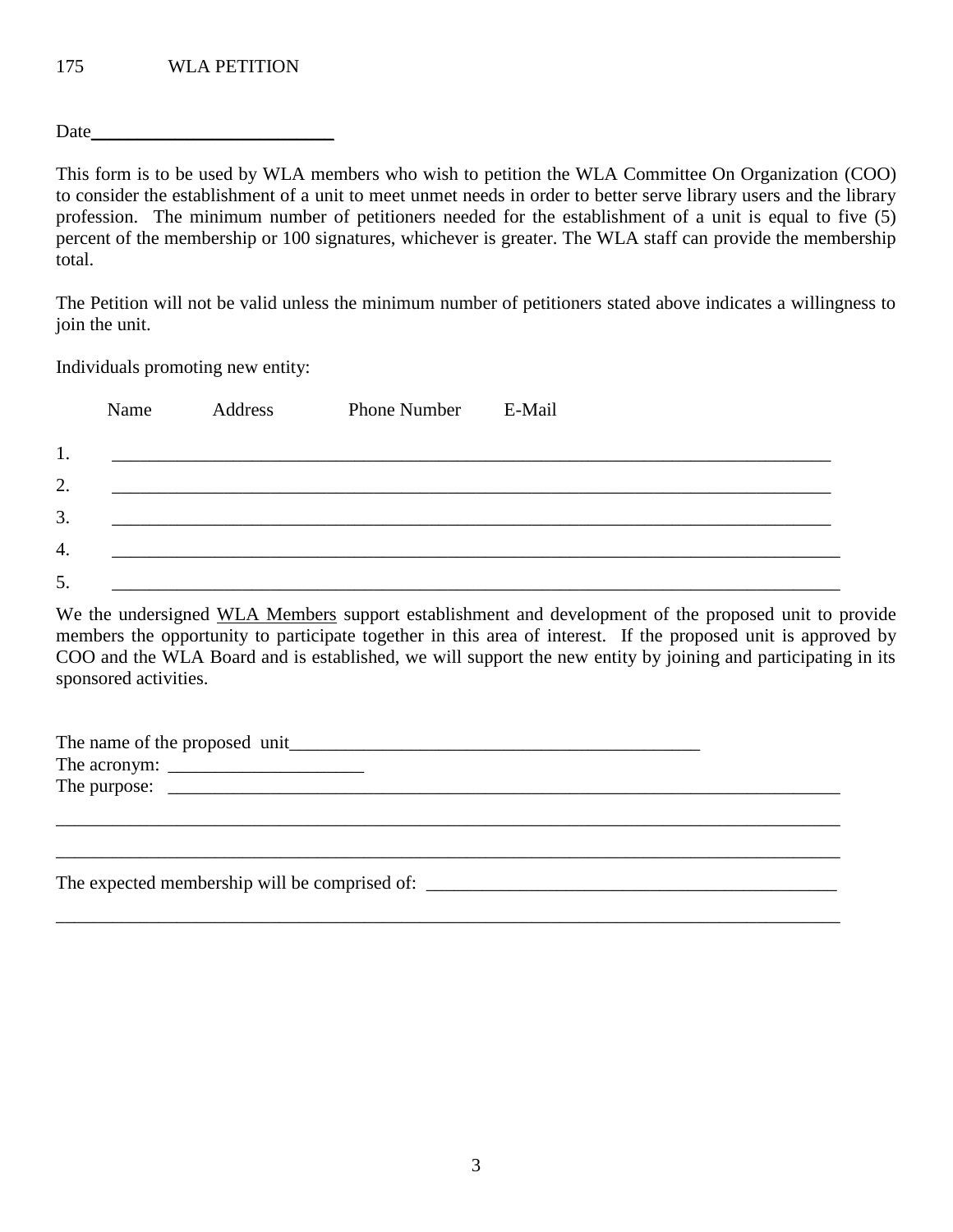175 WLA PETITION

Date___________________________

This form is to be used by WLA members who wish to petition the WLA Committee On Organization (COO) to consider the establishment of a unit to meet unmet needs in order to better serve library users and the library profession. The minimum number of petitioners needed for the establishment of a unit is equal to five (5) percent of the membership or 100 signatures, whichever is greater. The WLA staff can provide the membership total.

The Petition will not be valid unless the minimum number of petitioners stated above indicates a willingness to join the unit.

Individuals promoting new entity:

Name Address Phone Number E-Mail

1. ________________________________________________________________________________

2. ________________________________________________________________________________

3. ________________________________________________________________________________

4. ________________________________________________________________________________

5. ________________________________________________________________________________

We the undersigned <u>WLA Members</u> support establishment and development of the proposed unit to provide members the opportunity to participate together in this area of interest. If the proposed unit is approved by COO and the WLA Board and is established, we will support the new entity by joining and participating in its sponsored activities.

The name of the proposed unit______________________________________________

The acronym: _____________________

The purpose: _______________________________________________________________________

________________________________________________________________________________________

________________________________________________________________________________________

The expected membership will be comprised of: _____________________________________________

________________________________________________________________________________________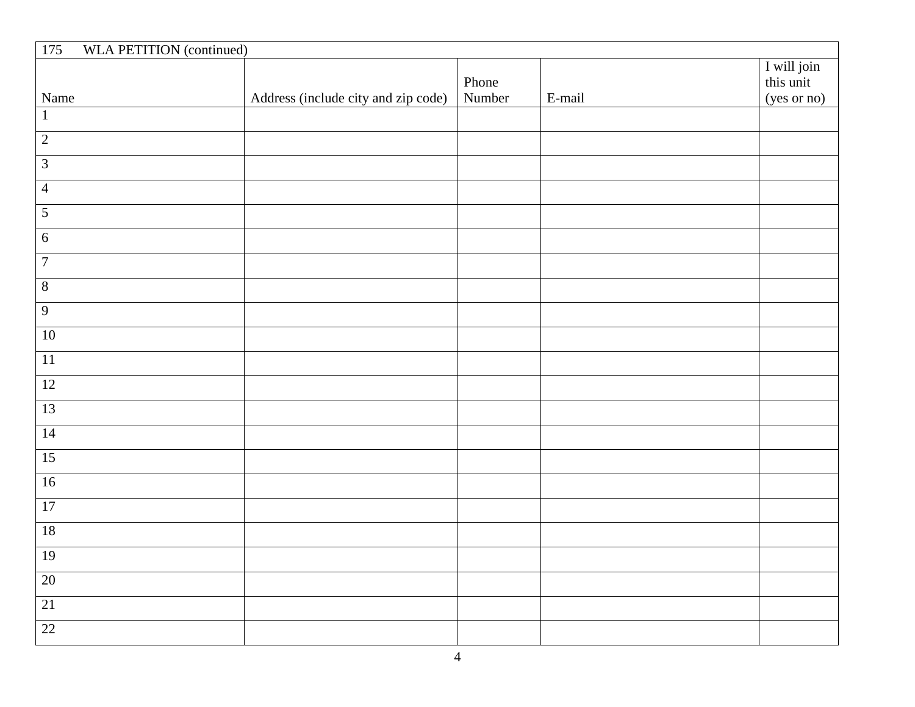175 WLA PETITION (continued)

| Name | Address (include city and zip code) | Phone Number | E-mail | I will join this unit (yes or no) |
|---|---|---|---|---|
| 1 | | | | |
| 2 | | | | |
| 3 | | | | |
| 4 | | | | |
| 5 | | | | |
| 6 | | | | |
| 7 | | | | |
| 8 | | | | |
| 9 | | | | |
| 10 | | | | |
| 11 | | | | |
| 12 | | | | |
| 13 | | | | |
| 14 | | | | |
| 15 | | | | |
| 16 | | | | |
| 17 | | | | |
| 18 | | | | |
| 19 | | | | |
| 20 | | | | |
| 21 | | | | |
| 22 | | | | |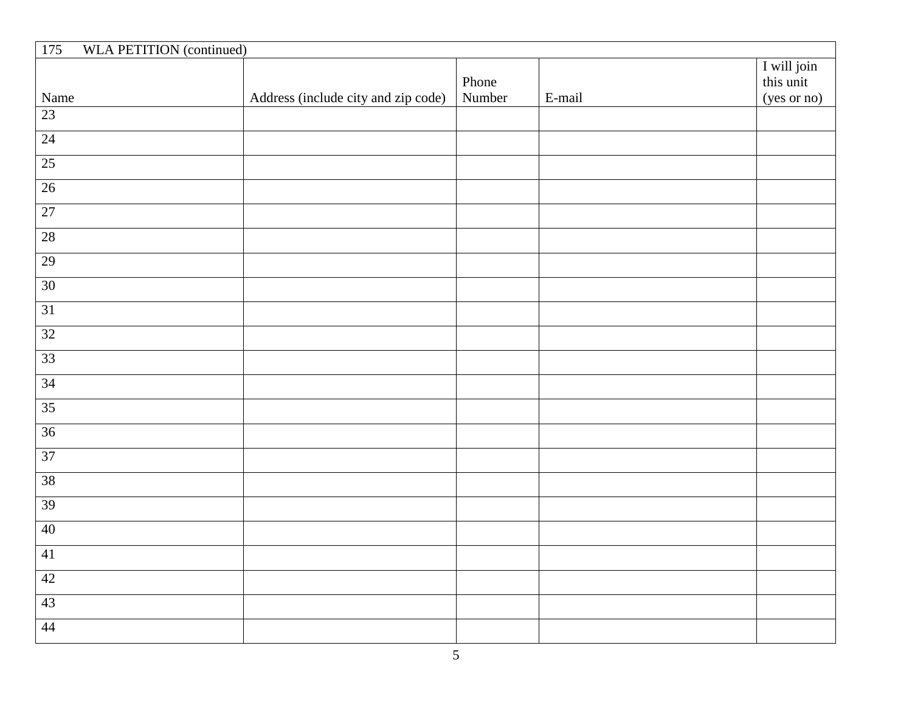| 175 WLA PETITION (continued) | | | | |
|---|---|---|---|---|
| Name | Address (include city and zip code) | Phone Number | E-mail | I will join this unit (yes or no) |
| 23 | | | | |
| 24 | | | | |
| 25 | | | | |
| 26 | | | | |
| 27 | | | | |
| 28 | | | | |
| 29 | | | | |
| 30 | | | | |
| 31 | | | | |
| 32 | | | | |
| 33 | | | | |
| 34 | | | | |
| 35 | | | | |
| 36 | | | | |
| 37 | | | | |
| 38 | | | | |
| 39 | | | | |
| 40 | | | | |
| 41 | | | | |
| 42 | | | | |
| 43 | | | | |
| 44 | | | | |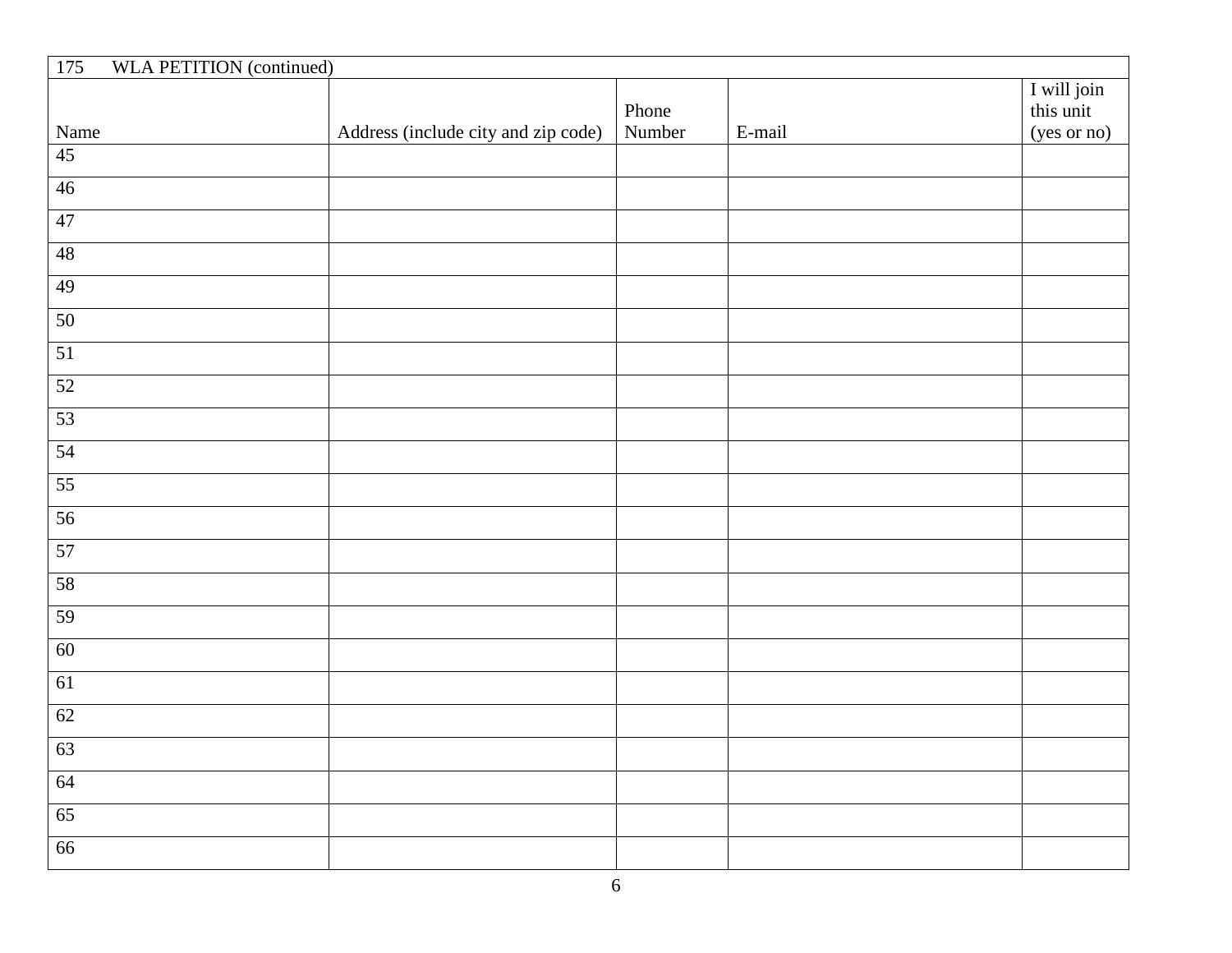| 175 WLA PETITION (continued) | | | | |
|---|---|---|---|---|
| Name | Address (include city and zip code) | Phone Number | E-mail | I will join this unit (yes or no) |
| 45 | | | | |
| 46 | | | | |
| 47 | | | | |
| 48 | | | | |
| 49 | | | | |
| 50 | | | | |
| 51 | | | | |
| 52 | | | | |
| 53 | | | | |
| 54 | | | | |
| 55 | | | | |
| 56 | | | | |
| 57 | | | | |
| 58 | | | | |
| 59 | | | | |
| 60 | | | | |
| 61 | | | | |
| 62 | | | | |
| 63 | | | | |
| 64 | | | | |
| 65 | | | | |
| 66 | | | | |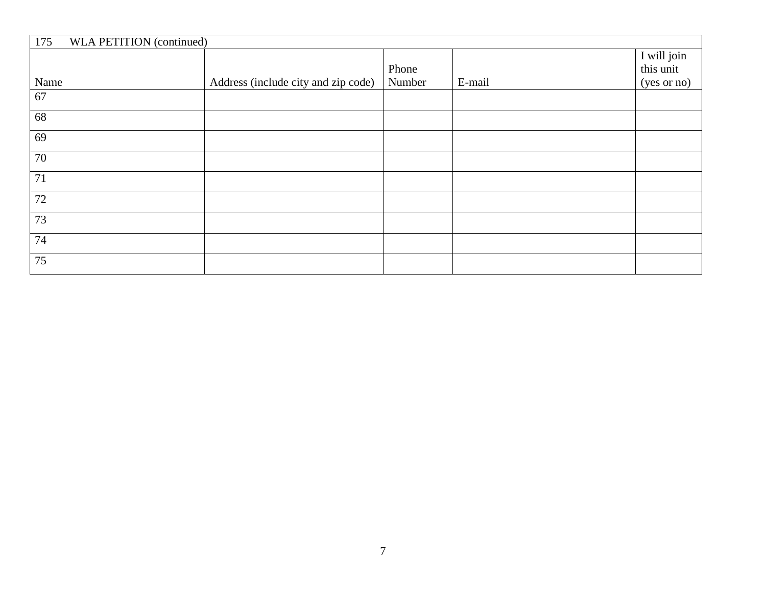| 175 WLA PETITION (continued) | | | | |
|---|---|---|---|---|
| Name | Address (include city and zip code) | Phone Number | E-mail | I will join this unit (yes or no) |
| 67 | | | | |
| 68 | | | | |
| 69 | | | | |
| 70 | | | | |
| 71 | | | | |
| 72 | | | | |
| 73 | | | | |
| 74 | | | | |
| 75 | | | | |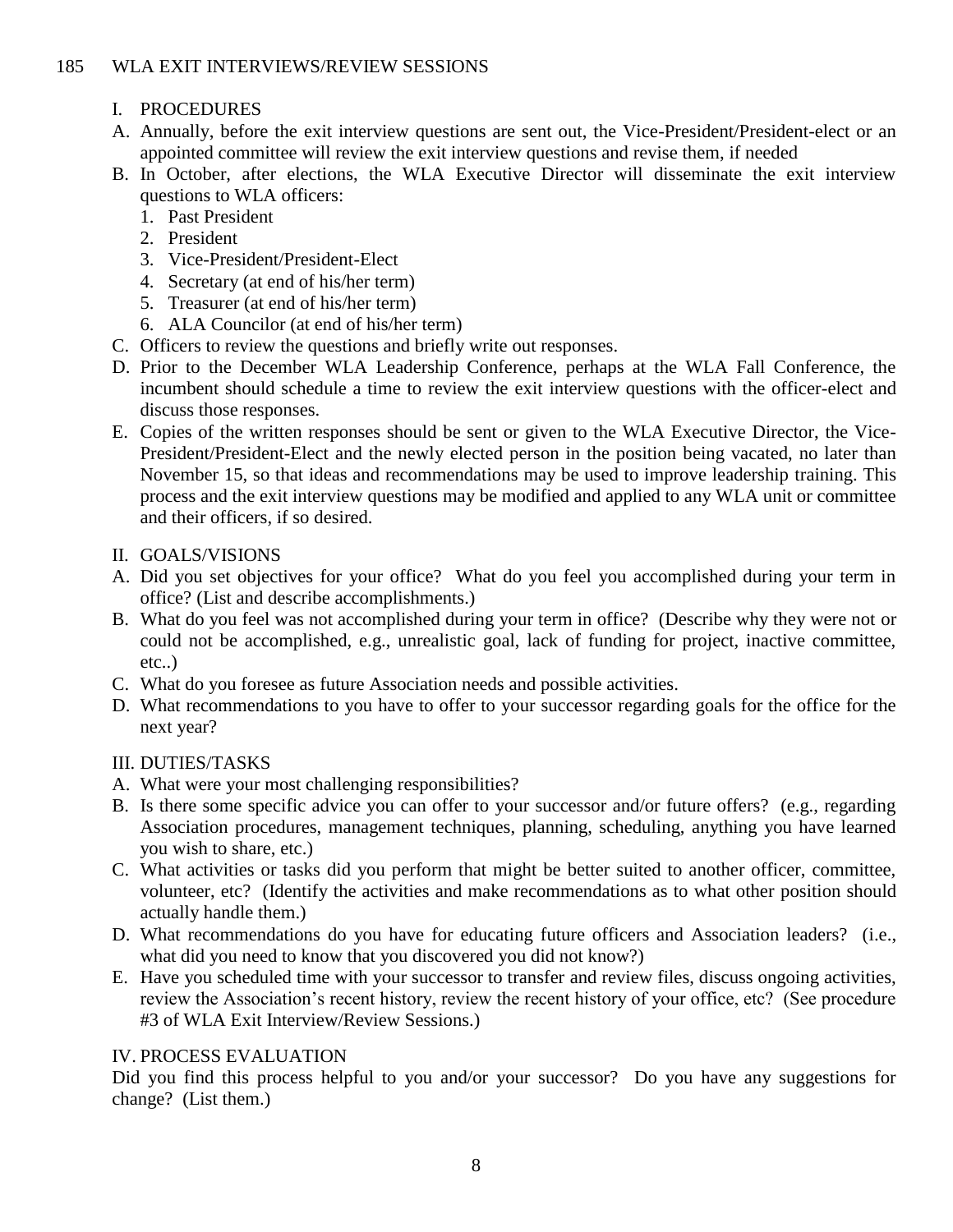## 185 WLA EXIT INTERVIEWS/REVIEW SESSIONS

### I. PROCEDURES

A. Annually, before the exit interview questions are sent out, the Vice-President/President-elect or an appointed committee will review the exit interview questions and revise them, if needed

B. In October, after elections, the WLA Executive Director will disseminate the exit interview questions to WLA officers:
   1. Past President
   2. President
   3. Vice-President/President-Elect
   4. Secretary (at end of his/her term)
   5. Treasurer (at end of his/her term)
   6. ALA Councilor (at end of his/her term)

C. Officers to review the questions and briefly write out responses.

D. Prior to the December WLA Leadership Conference, perhaps at the WLA Fall Conference, the incumbent should schedule a time to review the exit interview questions with the officer-elect and discuss those responses.

E. Copies of the written responses should be sent or given to the WLA Executive Director, the Vice-President/President-Elect and the newly elected person in the position being vacated, no later than November 15, so that ideas and recommendations may be used to improve leadership training. This process and the exit interview questions may be modified and applied to any WLA unit or committee and their officers, if so desired.

### II. GOALS/VISIONS

A. Did you set objectives for your office? What do you feel you accomplished during your term in office? (List and describe accomplishments.)

B. What do you feel was not accomplished during your term in office? (Describe why they were not or could not be accomplished, e.g., unrealistic goal, lack of funding for project, inactive committee, etc..)

C. What do you foresee as future Association needs and possible activities.

D. What recommendations to you have to offer to your successor regarding goals for the office for the next year?

### III. DUTIES/TASKS

A. What were your most challenging responsibilities?

B. Is there some specific advice you can offer to your successor and/or future offers? (e.g., regarding Association procedures, management techniques, planning, scheduling, anything you have learned you wish to share, etc.)

C. What activities or tasks did you perform that might be better suited to another officer, committee, volunteer, etc? (Identify the activities and make recommendations as to what other position should actually handle them.)

D. What recommendations do you have for educating future officers and Association leaders? (i.e., what did you need to know that you discovered you did not know?)

E. Have you scheduled time with your successor to transfer and review files, discuss ongoing activities, review the Association's recent history, review the recent history of your office, etc? (See procedure #3 of WLA Exit Interview/Review Sessions.)

### IV. PROCESS EVALUATION

Did you find this process helpful to you and/or your successor? Do you have any suggestions for change? (List them.)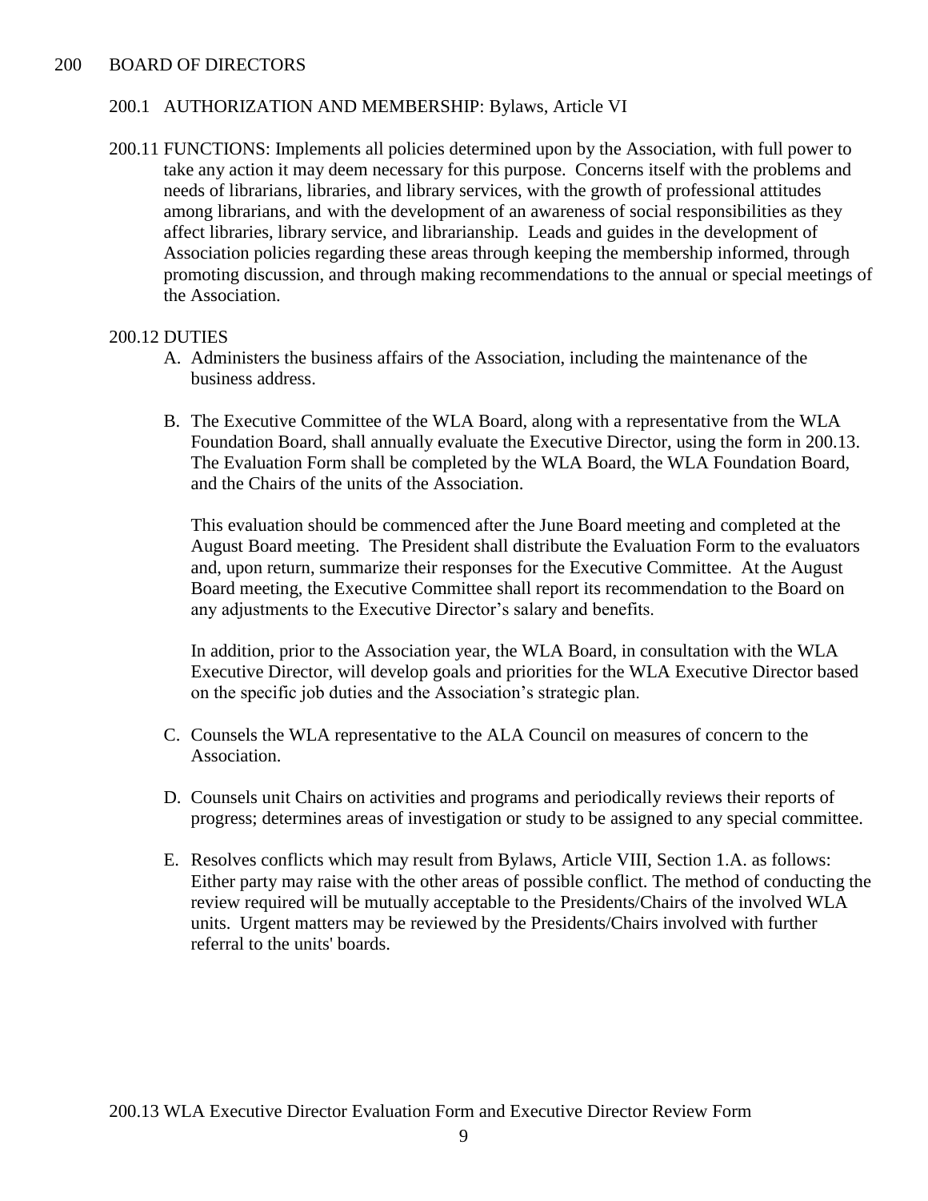# 200 BOARD OF DIRECTORS

## 200.1 AUTHORIZATION AND MEMBERSHIP: Bylaws, Article VI

**200.11** FUNCTIONS: Implements all policies determined upon by the Association, with full power to take any action it may deem necessary for this purpose. Concerns itself with the problems and needs of librarians, libraries, and library services, with the growth of professional attitudes among librarians, and with the development of an awareness of social responsibilities as they affect libraries, library service, and librarianship. Leads and guides in the development of Association policies regarding these areas through keeping the membership informed, through promoting discussion, and through making recommendations to the annual or special meetings of the Association.

**200.12** DUTIES

A. Administers the business affairs of the Association, including the maintenance of the business address.

B. The Executive Committee of the WLA Board, along with a representative from the WLA Foundation Board, shall annually evaluate the Executive Director, using the form in 200.13. The Evaluation Form shall be completed by the WLA Board, the WLA Foundation Board, and the Chairs of the units of the Association.

   This evaluation should be commenced after the June Board meeting and completed at the August Board meeting. The President shall distribute the Evaluation Form to the evaluators and, upon return, summarize their responses for the Executive Committee. At the August Board meeting, the Executive Committee shall report its recommendation to the Board on any adjustments to the Executive Director's salary and benefits.

   In addition, prior to the Association year, the WLA Board, in consultation with the WLA Executive Director, will develop goals and priorities for the WLA Executive Director based on the specific job duties and the Association's strategic plan.

C. Counsels the WLA representative to the ALA Council on measures of concern to the Association.

D. Counsels unit Chairs on activities and programs and periodically reviews their reports of progress; determines areas of investigation or study to be assigned to any special committee.

E. Resolves conflicts which may result from Bylaws, Article VIII, Section 1.A. as follows: Either party may raise with the other areas of possible conflict. The method of conducting the review required will be mutually acceptable to the Presidents/Chairs of the involved WLA units. Urgent matters may be reviewed by the Presidents/Chairs involved with further referral to the units' boards.

**200.13** WLA Executive Director Evaluation Form and Executive Director Review Form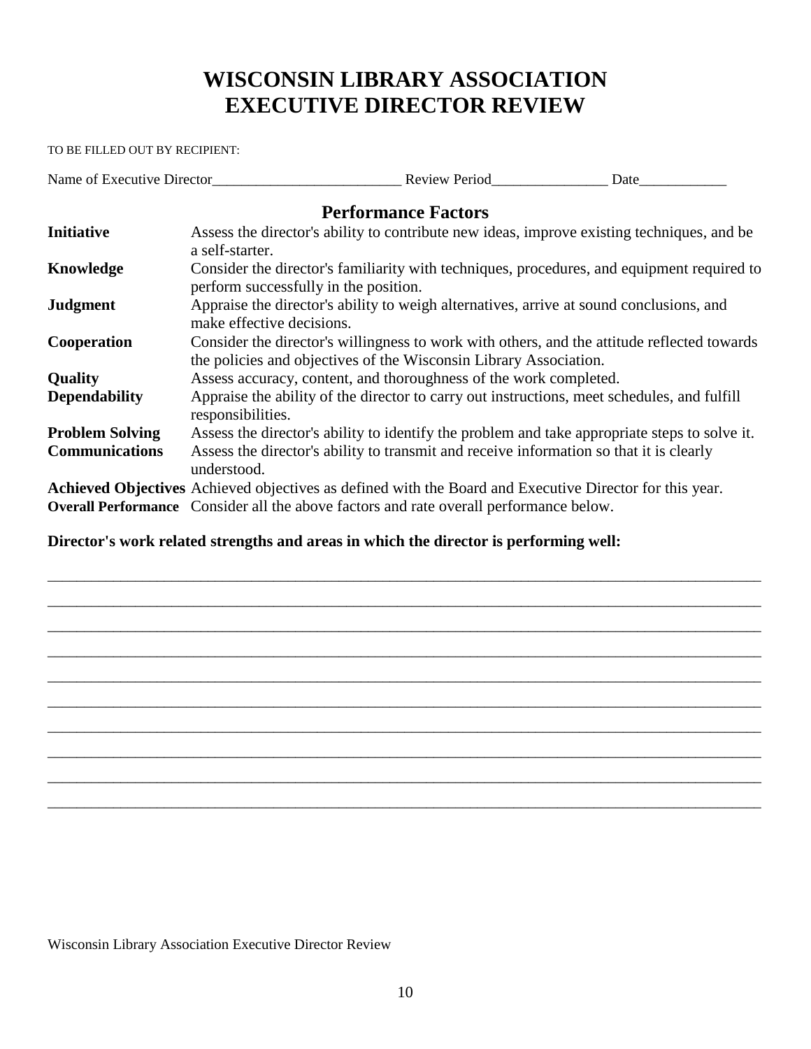# WISCONSIN LIBRARY ASSOCIATION
# EXECUTIVE DIRECTOR REVIEW

TO BE FILLED OUT BY RECIPIENT:

Name of Executive Director__________________________ Review Period________________ Date____________

## Performance Factors

| | |
|---|---|
| **Initiative** | Assess the director's ability to contribute new ideas, improve existing techniques, and be a self-starter. |
| **Knowledge** | Consider the director's familiarity with techniques, procedures, and equipment required to perform successfully in the position. |
| **Judgment** | Appraise the director's ability to weigh alternatives, arrive at sound conclusions, and make effective decisions. |
| **Cooperation** | Consider the director's willingness to work with others, and the attitude reflected towards the policies and objectives of the Wisconsin Library Association. |
| **Quality** | Assess accuracy, content, and thoroughness of the work completed. |
| **Dependability** | Appraise the ability of the director to carry out instructions, meet schedules, and fulfill responsibilities. |
| **Problem Solving** | Assess the director's ability to identify the problem and take appropriate steps to solve it. |
| **Communications** | Assess the director's ability to transmit and receive information so that it is clearly understood. |
| **Achieved Objectives** | Achieved objectives as defined with the Board and Executive Director for this year. |
| **Overall Performance** | Consider all the above factors and rate overall performance below. |

**Director's work related strengths and areas in which the director is performing well:**

_____________________________________________________________________________________

_____________________________________________________________________________________

_____________________________________________________________________________________

_____________________________________________________________________________________

_____________________________________________________________________________________

_____________________________________________________________________________________

_____________________________________________________________________________________

_____________________________________________________________________________________

_____________________________________________________________________________________

_____________________________________________________________________________________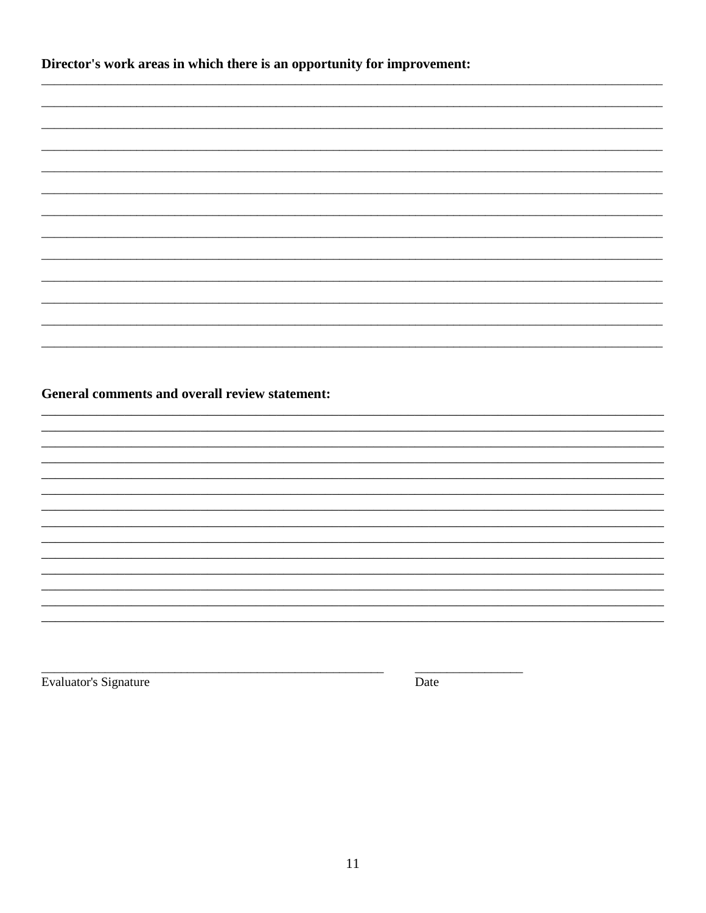**Director's work areas in which there is an opportunity for improvement:**

\_\_\_\_\_\_\_\_\_\_\_\_\_\_\_\_\_\_\_\_\_\_\_\_\_\_\_\_\_\_\_\_\_\_\_\_\_\_\_\_\_\_\_\_\_\_\_\_\_\_\_\_\_\_\_\_\_\_\_\_\_\_\_\_\_\_\_\_\_\_\_\_\_\_\_\_\_\_

\_\_\_\_\_\_\_\_\_\_\_\_\_\_\_\_\_\_\_\_\_\_\_\_\_\_\_\_\_\_\_\_\_\_\_\_\_\_\_\_\_\_\_\_\_\_\_\_\_\_\_\_\_\_\_\_\_\_\_\_\_\_\_\_\_\_\_\_\_\_\_\_\_\_\_\_\_\_

\_\_\_\_\_\_\_\_\_\_\_\_\_\_\_\_\_\_\_\_\_\_\_\_\_\_\_\_\_\_\_\_\_\_\_\_\_\_\_\_\_\_\_\_\_\_\_\_\_\_\_\_\_\_\_\_\_\_\_\_\_\_\_\_\_\_\_\_\_\_\_\_\_\_\_\_\_\_

\_\_\_\_\_\_\_\_\_\_\_\_\_\_\_\_\_\_\_\_\_\_\_\_\_\_\_\_\_\_\_\_\_\_\_\_\_\_\_\_\_\_\_\_\_\_\_\_\_\_\_\_\_\_\_\_\_\_\_\_\_\_\_\_\_\_\_\_\_\_\_\_\_\_\_\_\_\_

\_\_\_\_\_\_\_\_\_\_\_\_\_\_\_\_\_\_\_\_\_\_\_\_\_\_\_\_\_\_\_\_\_\_\_\_\_\_\_\_\_\_\_\_\_\_\_\_\_\_\_\_\_\_\_\_\_\_\_\_\_\_\_\_\_\_\_\_\_\_\_\_\_\_\_\_\_\_

\_\_\_\_\_\_\_\_\_\_\_\_\_\_\_\_\_\_\_\_\_\_\_\_\_\_\_\_\_\_\_\_\_\_\_\_\_\_\_\_\_\_\_\_\_\_\_\_\_\_\_\_\_\_\_\_\_\_\_\_\_\_\_\_\_\_\_\_\_\_\_\_\_\_\_\_\_\_

\_\_\_\_\_\_\_\_\_\_\_\_\_\_\_\_\_\_\_\_\_\_\_\_\_\_\_\_\_\_\_\_\_\_\_\_\_\_\_\_\_\_\_\_\_\_\_\_\_\_\_\_\_\_\_\_\_\_\_\_\_\_\_\_\_\_\_\_\_\_\_\_\_\_\_\_\_\_

\_\_\_\_\_\_\_\_\_\_\_\_\_\_\_\_\_\_\_\_\_\_\_\_\_\_\_\_\_\_\_\_\_\_\_\_\_\_\_\_\_\_\_\_\_\_\_\_\_\_\_\_\_\_\_\_\_\_\_\_\_\_\_\_\_\_\_\_\_\_\_\_\_\_\_\_\_\_

\_\_\_\_\_\_\_\_\_\_\_\_\_\_\_\_\_\_\_\_\_\_\_\_\_\_\_\_\_\_\_\_\_\_\_\_\_\_\_\_\_\_\_\_\_\_\_\_\_\_\_\_\_\_\_\_\_\_\_\_\_\_\_\_\_\_\_\_\_\_\_\_\_\_\_\_\_\_

\_\_\_\_\_\_\_\_\_\_\_\_\_\_\_\_\_\_\_\_\_\_\_\_\_\_\_\_\_\_\_\_\_\_\_\_\_\_\_\_\_\_\_\_\_\_\_\_\_\_\_\_\_\_\_\_\_\_\_\_\_\_\_\_\_\_\_\_\_\_\_\_\_\_\_\_\_\_

\_\_\_\_\_\_\_\_\_\_\_\_\_\_\_\_\_\_\_\_\_\_\_\_\_\_\_\_\_\_\_\_\_\_\_\_\_\_\_\_\_\_\_\_\_\_\_\_\_\_\_\_\_\_\_\_\_\_\_\_\_\_\_\_\_\_\_\_\_\_\_\_\_\_\_\_\_\_

\_\_\_\_\_\_\_\_\_\_\_\_\_\_\_\_\_\_\_\_\_\_\_\_\_\_\_\_\_\_\_\_\_\_\_\_\_\_\_\_\_\_\_\_\_\_\_\_\_\_\_\_\_\_\_\_\_\_\_\_\_\_\_\_\_\_\_\_\_\_\_\_\_\_\_\_\_\_

\_\_\_\_\_\_\_\_\_\_\_\_\_\_\_\_\_\_\_\_\_\_\_\_\_\_\_\_\_\_\_\_\_\_\_\_\_\_\_\_\_\_\_\_\_\_\_\_\_\_\_\_\_\_\_\_\_\_\_\_\_\_\_\_\_\_\_\_\_\_\_\_\_\_\_\_\_\_

**General comments and overall review statement:**

\_\_\_\_\_\_\_\_\_\_\_\_\_\_\_\_\_\_\_\_\_\_\_\_\_\_\_\_\_\_\_\_\_\_\_\_\_\_\_\_\_\_\_\_\_\_\_\_\_\_\_\_\_\_\_\_\_\_\_\_\_\_\_\_\_\_\_\_\_\_\_\_\_\_\_\_\_\_

\_\_\_\_\_\_\_\_\_\_\_\_\_\_\_\_\_\_\_\_\_\_\_\_\_\_\_\_\_\_\_\_\_\_\_\_\_\_\_\_\_\_\_\_\_\_\_\_\_\_\_\_\_\_\_\_\_\_\_\_\_\_\_\_\_\_\_\_\_\_\_\_\_\_\_\_\_\_

\_\_\_\_\_\_\_\_\_\_\_\_\_\_\_\_\_\_\_\_\_\_\_\_\_\_\_\_\_\_\_\_\_\_\_\_\_\_\_\_\_\_\_\_\_\_\_\_\_\_\_\_\_\_\_\_\_\_\_\_\_\_\_\_\_\_\_\_\_\_\_\_\_\_\_\_\_\_

\_\_\_\_\_\_\_\_\_\_\_\_\_\_\_\_\_\_\_\_\_\_\_\_\_\_\_\_\_\_\_\_\_\_\_\_\_\_\_\_\_\_\_\_\_\_\_\_\_\_\_\_\_\_\_\_\_\_\_\_\_\_\_\_\_\_\_\_\_\_\_\_\_\_\_\_\_\_

\_\_\_\_\_\_\_\_\_\_\_\_\_\_\_\_\_\_\_\_\_\_\_\_\_\_\_\_\_\_\_\_\_\_\_\_\_\_\_\_\_\_\_\_\_\_\_\_\_\_\_\_\_\_\_\_\_\_\_\_\_\_\_\_\_\_\_\_\_\_\_\_\_\_\_\_\_\_

\_\_\_\_\_\_\_\_\_\_\_\_\_\_\_\_\_\_\_\_\_\_\_\_\_\_\_\_\_\_\_\_\_\_\_\_\_\_\_\_\_\_\_\_\_\_\_\_\_\_\_\_\_\_\_\_\_\_\_\_\_\_\_\_\_\_\_\_\_\_\_\_\_\_\_\_\_\_

\_\_\_\_\_\_\_\_\_\_\_\_\_\_\_\_\_\_\_\_\_\_\_\_\_\_\_\_\_\_\_\_\_\_\_\_\_\_\_\_\_\_\_\_\_\_\_\_\_\_\_\_\_\_\_\_\_\_\_\_\_\_\_\_\_\_\_\_\_\_\_\_\_\_\_\_\_\_

\_\_\_\_\_\_\_\_\_\_\_\_\_\_\_\_\_\_\_\_\_\_\_\_\_\_\_\_\_\_\_\_\_\_\_\_\_\_\_\_\_\_\_\_\_\_\_\_\_\_\_\_\_\_\_\_\_\_\_\_\_\_\_\_\_\_\_\_\_\_\_\_\_\_\_\_\_\_

\_\_\_\_\_\_\_\_\_\_\_\_\_\_\_\_\_\_\_\_\_\_\_\_\_\_\_\_\_\_\_\_\_\_\_\_\_\_\_\_\_\_\_\_\_\_\_\_\_\_\_\_\_\_\_\_\_\_\_\_\_\_\_\_\_\_\_\_\_\_\_\_\_\_\_\_\_\_

\_\_\_\_\_\_\_\_\_\_\_\_\_\_\_\_\_\_\_\_\_\_\_\_\_\_\_\_\_\_\_\_\_\_\_\_\_\_\_\_\_\_\_\_\_\_\_\_\_\_\_\_\_\_\_\_\_\_\_\_\_\_\_\_\_\_\_\_\_\_\_\_\_\_\_\_\_\_

\_\_\_\_\_\_\_\_\_\_\_\_\_\_\_\_\_\_\_\_\_\_\_\_\_\_\_\_\_\_\_\_\_\_\_\_\_\_\_\_\_\_\_\_\_\_\_\_\_\_\_\_\_\_\_\_\_\_\_\_\_\_\_\_\_\_\_\_\_\_\_\_\_\_\_\_\_\_

\_\_\_\_\_\_\_\_\_\_\_\_\_\_\_\_\_\_\_\_\_\_\_\_\_\_\_\_\_\_\_\_\_\_\_\_\_\_\_\_\_\_\_\_\_\_\_\_\_\_\_\_\_\_\_\_\_\_\_\_\_\_\_\_\_\_\_\_\_\_\_\_\_\_\_\_\_\_

\_\_\_\_\_\_\_\_\_\_\_\_\_\_\_\_\_\_\_\_\_\_\_\_\_\_\_\_\_\_\_\_\_\_\_\_\_\_\_\_\_\_\_\_\_\_\_\_\_\_\_\_\_\_\_\_\_\_\_\_\_\_\_\_\_\_\_\_\_\_\_\_\_\_\_\_\_\_

\_\_\_\_\_\_\_\_\_\_\_\_\_\_\_\_\_\_\_\_\_\_\_\_\_\_\_\_\_\_\_\_\_\_\_\_\_\_\_\_\_\_\_\_\_\_\_\_\_\_\_ \_\_\_\_\_\_\_\_\_\_\_\_\_\_\_\_\_\_
Evaluator's Signature Date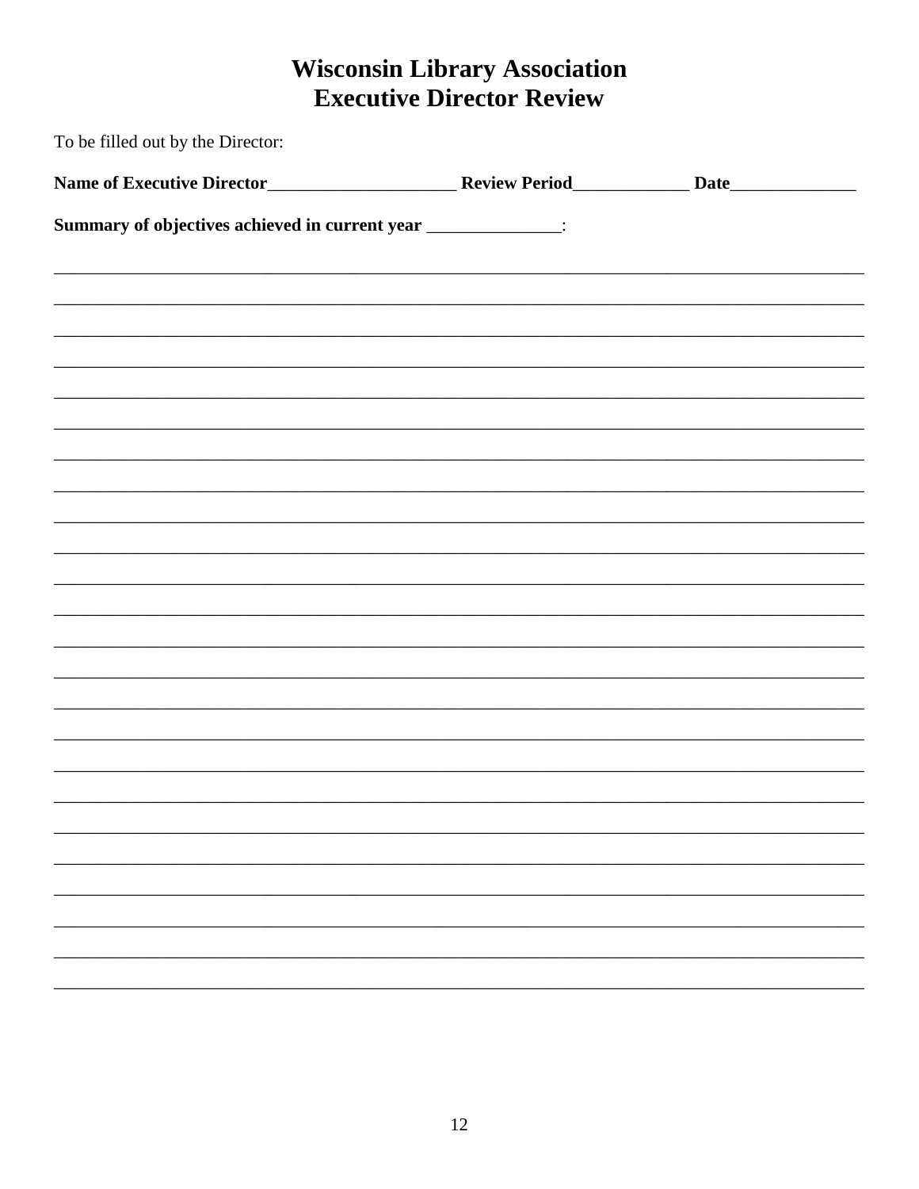# Wisconsin Library Association
# Executive Director Review

To be filled out by the Director:

**Name of Executive Director**_____________________ **Review Period**_____________ **Date**______________

**Summary of objectives achieved in current year** _______________:

________________________________________________________________________________________

________________________________________________________________________________________

________________________________________________________________________________________

________________________________________________________________________________________

________________________________________________________________________________________

________________________________________________________________________________________

________________________________________________________________________________________

________________________________________________________________________________________

________________________________________________________________________________________

________________________________________________________________________________________

________________________________________________________________________________________

________________________________________________________________________________________

________________________________________________________________________________________

________________________________________________________________________________________

________________________________________________________________________________________

________________________________________________________________________________________

________________________________________________________________________________________

________________________________________________________________________________________

________________________________________________________________________________________

________________________________________________________________________________________

________________________________________________________________________________________

________________________________________________________________________________________

________________________________________________________________________________________

________________________________________________________________________________________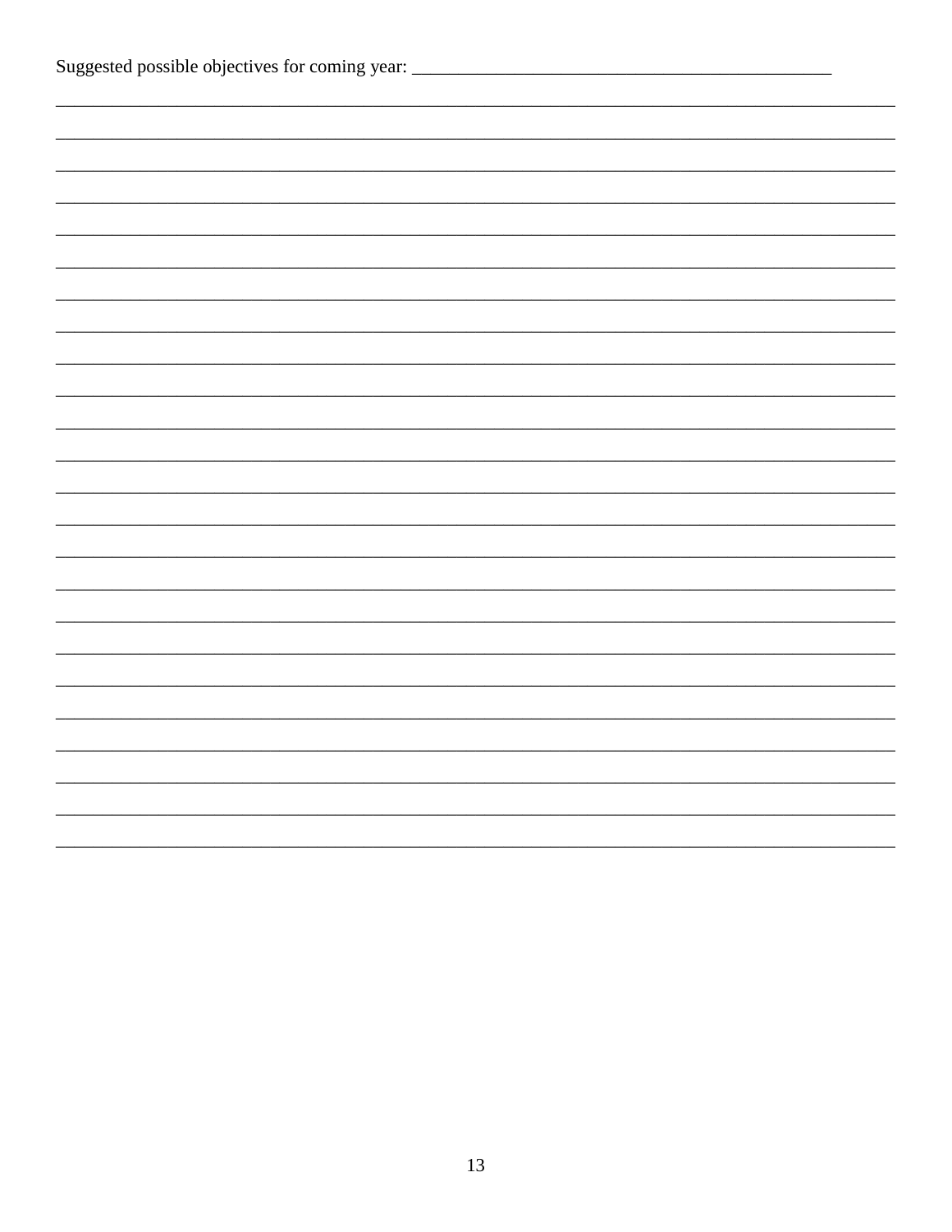Suggested possible objectives for coming year: ____________________________________________

________________________________________________________________________________________

________________________________________________________________________________________

________________________________________________________________________________________

________________________________________________________________________________________

________________________________________________________________________________________

________________________________________________________________________________________

________________________________________________________________________________________

________________________________________________________________________________________

________________________________________________________________________________________

________________________________________________________________________________________

________________________________________________________________________________________

________________________________________________________________________________________

________________________________________________________________________________________

________________________________________________________________________________________

________________________________________________________________________________________

________________________________________________________________________________________

________________________________________________________________________________________

________________________________________________________________________________________

________________________________________________________________________________________

________________________________________________________________________________________

________________________________________________________________________________________

________________________________________________________________________________________

________________________________________________________________________________________

________________________________________________________________________________________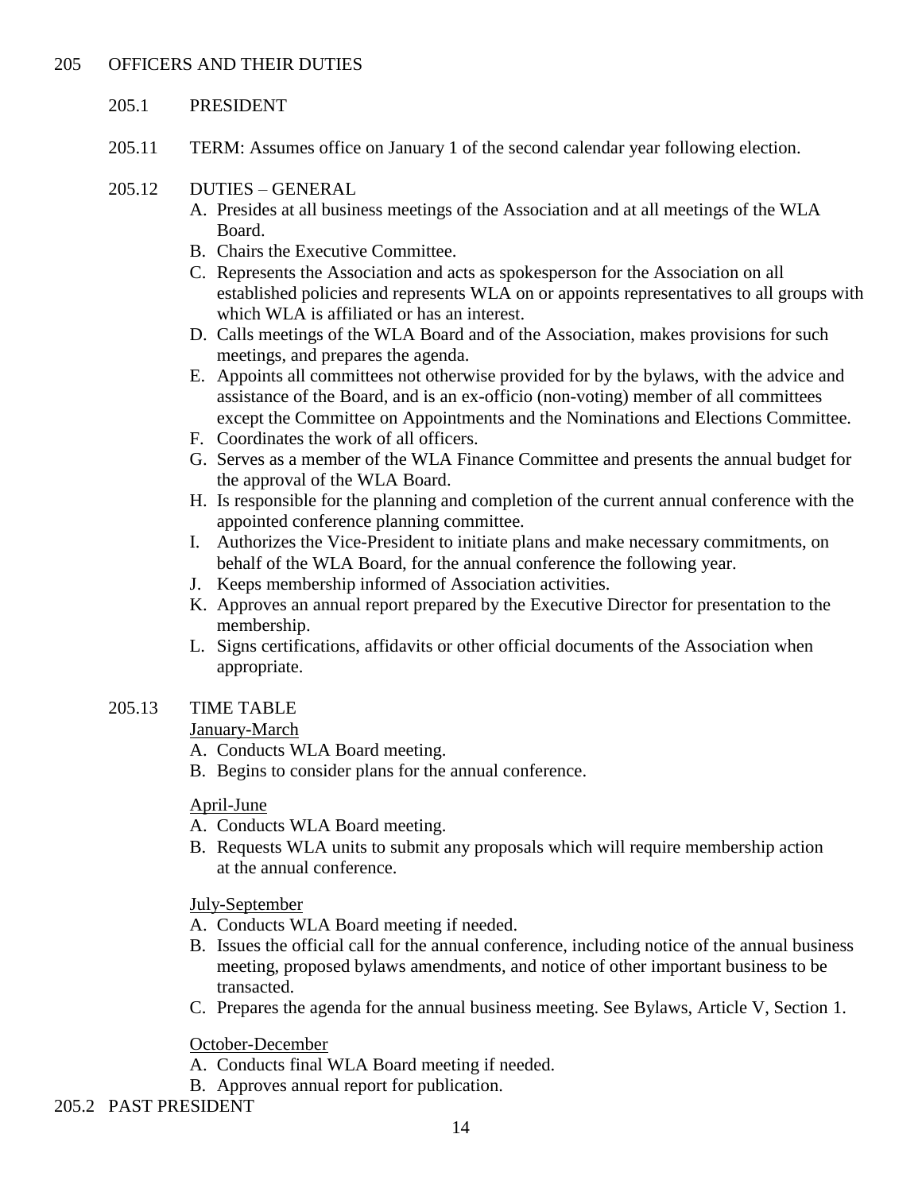## 205 OFFICERS AND THEIR DUTIES

### 205.1 PRESIDENT

205.11 TERM: Assumes office on January 1 of the second calendar year following election.

205.12 DUTIES – GENERAL

A. Presides at all business meetings of the Association and at all meetings of the WLA Board.
B. Chairs the Executive Committee.
C. Represents the Association and acts as spokesperson for the Association on all established policies and represents WLA on or appoints representatives to all groups with which WLA is affiliated or has an interest.
D. Calls meetings of the WLA Board and of the Association, makes provisions for such meetings, and prepares the agenda.
E. Appoints all committees not otherwise provided for by the bylaws, with the advice and assistance of the Board, and is an ex-officio (non-voting) member of all committees except the Committee on Appointments and the Nominations and Elections Committee.
F. Coordinates the work of all officers.
G. Serves as a member of the WLA Finance Committee and presents the annual budget for the approval of the WLA Board.
H. Is responsible for the planning and completion of the current annual conference with the appointed conference planning committee.
I. Authorizes the Vice-President to initiate plans and make necessary commitments, on behalf of the WLA Board, for the annual conference the following year.
J. Keeps membership informed of Association activities.
K. Approves an annual report prepared by the Executive Director for presentation to the membership.
L. Signs certifications, affidavits or other official documents of the Association when appropriate.

205.13 TIME TABLE

<u>January-March</u>

A. Conducts WLA Board meeting.
B. Begins to consider plans for the annual conference.

<u>April-June</u>

A. Conducts WLA Board meeting.
B. Requests WLA units to submit any proposals which will require membership action at the annual conference.

<u>July-September</u>

A. Conducts WLA Board meeting if needed.
B. Issues the official call for the annual conference, including notice of the annual business meeting, proposed bylaws amendments, and notice of other important business to be transacted.
C. Prepares the agenda for the annual business meeting. See Bylaws, Article V, Section 1.

<u>October-December</u>

A. Conducts final WLA Board meeting if needed.
B. Approves annual report for publication.

### 205.2 PAST PRESIDENT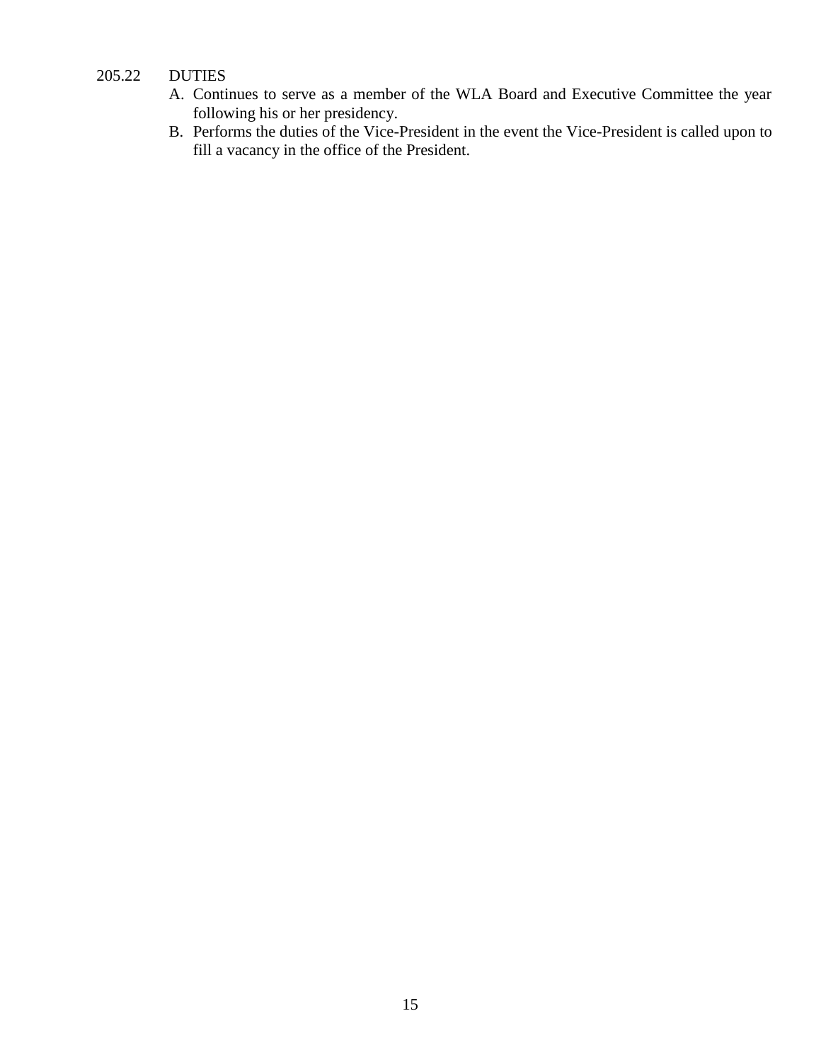205.22 DUTIES

A. Continues to serve as a member of the WLA Board and Executive Committee the year following his or her presidency.
B. Performs the duties of the Vice-President in the event the Vice-President is called upon to fill a vacancy in the office of the President.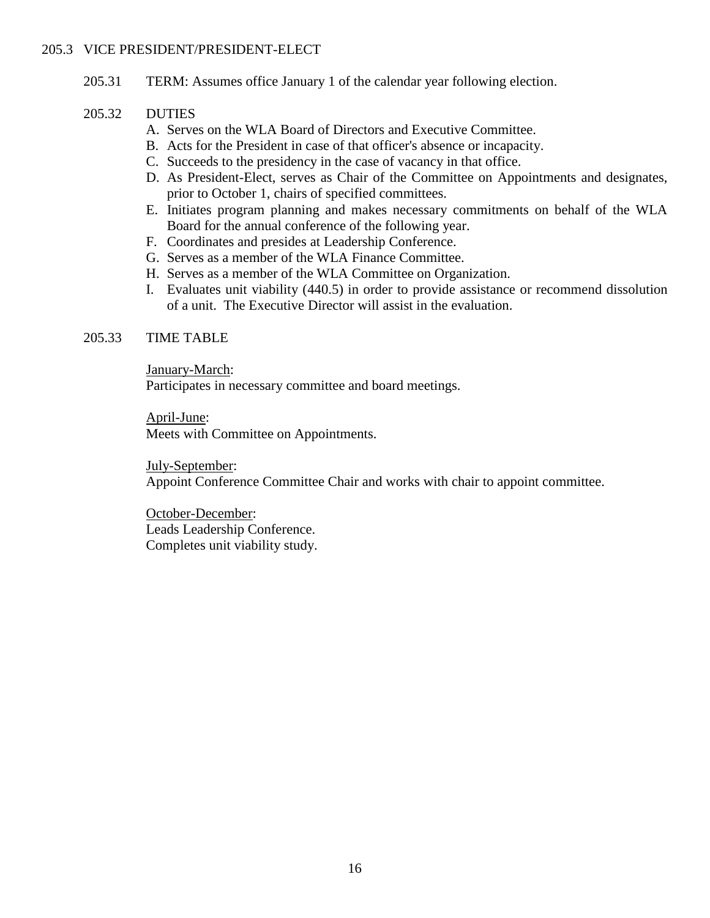## 205.3 VICE PRESIDENT/PRESIDENT-ELECT

205.31 TERM: Assumes office January 1 of the calendar year following election.

205.32 DUTIES

A. Serves on the WLA Board of Directors and Executive Committee.
B. Acts for the President in case of that officer's absence or incapacity.
C. Succeeds to the presidency in the case of vacancy in that office.
D. As President-Elect, serves as Chair of the Committee on Appointments and designates, prior to October 1, chairs of specified committees.
E. Initiates program planning and makes necessary commitments on behalf of the WLA Board for the annual conference of the following year.
F. Coordinates and presides at Leadership Conference.
G. Serves as a member of the WLA Finance Committee.
H. Serves as a member of the WLA Committee on Organization.
I. Evaluates unit viability (440.5) in order to provide assistance or recommend dissolution of a unit. The Executive Director will assist in the evaluation.

205.33 TIME TABLE

<u>January-March</u>:
Participates in necessary committee and board meetings.

<u>April-June</u>:
Meets with Committee on Appointments.

<u>July-September</u>:
Appoint Conference Committee Chair and works with chair to appoint committee.

<u>October-December</u>:
Leads Leadership Conference.
Completes unit viability study.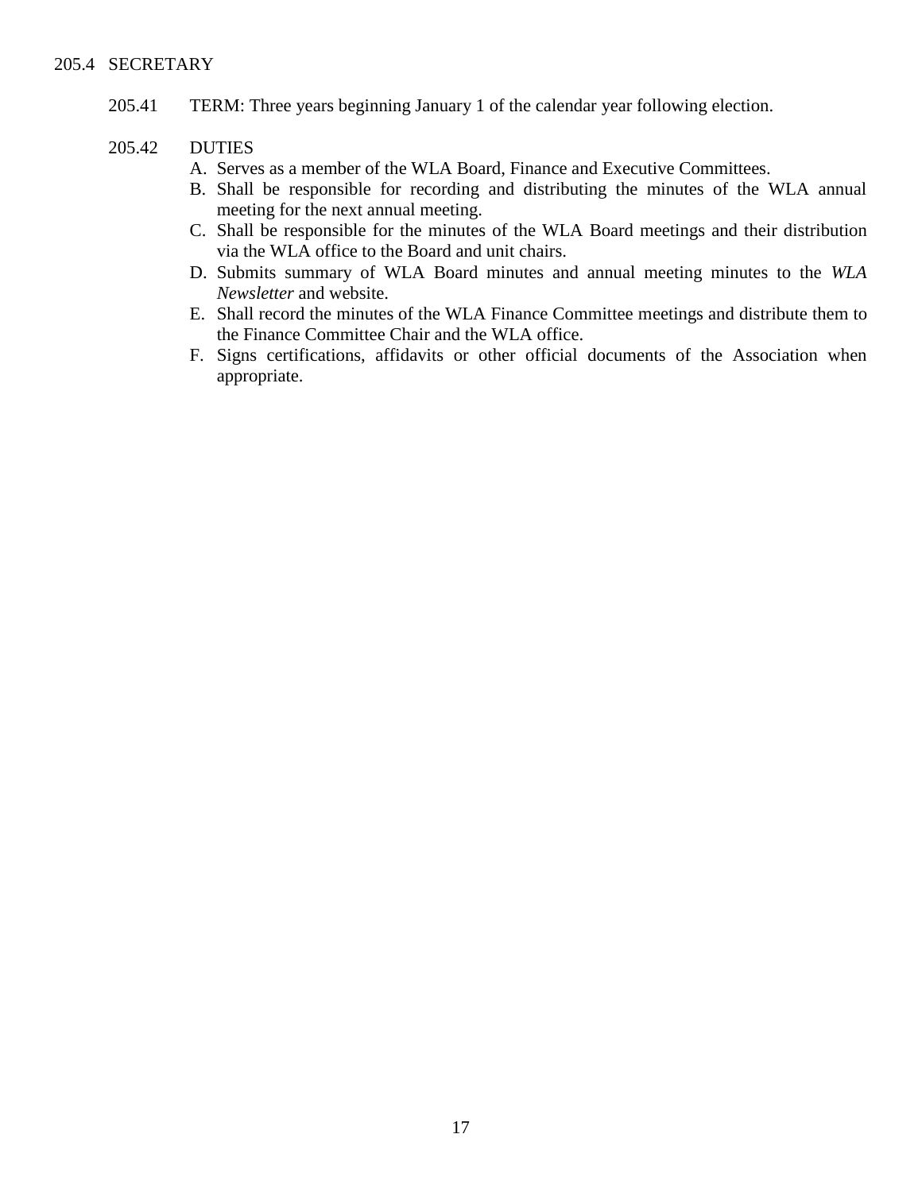205.4 SECRETARY

205.41 TERM: Three years beginning January 1 of the calendar year following election.

205.42 DUTIES

A. Serves as a member of the WLA Board, Finance and Executive Committees.
B. Shall be responsible for recording and distributing the minutes of the WLA annual meeting for the next annual meeting.
C. Shall be responsible for the minutes of the WLA Board meetings and their distribution via the WLA office to the Board and unit chairs.
D. Submits summary of WLA Board minutes and annual meeting minutes to the *WLA Newsletter* and website.
E. Shall record the minutes of the WLA Finance Committee meetings and distribute them to the Finance Committee Chair and the WLA office.
F. Signs certifications, affidavits or other official documents of the Association when appropriate.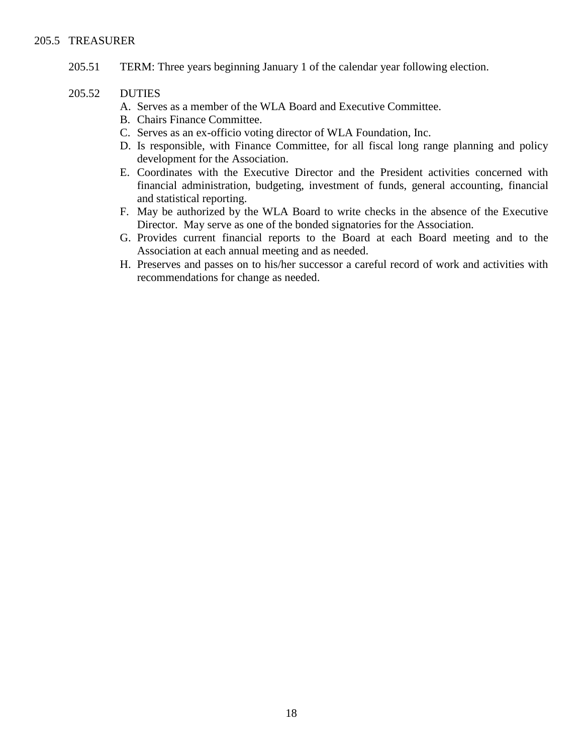### 205.5 TREASURER

205.51 TERM: Three years beginning January 1 of the calendar year following election.

205.52 DUTIES

A. Serves as a member of the WLA Board and Executive Committee.
B. Chairs Finance Committee.
C. Serves as an ex-officio voting director of WLA Foundation, Inc.
D. Is responsible, with Finance Committee, for all fiscal long range planning and policy development for the Association.
E. Coordinates with the Executive Director and the President activities concerned with financial administration, budgeting, investment of funds, general accounting, financial and statistical reporting.
F. May be authorized by the WLA Board to write checks in the absence of the Executive Director. May serve as one of the bonded signatories for the Association.
G. Provides current financial reports to the Board at each Board meeting and to the Association at each annual meeting and as needed.
H. Preserves and passes on to his/her successor a careful record of work and activities with recommendations for change as needed.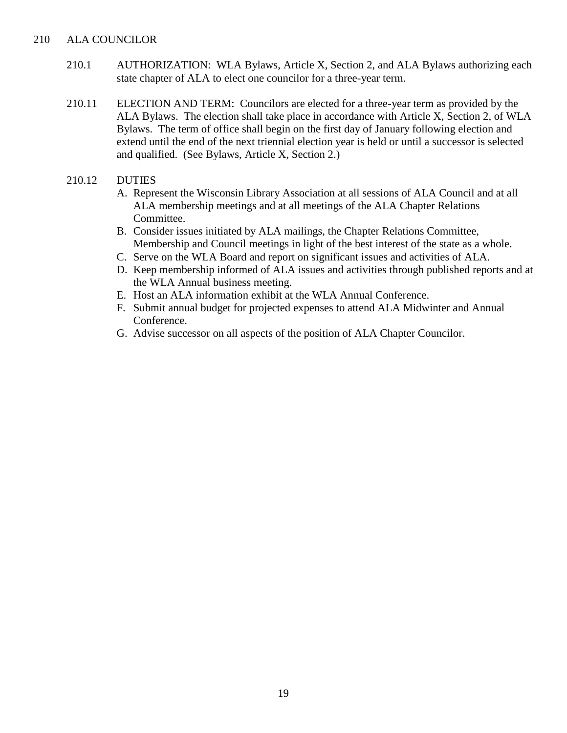## 210 ALA COUNCILOR

210.1 AUTHORIZATION: WLA Bylaws, Article X, Section 2, and ALA Bylaws authorizing each state chapter of ALA to elect one councilor for a three-year term.

210.11 ELECTION AND TERM: Councilors are elected for a three-year term as provided by the ALA Bylaws. The election shall take place in accordance with Article X, Section 2, of WLA Bylaws. The term of office shall begin on the first day of January following election and extend until the end of the next triennial election year is held or until a successor is selected and qualified. (See Bylaws, Article X, Section 2.)

210.12 DUTIES

A. Represent the Wisconsin Library Association at all sessions of ALA Council and at all ALA membership meetings and at all meetings of the ALA Chapter Relations Committee.
B. Consider issues initiated by ALA mailings, the Chapter Relations Committee, Membership and Council meetings in light of the best interest of the state as a whole.
C. Serve on the WLA Board and report on significant issues and activities of ALA.
D. Keep membership informed of ALA issues and activities through published reports and at the WLA Annual business meeting.
E. Host an ALA information exhibit at the WLA Annual Conference.
F. Submit annual budget for projected expenses to attend ALA Midwinter and Annual Conference.
G. Advise successor on all aspects of the position of ALA Chapter Councilor.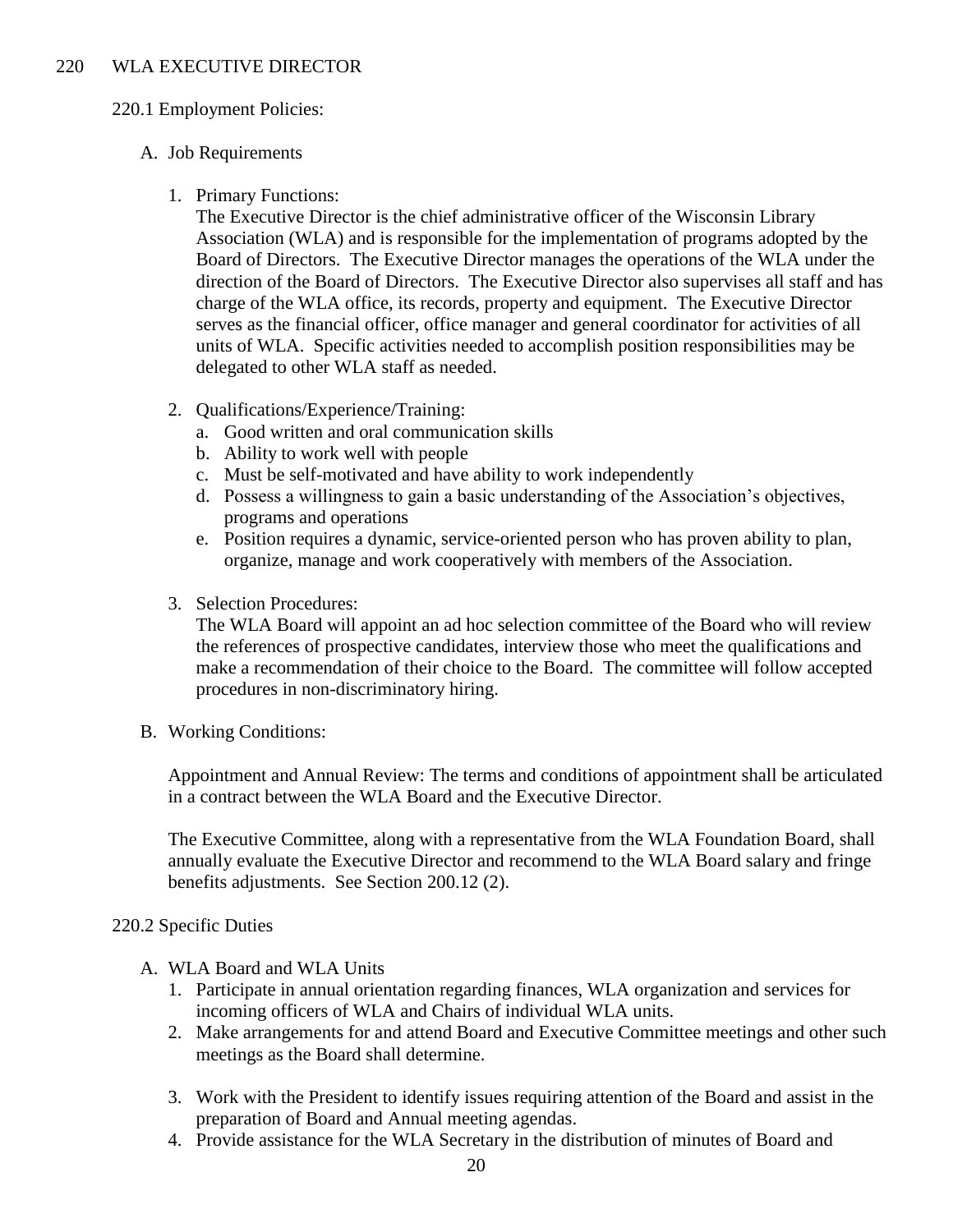# 220 WLA EXECUTIVE DIRECTOR

## 220.1 Employment Policies:

A. Job Requirements

1. Primary Functions:
   The Executive Director is the chief administrative officer of the Wisconsin Library Association (WLA) and is responsible for the implementation of programs adopted by the Board of Directors. The Executive Director manages the operations of the WLA under the direction of the Board of Directors. The Executive Director also supervises all staff and has charge of the WLA office, its records, property and equipment. The Executive Director serves as the financial officer, office manager and general coordinator for activities of all units of WLA. Specific activities needed to accomplish position responsibilities may be delegated to other WLA staff as needed.

2. Qualifications/Experience/Training:
   a. Good written and oral communication skills
   b. Ability to work well with people
   c. Must be self-motivated and have ability to work independently
   d. Possess a willingness to gain a basic understanding of the Association's objectives, programs and operations
   e. Position requires a dynamic, service-oriented person who has proven ability to plan, organize, manage and work cooperatively with members of the Association.

3. Selection Procedures:
   The WLA Board will appoint an ad hoc selection committee of the Board who will review the references of prospective candidates, interview those who meet the qualifications and make a recommendation of their choice to the Board. The committee will follow accepted procedures in non-discriminatory hiring.

B. Working Conditions:

   Appointment and Annual Review: The terms and conditions of appointment shall be articulated in a contract between the WLA Board and the Executive Director.

   The Executive Committee, along with a representative from the WLA Foundation Board, shall annually evaluate the Executive Director and recommend to the WLA Board salary and fringe benefits adjustments. See Section 200.12 (2).

## 220.2 Specific Duties

A. WLA Board and WLA Units
   1. Participate in annual orientation regarding finances, WLA organization and services for incoming officers of WLA and Chairs of individual WLA units.
   2. Make arrangements for and attend Board and Executive Committee meetings and other such meetings as the Board shall determine.
   3. Work with the President to identify issues requiring attention of the Board and assist in the preparation of Board and Annual meeting agendas.
   4. Provide assistance for the WLA Secretary in the distribution of minutes of Board and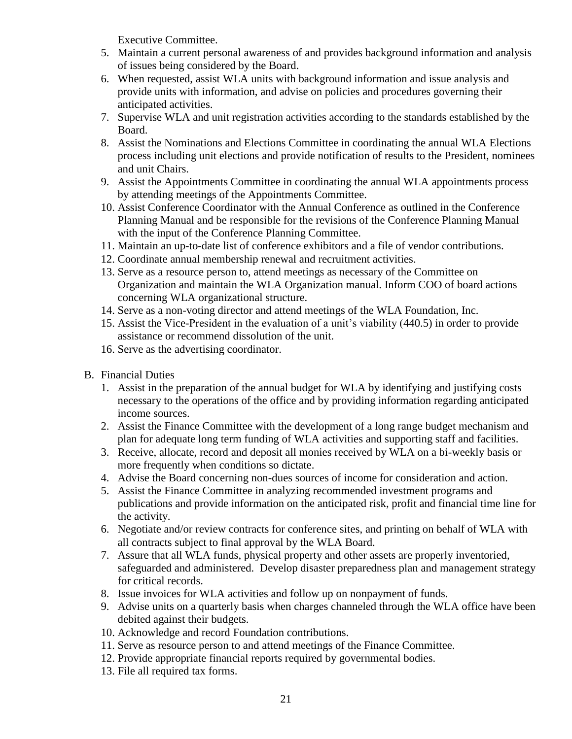Executive Committee.

5. Maintain a current personal awareness of and provides background information and analysis of issues being considered by the Board.
6. When requested, assist WLA units with background information and issue analysis and provide units with information, and advise on policies and procedures governing their anticipated activities.
7. Supervise WLA and unit registration activities according to the standards established by the Board.
8. Assist the Nominations and Elections Committee in coordinating the annual WLA Elections process including unit elections and provide notification of results to the President, nominees and unit Chairs.
9. Assist the Appointments Committee in coordinating the annual WLA appointments process by attending meetings of the Appointments Committee.
10. Assist Conference Coordinator with the Annual Conference as outlined in the Conference Planning Manual and be responsible for the revisions of the Conference Planning Manual with the input of the Conference Planning Committee.
11. Maintain an up-to-date list of conference exhibitors and a file of vendor contributions.
12. Coordinate annual membership renewal and recruitment activities.
13. Serve as a resource person to, attend meetings as necessary of the Committee on Organization and maintain the WLA Organization manual. Inform COO of board actions concerning WLA organizational structure.
14. Serve as a non-voting director and attend meetings of the WLA Foundation, Inc.
15. Assist the Vice-President in the evaluation of a unit's viability (440.5) in order to provide assistance or recommend dissolution of the unit.
16. Serve as the advertising coordinator.

B. Financial Duties

1. Assist in the preparation of the annual budget for WLA by identifying and justifying costs necessary to the operations of the office and by providing information regarding anticipated income sources.
2. Assist the Finance Committee with the development of a long range budget mechanism and plan for adequate long term funding of WLA activities and supporting staff and facilities.
3. Receive, allocate, record and deposit all monies received by WLA on a bi-weekly basis or more frequently when conditions so dictate.
4. Advise the Board concerning non-dues sources of income for consideration and action.
5. Assist the Finance Committee in analyzing recommended investment programs and publications and provide information on the anticipated risk, profit and financial time line for the activity.
6. Negotiate and/or review contracts for conference sites, and printing on behalf of WLA with all contracts subject to final approval by the WLA Board.
7. Assure that all WLA funds, physical property and other assets are properly inventoried, safeguarded and administered. Develop disaster preparedness plan and management strategy for critical records.
8. Issue invoices for WLA activities and follow up on nonpayment of funds.
9. Advise units on a quarterly basis when charges channeled through the WLA office have been debited against their budgets.
10. Acknowledge and record Foundation contributions.
11. Serve as resource person to and attend meetings of the Finance Committee.
12. Provide appropriate financial reports required by governmental bodies.
13. File all required tax forms.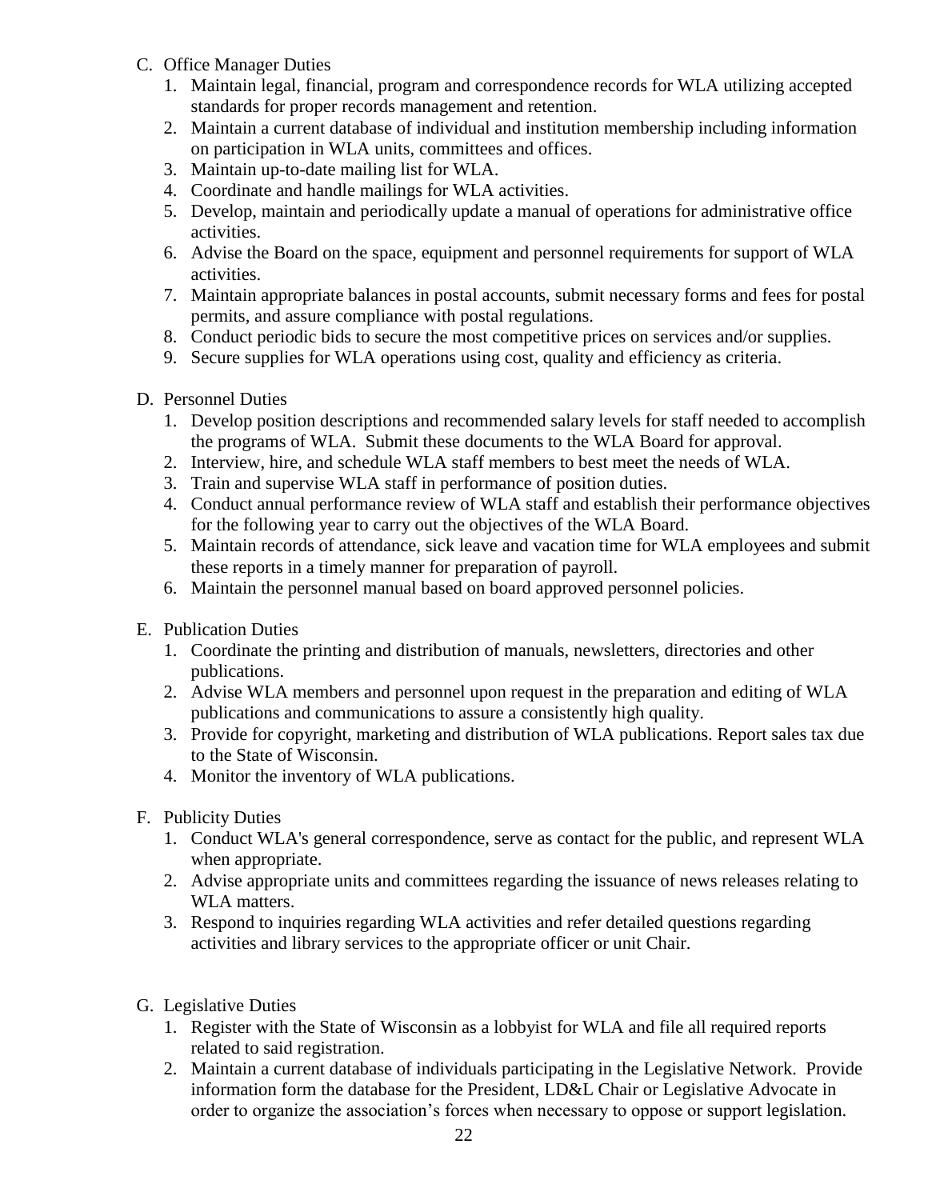C. Office Manager Duties
    1. Maintain legal, financial, program and correspondence records for WLA utilizing accepted standards for proper records management and retention.
    2. Maintain a current database of individual and institution membership including information on participation in WLA units, committees and offices.
    3. Maintain up-to-date mailing list for WLA.
    4. Coordinate and handle mailings for WLA activities.
    5. Develop, maintain and periodically update a manual of operations for administrative office activities.
    6. Advise the Board on the space, equipment and personnel requirements for support of WLA activities.
    7. Maintain appropriate balances in postal accounts, submit necessary forms and fees for postal permits, and assure compliance with postal regulations.
    8. Conduct periodic bids to secure the most competitive prices on services and/or supplies.
    9. Secure supplies for WLA operations using cost, quality and efficiency as criteria.

D. Personnel Duties
    1. Develop position descriptions and recommended salary levels for staff needed to accomplish the programs of WLA. Submit these documents to the WLA Board for approval.
    2. Interview, hire, and schedule WLA staff members to best meet the needs of WLA.
    3. Train and supervise WLA staff in performance of position duties.
    4. Conduct annual performance review of WLA staff and establish their performance objectives for the following year to carry out the objectives of the WLA Board.
    5. Maintain records of attendance, sick leave and vacation time for WLA employees and submit these reports in a timely manner for preparation of payroll.
    6. Maintain the personnel manual based on board approved personnel policies.

E. Publication Duties
    1. Coordinate the printing and distribution of manuals, newsletters, directories and other publications.
    2. Advise WLA members and personnel upon request in the preparation and editing of WLA publications and communications to assure a consistently high quality.
    3. Provide for copyright, marketing and distribution of WLA publications. Report sales tax due to the State of Wisconsin.
    4. Monitor the inventory of WLA publications.

F. Publicity Duties
    1. Conduct WLA's general correspondence, serve as contact for the public, and represent WLA when appropriate.
    2. Advise appropriate units and committees regarding the issuance of news releases relating to WLA matters.
    3. Respond to inquiries regarding WLA activities and refer detailed questions regarding activities and library services to the appropriate officer or unit Chair.

G. Legislative Duties
    1. Register with the State of Wisconsin as a lobbyist for WLA and file all required reports related to said registration.
    2. Maintain a current database of individuals participating in the Legislative Network. Provide information form the database for the President, LD&L Chair or Legislative Advocate in order to organize the association's forces when necessary to oppose or support legislation.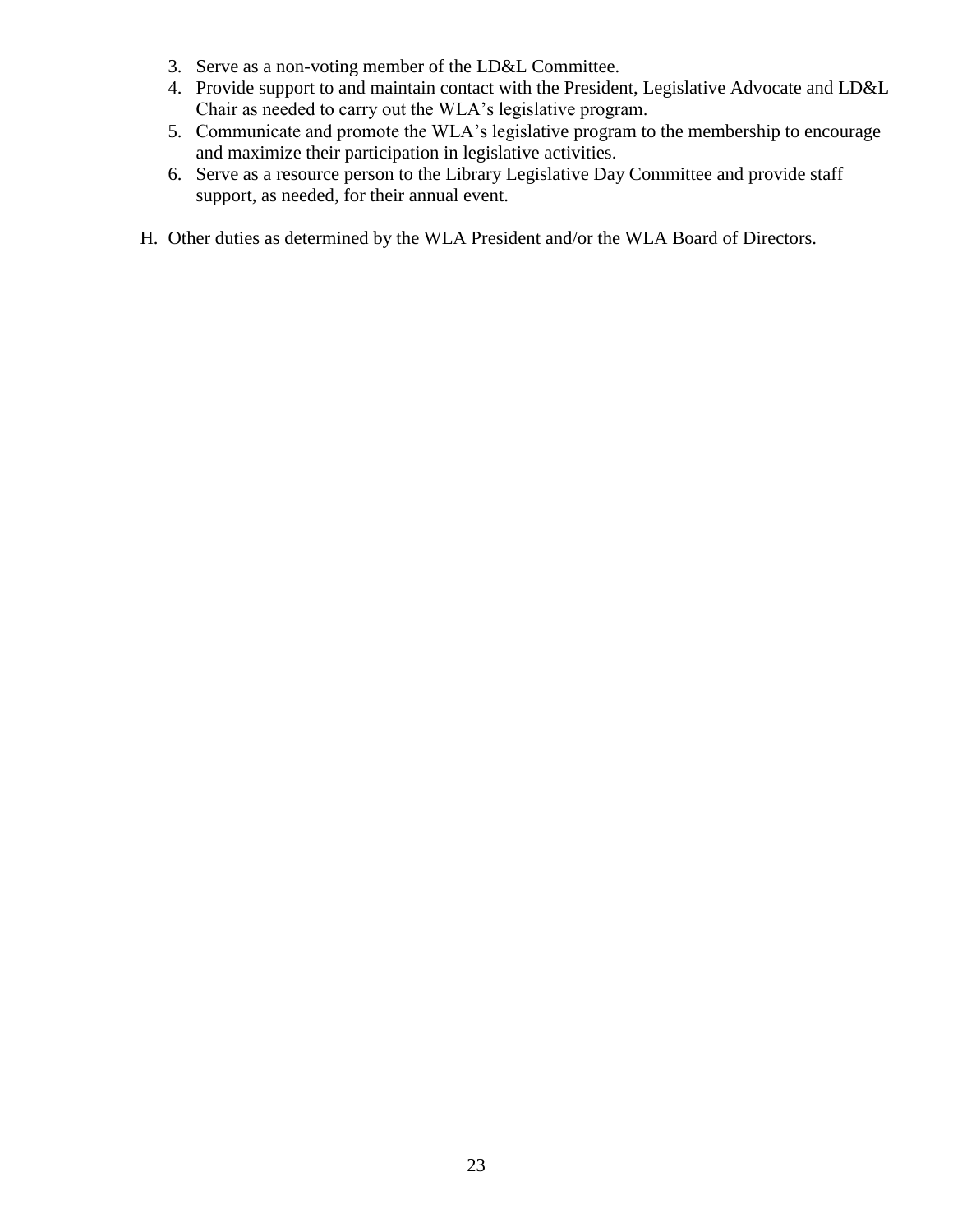3. Serve as a non-voting member of the LD&L Committee.
4. Provide support to and maintain contact with the President, Legislative Advocate and LD&L Chair as needed to carry out the WLA's legislative program.
5. Communicate and promote the WLA's legislative program to the membership to encourage and maximize their participation in legislative activities.
6. Serve as a resource person to the Library Legislative Day Committee and provide staff support, as needed, for their annual event.

H. Other duties as determined by the WLA President and/or the WLA Board of Directors.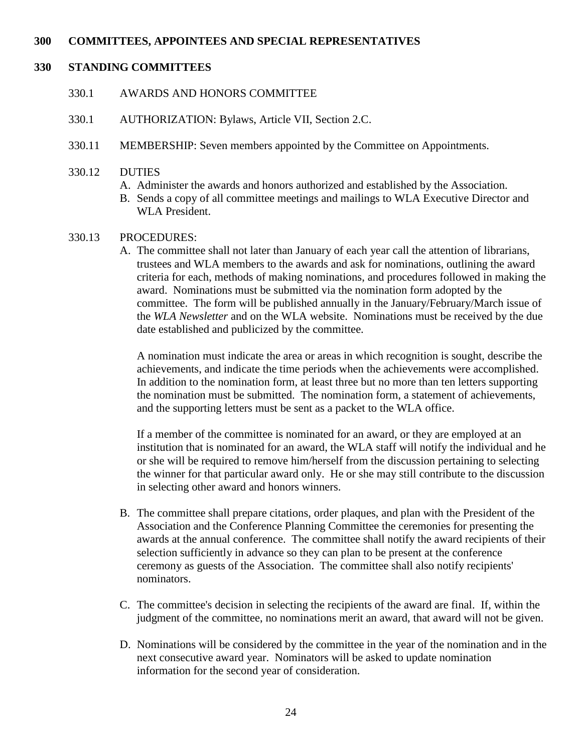**300 COMMITTEES, APPOINTEES AND SPECIAL REPRESENTATIVES**

**330 STANDING COMMITTEES**

330.1 AWARDS AND HONORS COMMITTEE

330.1 AUTHORIZATION: Bylaws, Article VII, Section 2.C.

330.11 MEMBERSHIP: Seven members appointed by the Committee on Appointments.

330.12 DUTIES

A. Administer the awards and honors authorized and established by the Association.
B. Sends a copy of all committee meetings and mailings to WLA Executive Director and WLA President.

330.13 PROCEDURES:

A. The committee shall not later than January of each year call the attention of librarians, trustees and WLA members to the awards and ask for nominations, outlining the award criteria for each, methods of making nominations, and procedures followed in making the award. Nominations must be submitted via the nomination form adopted by the committee. The form will be published annually in the January/February/March issue of the *WLA Newsletter* and on the WLA website. Nominations must be received by the due date established and publicized by the committee.

   A nomination must indicate the area or areas in which recognition is sought, describe the achievements, and indicate the time periods when the achievements were accomplished. In addition to the nomination form, at least three but no more than ten letters supporting the nomination must be submitted. The nomination form, a statement of achievements, and the supporting letters must be sent as a packet to the WLA office.

   If a member of the committee is nominated for an award, or they are employed at an institution that is nominated for an award, the WLA staff will notify the individual and he or she will be required to remove him/herself from the discussion pertaining to selecting the winner for that particular award only. He or she may still contribute to the discussion in selecting other award and honors winners.

B. The committee shall prepare citations, order plaques, and plan with the President of the Association and the Conference Planning Committee the ceremonies for presenting the awards at the annual conference. The committee shall notify the award recipients of their selection sufficiently in advance so they can plan to be present at the conference ceremony as guests of the Association. The committee shall also notify recipients' nominators.

C. The committee's decision in selecting the recipients of the award are final. If, within the judgment of the committee, no nominations merit an award, that award will not be given.

D. Nominations will be considered by the committee in the year of the nomination and in the next consecutive award year. Nominators will be asked to update nomination information for the second year of consideration.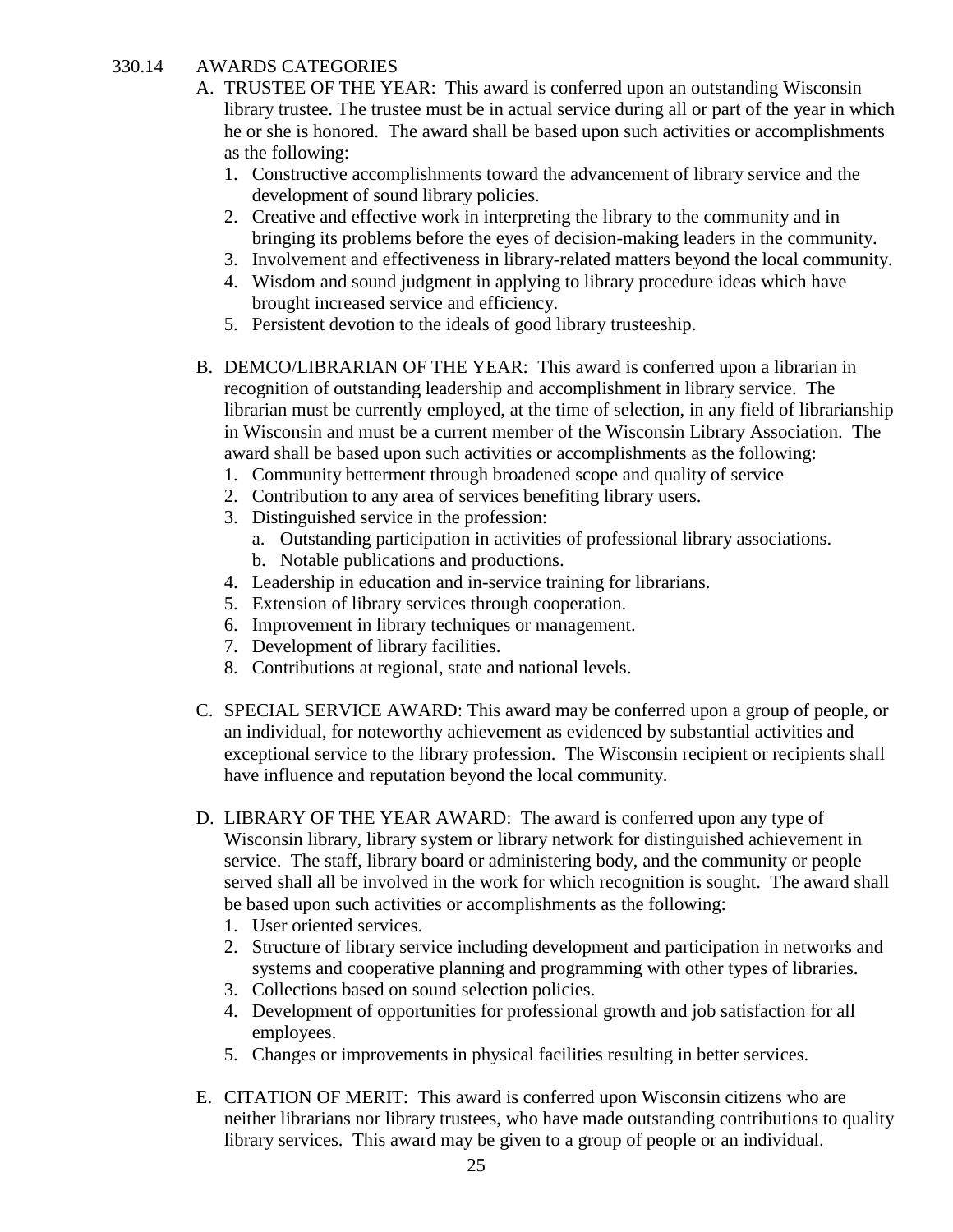## 330.14 AWARDS CATEGORIES

A. TRUSTEE OF THE YEAR: This award is conferred upon an outstanding Wisconsin library trustee. The trustee must be in actual service during all or part of the year in which he or she is honored. The award shall be based upon such activities or accomplishments as the following:
   1. Constructive accomplishments toward the advancement of library service and the development of sound library policies.
   2. Creative and effective work in interpreting the library to the community and in bringing its problems before the eyes of decision-making leaders in the community.
   3. Involvement and effectiveness in library-related matters beyond the local community.
   4. Wisdom and sound judgment in applying to library procedure ideas which have brought increased service and efficiency.
   5. Persistent devotion to the ideals of good library trusteeship.

B. DEMCO/LIBRARIAN OF THE YEAR: This award is conferred upon a librarian in recognition of outstanding leadership and accomplishment in library service. The librarian must be currently employed, at the time of selection, in any field of librarianship in Wisconsin and must be a current member of the Wisconsin Library Association. The award shall be based upon such activities or accomplishments as the following:
   1. Community betterment through broadened scope and quality of service
   2. Contribution to any area of services benefiting library users.
   3. Distinguished service in the profession:
      a. Outstanding participation in activities of professional library associations.
      b. Notable publications and productions.
   4. Leadership in education and in-service training for librarians.
   5. Extension of library services through cooperation.
   6. Improvement in library techniques or management.
   7. Development of library facilities.
   8. Contributions at regional, state and national levels.

C. SPECIAL SERVICE AWARD: This award may be conferred upon a group of people, or an individual, for noteworthy achievement as evidenced by substantial activities and exceptional service to the library profession. The Wisconsin recipient or recipients shall have influence and reputation beyond the local community.

D. LIBRARY OF THE YEAR AWARD: The award is conferred upon any type of Wisconsin library, library system or library network for distinguished achievement in service. The staff, library board or administering body, and the community or people served shall all be involved in the work for which recognition is sought. The award shall be based upon such activities or accomplishments as the following:
   1. User oriented services.
   2. Structure of library service including development and participation in networks and systems and cooperative planning and programming with other types of libraries.
   3. Collections based on sound selection policies.
   4. Development of opportunities for professional growth and job satisfaction for all employees.
   5. Changes or improvements in physical facilities resulting in better services.

E. CITATION OF MERIT: This award is conferred upon Wisconsin citizens who are neither librarians nor library trustees, who have made outstanding contributions to quality library services. This award may be given to a group of people or an individual.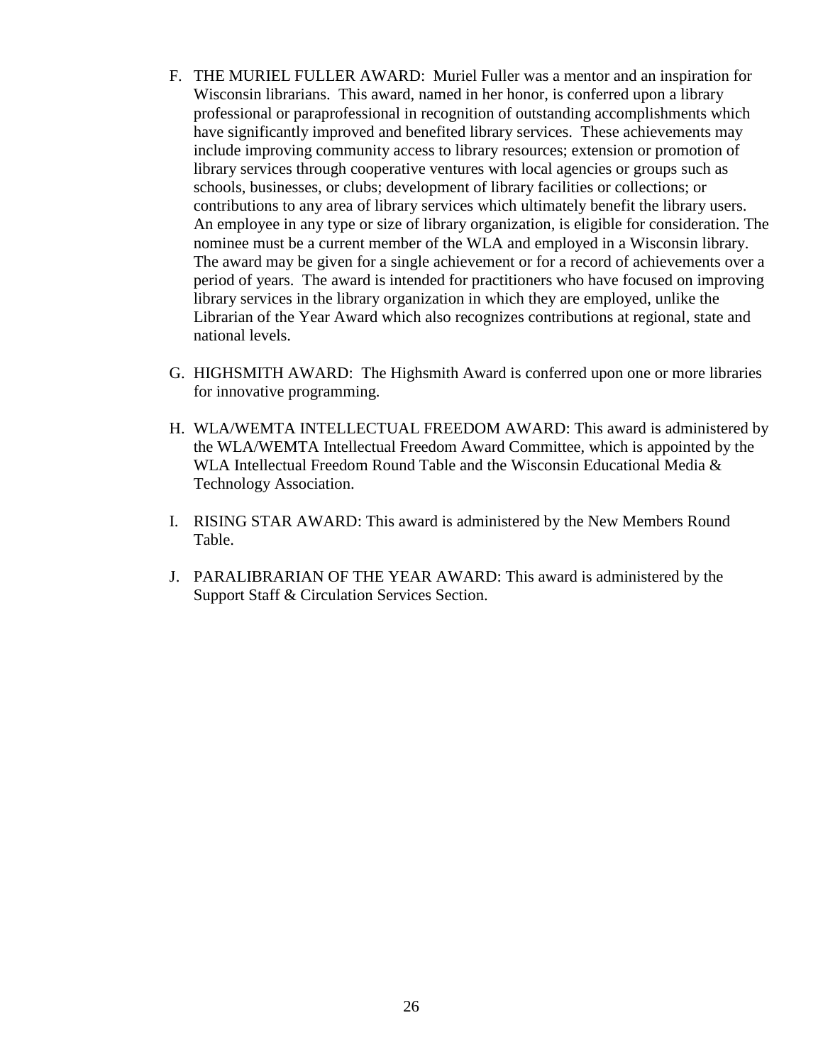F. THE MURIEL FULLER AWARD: Muriel Fuller was a mentor and an inspiration for Wisconsin librarians. This award, named in her honor, is conferred upon a library professional or paraprofessional in recognition of outstanding accomplishments which have significantly improved and benefited library services. These achievements may include improving community access to library resources; extension or promotion of library services through cooperative ventures with local agencies or groups such as schools, businesses, or clubs; development of library facilities or collections; or contributions to any area of library services which ultimately benefit the library users. An employee in any type or size of library organization, is eligible for consideration. The nominee must be a current member of the WLA and employed in a Wisconsin library. The award may be given for a single achievement or for a record of achievements over a period of years. The award is intended for practitioners who have focused on improving library services in the library organization in which they are employed, unlike the Librarian of the Year Award which also recognizes contributions at regional, state and national levels.

G. HIGHSMITH AWARD: The Highsmith Award is conferred upon one or more libraries for innovative programming.

H. WLA/WEMTA INTELLECTUAL FREEDOM AWARD: This award is administered by the WLA/WEMTA Intellectual Freedom Award Committee, which is appointed by the WLA Intellectual Freedom Round Table and the Wisconsin Educational Media & Technology Association.

I. RISING STAR AWARD: This award is administered by the New Members Round Table.

J. PARALIBRARIAN OF THE YEAR AWARD: This award is administered by the Support Staff & Circulation Services Section.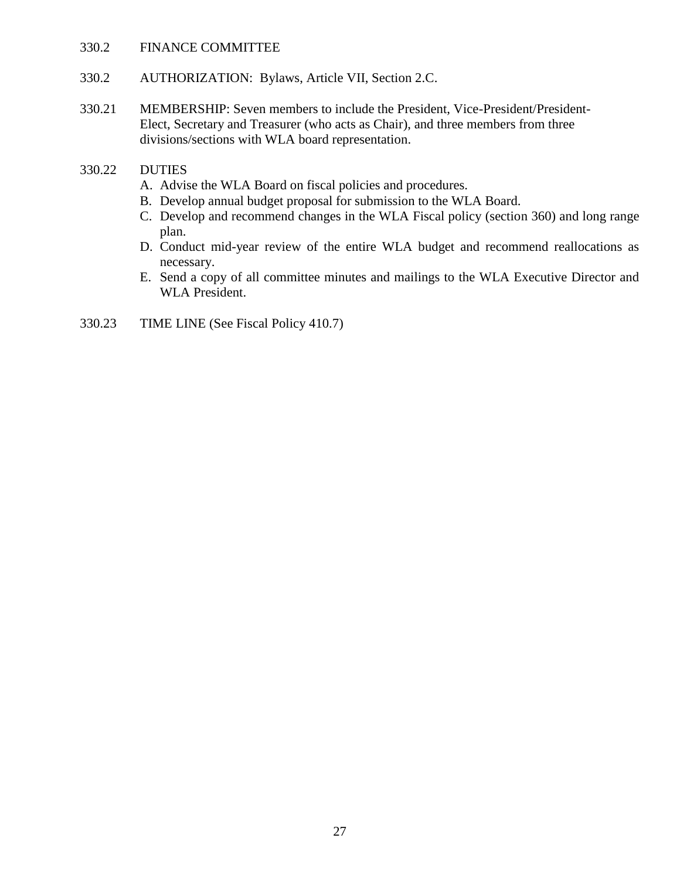330.2 FINANCE COMMITTEE

330.2 AUTHORIZATION: Bylaws, Article VII, Section 2.C.

330.21 MEMBERSHIP: Seven members to include the President, Vice-President/President-Elect, Secretary and Treasurer (who acts as Chair), and three members from three divisions/sections with WLA board representation.

330.22 DUTIES

A. Advise the WLA Board on fiscal policies and procedures.
B. Develop annual budget proposal for submission to the WLA Board.
C. Develop and recommend changes in the WLA Fiscal policy (section 360) and long range plan.
D. Conduct mid-year review of the entire WLA budget and recommend reallocations as necessary.
E. Send a copy of all committee minutes and mailings to the WLA Executive Director and WLA President.

330.23 TIME LINE (See Fiscal Policy 410.7)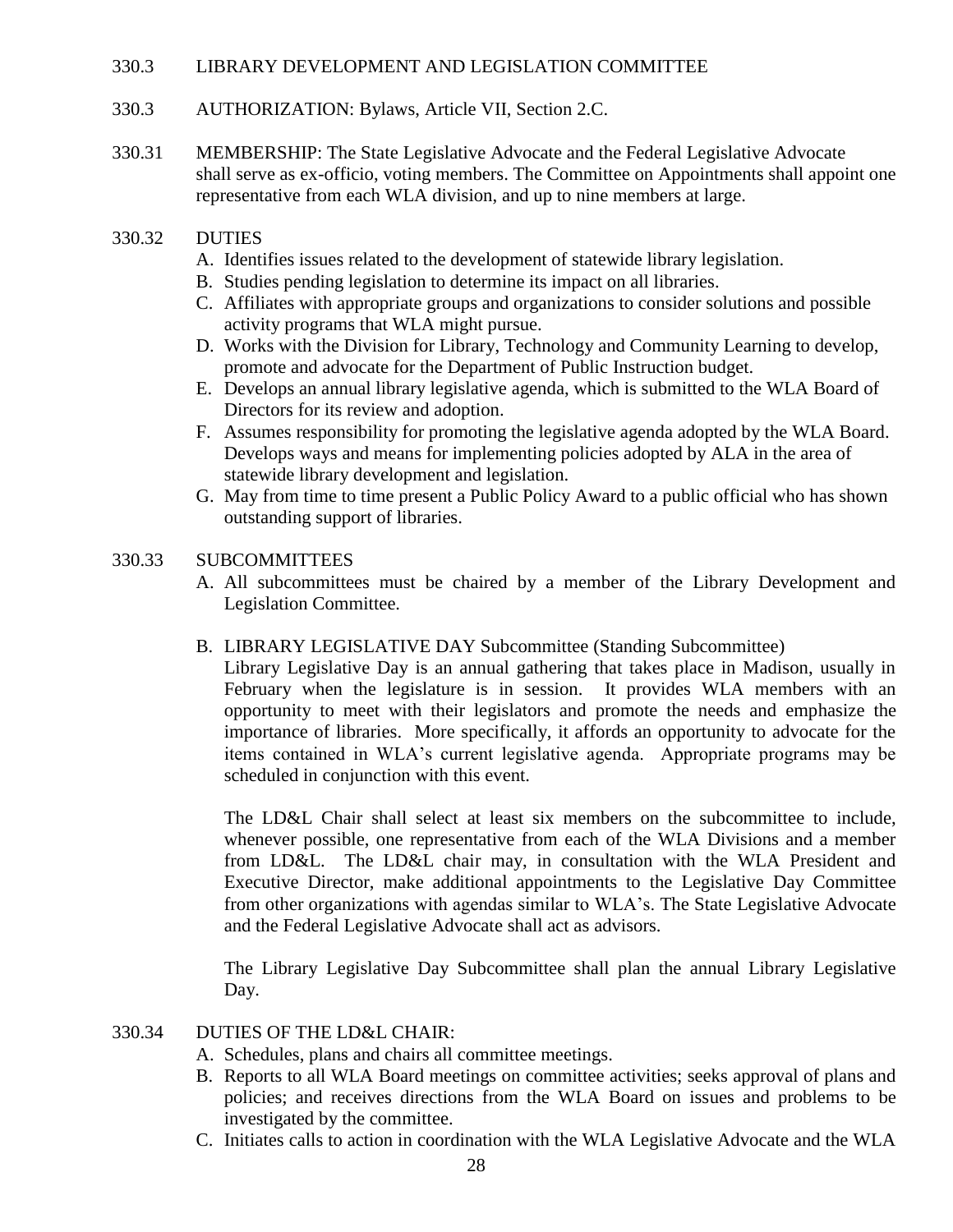## 330.3 LIBRARY DEVELOPMENT AND LEGISLATION COMMITTEE

330.3 AUTHORIZATION: Bylaws, Article VII, Section 2.C.

330.31 MEMBERSHIP: The State Legislative Advocate and the Federal Legislative Advocate shall serve as ex-officio, voting members. The Committee on Appointments shall appoint one representative from each WLA division, and up to nine members at large.

330.32 DUTIES

A. Identifies issues related to the development of statewide library legislation.
B. Studies pending legislation to determine its impact on all libraries.
C. Affiliates with appropriate groups and organizations to consider solutions and possible activity programs that WLA might pursue.
D. Works with the Division for Library, Technology and Community Learning to develop, promote and advocate for the Department of Public Instruction budget.
E. Develops an annual library legislative agenda, which is submitted to the WLA Board of Directors for its review and adoption.
F. Assumes responsibility for promoting the legislative agenda adopted by the WLA Board. Develops ways and means for implementing policies adopted by ALA in the area of statewide library development and legislation.
G. May from time to time present a Public Policy Award to a public official who has shown outstanding support of libraries.

330.33 SUBCOMMITTEES

A. All subcommittees must be chaired by a member of the Library Development and Legislation Committee.

B. LIBRARY LEGISLATIVE DAY Subcommittee (Standing Subcommittee)

Library Legislative Day is an annual gathering that takes place in Madison, usually in February when the legislature is in session. It provides WLA members with an opportunity to meet with their legislators and promote the needs and emphasize the importance of libraries. More specifically, it affords an opportunity to advocate for the items contained in WLA's current legislative agenda. Appropriate programs may be scheduled in conjunction with this event.

The LD&L Chair shall select at least six members on the subcommittee to include, whenever possible, one representative from each of the WLA Divisions and a member from LD&L. The LD&L chair may, in consultation with the WLA President and Executive Director, make additional appointments to the Legislative Day Committee from other organizations with agendas similar to WLA's. The State Legislative Advocate and the Federal Legislative Advocate shall act as advisors.

The Library Legislative Day Subcommittee shall plan the annual Library Legislative Day.

330.34 DUTIES OF THE LD&L CHAIR:

A. Schedules, plans and chairs all committee meetings.
B. Reports to all WLA Board meetings on committee activities; seeks approval of plans and policies; and receives directions from the WLA Board on issues and problems to be investigated by the committee.
C. Initiates calls to action in coordination with the WLA Legislative Advocate and the WLA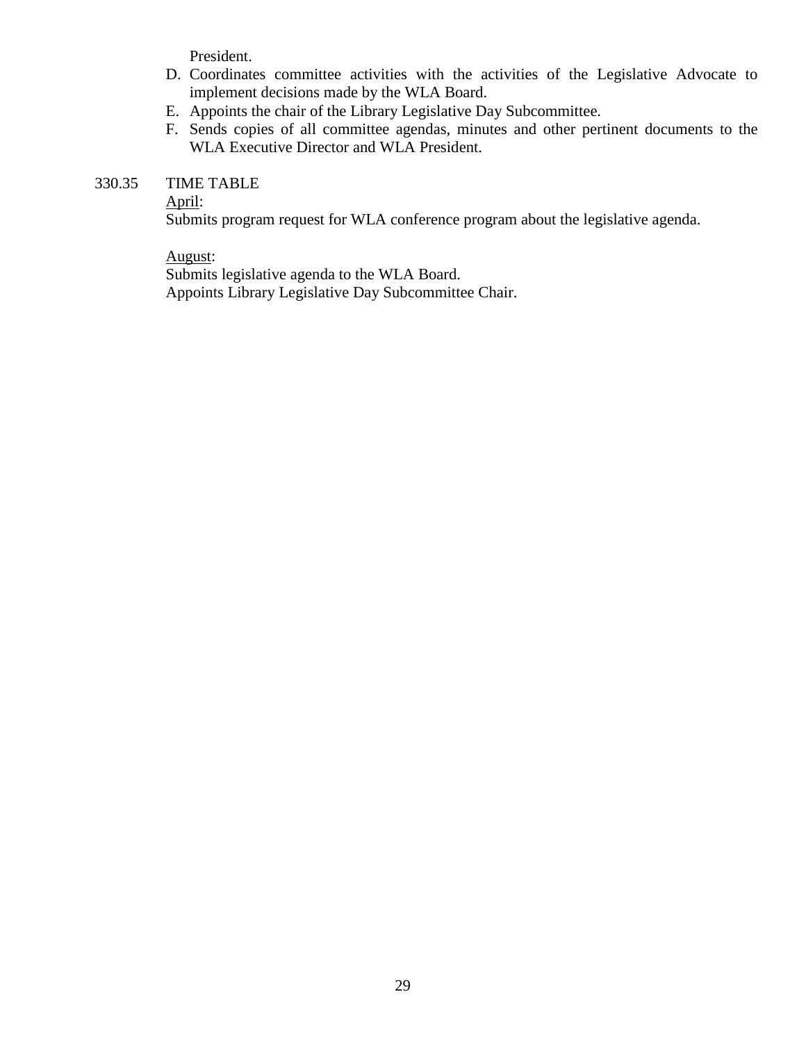President.

D. Coordinates committee activities with the activities of the Legislative Advocate to implement decisions made by the WLA Board.
E. Appoints the chair of the Library Legislative Day Subcommittee.
F. Sends copies of all committee agendas, minutes and other pertinent documents to the WLA Executive Director and WLA President.

330.35 TIME TABLE

<u>April</u>:
Submits program request for WLA conference program about the legislative agenda.

<u>August</u>:
Submits legislative agenda to the WLA Board.
Appoints Library Legislative Day Subcommittee Chair.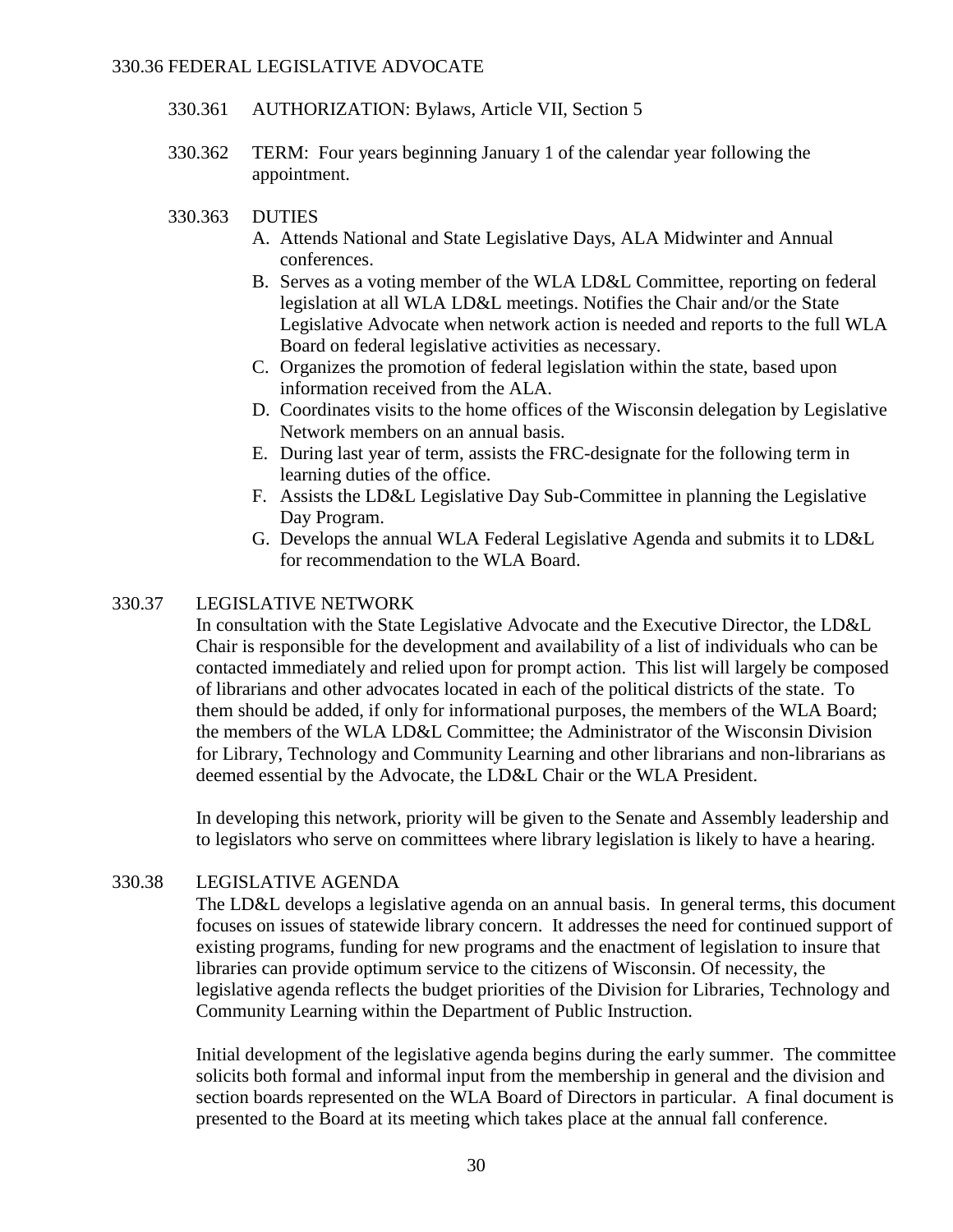## 330.36 FEDERAL LEGISLATIVE ADVOCATE

330.361 AUTHORIZATION: Bylaws, Article VII, Section 5

330.362 TERM: Four years beginning January 1 of the calendar year following the appointment.

330.363 DUTIES

A. Attends National and State Legislative Days, ALA Midwinter and Annual conferences.
B. Serves as a voting member of the WLA LD&L Committee, reporting on federal legislation at all WLA LD&L meetings. Notifies the Chair and/or the State Legislative Advocate when network action is needed and reports to the full WLA Board on federal legislative activities as necessary.
C. Organizes the promotion of federal legislation within the state, based upon information received from the ALA.
D. Coordinates visits to the home offices of the Wisconsin delegation by Legislative Network members on an annual basis.
E. During last year of term, assists the FRC-designate for the following term in learning duties of the office.
F. Assists the LD&L Legislative Day Sub-Committee in planning the Legislative Day Program.
G. Develops the annual WLA Federal Legislative Agenda and submits it to LD&L for recommendation to the WLA Board.

## 330.37 LEGISLATIVE NETWORK

In consultation with the State Legislative Advocate and the Executive Director, the LD&L Chair is responsible for the development and availability of a list of individuals who can be contacted immediately and relied upon for prompt action. This list will largely be composed of librarians and other advocates located in each of the political districts of the state. To them should be added, if only for informational purposes, the members of the WLA Board; the members of the WLA LD&L Committee; the Administrator of the Wisconsin Division for Library, Technology and Community Learning and other librarians and non-librarians as deemed essential by the Advocate, the LD&L Chair or the WLA President.

In developing this network, priority will be given to the Senate and Assembly leadership and to legislators who serve on committees where library legislation is likely to have a hearing.

## 330.38 LEGISLATIVE AGENDA

The LD&L develops a legislative agenda on an annual basis. In general terms, this document focuses on issues of statewide library concern. It addresses the need for continued support of existing programs, funding for new programs and the enactment of legislation to insure that libraries can provide optimum service to the citizens of Wisconsin. Of necessity, the legislative agenda reflects the budget priorities of the Division for Libraries, Technology and Community Learning within the Department of Public Instruction.

Initial development of the legislative agenda begins during the early summer. The committee solicits both formal and informal input from the membership in general and the division and section boards represented on the WLA Board of Directors in particular. A final document is presented to the Board at its meeting which takes place at the annual fall conference.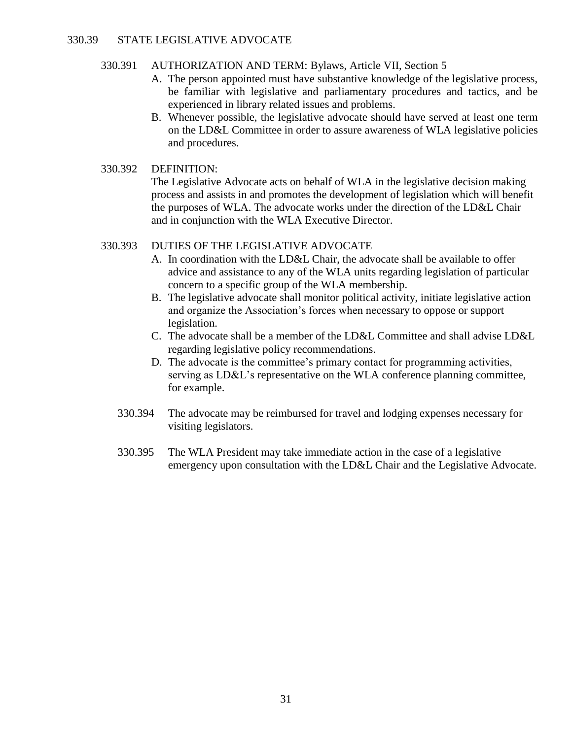## 330.39 STATE LEGISLATIVE ADVOCATE

### 330.391 AUTHORIZATION AND TERM: Bylaws, Article VII, Section 5

A. The person appointed must have substantive knowledge of the legislative process, be familiar with legislative and parliamentary procedures and tactics, and be experienced in library related issues and problems.

B. Whenever possible, the legislative advocate should have served at least one term on the LD&L Committee in order to assure awareness of WLA legislative policies and procedures.

### 330.392 DEFINITION:

The Legislative Advocate acts on behalf of WLA in the legislative decision making process and assists in and promotes the development of legislation which will benefit the purposes of WLA. The advocate works under the direction of the LD&L Chair and in conjunction with the WLA Executive Director.

### 330.393 DUTIES OF THE LEGISLATIVE ADVOCATE

A. In coordination with the LD&L Chair, the advocate shall be available to offer advice and assistance to any of the WLA units regarding legislation of particular concern to a specific group of the WLA membership.

B. The legislative advocate shall monitor political activity, initiate legislative action and organize the Association's forces when necessary to oppose or support legislation.

C. The advocate shall be a member of the LD&L Committee and shall advise LD&L regarding legislative policy recommendations.

D. The advocate is the committee's primary contact for programming activities, serving as LD&L's representative on the WLA conference planning committee, for example.

330.394 The advocate may be reimbursed for travel and lodging expenses necessary for visiting legislators.

330.395 The WLA President may take immediate action in the case of a legislative emergency upon consultation with the LD&L Chair and the Legislative Advocate.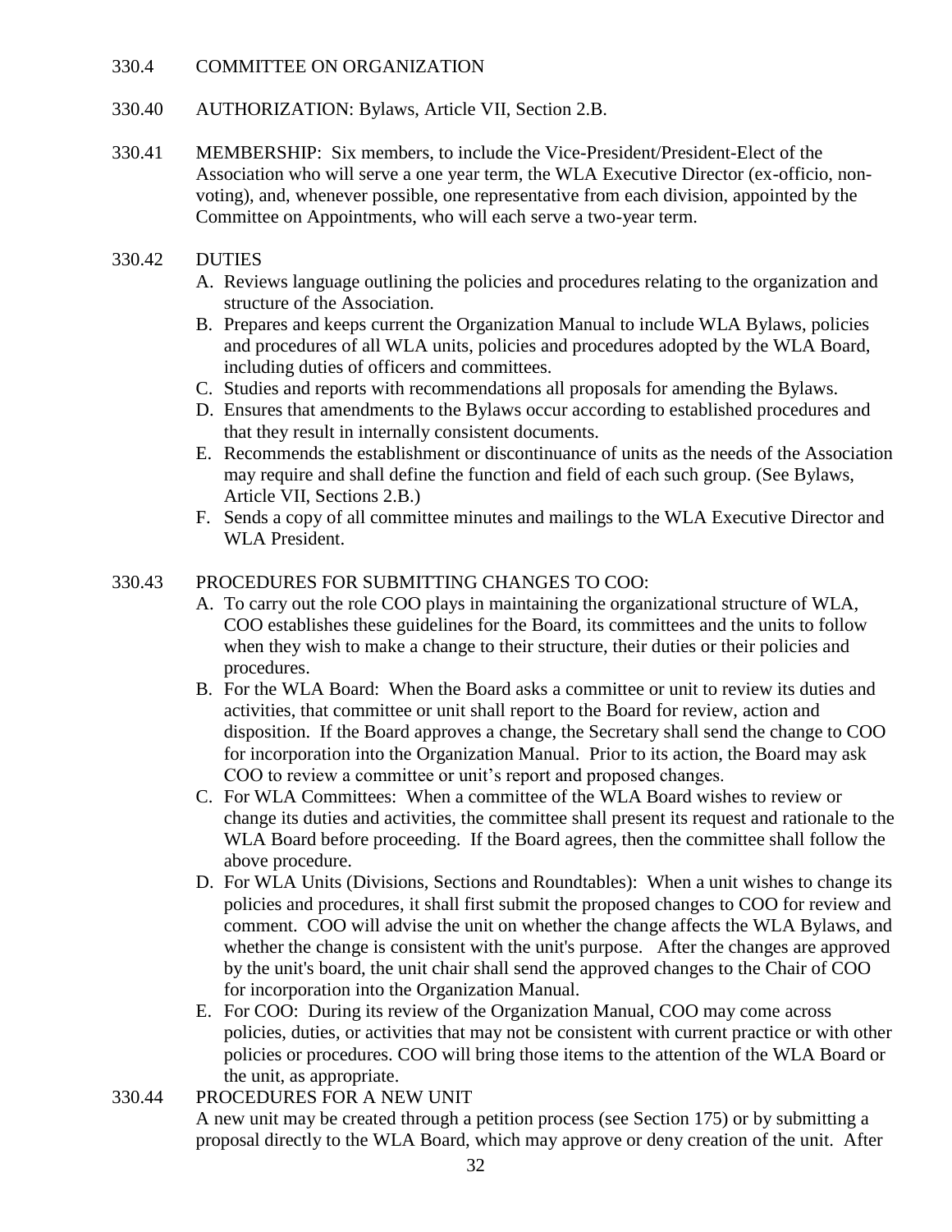## 330.4 COMMITTEE ON ORGANIZATION

330.40 AUTHORIZATION: Bylaws, Article VII, Section 2.B.

330.41 MEMBERSHIP: Six members, to include the Vice-President/President-Elect of the Association who will serve a one year term, the WLA Executive Director (ex-officio, non-voting), and, whenever possible, one representative from each division, appointed by the Committee on Appointments, who will each serve a two-year term.

330.42 DUTIES

A. Reviews language outlining the policies and procedures relating to the organization and structure of the Association.
B. Prepares and keeps current the Organization Manual to include WLA Bylaws, policies and procedures of all WLA units, policies and procedures adopted by the WLA Board, including duties of officers and committees.
C. Studies and reports with recommendations all proposals for amending the Bylaws.
D. Ensures that amendments to the Bylaws occur according to established procedures and that they result in internally consistent documents.
E. Recommends the establishment or discontinuance of units as the needs of the Association may require and shall define the function and field of each such group. (See Bylaws, Article VII, Sections 2.B.)
F. Sends a copy of all committee minutes and mailings to the WLA Executive Director and WLA President.

330.43 PROCEDURES FOR SUBMITTING CHANGES TO COO:

A. To carry out the role COO plays in maintaining the organizational structure of WLA, COO establishes these guidelines for the Board, its committees and the units to follow when they wish to make a change to their structure, their duties or their policies and procedures.
B. For the WLA Board: When the Board asks a committee or unit to review its duties and activities, that committee or unit shall report to the Board for review, action and disposition. If the Board approves a change, the Secretary shall send the change to COO for incorporation into the Organization Manual. Prior to its action, the Board may ask COO to review a committee or unit's report and proposed changes.
C. For WLA Committees: When a committee of the WLA Board wishes to review or change its duties and activities, the committee shall present its request and rationale to the WLA Board before proceeding. If the Board agrees, then the committee shall follow the above procedure.
D. For WLA Units (Divisions, Sections and Roundtables): When a unit wishes to change its policies and procedures, it shall first submit the proposed changes to COO for review and comment. COO will advise the unit on whether the change affects the WLA Bylaws, and whether the change is consistent with the unit's purpose. After the changes are approved by the unit's board, the unit chair shall send the approved changes to the Chair of COO for incorporation into the Organization Manual.
E. For COO: During its review of the Organization Manual, COO may come across policies, duties, or activities that may not be consistent with current practice or with other policies or procedures. COO will bring those items to the attention of the WLA Board or the unit, as appropriate.

330.44 PROCEDURES FOR A NEW UNIT

A new unit may be created through a petition process (see Section 175) or by submitting a proposal directly to the WLA Board, which may approve or deny creation of the unit. After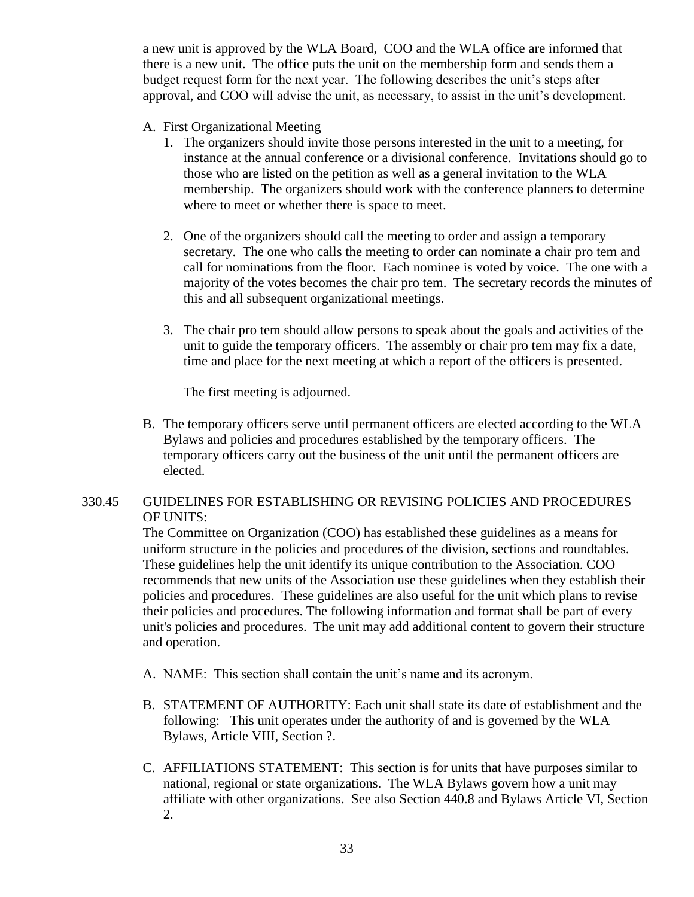a new unit is approved by the WLA Board, COO and the WLA office are informed that there is a new unit. The office puts the unit on the membership form and sends them a budget request form for the next year. The following describes the unit's steps after approval, and COO will advise the unit, as necessary, to assist in the unit's development.

A. First Organizational Meeting
   1. The organizers should invite those persons interested in the unit to a meeting, for instance at the annual conference or a divisional conference. Invitations should go to those who are listed on the petition as well as a general invitation to the WLA membership. The organizers should work with the conference planners to determine where to meet or whether there is space to meet.

   2. One of the organizers should call the meeting to order and assign a temporary secretary. The one who calls the meeting to order can nominate a chair pro tem and call for nominations from the floor. Each nominee is voted by voice. The one with a majority of the votes becomes the chair pro tem. The secretary records the minutes of this and all subsequent organizational meetings.

   3. The chair pro tem should allow persons to speak about the goals and activities of the unit to guide the temporary officers. The assembly or chair pro tem may fix a date, time and place for the next meeting at which a report of the officers is presented.

      The first meeting is adjourned.

B. The temporary officers serve until permanent officers are elected according to the WLA Bylaws and policies and procedures established by the temporary officers. The temporary officers carry out the business of the unit until the permanent officers are elected.

330.45 GUIDELINES FOR ESTABLISHING OR REVISING POLICIES AND PROCEDURES OF UNITS:

The Committee on Organization (COO) has established these guidelines as a means for uniform structure in the policies and procedures of the division, sections and roundtables. These guidelines help the unit identify its unique contribution to the Association. COO recommends that new units of the Association use these guidelines when they establish their policies and procedures. These guidelines are also useful for the unit which plans to revise their policies and procedures. The following information and format shall be part of every unit's policies and procedures. The unit may add additional content to govern their structure and operation.

A. NAME: This section shall contain the unit's name and its acronym.

B. STATEMENT OF AUTHORITY: Each unit shall state its date of establishment and the following: This unit operates under the authority of and is governed by the WLA Bylaws, Article VIII, Section ?.

C. AFFILIATIONS STATEMENT: This section is for units that have purposes similar to national, regional or state organizations. The WLA Bylaws govern how a unit may affiliate with other organizations. See also Section 440.8 and Bylaws Article VI, Section 2.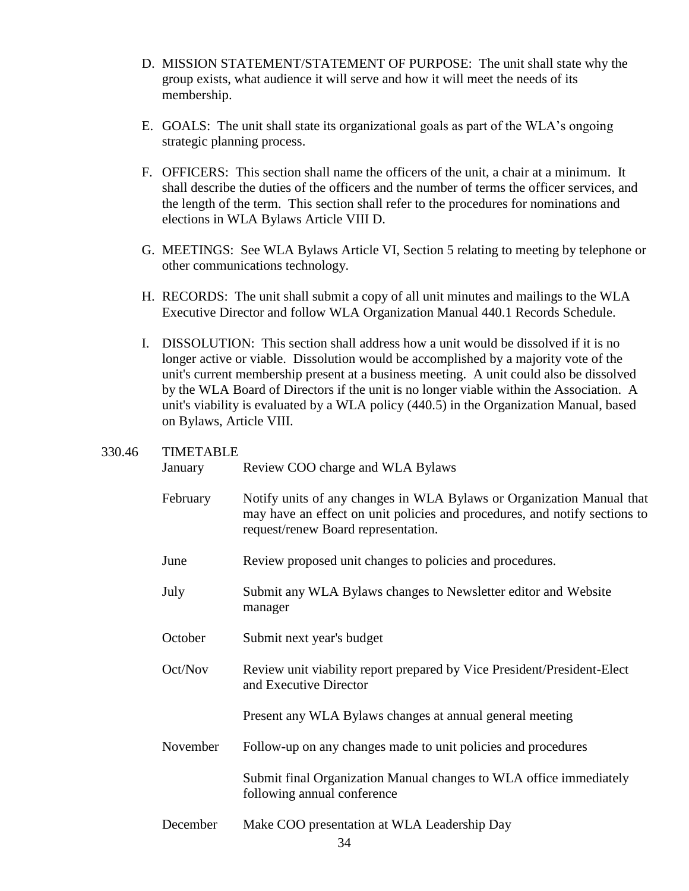D. MISSION STATEMENT/STATEMENT OF PURPOSE: The unit shall state why the group exists, what audience it will serve and how it will meet the needs of its membership.

E. GOALS: The unit shall state its organizational goals as part of the WLA's ongoing strategic planning process.

F. OFFICERS: This section shall name the officers of the unit, a chair at a minimum. It shall describe the duties of the officers and the number of terms the officer services, and the length of the term. This section shall refer to the procedures for nominations and elections in WLA Bylaws Article VIII D.

G. MEETINGS: See WLA Bylaws Article VI, Section 5 relating to meeting by telephone or other communications technology.

H. RECORDS: The unit shall submit a copy of all unit minutes and mailings to the WLA Executive Director and follow WLA Organization Manual 440.1 Records Schedule.

I. DISSOLUTION: This section shall address how a unit would be dissolved if it is no longer active or viable. Dissolution would be accomplished by a majority vote of the unit's current membership present at a business meeting. A unit could also be dissolved by the WLA Board of Directors if the unit is no longer viable within the Association. A unit's viability is evaluated by a WLA policy (440.5) in the Organization Manual, based on Bylaws, Article VIII.

330.46 TIMETABLE

| | |
|---|---|
| January | Review COO charge and WLA Bylaws |
| February | Notify units of any changes in WLA Bylaws or Organization Manual that may have an effect on unit policies and procedures, and notify sections to request/renew Board representation. |
| June | Review proposed unit changes to policies and procedures. |
| July | Submit any WLA Bylaws changes to Newsletter editor and Website manager |
| October | Submit next year's budget |
| Oct/Nov | Review unit viability report prepared by Vice President/President-Elect and Executive Director |
| | Present any WLA Bylaws changes at annual general meeting |
| November | Follow-up on any changes made to unit policies and procedures |
| | Submit final Organization Manual changes to WLA office immediately following annual conference |
| December | Make COO presentation at WLA Leadership Day |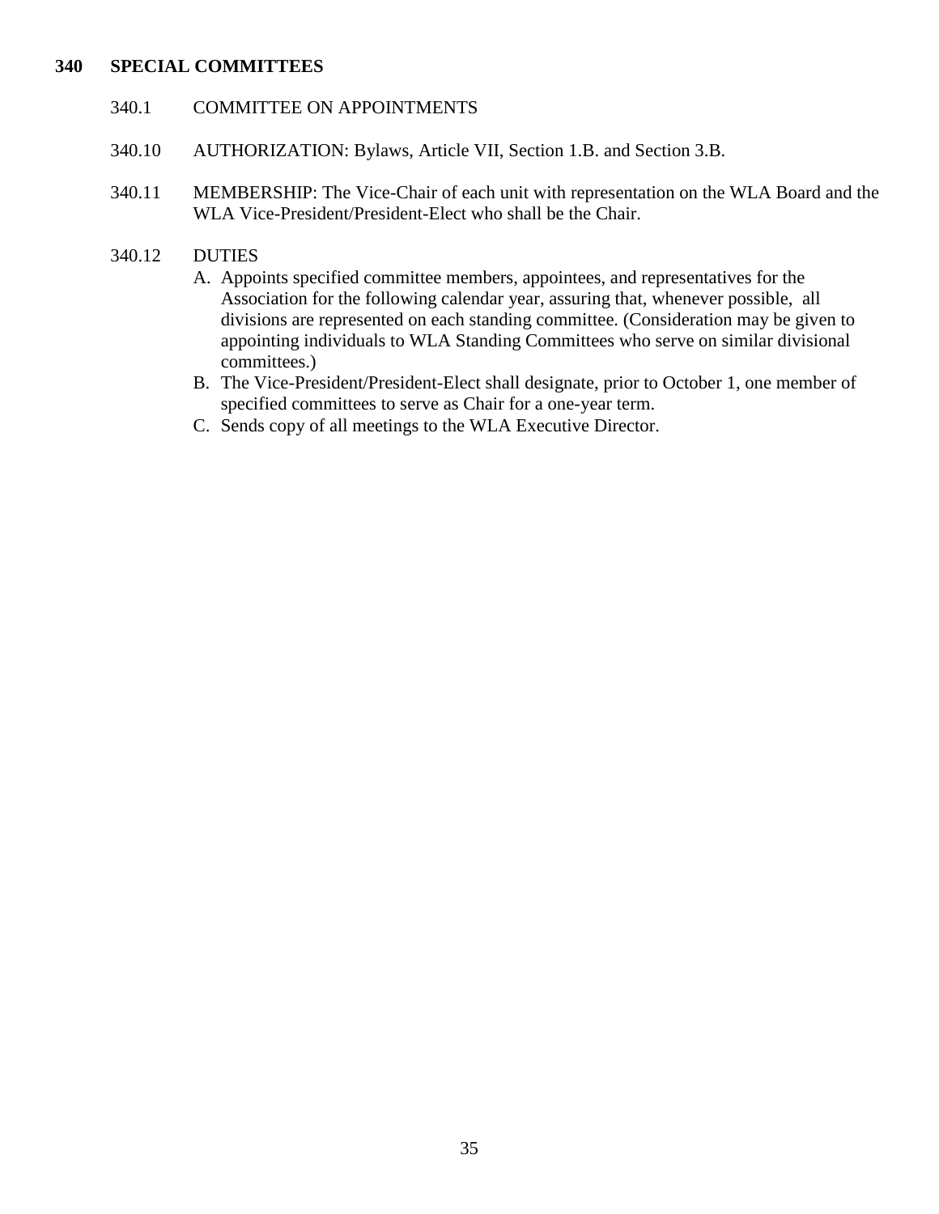## 340 SPECIAL COMMITTEES

340.1 COMMITTEE ON APPOINTMENTS

340.10 AUTHORIZATION: Bylaws, Article VII, Section 1.B. and Section 3.B.

340.11 MEMBERSHIP: The Vice-Chair of each unit with representation on the WLA Board and the WLA Vice-President/President-Elect who shall be the Chair.

340.12 DUTIES

A. Appoints specified committee members, appointees, and representatives for the Association for the following calendar year, assuring that, whenever possible, all divisions are represented on each standing committee. (Consideration may be given to appointing individuals to WLA Standing Committees who serve on similar divisional committees.)
B. The Vice-President/President-Elect shall designate, prior to October 1, one member of specified committees to serve as Chair for a one-year term.
C. Sends copy of all meetings to the WLA Executive Director.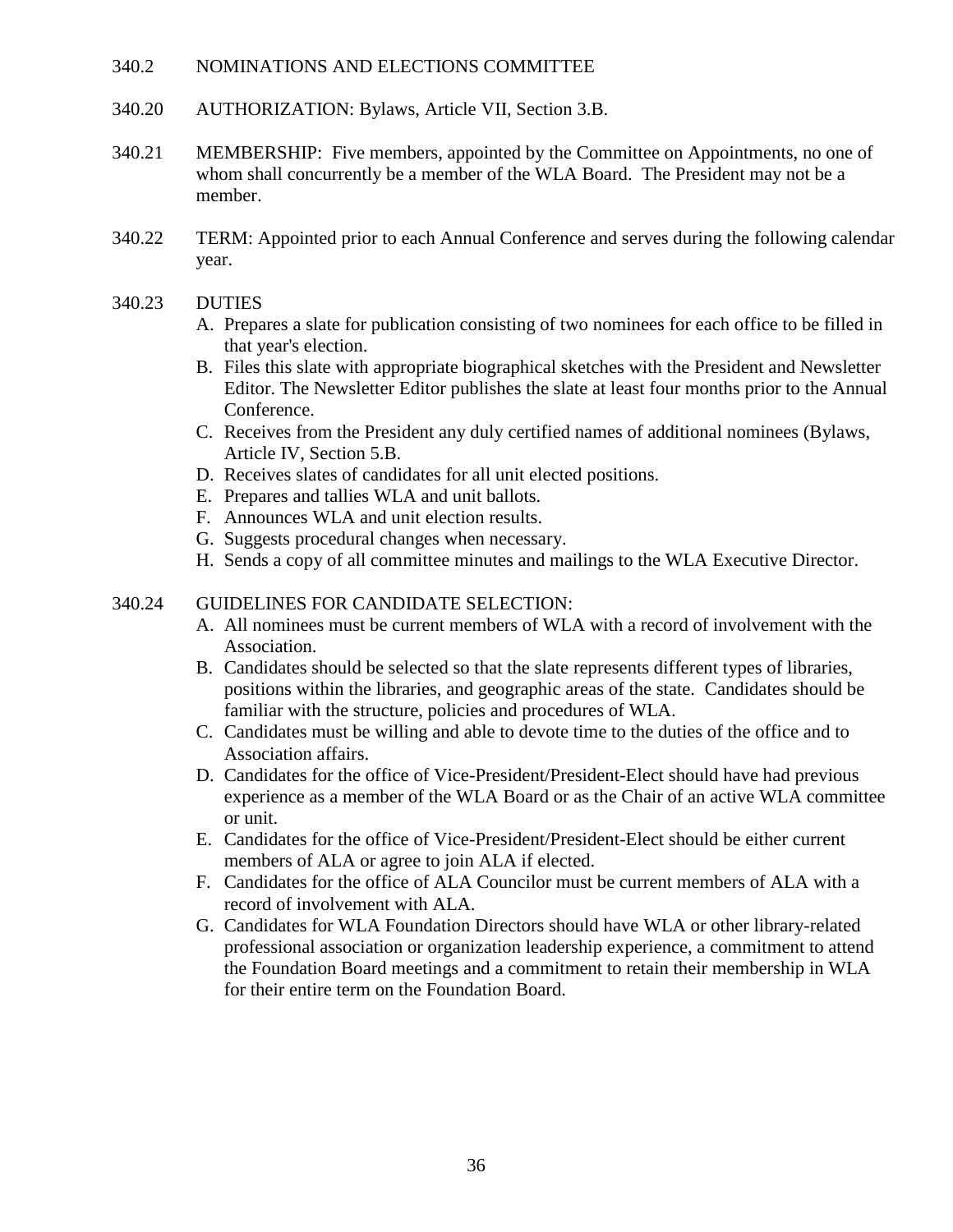## 340.2 NOMINATIONS AND ELECTIONS COMMITTEE

340.20 AUTHORIZATION: Bylaws, Article VII, Section 3.B.

340.21 MEMBERSHIP: Five members, appointed by the Committee on Appointments, no one of whom shall concurrently be a member of the WLA Board. The President may not be a member.

340.22 TERM: Appointed prior to each Annual Conference and serves during the following calendar year.

340.23 DUTIES

A. Prepares a slate for publication consisting of two nominees for each office to be filled in that year's election.
B. Files this slate with appropriate biographical sketches with the President and Newsletter Editor. The Newsletter Editor publishes the slate at least four months prior to the Annual Conference.
C. Receives from the President any duly certified names of additional nominees (Bylaws, Article IV, Section 5.B.
D. Receives slates of candidates for all unit elected positions.
E. Prepares and tallies WLA and unit ballots.
F. Announces WLA and unit election results.
G. Suggests procedural changes when necessary.
H. Sends a copy of all committee minutes and mailings to the WLA Executive Director.

340.24 GUIDELINES FOR CANDIDATE SELECTION:

A. All nominees must be current members of WLA with a record of involvement with the Association.
B. Candidates should be selected so that the slate represents different types of libraries, positions within the libraries, and geographic areas of the state. Candidates should be familiar with the structure, policies and procedures of WLA.
C. Candidates must be willing and able to devote time to the duties of the office and to Association affairs.
D. Candidates for the office of Vice-President/President-Elect should have had previous experience as a member of the WLA Board or as the Chair of an active WLA committee or unit.
E. Candidates for the office of Vice-President/President-Elect should be either current members of ALA or agree to join ALA if elected.
F. Candidates for the office of ALA Councilor must be current members of ALA with a record of involvement with ALA.
G. Candidates for WLA Foundation Directors should have WLA or other library-related professional association or organization leadership experience, a commitment to attend the Foundation Board meetings and a commitment to retain their membership in WLA for their entire term on the Foundation Board.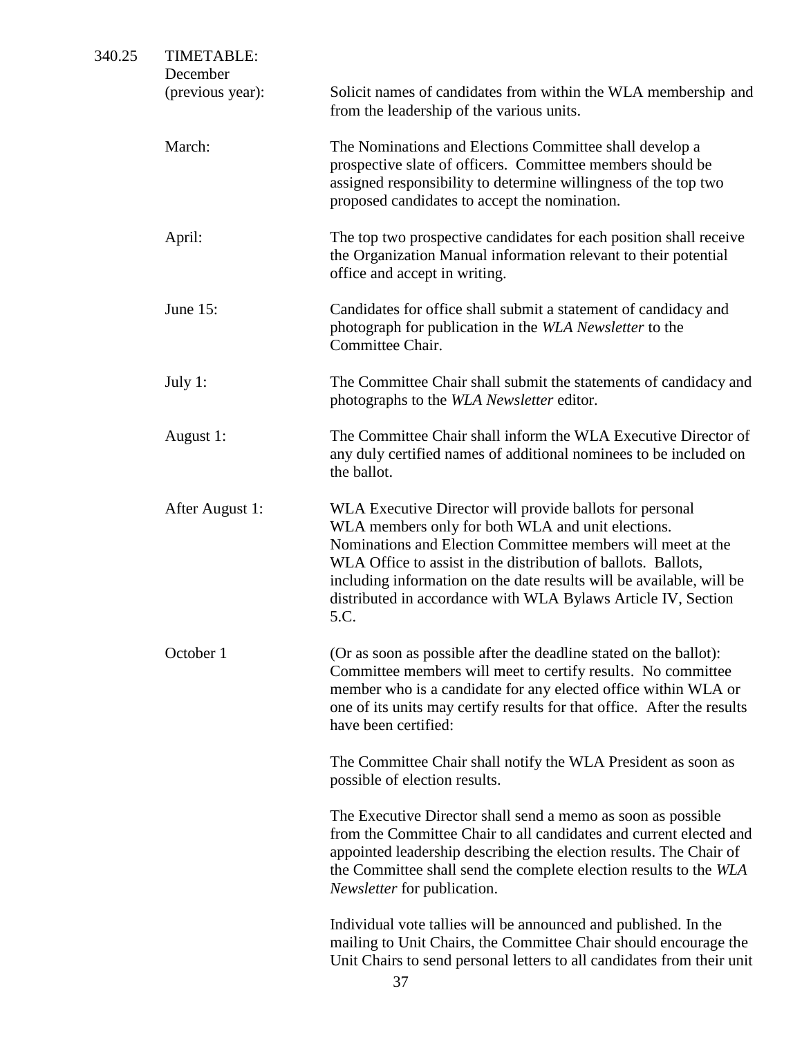340.25 TIMETABLE:

**December (previous year):** Solicit names of candidates from within the WLA membership and from the leadership of the various units.

**March:** The Nominations and Elections Committee shall develop a prospective slate of officers. Committee members should be assigned responsibility to determine willingness of the top two proposed candidates to accept the nomination.

**April:** The top two prospective candidates for each position shall receive the Organization Manual information relevant to their potential office and accept in writing.

**June 15:** Candidates for office shall submit a statement of candidacy and photograph for publication in the *WLA Newsletter* to the Committee Chair.

**July 1:** The Committee Chair shall submit the statements of candidacy and photographs to the *WLA Newsletter* editor.

**August 1:** The Committee Chair shall inform the WLA Executive Director of any duly certified names of additional nominees to be included on the ballot.

**After August 1:** WLA Executive Director will provide ballots for personal WLA members only for both WLA and unit elections. Nominations and Election Committee members will meet at the WLA Office to assist in the distribution of ballots. Ballots, including information on the date results will be available, will be distributed in accordance with WLA Bylaws Article IV, Section 5.C.

**October 1** (Or as soon as possible after the deadline stated on the ballot): Committee members will meet to certify results. No committee member who is a candidate for any elected office within WLA or one of its units may certify results for that office. After the results have been certified:

The Committee Chair shall notify the WLA President as soon as possible of election results.

The Executive Director shall send a memo as soon as possible from the Committee Chair to all candidates and current elected and appointed leadership describing the election results. The Chair of the Committee shall send the complete election results to the *WLA Newsletter* for publication.

Individual vote tallies will be announced and published. In the mailing to Unit Chairs, the Committee Chair should encourage the Unit Chairs to send personal letters to all candidates from their unit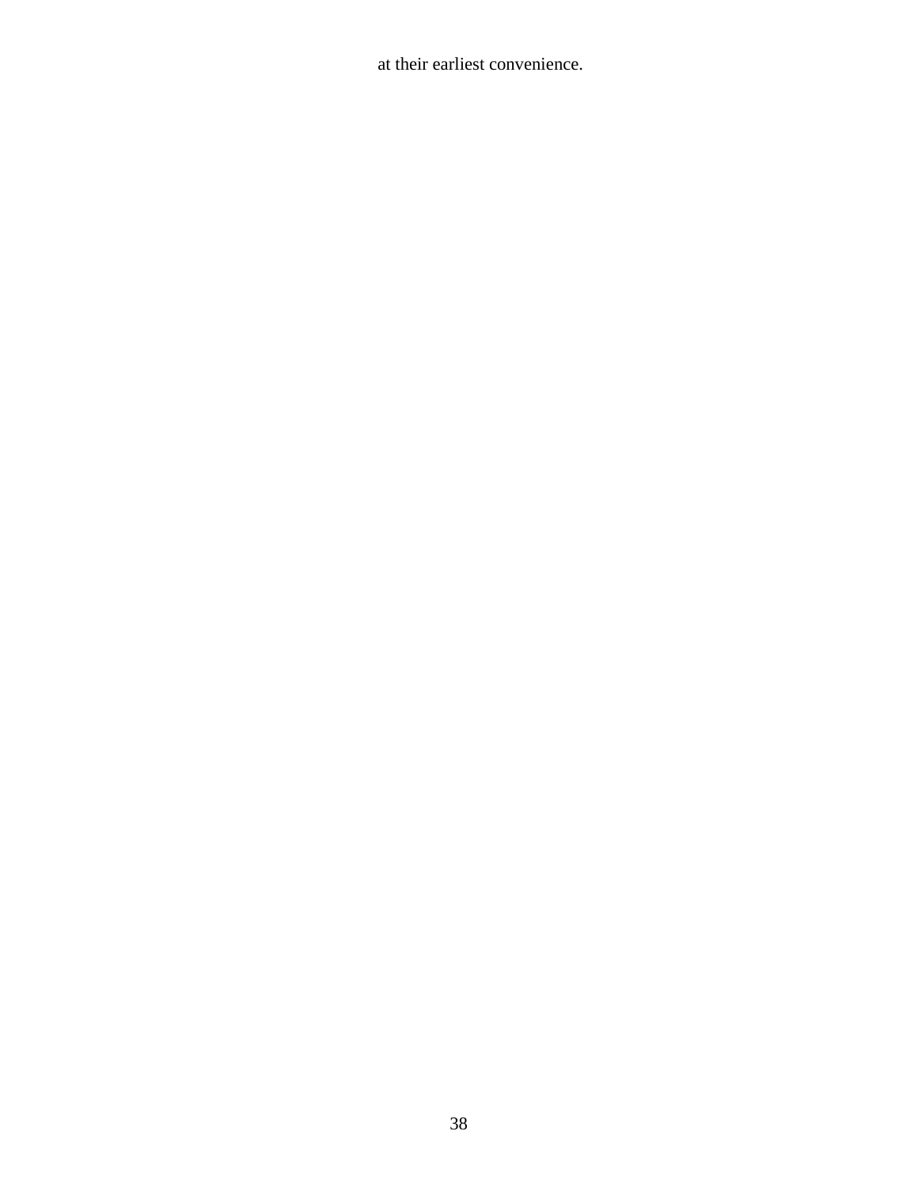at their earliest convenience.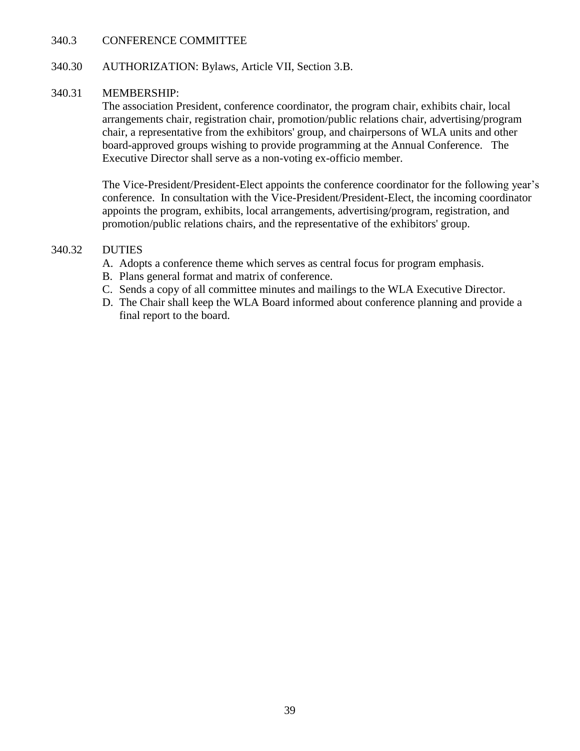340.3 CONFERENCE COMMITTEE

340.30 AUTHORIZATION: Bylaws, Article VII, Section 3.B.

340.31 MEMBERSHIP:

The association President, conference coordinator, the program chair, exhibits chair, local arrangements chair, registration chair, promotion/public relations chair, advertising/program chair, a representative from the exhibitors' group, and chairpersons of WLA units and other board-approved groups wishing to provide programming at the Annual Conference. The Executive Director shall serve as a non-voting ex-officio member.

The Vice-President/President-Elect appoints the conference coordinator for the following year's conference. In consultation with the Vice-President/President-Elect, the incoming coordinator appoints the program, exhibits, local arrangements, advertising/program, registration, and promotion/public relations chairs, and the representative of the exhibitors' group.

340.32 DUTIES

A. Adopts a conference theme which serves as central focus for program emphasis.
B. Plans general format and matrix of conference.
C. Sends a copy of all committee minutes and mailings to the WLA Executive Director.
D. The Chair shall keep the WLA Board informed about conference planning and provide a final report to the board.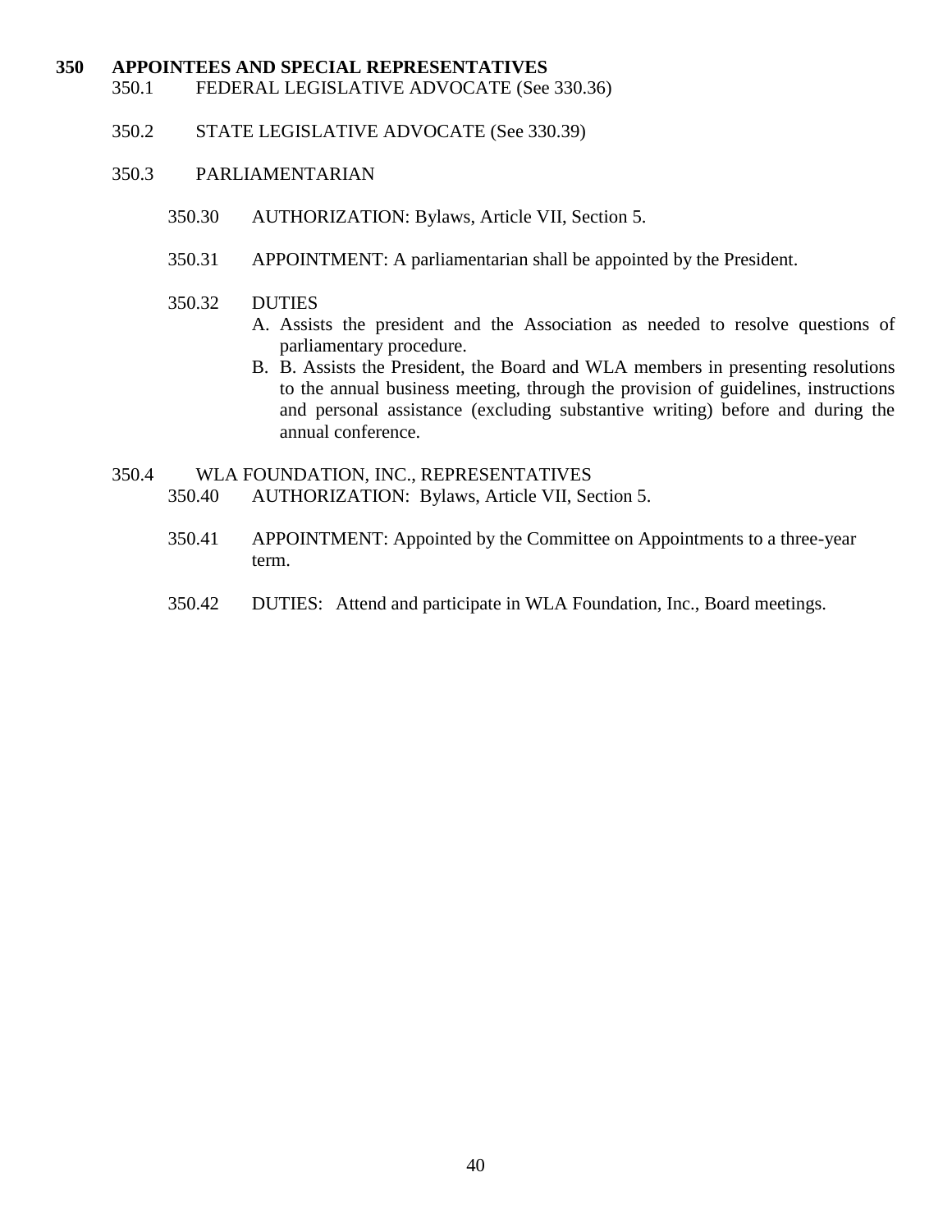## 350 APPOINTEES AND SPECIAL REPRESENTATIVES

350.1 FEDERAL LEGISLATIVE ADVOCATE (See 330.36)

350.2 STATE LEGISLATIVE ADVOCATE (See 330.39)

350.3 PARLIAMENTARIAN

350.30 AUTHORIZATION: Bylaws, Article VII, Section 5.

350.31 APPOINTMENT: A parliamentarian shall be appointed by the President.

350.32 DUTIES

A. Assists the president and the Association as needed to resolve questions of parliamentary procedure.
B. B. Assists the President, the Board and WLA members in presenting resolutions to the annual business meeting, through the provision of guidelines, instructions and personal assistance (excluding substantive writing) before and during the annual conference.

350.4 WLA FOUNDATION, INC., REPRESENTATIVES

350.40 AUTHORIZATION: Bylaws, Article VII, Section 5.

350.41 APPOINTMENT: Appointed by the Committee on Appointments to a three-year term.

350.42 DUTIES: Attend and participate in WLA Foundation, Inc., Board meetings.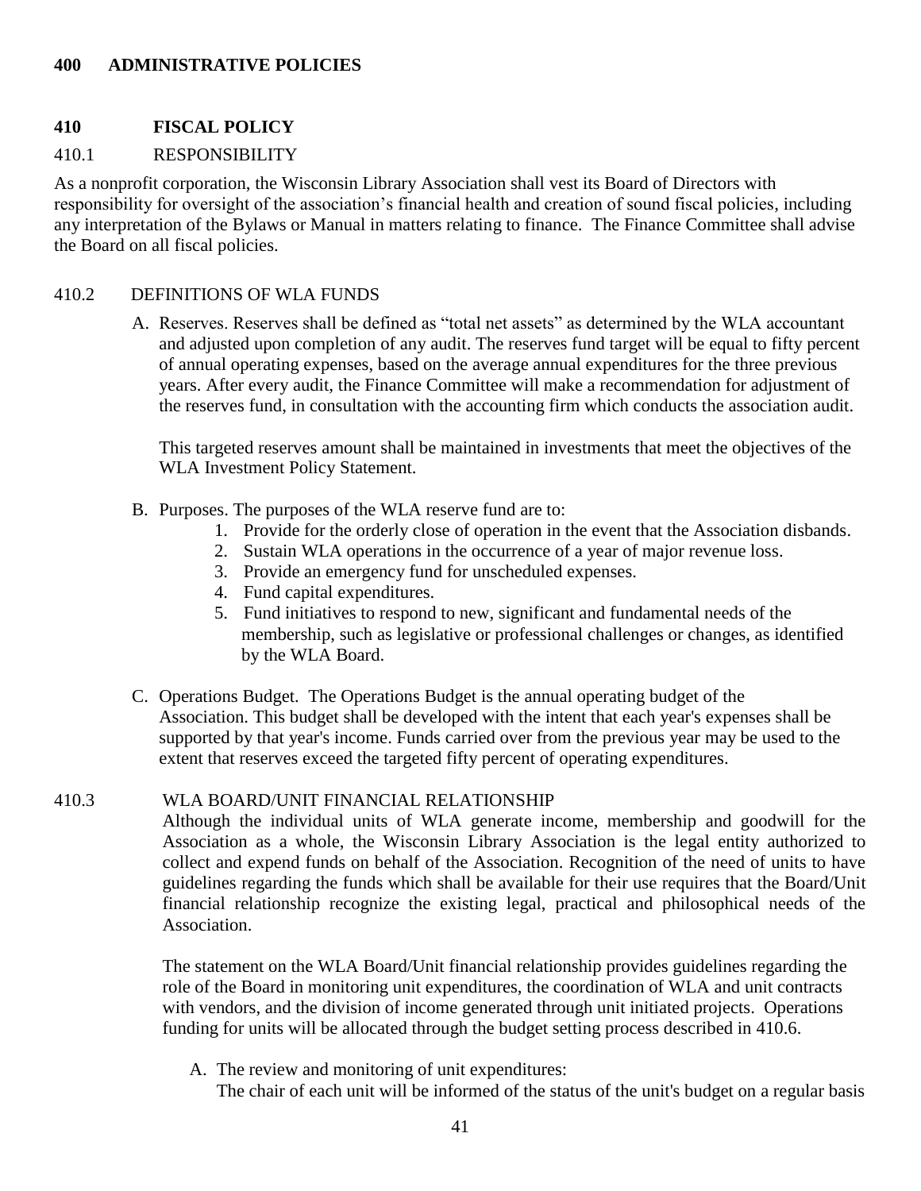# 400 ADMINISTRATIVE POLICIES

## 410 FISCAL POLICY

### 410.1 RESPONSIBILITY

As a nonprofit corporation, the Wisconsin Library Association shall vest its Board of Directors with responsibility for oversight of the association's financial health and creation of sound fiscal policies, including any interpretation of the Bylaws or Manual in matters relating to finance. The Finance Committee shall advise the Board on all fiscal policies.

### 410.2 DEFINITIONS OF WLA FUNDS

A. Reserves. Reserves shall be defined as "total net assets" as determined by the WLA accountant and adjusted upon completion of any audit. The reserves fund target will be equal to fifty percent of annual operating expenses, based on the average annual expenditures for the three previous years. After every audit, the Finance Committee will make a recommendation for adjustment of the reserves fund, in consultation with the accounting firm which conducts the association audit.

   This targeted reserves amount shall be maintained in investments that meet the objectives of the WLA Investment Policy Statement.

B. Purposes. The purposes of the WLA reserve fund are to:
   1. Provide for the orderly close of operation in the event that the Association disbands.
   2. Sustain WLA operations in the occurrence of a year of major revenue loss.
   3. Provide an emergency fund for unscheduled expenses.
   4. Fund capital expenditures.
   5. Fund initiatives to respond to new, significant and fundamental needs of the membership, such as legislative or professional challenges or changes, as identified by the WLA Board.

C. Operations Budget. The Operations Budget is the annual operating budget of the Association. This budget shall be developed with the intent that each year's expenses shall be supported by that year's income. Funds carried over from the previous year may be used to the extent that reserves exceed the targeted fifty percent of operating expenditures.

### 410.3 WLA BOARD/UNIT FINANCIAL RELATIONSHIP

Although the individual units of WLA generate income, membership and goodwill for the Association as a whole, the Wisconsin Library Association is the legal entity authorized to collect and expend funds on behalf of the Association. Recognition of the need of units to have guidelines regarding the funds which shall be available for their use requires that the Board/Unit financial relationship recognize the existing legal, practical and philosophical needs of the Association.

The statement on the WLA Board/Unit financial relationship provides guidelines regarding the role of the Board in monitoring unit expenditures, the coordination of WLA and unit contracts with vendors, and the division of income generated through unit initiated projects. Operations funding for units will be allocated through the budget setting process described in 410.6.

A. The review and monitoring of unit expenditures:
   The chair of each unit will be informed of the status of the unit's budget on a regular basis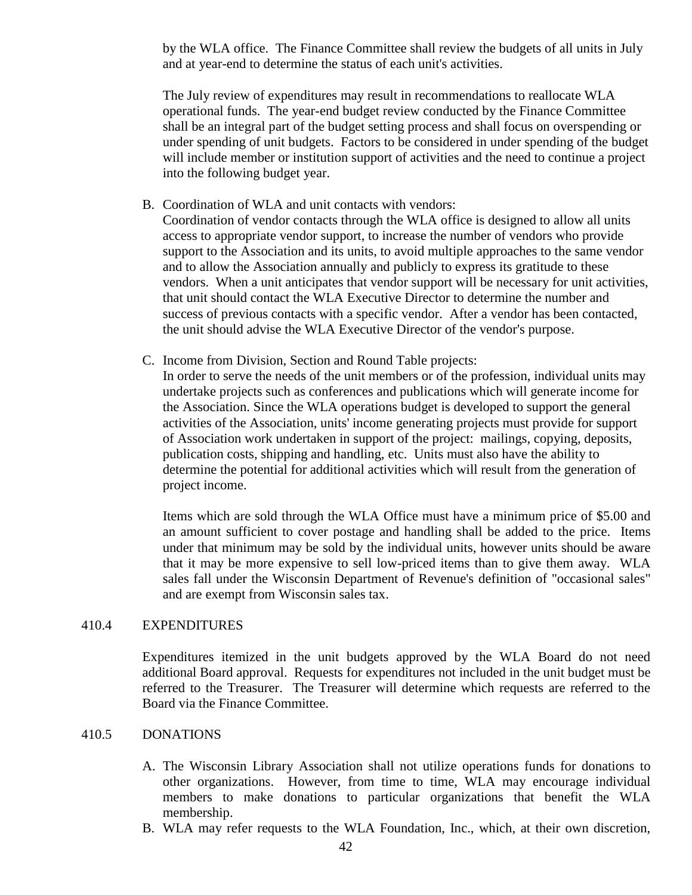by the WLA office. The Finance Committee shall review the budgets of all units in July and at year-end to determine the status of each unit's activities.

The July review of expenditures may result in recommendations to reallocate WLA operational funds. The year-end budget review conducted by the Finance Committee shall be an integral part of the budget setting process and shall focus on overspending or under spending of unit budgets. Factors to be considered in under spending of the budget will include member or institution support of activities and the need to continue a project into the following budget year.

B. Coordination of WLA and unit contacts with vendors:
   Coordination of vendor contacts through the WLA office is designed to allow all units access to appropriate vendor support, to increase the number of vendors who provide support to the Association and its units, to avoid multiple approaches to the same vendor and to allow the Association annually and publicly to express its gratitude to these vendors. When a unit anticipates that vendor support will be necessary for unit activities, that unit should contact the WLA Executive Director to determine the number and success of previous contacts with a specific vendor. After a vendor has been contacted, the unit should advise the WLA Executive Director of the vendor's purpose.

C. Income from Division, Section and Round Table projects:
   In order to serve the needs of the unit members or of the profession, individual units may undertake projects such as conferences and publications which will generate income for the Association. Since the WLA operations budget is developed to support the general activities of the Association, units' income generating projects must provide for support of Association work undertaken in support of the project: mailings, copying, deposits, publication costs, shipping and handling, etc. Units must also have the ability to determine the potential for additional activities which will result from the generation of project income.

   Items which are sold through the WLA Office must have a minimum price of $5.00 and an amount sufficient to cover postage and handling shall be added to the price. Items under that minimum may be sold by the individual units, however units should be aware that it may be more expensive to sell low-priced items than to give them away. WLA sales fall under the Wisconsin Department of Revenue's definition of "occasional sales" and are exempt from Wisconsin sales tax.

410.4 EXPENDITURES

Expenditures itemized in the unit budgets approved by the WLA Board do not need additional Board approval. Requests for expenditures not included in the unit budget must be referred to the Treasurer. The Treasurer will determine which requests are referred to the Board via the Finance Committee.

410.5 DONATIONS

A. The Wisconsin Library Association shall not utilize operations funds for donations to other organizations. However, from time to time, WLA may encourage individual members to make donations to particular organizations that benefit the WLA membership.
B. WLA may refer requests to the WLA Foundation, Inc., which, at their own discretion,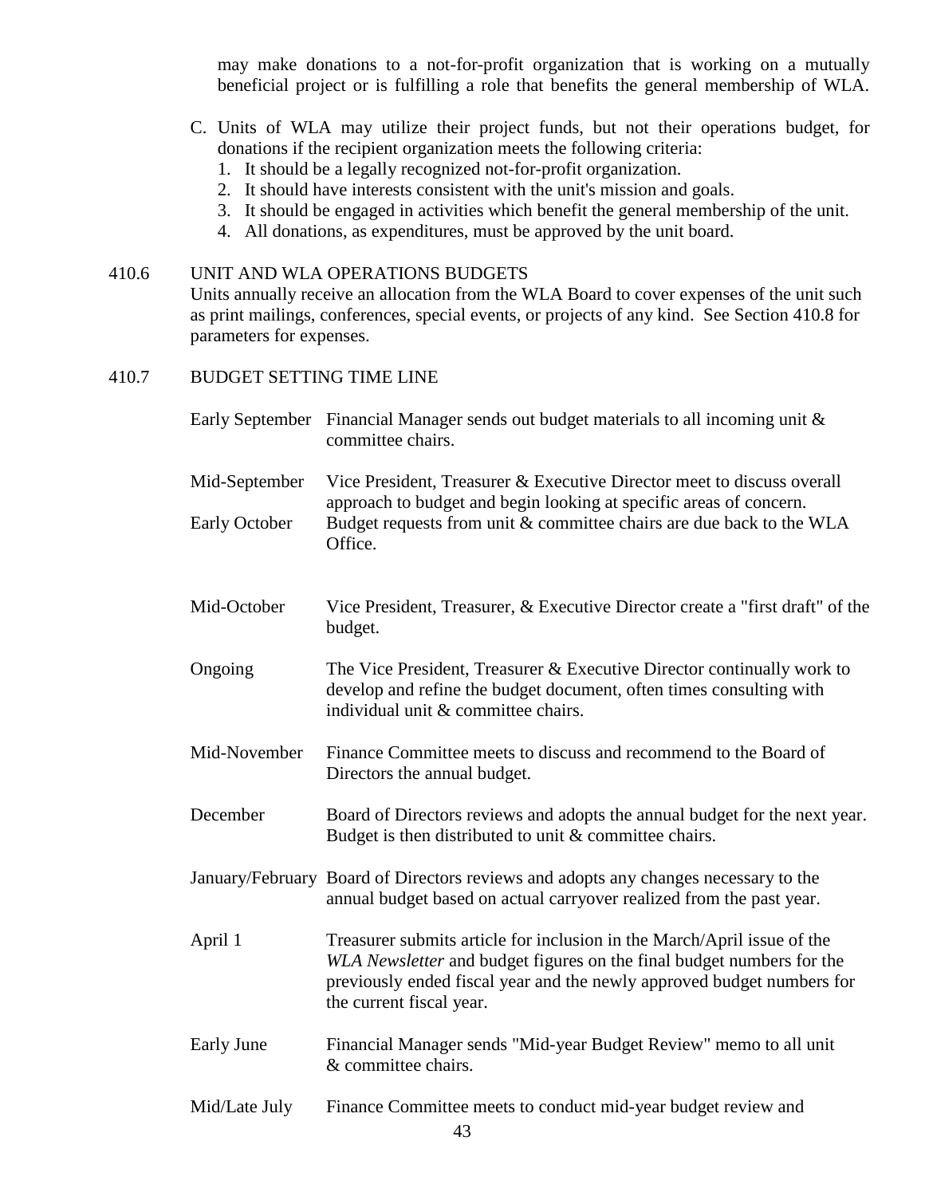may make donations to a not-for-profit organization that is working on a mutually beneficial project or is fulfilling a role that benefits the general membership of WLA.

C. Units of WLA may utilize their project funds, but not their operations budget, for donations if the recipient organization meets the following criteria:
   1. It should be a legally recognized not-for-profit organization.
   2. It should have interests consistent with the unit's mission and goals.
   3. It should be engaged in activities which benefit the general membership of the unit.
   4. All donations, as expenditures, must be approved by the unit board.

410.6 UNIT AND WLA OPERATIONS BUDGETS

Units annually receive an allocation from the WLA Board to cover expenses of the unit such as print mailings, conferences, special events, or projects of any kind. See Section 410.8 for parameters for expenses.

410.7 BUDGET SETTING TIME LINE

| | |
|---|---|
| Early September | Financial Manager sends out budget materials to all incoming unit & committee chairs. |
| Mid-September | Vice President, Treasurer & Executive Director meet to discuss overall approach to budget and begin looking at specific areas of concern. |
| Early October | Budget requests from unit & committee chairs are due back to the WLA Office. |
| Mid-October | Vice President, Treasurer, & Executive Director create a "first draft" of the budget. |
| Ongoing | The Vice President, Treasurer & Executive Director continually work to develop and refine the budget document, often times consulting with individual unit & committee chairs. |
| Mid-November | Finance Committee meets to discuss and recommend to the Board of Directors the annual budget. |
| December | Board of Directors reviews and adopts the annual budget for the next year. Budget is then distributed to unit & committee chairs. |
| January/February | Board of Directors reviews and adopts any changes necessary to the annual budget based on actual carryover realized from the past year. |
| April 1 | Treasurer submits article for inclusion in the March/April issue of the *WLA Newsletter* and budget figures on the final budget numbers for the previously ended fiscal year and the newly approved budget numbers for the current fiscal year. |
| Early June | Financial Manager sends "Mid-year Budget Review" memo to all unit & committee chairs. |
| Mid/Late July | Finance Committee meets to conduct mid-year budget review and |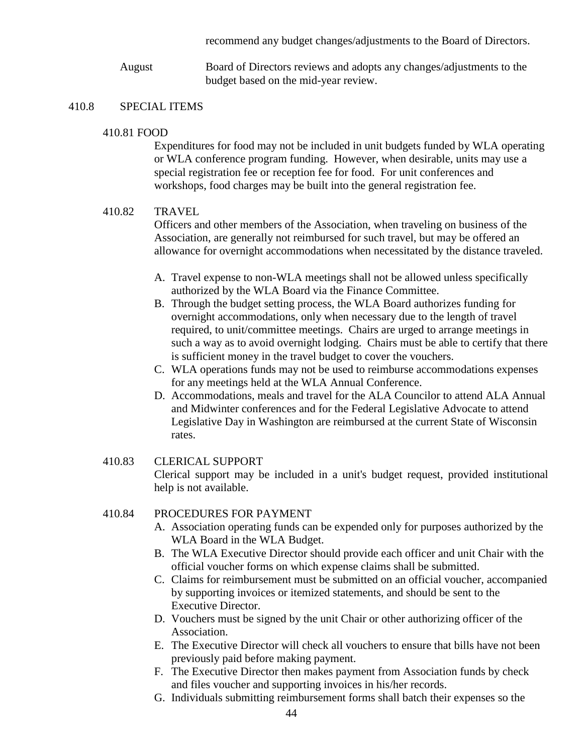recommend any budget changes/adjustments to the Board of Directors.

August — Board of Directors reviews and adopts any changes/adjustments to the budget based on the mid-year review.

## 410.8 SPECIAL ITEMS

### 410.81 FOOD

Expenditures for food may not be included in unit budgets funded by WLA operating or WLA conference program funding. However, when desirable, units may use a special registration fee or reception fee for food. For unit conferences and workshops, food charges may be built into the general registration fee.

### 410.82 TRAVEL

Officers and other members of the Association, when traveling on business of the Association, are generally not reimbursed for such travel, but may be offered an allowance for overnight accommodations when necessitated by the distance traveled.

A. Travel expense to non-WLA meetings shall not be allowed unless specifically authorized by the WLA Board via the Finance Committee.
B. Through the budget setting process, the WLA Board authorizes funding for overnight accommodations, only when necessary due to the length of travel required, to unit/committee meetings. Chairs are urged to arrange meetings in such a way as to avoid overnight lodging. Chairs must be able to certify that there is sufficient money in the travel budget to cover the vouchers.
C. WLA operations funds may not be used to reimburse accommodations expenses for any meetings held at the WLA Annual Conference.
D. Accommodations, meals and travel for the ALA Councilor to attend ALA Annual and Midwinter conferences and for the Federal Legislative Advocate to attend Legislative Day in Washington are reimbursed at the current State of Wisconsin rates.

### 410.83 CLERICAL SUPPORT

Clerical support may be included in a unit's budget request, provided institutional help is not available.

### 410.84 PROCEDURES FOR PAYMENT

A. Association operating funds can be expended only for purposes authorized by the WLA Board in the WLA Budget.
B. The WLA Executive Director should provide each officer and unit Chair with the official voucher forms on which expense claims shall be submitted.
C. Claims for reimbursement must be submitted on an official voucher, accompanied by supporting invoices or itemized statements, and should be sent to the Executive Director.
D. Vouchers must be signed by the unit Chair or other authorizing officer of the Association.
E. The Executive Director will check all vouchers to ensure that bills have not been previously paid before making payment.
F. The Executive Director then makes payment from Association funds by check and files voucher and supporting invoices in his/her records.
G. Individuals submitting reimbursement forms shall batch their expenses so the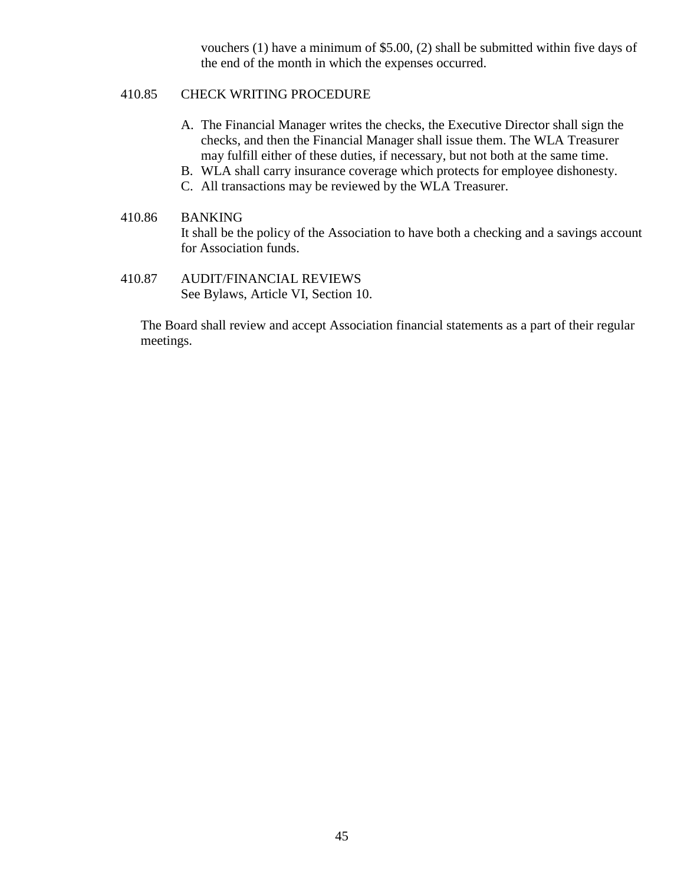vouchers (1) have a minimum of $5.00, (2) shall be submitted within five days of the end of the month in which the expenses occurred.

410.85 CHECK WRITING PROCEDURE

A. The Financial Manager writes the checks, the Executive Director shall sign the checks, and then the Financial Manager shall issue them. The WLA Treasurer may fulfill either of these duties, if necessary, but not both at the same time.
B. WLA shall carry insurance coverage which protects for employee dishonesty.
C. All transactions may be reviewed by the WLA Treasurer.

410.86 BANKING

It shall be the policy of the Association to have both a checking and a savings account for Association funds.

410.87 AUDIT/FINANCIAL REVIEWS

See Bylaws, Article VI, Section 10.

The Board shall review and accept Association financial statements as a part of their regular meetings.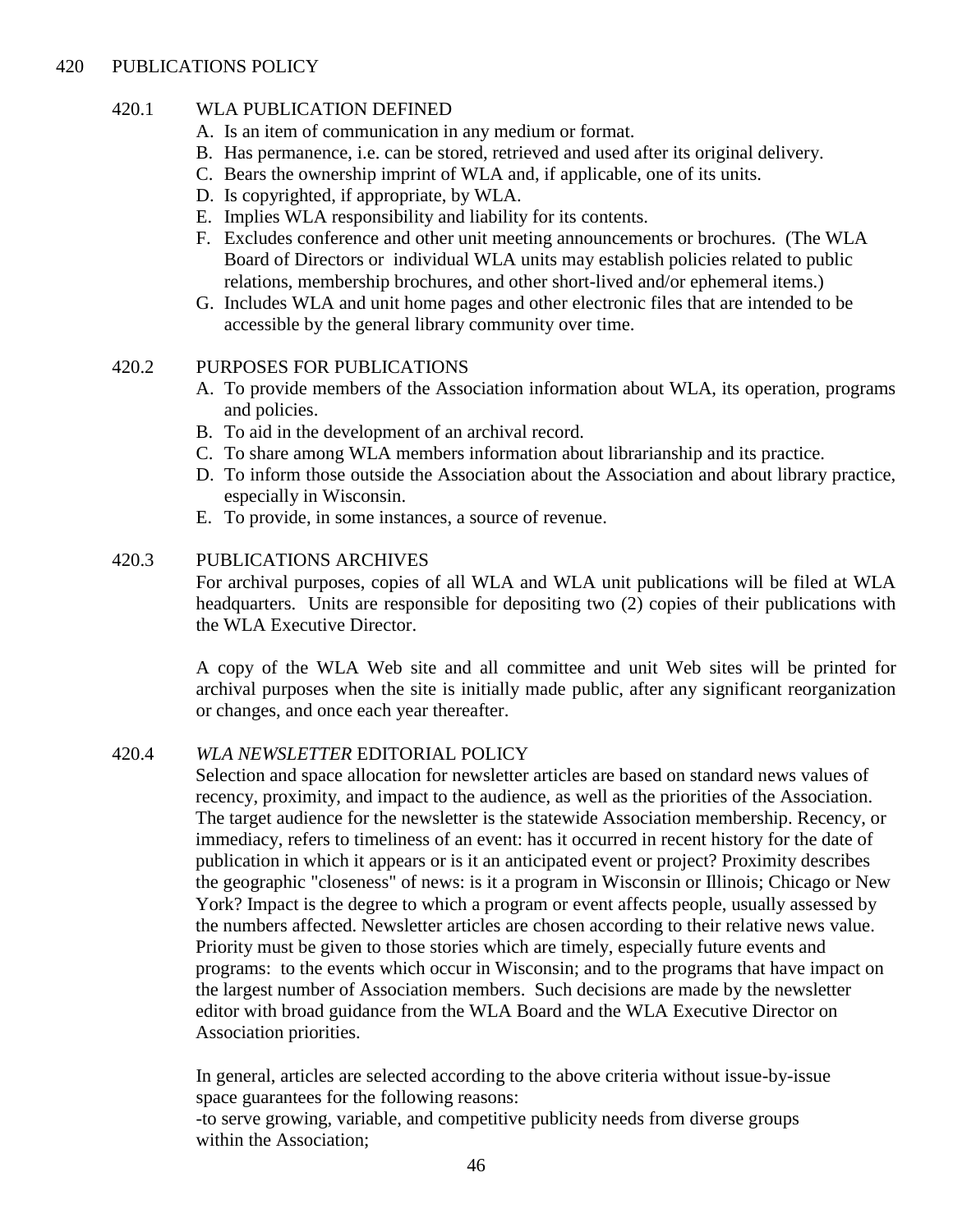# 420 PUBLICATIONS POLICY

## 420.1 WLA PUBLICATION DEFINED

A. Is an item of communication in any medium or format.
B. Has permanence, i.e. can be stored, retrieved and used after its original delivery.
C. Bears the ownership imprint of WLA and, if applicable, one of its units.
D. Is copyrighted, if appropriate, by WLA.
E. Implies WLA responsibility and liability for its contents.
F. Excludes conference and other unit meeting announcements or brochures. (The WLA Board of Directors or individual WLA units may establish policies related to public relations, membership brochures, and other short-lived and/or ephemeral items.)
G. Includes WLA and unit home pages and other electronic files that are intended to be accessible by the general library community over time.

## 420.2 PURPOSES FOR PUBLICATIONS

A. To provide members of the Association information about WLA, its operation, programs and policies.
B. To aid in the development of an archival record.
C. To share among WLA members information about librarianship and its practice.
D. To inform those outside the Association about the Association and about library practice, especially in Wisconsin.
E. To provide, in some instances, a source of revenue.

## 420.3 PUBLICATIONS ARCHIVES

For archival purposes, copies of all WLA and WLA unit publications will be filed at WLA headquarters. Units are responsible for depositing two (2) copies of their publications with the WLA Executive Director.

A copy of the WLA Web site and all committee and unit Web sites will be printed for archival purposes when the site is initially made public, after any significant reorganization or changes, and once each year thereafter.

## 420.4 *WLA NEWSLETTER* EDITORIAL POLICY

Selection and space allocation for newsletter articles are based on standard news values of recency, proximity, and impact to the audience, as well as the priorities of the Association. The target audience for the newsletter is the statewide Association membership. Recency, or immediacy, refers to timeliness of an event: has it occurred in recent history for the date of publication in which it appears or is it an anticipated event or project? Proximity describes the geographic "closeness" of news: is it a program in Wisconsin or Illinois; Chicago or New York? Impact is the degree to which a program or event affects people, usually assessed by the numbers affected. Newsletter articles are chosen according to their relative news value. Priority must be given to those stories which are timely, especially future events and programs: to the events which occur in Wisconsin; and to the programs that have impact on the largest number of Association members. Such decisions are made by the newsletter editor with broad guidance from the WLA Board and the WLA Executive Director on Association priorities.

In general, articles are selected according to the above criteria without issue-by-issue space guarantees for the following reasons:
-to serve growing, variable, and competitive publicity needs from diverse groups within the Association;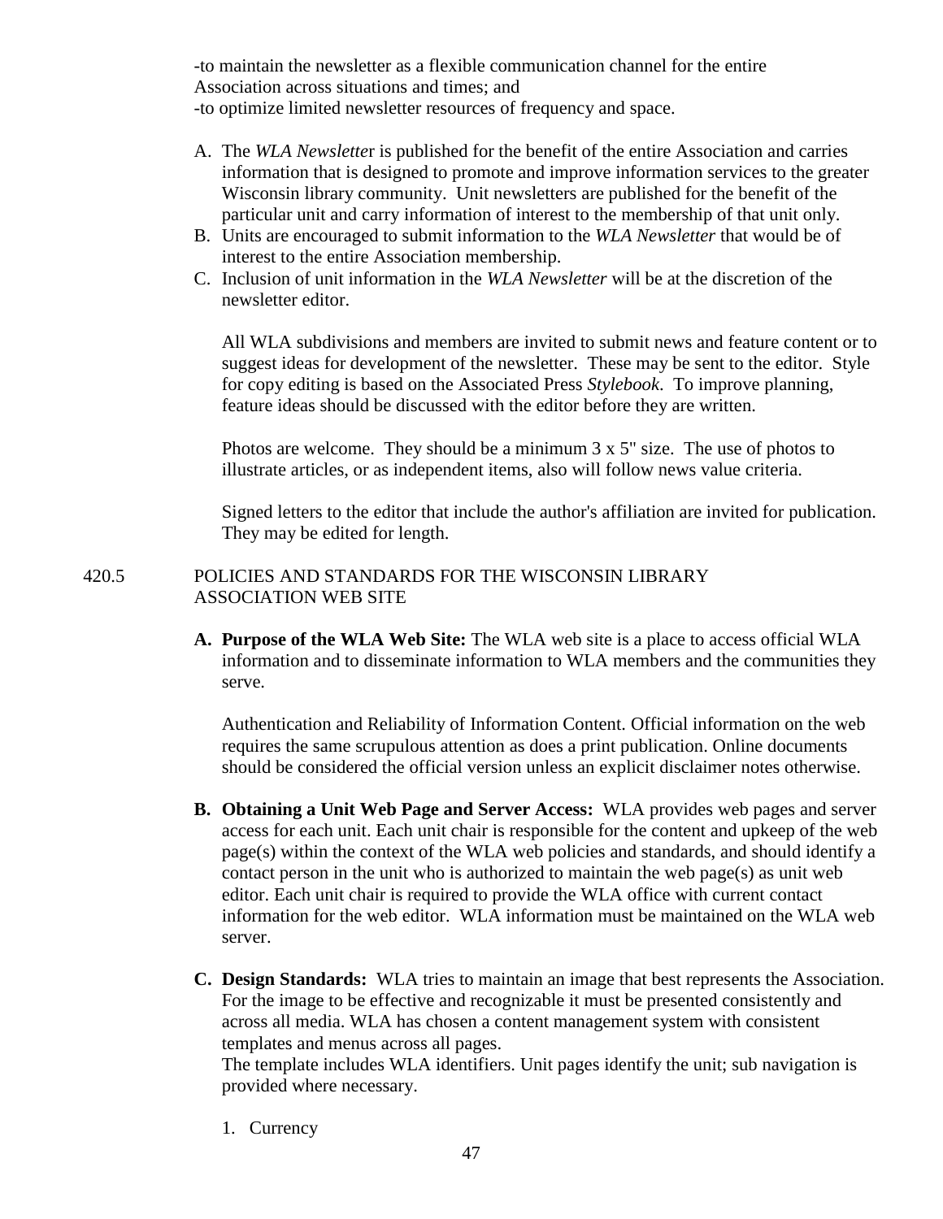-to maintain the newsletter as a flexible communication channel for the entire Association across situations and times; and
-to optimize limited newsletter resources of frequency and space.

A. The *WLA Newsletter* is published for the benefit of the entire Association and carries information that is designed to promote and improve information services to the greater Wisconsin library community. Unit newsletters are published for the benefit of the particular unit and carry information of interest to the membership of that unit only.
B. Units are encouraged to submit information to the *WLA Newsletter* that would be of interest to the entire Association membership.
C. Inclusion of unit information in the *WLA Newsletter* will be at the discretion of the newsletter editor.

All WLA subdivisions and members are invited to submit news and feature content or to suggest ideas for development of the newsletter. These may be sent to the editor. Style for copy editing is based on the Associated Press *Stylebook*. To improve planning, feature ideas should be discussed with the editor before they are written.

Photos are welcome. They should be a minimum 3 x 5" size. The use of photos to illustrate articles, or as independent items, also will follow news value criteria.

Signed letters to the editor that include the author's affiliation are invited for publication. They may be edited for length.

## 420.5 POLICIES AND STANDARDS FOR THE WISCONSIN LIBRARY ASSOCIATION WEB SITE

**A. Purpose of the WLA Web Site:** The WLA web site is a place to access official WLA information and to disseminate information to WLA members and the communities they serve.

Authentication and Reliability of Information Content. Official information on the web requires the same scrupulous attention as does a print publication. Online documents should be considered the official version unless an explicit disclaimer notes otherwise.

**B. Obtaining a Unit Web Page and Server Access:** WLA provides web pages and server access for each unit. Each unit chair is responsible for the content and upkeep of the web page(s) within the context of the WLA web policies and standards, and should identify a contact person in the unit who is authorized to maintain the web page(s) as unit web editor. Each unit chair is required to provide the WLA office with current contact information for the web editor. WLA information must be maintained on the WLA web server.

**C. Design Standards:** WLA tries to maintain an image that best represents the Association. For the image to be effective and recognizable it must be presented consistently and across all media. WLA has chosen a content management system with consistent templates and menus across all pages.
The template includes WLA identifiers. Unit pages identify the unit; sub navigation is provided where necessary.

1. Currency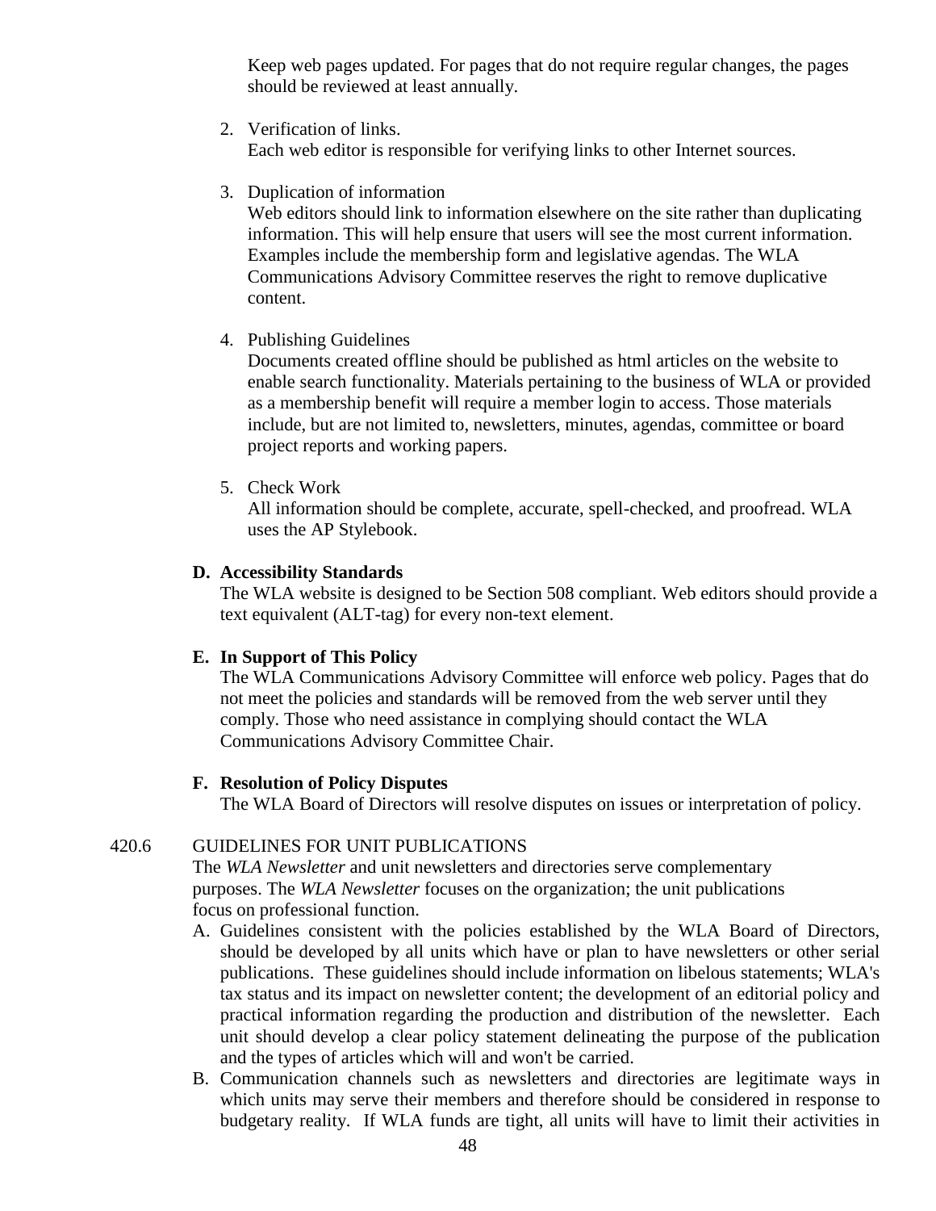Keep web pages updated. For pages that do not require regular changes, the pages should be reviewed at least annually.

2. Verification of links.
   Each web editor is responsible for verifying links to other Internet sources.

3. Duplication of information
   Web editors should link to information elsewhere on the site rather than duplicating information. This will help ensure that users will see the most current information. Examples include the membership form and legislative agendas. The WLA Communications Advisory Committee reserves the right to remove duplicative content.

4. Publishing Guidelines
   Documents created offline should be published as html articles on the website to enable search functionality. Materials pertaining to the business of WLA or provided as a membership benefit will require a member login to access. Those materials include, but are not limited to, newsletters, minutes, agendas, committee or board project reports and working papers.

5. Check Work
   All information should be complete, accurate, spell-checked, and proofread. WLA uses the AP Stylebook.

**D. Accessibility Standards**

The WLA website is designed to be Section 508 compliant. Web editors should provide a text equivalent (ALT-tag) for every non-text element.

**E. In Support of This Policy**

The WLA Communications Advisory Committee will enforce web policy. Pages that do not meet the policies and standards will be removed from the web server until they comply. Those who need assistance in complying should contact the WLA Communications Advisory Committee Chair.

**F. Resolution of Policy Disputes**

The WLA Board of Directors will resolve disputes on issues or interpretation of policy.

420.6 GUIDELINES FOR UNIT PUBLICATIONS

The *WLA Newsletter* and unit newsletters and directories serve complementary purposes. The *WLA Newsletter* focuses on the organization; the unit publications focus on professional function.

A. Guidelines consistent with the policies established by the WLA Board of Directors, should be developed by all units which have or plan to have newsletters or other serial publications. These guidelines should include information on libelous statements; WLA's tax status and its impact on newsletter content; the development of an editorial policy and practical information regarding the production and distribution of the newsletter. Each unit should develop a clear policy statement delineating the purpose of the publication and the types of articles which will and won't be carried.

B. Communication channels such as newsletters and directories are legitimate ways in which units may serve their members and therefore should be considered in response to budgetary reality. If WLA funds are tight, all units will have to limit their activities in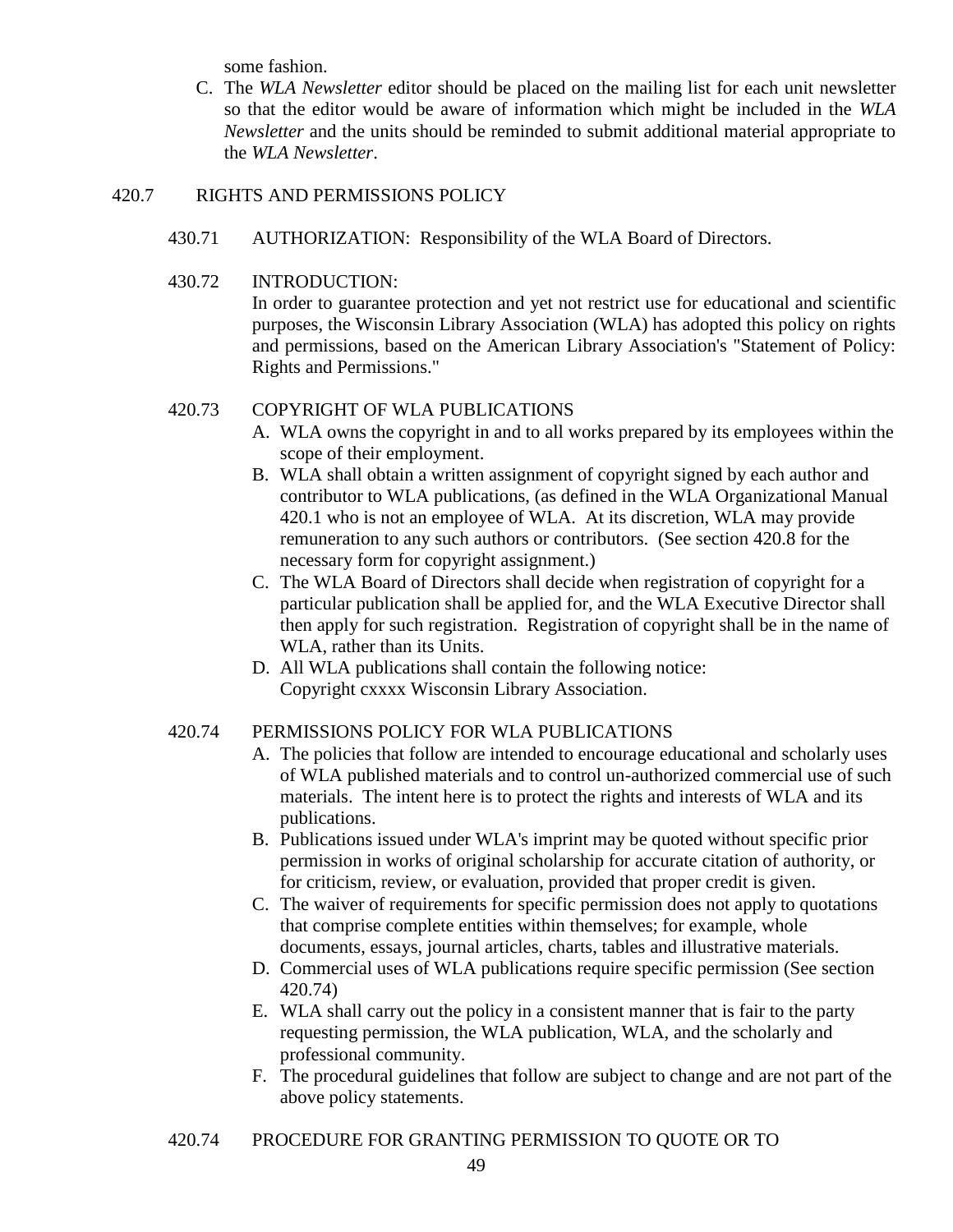some fashion.

C. The *WLA Newsletter* editor should be placed on the mailing list for each unit newsletter so that the editor would be aware of information which might be included in the *WLA Newsletter* and the units should be reminded to submit additional material appropriate to the *WLA Newsletter*.

420.7 RIGHTS AND PERMISSIONS POLICY

430.71 AUTHORIZATION: Responsibility of the WLA Board of Directors.

430.72 INTRODUCTION:
In order to guarantee protection and yet not restrict use for educational and scientific purposes, the Wisconsin Library Association (WLA) has adopted this policy on rights and permissions, based on the American Library Association's "Statement of Policy: Rights and Permissions."

420.73 COPYRIGHT OF WLA PUBLICATIONS

A. WLA owns the copyright in and to all works prepared by its employees within the scope of their employment.
B. WLA shall obtain a written assignment of copyright signed by each author and contributor to WLA publications, (as defined in the WLA Organizational Manual 420.1 who is not an employee of WLA. At its discretion, WLA may provide remuneration to any such authors or contributors. (See section 420.8 for the necessary form for copyright assignment.)
C. The WLA Board of Directors shall decide when registration of copyright for a particular publication shall be applied for, and the WLA Executive Director shall then apply for such registration. Registration of copyright shall be in the name of WLA, rather than its Units.
D. All WLA publications shall contain the following notice:
Copyright cxxxx Wisconsin Library Association.

420.74 PERMISSIONS POLICY FOR WLA PUBLICATIONS

A. The policies that follow are intended to encourage educational and scholarly uses of WLA published materials and to control un-authorized commercial use of such materials. The intent here is to protect the rights and interests of WLA and its publications.
B. Publications issued under WLA's imprint may be quoted without specific prior permission in works of original scholarship for accurate citation of authority, or for criticism, review, or evaluation, provided that proper credit is given.
C. The waiver of requirements for specific permission does not apply to quotations that comprise complete entities within themselves; for example, whole documents, essays, journal articles, charts, tables and illustrative materials.
D. Commercial uses of WLA publications require specific permission (See section 420.74)
E. WLA shall carry out the policy in a consistent manner that is fair to the party requesting permission, the WLA publication, WLA, and the scholarly and professional community.
F. The procedural guidelines that follow are subject to change and are not part of the above policy statements.

420.74 PROCEDURE FOR GRANTING PERMISSION TO QUOTE OR TO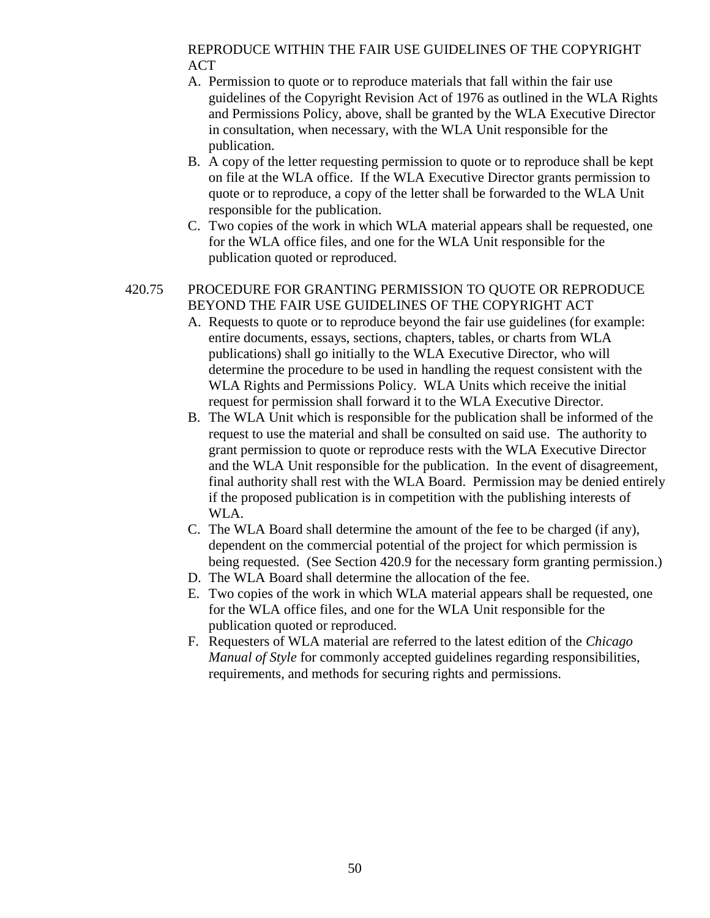REPRODUCE WITHIN THE FAIR USE GUIDELINES OF THE COPYRIGHT ACT

A. Permission to quote or to reproduce materials that fall within the fair use guidelines of the Copyright Revision Act of 1976 as outlined in the WLA Rights and Permissions Policy, above, shall be granted by the WLA Executive Director in consultation, when necessary, with the WLA Unit responsible for the publication.
B. A copy of the letter requesting permission to quote or to reproduce shall be kept on file at the WLA office. If the WLA Executive Director grants permission to quote or to reproduce, a copy of the letter shall be forwarded to the WLA Unit responsible for the publication.
C. Two copies of the work in which WLA material appears shall be requested, one for the WLA office files, and one for the WLA Unit responsible for the publication quoted or reproduced.

## 420.75 PROCEDURE FOR GRANTING PERMISSION TO QUOTE OR REPRODUCE BEYOND THE FAIR USE GUIDELINES OF THE COPYRIGHT ACT

A. Requests to quote or to reproduce beyond the fair use guidelines (for example: entire documents, essays, sections, chapters, tables, or charts from WLA publications) shall go initially to the WLA Executive Director, who will determine the procedure to be used in handling the request consistent with the WLA Rights and Permissions Policy. WLA Units which receive the initial request for permission shall forward it to the WLA Executive Director.
B. The WLA Unit which is responsible for the publication shall be informed of the request to use the material and shall be consulted on said use. The authority to grant permission to quote or reproduce rests with the WLA Executive Director and the WLA Unit responsible for the publication. In the event of disagreement, final authority shall rest with the WLA Board. Permission may be denied entirely if the proposed publication is in competition with the publishing interests of WLA.
C. The WLA Board shall determine the amount of the fee to be charged (if any), dependent on the commercial potential of the project for which permission is being requested. (See Section 420.9 for the necessary form granting permission.)
D. The WLA Board shall determine the allocation of the fee.
E. Two copies of the work in which WLA material appears shall be requested, one for the WLA office files, and one for the WLA Unit responsible for the publication quoted or reproduced.
F. Requesters of WLA material are referred to the latest edition of the *Chicago Manual of Style* for commonly accepted guidelines regarding responsibilities, requirements, and methods for securing rights and permissions.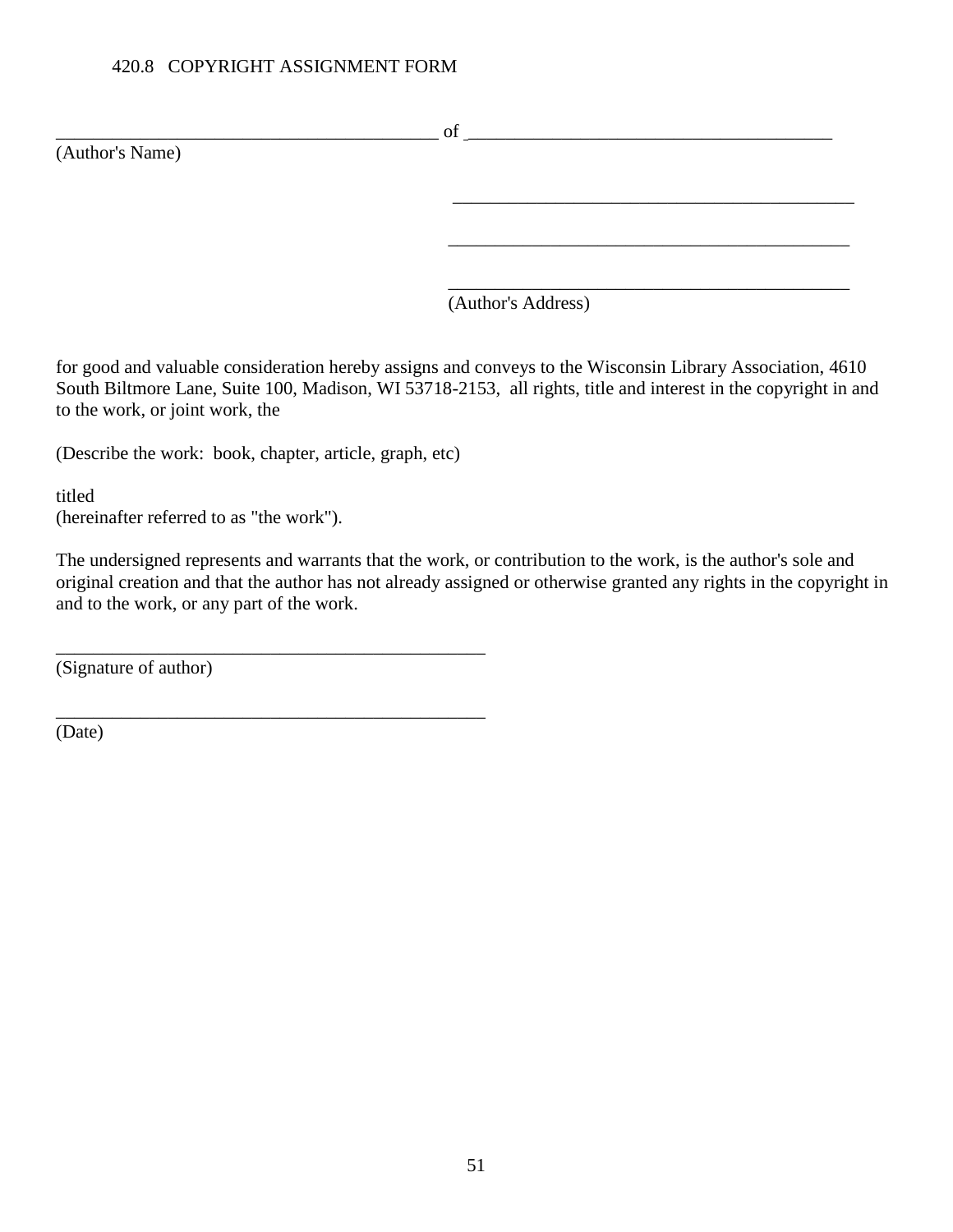## 420.8 COPYRIGHT ASSIGNMENT FORM

__________________________________________ of ________________________________________

(Author's Name)

_____________________________________________

_____________________________________________

_____________________________________________

(Author's Address)

for good and valuable consideration hereby assigns and conveys to the Wisconsin Library Association, 4610 South Biltmore Lane, Suite 100, Madison, WI 53718-2153, all rights, title and interest in the copyright in and to the work, or joint work, the

(Describe the work: book, chapter, article, graph, etc)

titled
(hereinafter referred to as "the work").

The undersigned represents and warrants that the work, or contribution to the work, is the author's sole and original creation and that the author has not already assigned or otherwise granted any rights in the copyright in and to the work, or any part of the work.

_______________________________________________

(Signature of author)

_______________________________________________

(Date)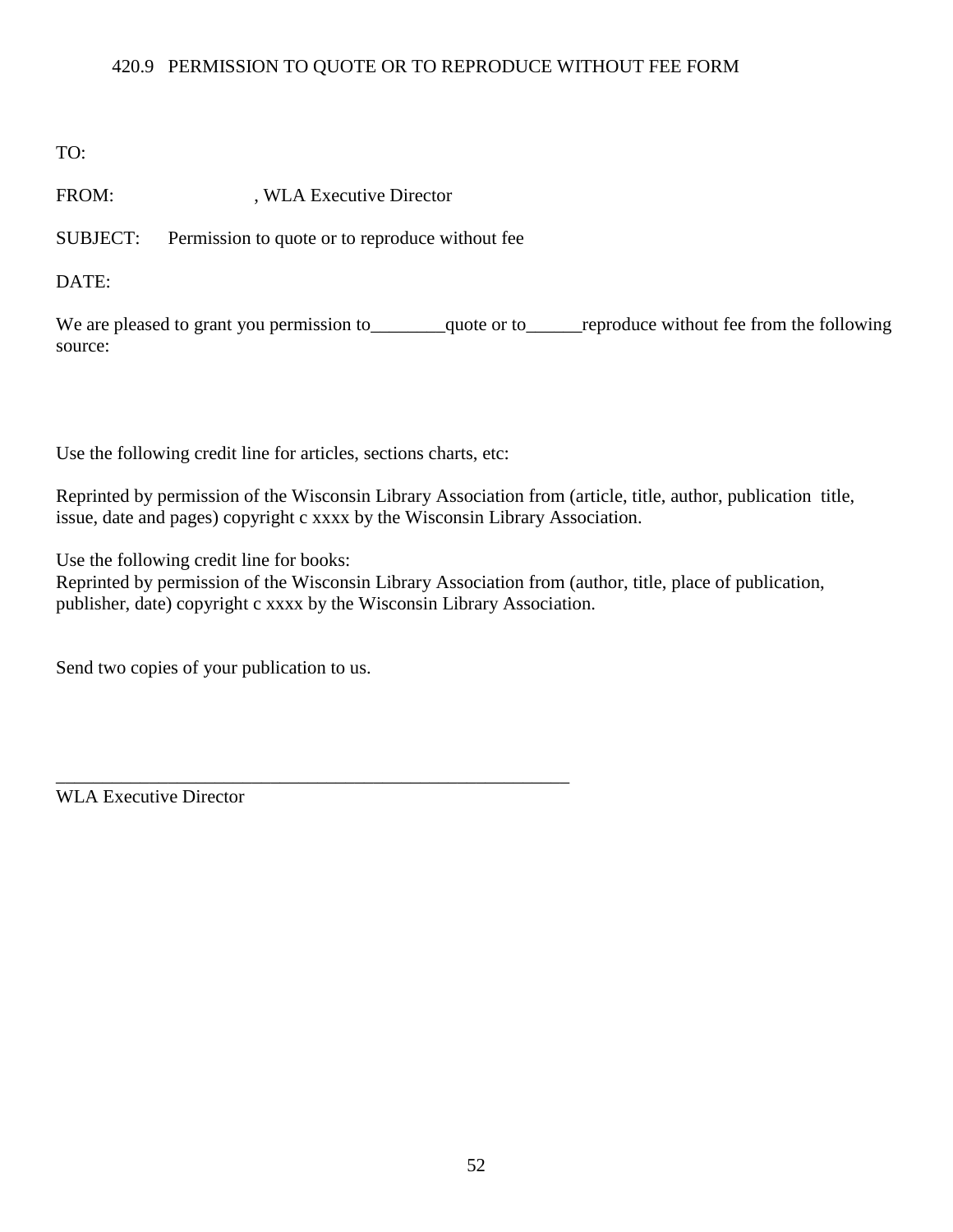## 420.9 PERMISSION TO QUOTE OR TO REPRODUCE WITHOUT FEE FORM

TO:

FROM: , WLA Executive Director

SUBJECT: Permission to quote or to reproduce without fee

DATE:

We are pleased to grant you permission to________quote or to______reproduce without fee from the following source:

Use the following credit line for articles, sections charts, etc:

Reprinted by permission of the Wisconsin Library Association from (article, title, author, publication title, issue, date and pages) copyright c xxxx by the Wisconsin Library Association.

Use the following credit line for books:
Reprinted by permission of the Wisconsin Library Association from (author, title, place of publication, publisher, date) copyright c xxxx by the Wisconsin Library Association.

Send two copies of your publication to us.

_________________________________________________________
WLA Executive Director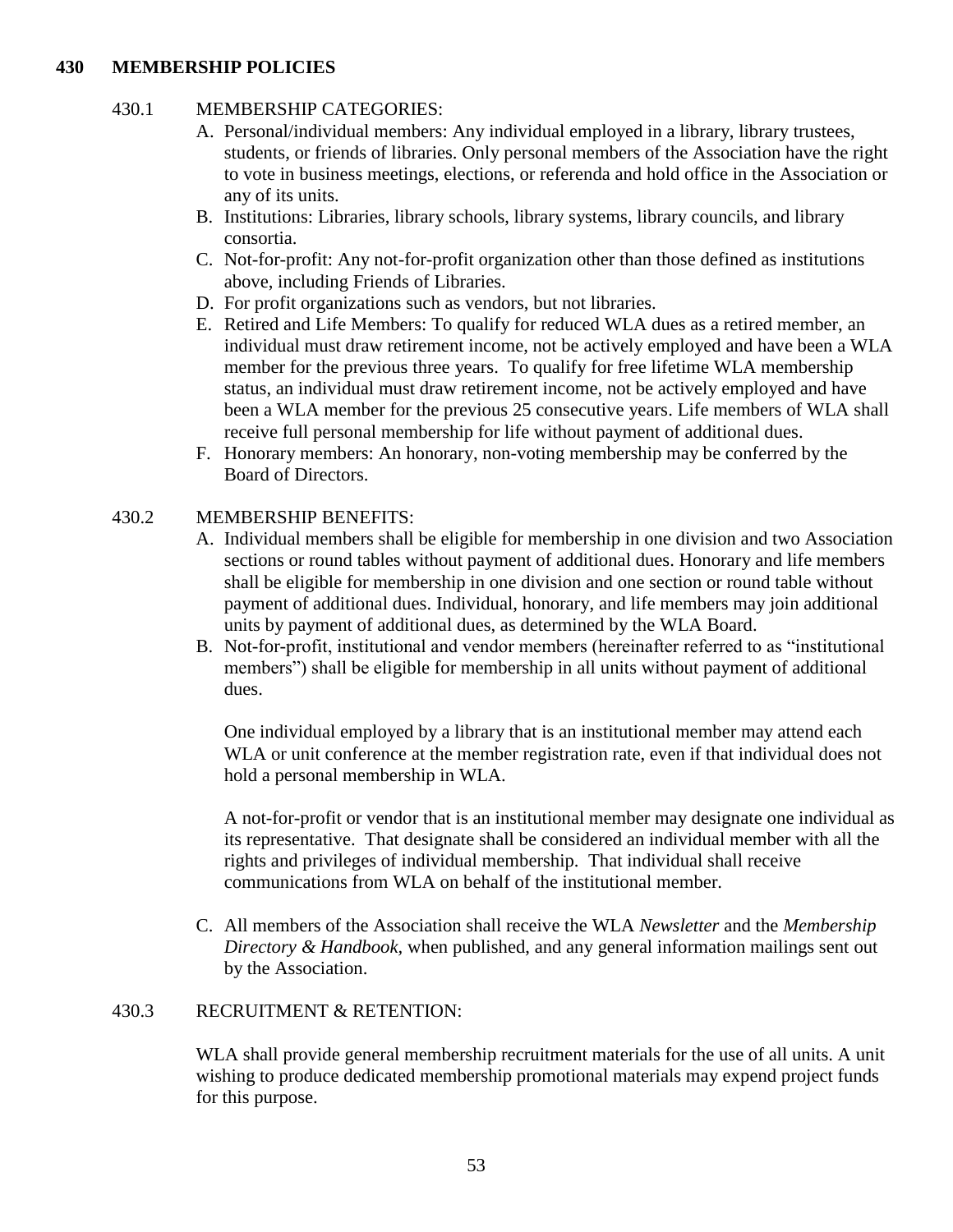## 430 MEMBERSHIP POLICIES

### 430.1 MEMBERSHIP CATEGORIES:

A. Personal/individual members: Any individual employed in a library, library trustees, students, or friends of libraries. Only personal members of the Association have the right to vote in business meetings, elections, or referenda and hold office in the Association or any of its units.
B. Institutions: Libraries, library schools, library systems, library councils, and library consortia.
C. Not-for-profit: Any not-for-profit organization other than those defined as institutions above, including Friends of Libraries.
D. For profit organizations such as vendors, but not libraries.
E. Retired and Life Members: To qualify for reduced WLA dues as a retired member, an individual must draw retirement income, not be actively employed and have been a WLA member for the previous three years. To qualify for free lifetime WLA membership status, an individual must draw retirement income, not be actively employed and have been a WLA member for the previous 25 consecutive years. Life members of WLA shall receive full personal membership for life without payment of additional dues.
F. Honorary members: An honorary, non-voting membership may be conferred by the Board of Directors.

### 430.2 MEMBERSHIP BENEFITS:

A. Individual members shall be eligible for membership in one division and two Association sections or round tables without payment of additional dues. Honorary and life members shall be eligible for membership in one division and one section or round table without payment of additional dues. Individual, honorary, and life members may join additional units by payment of additional dues, as determined by the WLA Board.
B. Not-for-profit, institutional and vendor members (hereinafter referred to as "institutional members") shall be eligible for membership in all units without payment of additional dues.

   One individual employed by a library that is an institutional member may attend each WLA or unit conference at the member registration rate, even if that individual does not hold a personal membership in WLA.

   A not-for-profit or vendor that is an institutional member may designate one individual as its representative. That designate shall be considered an individual member with all the rights and privileges of individual membership. That individual shall receive communications from WLA on behalf of the institutional member.

C. All members of the Association shall receive the WLA *Newsletter* and the *Membership Directory & Handbook*, when published, and any general information mailings sent out by the Association.

### 430.3 RECRUITMENT & RETENTION:

WLA shall provide general membership recruitment materials for the use of all units. A unit wishing to produce dedicated membership promotional materials may expend project funds for this purpose.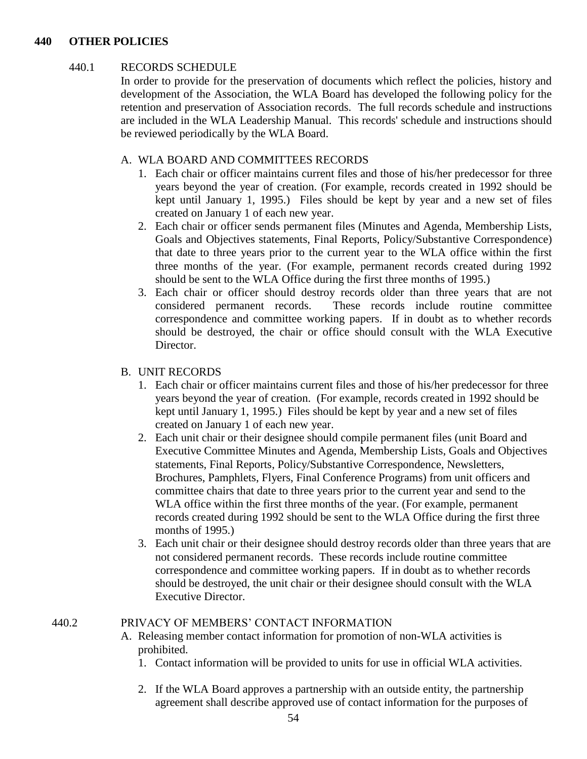## 440 OTHER POLICIES

### 440.1 RECORDS SCHEDULE

In order to provide for the preservation of documents which reflect the policies, history and development of the Association, the WLA Board has developed the following policy for the retention and preservation of Association records. The full records schedule and instructions are included in the WLA Leadership Manual. This records' schedule and instructions should be reviewed periodically by the WLA Board.

A. WLA BOARD AND COMMITTEES RECORDS

1. Each chair or officer maintains current files and those of his/her predecessor for three years beyond the year of creation. (For example, records created in 1992 should be kept until January 1, 1995.) Files should be kept by year and a new set of files created on January 1 of each new year.
2. Each chair or officer sends permanent files (Minutes and Agenda, Membership Lists, Goals and Objectives statements, Final Reports, Policy/Substantive Correspondence) that date to three years prior to the current year to the WLA office within the first three months of the year. (For example, permanent records created during 1992 should be sent to the WLA Office during the first three months of 1995.)
3. Each chair or officer should destroy records older than three years that are not considered permanent records. These records include routine committee correspondence and committee working papers. If in doubt as to whether records should be destroyed, the chair or office should consult with the WLA Executive Director.

B. UNIT RECORDS

1. Each chair or officer maintains current files and those of his/her predecessor for three years beyond the year of creation. (For example, records created in 1992 should be kept until January 1, 1995.) Files should be kept by year and a new set of files created on January 1 of each new year.
2. Each unit chair or their designee should compile permanent files (unit Board and Executive Committee Minutes and Agenda, Membership Lists, Goals and Objectives statements, Final Reports, Policy/Substantive Correspondence, Newsletters, Brochures, Pamphlets, Flyers, Final Conference Programs) from unit officers and committee chairs that date to three years prior to the current year and send to the WLA office within the first three months of the year. (For example, permanent records created during 1992 should be sent to the WLA Office during the first three months of 1995.)
3. Each unit chair or their designee should destroy records older than three years that are not considered permanent records. These records include routine committee correspondence and committee working papers. If in doubt as to whether records should be destroyed, the unit chair or their designee should consult with the WLA Executive Director.

### 440.2 PRIVACY OF MEMBERS' CONTACT INFORMATION

A. Releasing member contact information for promotion of non-WLA activities is prohibited.

1. Contact information will be provided to units for use in official WLA activities.
2. If the WLA Board approves a partnership with an outside entity, the partnership agreement shall describe approved use of contact information for the purposes of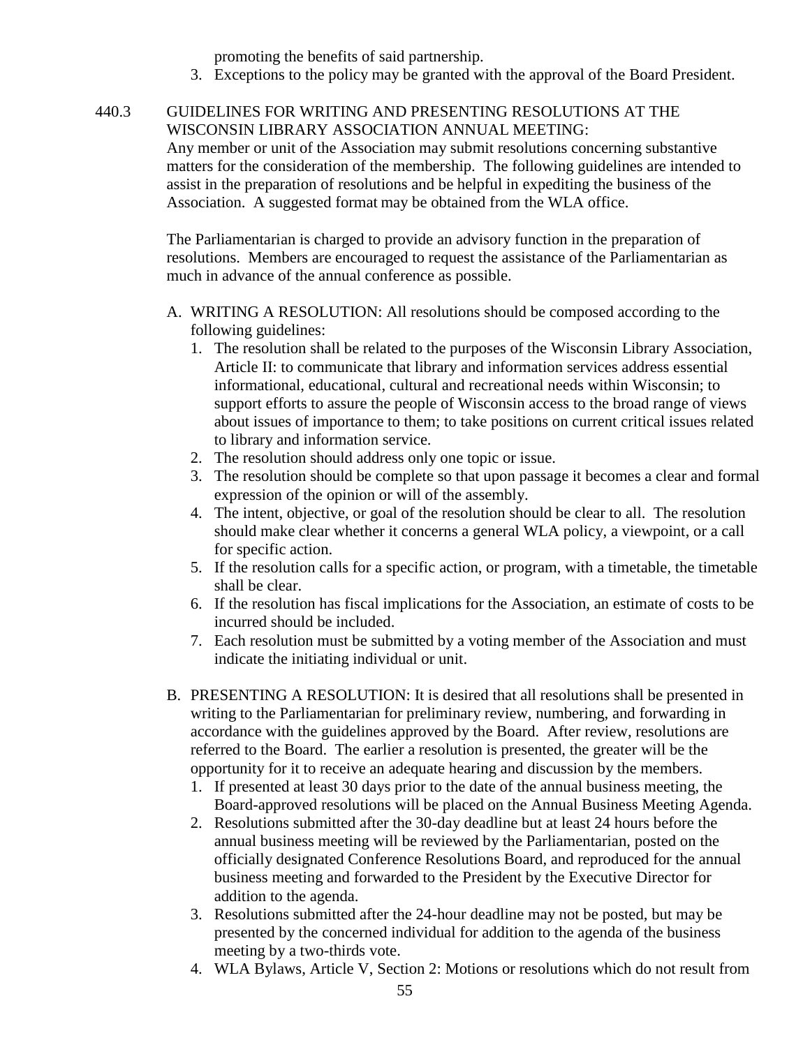promoting the benefits of said partnership.

3. Exceptions to the policy may be granted with the approval of the Board President.

### 440.3 GUIDELINES FOR WRITING AND PRESENTING RESOLUTIONS AT THE WISCONSIN LIBRARY ASSOCIATION ANNUAL MEETING:

Any member or unit of the Association may submit resolutions concerning substantive matters for the consideration of the membership. The following guidelines are intended to assist in the preparation of resolutions and be helpful in expediting the business of the Association. A suggested format may be obtained from the WLA office.

The Parliamentarian is charged to provide an advisory function in the preparation of resolutions. Members are encouraged to request the assistance of the Parliamentarian as much in advance of the annual conference as possible.

A. WRITING A RESOLUTION: All resolutions should be composed according to the following guidelines:
   1. The resolution shall be related to the purposes of the Wisconsin Library Association, Article II: to communicate that library and information services address essential informational, educational, cultural and recreational needs within Wisconsin; to support efforts to assure the people of Wisconsin access to the broad range of views about issues of importance to them; to take positions on current critical issues related to library and information service.
   2. The resolution should address only one topic or issue.
   3. The resolution should be complete so that upon passage it becomes a clear and formal expression of the opinion or will of the assembly.
   4. The intent, objective, or goal of the resolution should be clear to all. The resolution should make clear whether it concerns a general WLA policy, a viewpoint, or a call for specific action.
   5. If the resolution calls for a specific action, or program, with a timetable, the timetable shall be clear.
   6. If the resolution has fiscal implications for the Association, an estimate of costs to be incurred should be included.
   7. Each resolution must be submitted by a voting member of the Association and must indicate the initiating individual or unit.

B. PRESENTING A RESOLUTION: It is desired that all resolutions shall be presented in writing to the Parliamentarian for preliminary review, numbering, and forwarding in accordance with the guidelines approved by the Board. After review, resolutions are referred to the Board. The earlier a resolution is presented, the greater will be the opportunity for it to receive an adequate hearing and discussion by the members.
   1. If presented at least 30 days prior to the date of the annual business meeting, the Board-approved resolutions will be placed on the Annual Business Meeting Agenda.
   2. Resolutions submitted after the 30-day deadline but at least 24 hours before the annual business meeting will be reviewed by the Parliamentarian, posted on the officially designated Conference Resolutions Board, and reproduced for the annual business meeting and forwarded to the President by the Executive Director for addition to the agenda.
   3. Resolutions submitted after the 24-hour deadline may not be posted, but may be presented by the concerned individual for addition to the agenda of the business meeting by a two-thirds vote.
   4. WLA Bylaws, Article V, Section 2: Motions or resolutions which do not result from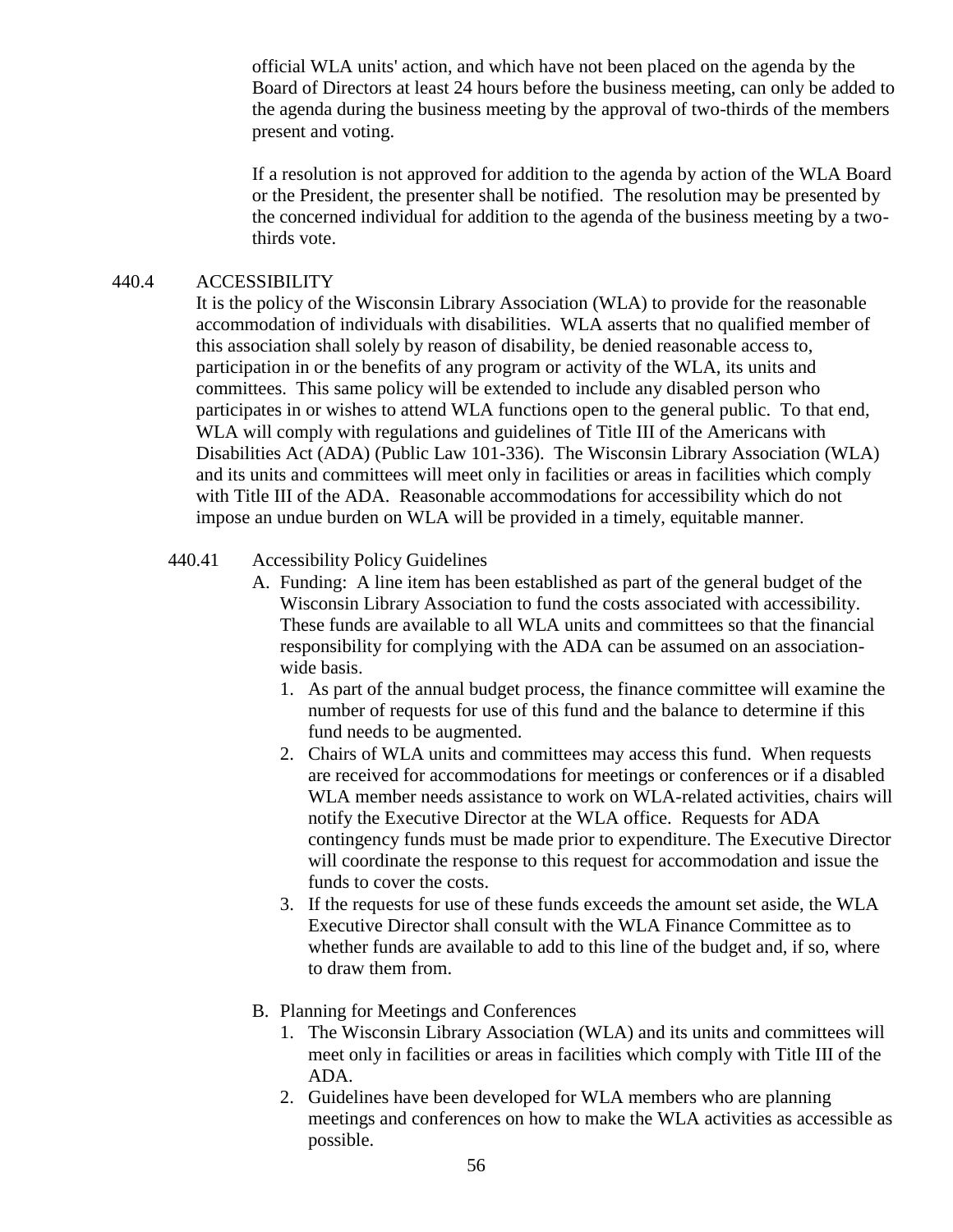official WLA units' action, and which have not been placed on the agenda by the Board of Directors at least 24 hours before the business meeting, can only be added to the agenda during the business meeting by the approval of two-thirds of the members present and voting.

If a resolution is not approved for addition to the agenda by action of the WLA Board or the President, the presenter shall be notified. The resolution may be presented by the concerned individual for addition to the agenda of the business meeting by a two-thirds vote.

## 440.4 ACCESSIBILITY

It is the policy of the Wisconsin Library Association (WLA) to provide for the reasonable accommodation of individuals with disabilities. WLA asserts that no qualified member of this association shall solely by reason of disability, be denied reasonable access to, participation in or the benefits of any program or activity of the WLA, its units and committees. This same policy will be extended to include any disabled person who participates in or wishes to attend WLA functions open to the general public. To that end, WLA will comply with regulations and guidelines of Title III of the Americans with Disabilities Act (ADA) (Public Law 101-336). The Wisconsin Library Association (WLA) and its units and committees will meet only in facilities or areas in facilities which comply with Title III of the ADA. Reasonable accommodations for accessibility which do not impose an undue burden on WLA will be provided in a timely, equitable manner.

### 440.41 Accessibility Policy Guidelines

A. Funding: A line item has been established as part of the general budget of the Wisconsin Library Association to fund the costs associated with accessibility. These funds are available to all WLA units and committees so that the financial responsibility for complying with the ADA can be assumed on an association-wide basis.
   1. As part of the annual budget process, the finance committee will examine the number of requests for use of this fund and the balance to determine if this fund needs to be augmented.
   2. Chairs of WLA units and committees may access this fund. When requests are received for accommodations for meetings or conferences or if a disabled WLA member needs assistance to work on WLA-related activities, chairs will notify the Executive Director at the WLA office. Requests for ADA contingency funds must be made prior to expenditure. The Executive Director will coordinate the response to this request for accommodation and issue the funds to cover the costs.
   3. If the requests for use of these funds exceeds the amount set aside, the WLA Executive Director shall consult with the WLA Finance Committee as to whether funds are available to add to this line of the budget and, if so, where to draw them from.

B. Planning for Meetings and Conferences
   1. The Wisconsin Library Association (WLA) and its units and committees will meet only in facilities or areas in facilities which comply with Title III of the ADA.
   2. Guidelines have been developed for WLA members who are planning meetings and conferences on how to make the WLA activities as accessible as possible.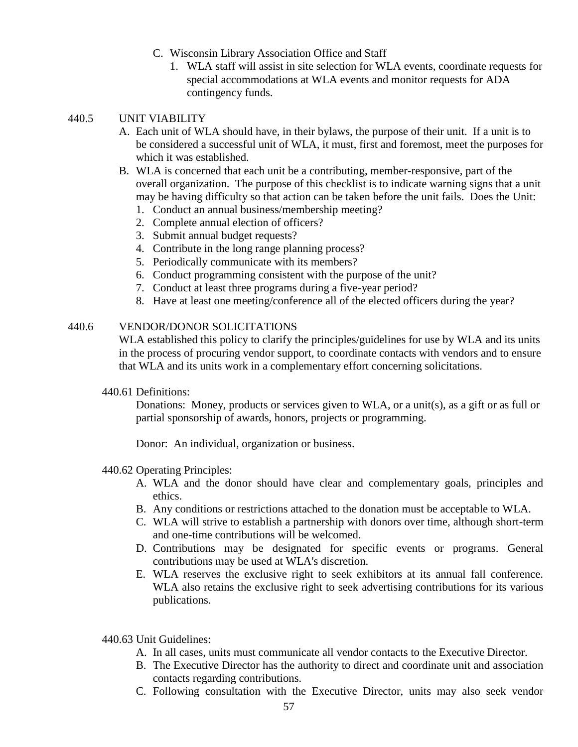C. Wisconsin Library Association Office and Staff
   1. WLA staff will assist in site selection for WLA events, coordinate requests for special accommodations at WLA events and monitor requests for ADA contingency funds.

440.5 UNIT VIABILITY

A. Each unit of WLA should have, in their bylaws, the purpose of their unit. If a unit is to be considered a successful unit of WLA, it must, first and foremost, meet the purposes for which it was established.
B. WLA is concerned that each unit be a contributing, member-responsive, part of the overall organization. The purpose of this checklist is to indicate warning signs that a unit may be having difficulty so that action can be taken before the unit fails. Does the Unit:
   1. Conduct an annual business/membership meeting?
   2. Complete annual election of officers?
   3. Submit annual budget requests?
   4. Contribute in the long range planning process?
   5. Periodically communicate with its members?
   6. Conduct programming consistent with the purpose of the unit?
   7. Conduct at least three programs during a five-year period?
   8. Have at least one meeting/conference all of the elected officers during the year?

440.6 VENDOR/DONOR SOLICITATIONS

WLA established this policy to clarify the principles/guidelines for use by WLA and its units in the process of procuring vendor support, to coordinate contacts with vendors and to ensure that WLA and its units work in a complementary effort concerning solicitations.

440.61 Definitions:

Donations: Money, products or services given to WLA, or a unit(s), as a gift or as full or partial sponsorship of awards, honors, projects or programming.

Donor: An individual, organization or business.

440.62 Operating Principles:

A. WLA and the donor should have clear and complementary goals, principles and ethics.
B. Any conditions or restrictions attached to the donation must be acceptable to WLA.
C. WLA will strive to establish a partnership with donors over time, although short-term and one-time contributions will be welcomed.
D. Contributions may be designated for specific events or programs. General contributions may be used at WLA's discretion.
E. WLA reserves the exclusive right to seek exhibitors at its annual fall conference. WLA also retains the exclusive right to seek advertising contributions for its various publications.

440.63 Unit Guidelines:

A. In all cases, units must communicate all vendor contacts to the Executive Director.
B. The Executive Director has the authority to direct and coordinate unit and association contacts regarding contributions.
C. Following consultation with the Executive Director, units may also seek vendor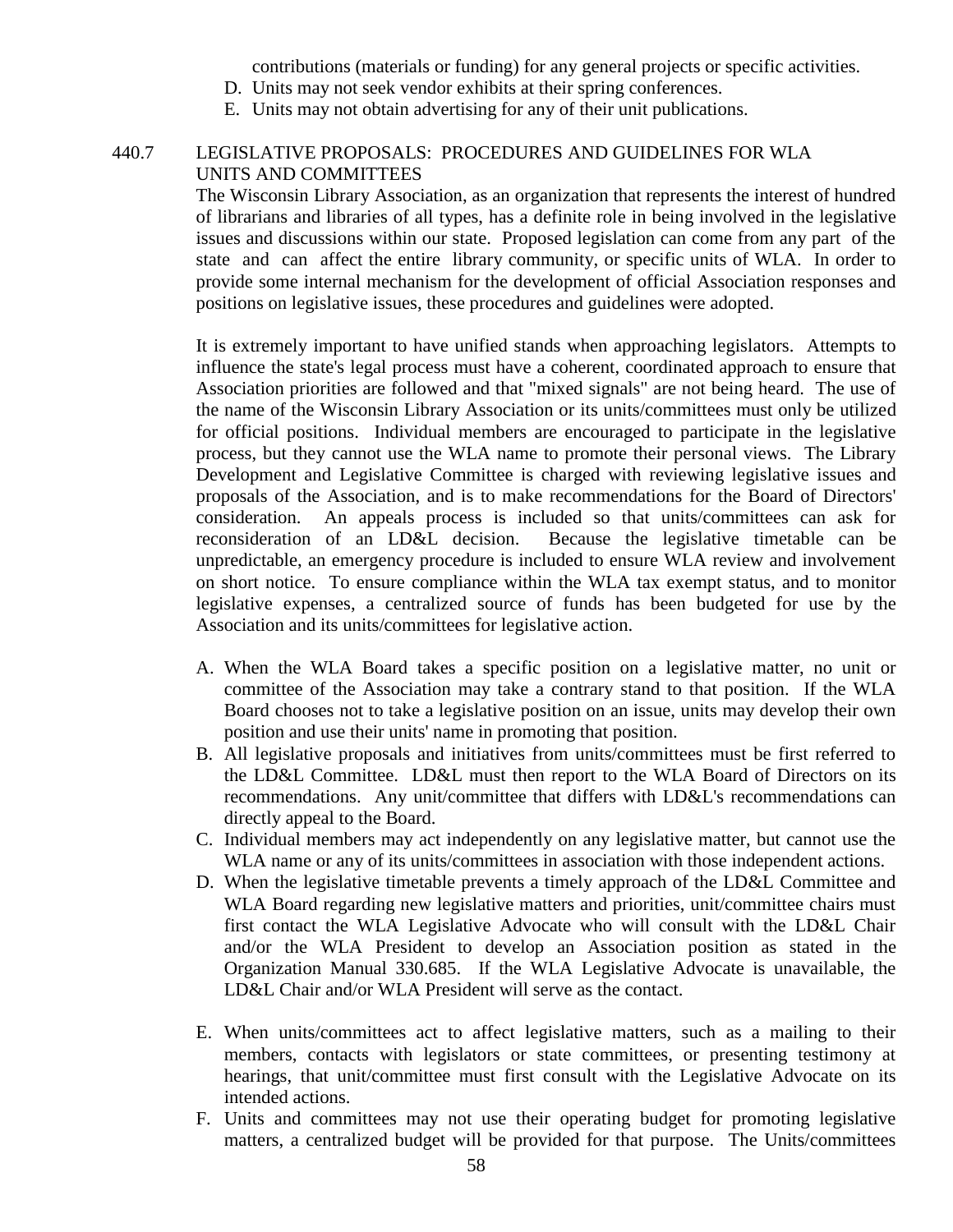contributions (materials or funding) for any general projects or specific activities.

D. Units may not seek vendor exhibits at their spring conferences.
E. Units may not obtain advertising for any of their unit publications.

### 440.7 LEGISLATIVE PROPOSALS: PROCEDURES AND GUIDELINES FOR WLA UNITS AND COMMITTEES

The Wisconsin Library Association, as an organization that represents the interest of hundred of librarians and libraries of all types, has a definite role in being involved in the legislative issues and discussions within our state. Proposed legislation can come from any part of the state and can affect the entire library community, or specific units of WLA. In order to provide some internal mechanism for the development of official Association responses and positions on legislative issues, these procedures and guidelines were adopted.

It is extremely important to have unified stands when approaching legislators. Attempts to influence the state's legal process must have a coherent, coordinated approach to ensure that Association priorities are followed and that "mixed signals" are not being heard. The use of the name of the Wisconsin Library Association or its units/committees must only be utilized for official positions. Individual members are encouraged to participate in the legislative process, but they cannot use the WLA name to promote their personal views. The Library Development and Legislative Committee is charged with reviewing legislative issues and proposals of the Association, and is to make recommendations for the Board of Directors' consideration. An appeals process is included so that units/committees can ask for reconsideration of an LD&L decision. Because the legislative timetable can be unpredictable, an emergency procedure is included to ensure WLA review and involvement on short notice. To ensure compliance within the WLA tax exempt status, and to monitor legislative expenses, a centralized source of funds has been budgeted for use by the Association and its units/committees for legislative action.

A. When the WLA Board takes a specific position on a legislative matter, no unit or committee of the Association may take a contrary stand to that position. If the WLA Board chooses not to take a legislative position on an issue, units may develop their own position and use their units' name in promoting that position.
B. All legislative proposals and initiatives from units/committees must be first referred to the LD&L Committee. LD&L must then report to the WLA Board of Directors on its recommendations. Any unit/committee that differs with LD&L's recommendations can directly appeal to the Board.
C. Individual members may act independently on any legislative matter, but cannot use the WLA name or any of its units/committees in association with those independent actions.
D. When the legislative timetable prevents a timely approach of the LD&L Committee and WLA Board regarding new legislative matters and priorities, unit/committee chairs must first contact the WLA Legislative Advocate who will consult with the LD&L Chair and/or the WLA President to develop an Association position as stated in the Organization Manual 330.685. If the WLA Legislative Advocate is unavailable, the LD&L Chair and/or WLA President will serve as the contact.
E. When units/committees act to affect legislative matters, such as a mailing to their members, contacts with legislators or state committees, or presenting testimony at hearings, that unit/committee must first consult with the Legislative Advocate on its intended actions.
F. Units and committees may not use their operating budget for promoting legislative matters, a centralized budget will be provided for that purpose. The Units/committees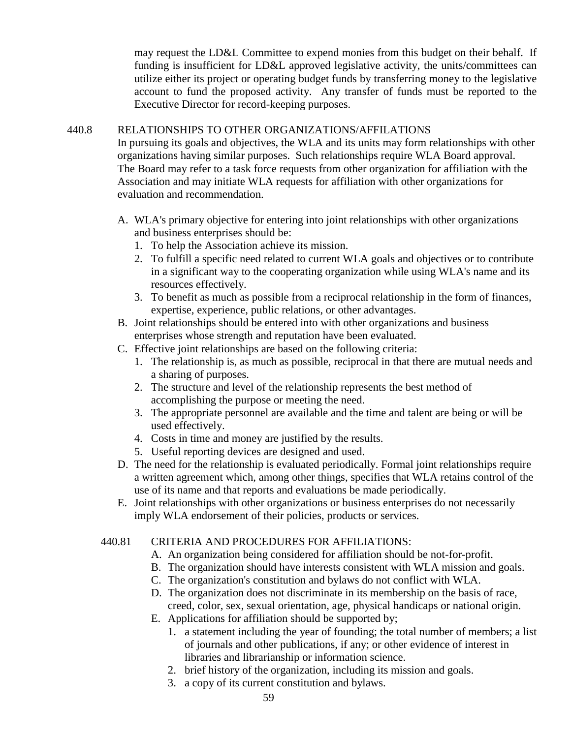may request the LD&L Committee to expend monies from this budget on their behalf. If funding is insufficient for LD&L approved legislative activity, the units/committees can utilize either its project or operating budget funds by transferring money to the legislative account to fund the proposed activity. Any transfer of funds must be reported to the Executive Director for record-keeping purposes.

440.8 RELATIONSHIPS TO OTHER ORGANIZATIONS/AFFILATIONS

In pursuing its goals and objectives, the WLA and its units may form relationships with other organizations having similar purposes. Such relationships require WLA Board approval. The Board may refer to a task force requests from other organization for affiliation with the Association and may initiate WLA requests for affiliation with other organizations for evaluation and recommendation.

A. WLA's primary objective for entering into joint relationships with other organizations and business enterprises should be:
   1. To help the Association achieve its mission.
   2. To fulfill a specific need related to current WLA goals and objectives or to contribute in a significant way to the cooperating organization while using WLA's name and its resources effectively.
   3. To benefit as much as possible from a reciprocal relationship in the form of finances, expertise, experience, public relations, or other advantages.
B. Joint relationships should be entered into with other organizations and business enterprises whose strength and reputation have been evaluated.
C. Effective joint relationships are based on the following criteria:
   1. The relationship is, as much as possible, reciprocal in that there are mutual needs and a sharing of purposes.
   2. The structure and level of the relationship represents the best method of accomplishing the purpose or meeting the need.
   3. The appropriate personnel are available and the time and talent are being or will be used effectively.
   4. Costs in time and money are justified by the results.
   5. Useful reporting devices are designed and used.
D. The need for the relationship is evaluated periodically. Formal joint relationships require a written agreement which, among other things, specifies that WLA retains control of the use of its name and that reports and evaluations be made periodically.
E. Joint relationships with other organizations or business enterprises do not necessarily imply WLA endorsement of their policies, products or services.

440.81 CRITERIA AND PROCEDURES FOR AFFILIATIONS:

A. An organization being considered for affiliation should be not-for-profit.
B. The organization should have interests consistent with WLA mission and goals.
C. The organization's constitution and bylaws do not conflict with WLA.
D. The organization does not discriminate in its membership on the basis of race, creed, color, sex, sexual orientation, age, physical handicaps or national origin.
E. Applications for affiliation should be supported by;
   1. a statement including the year of founding; the total number of members; a list of journals and other publications, if any; or other evidence of interest in libraries and librarianship or information science.
   2. brief history of the organization, including its mission and goals.
   3. a copy of its current constitution and bylaws.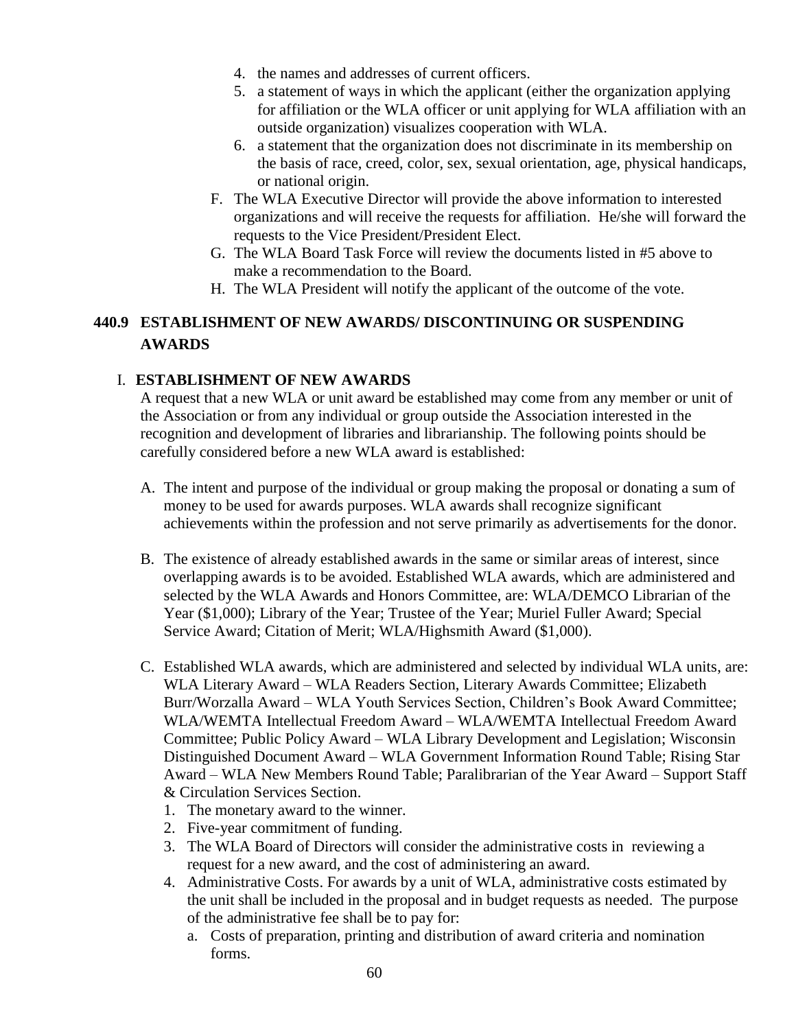4. the names and addresses of current officers.
5. a statement of ways in which the applicant (either the organization applying for affiliation or the WLA officer or unit applying for WLA affiliation with an outside organization) visualizes cooperation with WLA.
6. a statement that the organization does not discriminate in its membership on the basis of race, creed, color, sex, sexual orientation, age, physical handicaps, or national origin.

F. The WLA Executive Director will provide the above information to interested organizations and will receive the requests for affiliation. He/she will forward the requests to the Vice President/President Elect.

G. The WLA Board Task Force will review the documents listed in #5 above to make a recommendation to the Board.

H. The WLA President will notify the applicant of the outcome of the vote.

## 440.9 ESTABLISHMENT OF NEW AWARDS/ DISCONTINUING OR SUSPENDING AWARDS

### I. ESTABLISHMENT OF NEW AWARDS

A request that a new WLA or unit award be established may come from any member or unit of the Association or from any individual or group outside the Association interested in the recognition and development of libraries and librarianship. The following points should be carefully considered before a new WLA award is established:

A. The intent and purpose of the individual or group making the proposal or donating a sum of money to be used for awards purposes. WLA awards shall recognize significant achievements within the profession and not serve primarily as advertisements for the donor.

B. The existence of already established awards in the same or similar areas of interest, since overlapping awards is to be avoided. Established WLA awards, which are administered and selected by the WLA Awards and Honors Committee, are: WLA/DEMCO Librarian of the Year ($1,000); Library of the Year; Trustee of the Year; Muriel Fuller Award; Special Service Award; Citation of Merit; WLA/Highsmith Award ($1,000).

C. Established WLA awards, which are administered and selected by individual WLA units, are: WLA Literary Award – WLA Readers Section, Literary Awards Committee; Elizabeth Burr/Worzalla Award – WLA Youth Services Section, Children's Book Award Committee; WLA/WEMTA Intellectual Freedom Award – WLA/WEMTA Intellectual Freedom Award Committee; Public Policy Award – WLA Library Development and Legislation; Wisconsin Distinguished Document Award – WLA Government Information Round Table; Rising Star Award – WLA New Members Round Table; Paralibrarian of the Year Award – Support Staff & Circulation Services Section.

1. The monetary award to the winner.
2. Five-year commitment of funding.
3. The WLA Board of Directors will consider the administrative costs in reviewing a request for a new award, and the cost of administering an award.
4. Administrative Costs. For awards by a unit of WLA, administrative costs estimated by the unit shall be included in the proposal and in budget requests as needed. The purpose of the administrative fee shall be to pay for:
   a. Costs of preparation, printing and distribution of award criteria and nomination forms.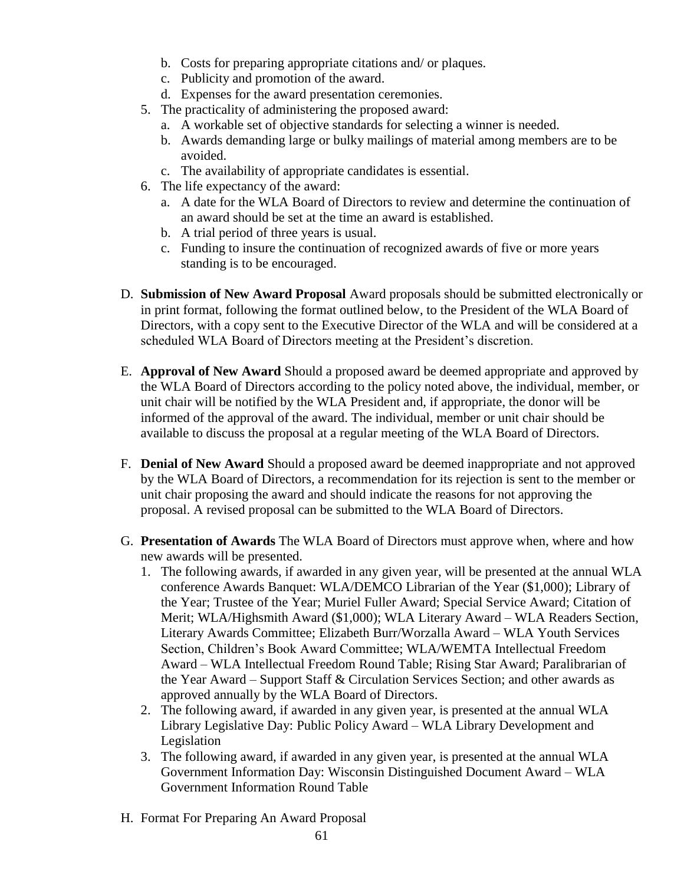b. Costs for preparing appropriate citations and/ or plaques.
   c. Publicity and promotion of the award.
   d. Expenses for the award presentation ceremonies.

5. The practicality of administering the proposed award:
   a. A workable set of objective standards for selecting a winner is needed.
   b. Awards demanding large or bulky mailings of material among members are to be avoided.
   c. The availability of appropriate candidates is essential.

6. The life expectancy of the award:
   a. A date for the WLA Board of Directors to review and determine the continuation of an award should be set at the time an award is established.
   b. A trial period of three years is usual.
   c. Funding to insure the continuation of recognized awards of five or more years standing is to be encouraged.

D. **Submission of New Award Proposal** Award proposals should be submitted electronically or in print format, following the format outlined below, to the President of the WLA Board of Directors, with a copy sent to the Executive Director of the WLA and will be considered at a scheduled WLA Board of Directors meeting at the President's discretion.

E. **Approval of New Award** Should a proposed award be deemed appropriate and approved by the WLA Board of Directors according to the policy noted above, the individual, member, or unit chair will be notified by the WLA President and, if appropriate, the donor will be informed of the approval of the award. The individual, member or unit chair should be available to discuss the proposal at a regular meeting of the WLA Board of Directors.

F. **Denial of New Award** Should a proposed award be deemed inappropriate and not approved by the WLA Board of Directors, a recommendation for its rejection is sent to the member or unit chair proposing the award and should indicate the reasons for not approving the proposal. A revised proposal can be submitted to the WLA Board of Directors.

G. **Presentation of Awards** The WLA Board of Directors must approve when, where and how new awards will be presented.
   1. The following awards, if awarded in any given year, will be presented at the annual WLA conference Awards Banquet: WLA/DEMCO Librarian of the Year ($1,000); Library of the Year; Trustee of the Year; Muriel Fuller Award; Special Service Award; Citation of Merit; WLA/Highsmith Award ($1,000); WLA Literary Award – WLA Readers Section, Literary Awards Committee; Elizabeth Burr/Worzalla Award – WLA Youth Services Section, Children's Book Award Committee; WLA/WEMTA Intellectual Freedom Award – WLA Intellectual Freedom Round Table; Rising Star Award; Paralibrarian of the Year Award – Support Staff & Circulation Services Section; and other awards as approved annually by the WLA Board of Directors.
   2. The following award, if awarded in any given year, is presented at the annual WLA Library Legislative Day: Public Policy Award – WLA Library Development and Legislation
   3. The following award, if awarded in any given year, is presented at the annual WLA Government Information Day: Wisconsin Distinguished Document Award – WLA Government Information Round Table

H. Format For Preparing An Award Proposal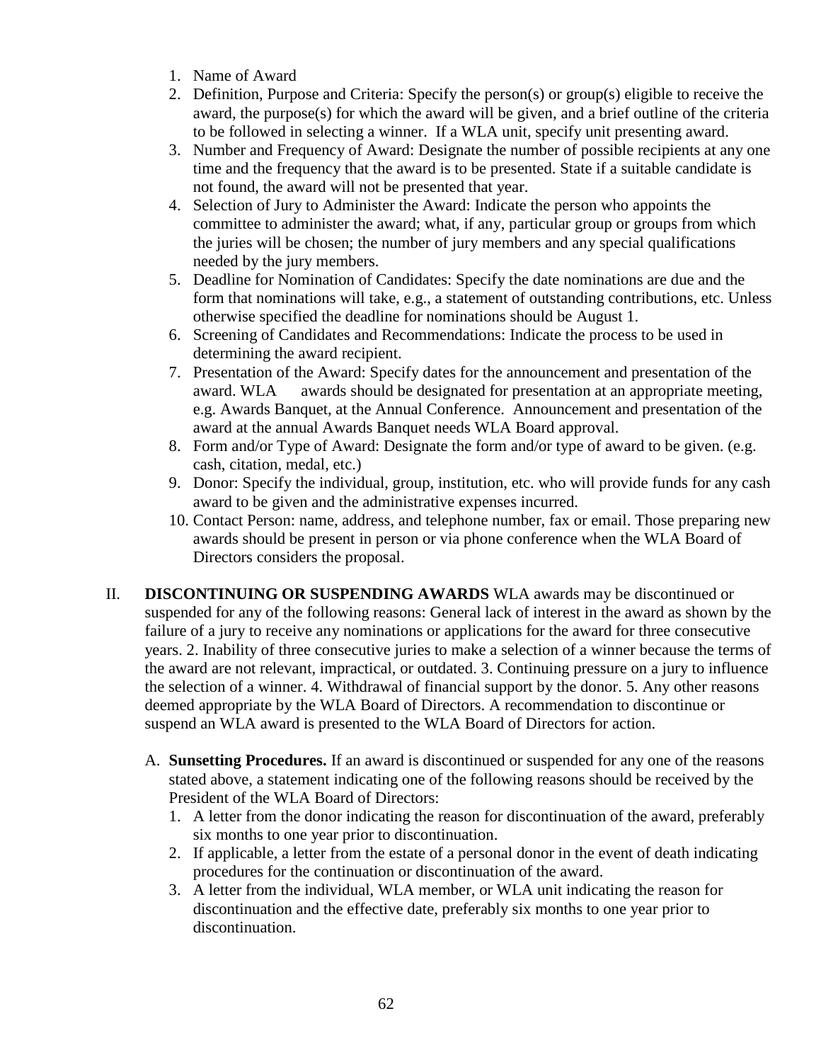1. Name of Award
2. Definition, Purpose and Criteria: Specify the person(s) or group(s) eligible to receive the award, the purpose(s) for which the award will be given, and a brief outline of the criteria to be followed in selecting a winner. If a WLA unit, specify unit presenting award.
3. Number and Frequency of Award: Designate the number of possible recipients at any one time and the frequency that the award is to be presented. State if a suitable candidate is not found, the award will not be presented that year.
4. Selection of Jury to Administer the Award: Indicate the person who appoints the committee to administer the award; what, if any, particular group or groups from which the juries will be chosen; the number of jury members and any special qualifications needed by the jury members.
5. Deadline for Nomination of Candidates: Specify the date nominations are due and the form that nominations will take, e.g., a statement of outstanding contributions, etc. Unless otherwise specified the deadline for nominations should be August 1.
6. Screening of Candidates and Recommendations: Indicate the process to be used in determining the award recipient.
7. Presentation of the Award: Specify dates for the announcement and presentation of the award. WLA awards should be designated for presentation at an appropriate meeting, e.g. Awards Banquet, at the Annual Conference. Announcement and presentation of the award at the annual Awards Banquet needs WLA Board approval.
8. Form and/or Type of Award: Designate the form and/or type of award to be given. (e.g. cash, citation, medal, etc.)
9. Donor: Specify the individual, group, institution, etc. who will provide funds for any cash award to be given and the administrative expenses incurred.
10. Contact Person: name, address, and telephone number, fax or email. Those preparing new awards should be present in person or via phone conference when the WLA Board of Directors considers the proposal.

II. **DISCONTINUING OR SUSPENDING AWARDS** WLA awards may be discontinued or suspended for any of the following reasons: General lack of interest in the award as shown by the failure of a jury to receive any nominations or applications for the award for three consecutive years. 2. Inability of three consecutive juries to make a selection of a winner because the terms of the award are not relevant, impractical, or outdated. 3. Continuing pressure on a jury to influence the selection of a winner. 4. Withdrawal of financial support by the donor. 5. Any other reasons deemed appropriate by the WLA Board of Directors. A recommendation to discontinue or suspend an WLA award is presented to the WLA Board of Directors for action.

A. **Sunsetting Procedures.** If an award is discontinued or suspended for any one of the reasons stated above, a statement indicating one of the following reasons should be received by the President of the WLA Board of Directors:
   1. A letter from the donor indicating the reason for discontinuation of the award, preferably six months to one year prior to discontinuation.
   2. If applicable, a letter from the estate of a personal donor in the event of death indicating procedures for the continuation or discontinuation of the award.
   3. A letter from the individual, WLA member, or WLA unit indicating the reason for discontinuation and the effective date, preferably six months to one year prior to discontinuation.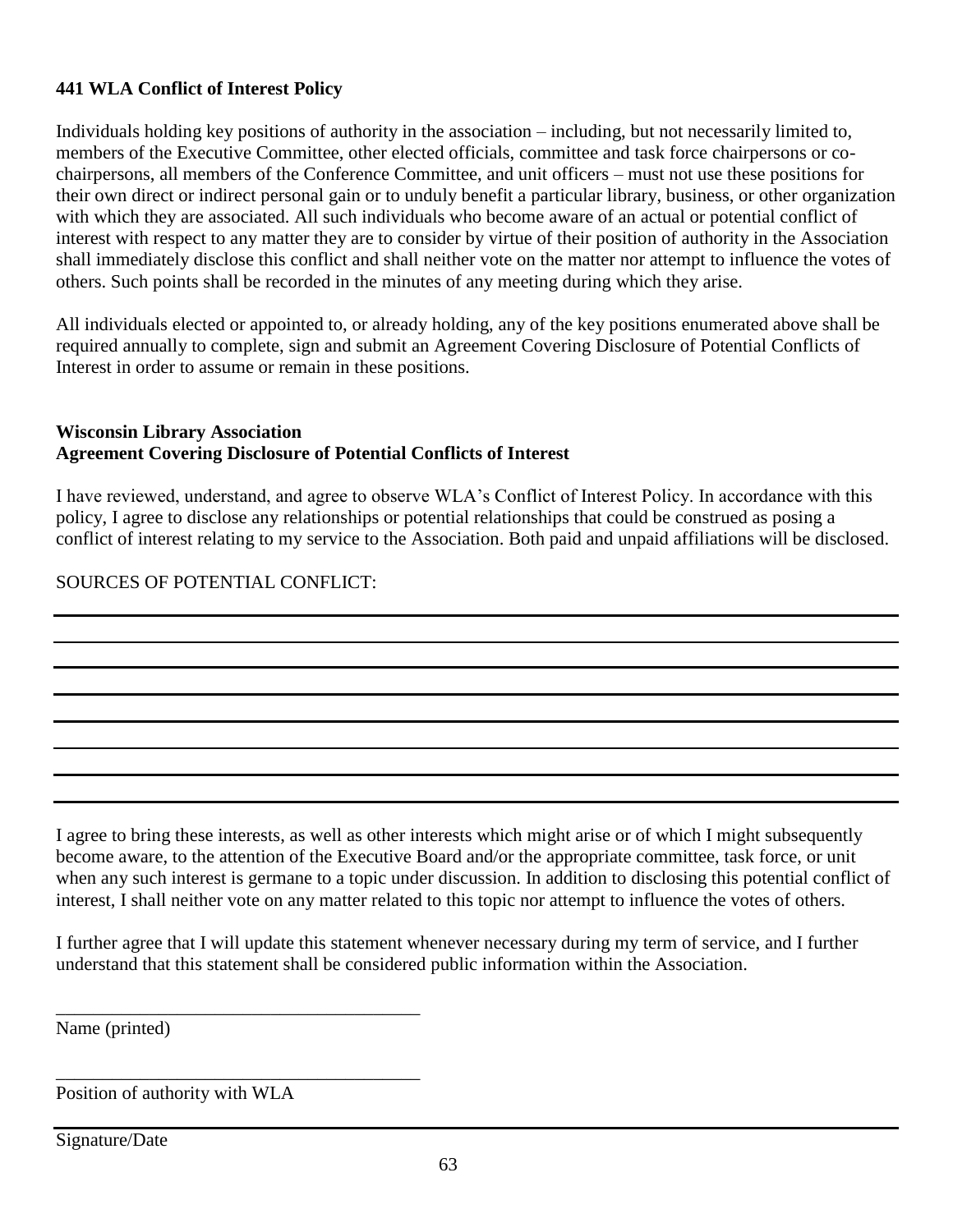**441 WLA Conflict of Interest Policy**

Individuals holding key positions of authority in the association – including, but not necessarily limited to, members of the Executive Committee, other elected officials, committee and task force chairpersons or co-chairpersons, all members of the Conference Committee, and unit officers – must not use these positions for their own direct or indirect personal gain or to unduly benefit a particular library, business, or other organization with which they are associated. All such individuals who become aware of an actual or potential conflict of interest with respect to any matter they are to consider by virtue of their position of authority in the Association shall immediately disclose this conflict and shall neither vote on the matter nor attempt to influence the votes of others. Such points shall be recorded in the minutes of any meeting during which they arise.

All individuals elected or appointed to, or already holding, any of the key positions enumerated above shall be required annually to complete, sign and submit an Agreement Covering Disclosure of Potential Conflicts of Interest in order to assume or remain in these positions.

**Wisconsin Library Association**
**Agreement Covering Disclosure of Potential Conflicts of Interest**

I have reviewed, understand, and agree to observe WLA's Conflict of Interest Policy. In accordance with this policy, I agree to disclose any relationships or potential relationships that could be construed as posing a conflict of interest relating to my service to the Association. Both paid and unpaid affiliations will be disclosed.

SOURCES OF POTENTIAL CONFLICT:

______________________________________________________________________________

______________________________________________________________________________

______________________________________________________________________________

______________________________________________________________________________

______________________________________________________________________________

______________________________________________________________________________

______________________________________________________________________________

I agree to bring these interests, as well as other interests which might arise or of which I might subsequently become aware, to the attention of the Executive Board and/or the appropriate committee, task force, or unit when any such interest is germane to a topic under discussion. In addition to disclosing this potential conflict of interest, I shall neither vote on any matter related to this topic nor attempt to influence the votes of others.

I further agree that I will update this statement whenever necessary during my term of service, and I further understand that this statement shall be considered public information within the Association.

________________________________________
Name (printed)

________________________________________
Position of authority with WLA

______________________________________________________________________________
Signature/Date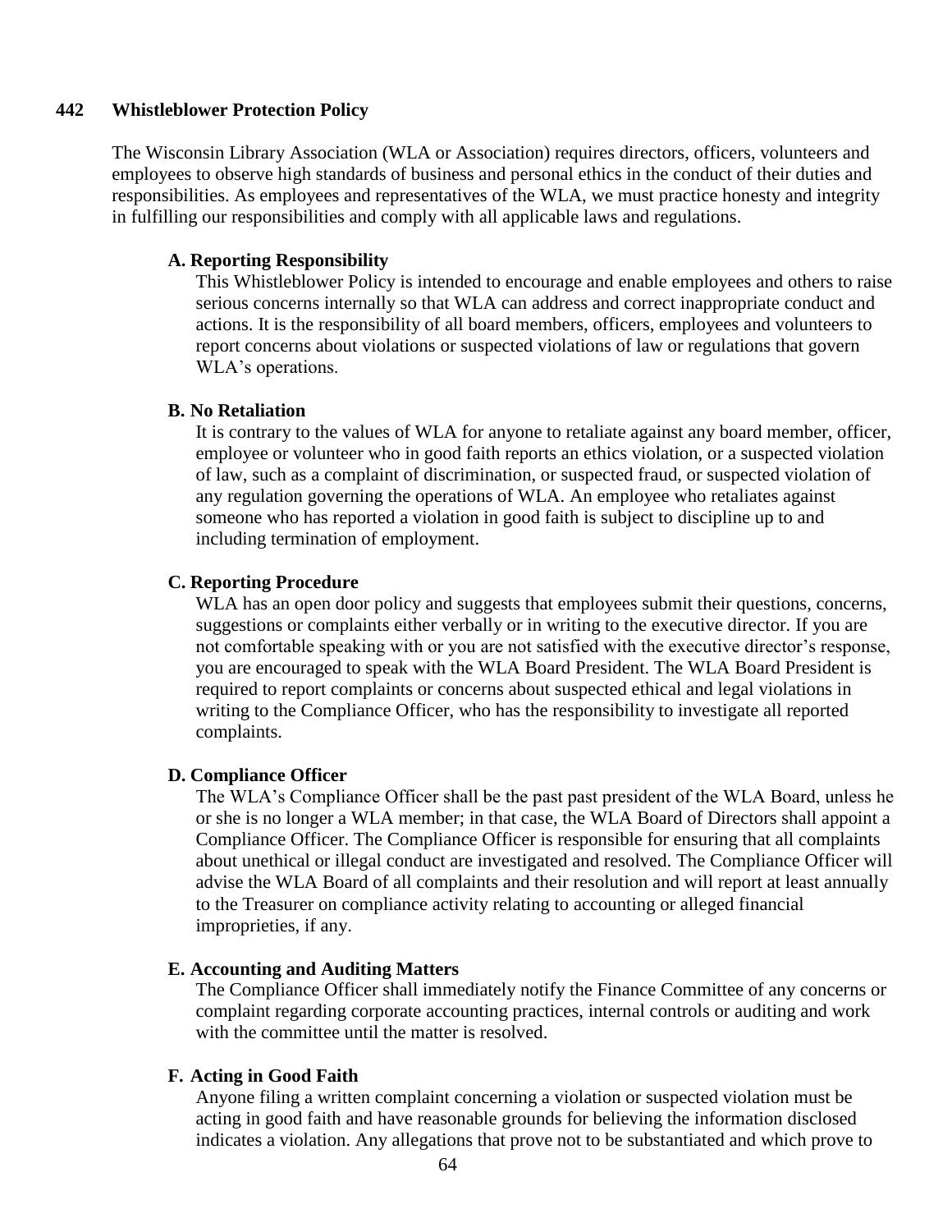## 442 Whistleblower Protection Policy

The Wisconsin Library Association (WLA or Association) requires directors, officers, volunteers and employees to observe high standards of business and personal ethics in the conduct of their duties and responsibilities. As employees and representatives of the WLA, we must practice honesty and integrity in fulfilling our responsibilities and comply with all applicable laws and regulations.

### A. Reporting Responsibility

This Whistleblower Policy is intended to encourage and enable employees and others to raise serious concerns internally so that WLA can address and correct inappropriate conduct and actions. It is the responsibility of all board members, officers, employees and volunteers to report concerns about violations or suspected violations of law or regulations that govern WLA's operations.

### B. No Retaliation

It is contrary to the values of WLA for anyone to retaliate against any board member, officer, employee or volunteer who in good faith reports an ethics violation, or a suspected violation of law, such as a complaint of discrimination, or suspected fraud, or suspected violation of any regulation governing the operations of WLA. An employee who retaliates against someone who has reported a violation in good faith is subject to discipline up to and including termination of employment.

### C. Reporting Procedure

WLA has an open door policy and suggests that employees submit their questions, concerns, suggestions or complaints either verbally or in writing to the executive director. If you are not comfortable speaking with or you are not satisfied with the executive director's response, you are encouraged to speak with the WLA Board President. The WLA Board President is required to report complaints or concerns about suspected ethical and legal violations in writing to the Compliance Officer, who has the responsibility to investigate all reported complaints.

### D. Compliance Officer

The WLA's Compliance Officer shall be the past past president of the WLA Board, unless he or she is no longer a WLA member; in that case, the WLA Board of Directors shall appoint a Compliance Officer. The Compliance Officer is responsible for ensuring that all complaints about unethical or illegal conduct are investigated and resolved. The Compliance Officer will advise the WLA Board of all complaints and their resolution and will report at least annually to the Treasurer on compliance activity relating to accounting or alleged financial improprieties, if any.

### E. Accounting and Auditing Matters

The Compliance Officer shall immediately notify the Finance Committee of any concerns or complaint regarding corporate accounting practices, internal controls or auditing and work with the committee until the matter is resolved.

### F. Acting in Good Faith

Anyone filing a written complaint concerning a violation or suspected violation must be acting in good faith and have reasonable grounds for believing the information disclosed indicates a violation. Any allegations that prove not to be substantiated and which prove to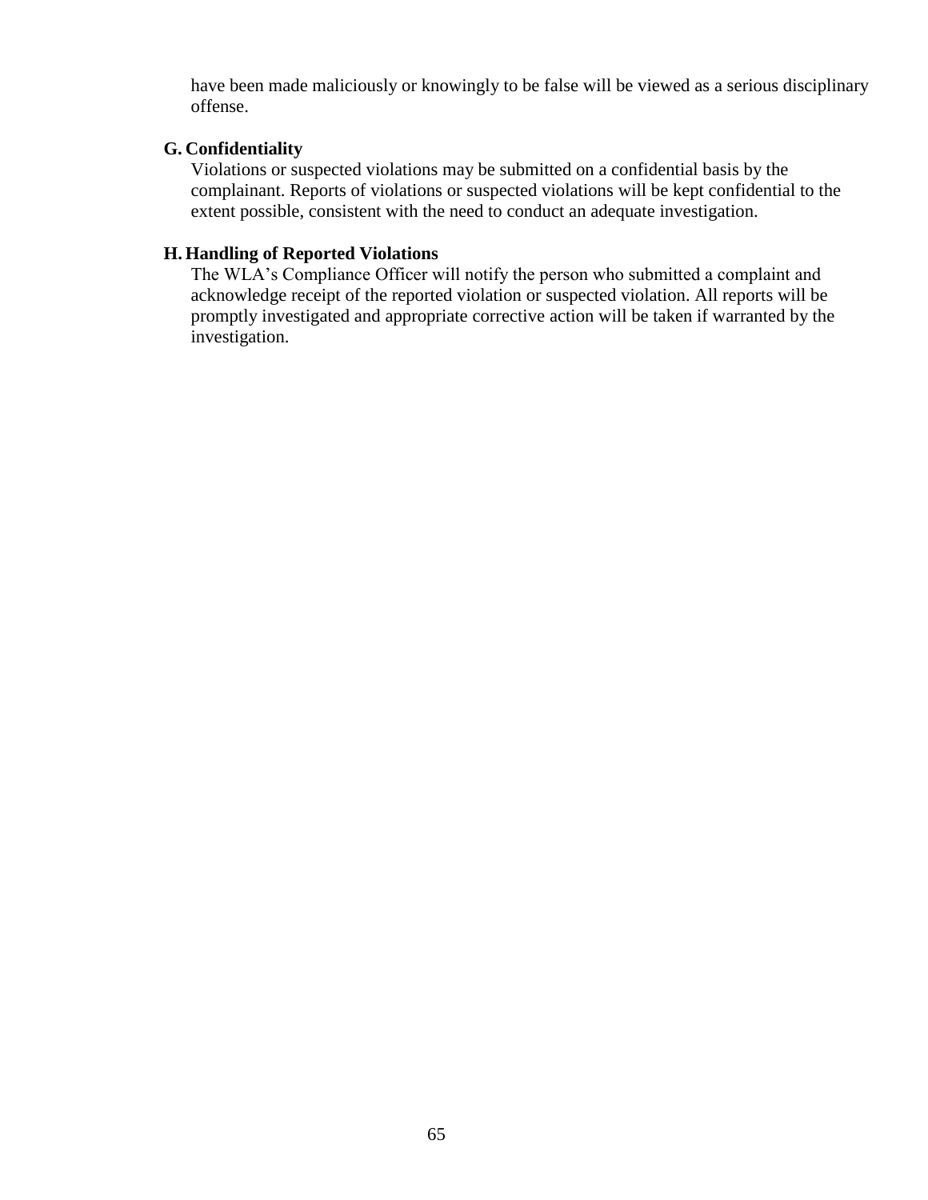have been made maliciously or knowingly to be false will be viewed as a serious disciplinary offense.

**G. Confidentiality**

Violations or suspected violations may be submitted on a confidential basis by the complainant. Reports of violations or suspected violations will be kept confidential to the extent possible, consistent with the need to conduct an adequate investigation.

**H. Handling of Reported Violations**

The WLA's Compliance Officer will notify the person who submitted a complaint and acknowledge receipt of the reported violation or suspected violation. All reports will be promptly investigated and appropriate corrective action will be taken if warranted by the investigation.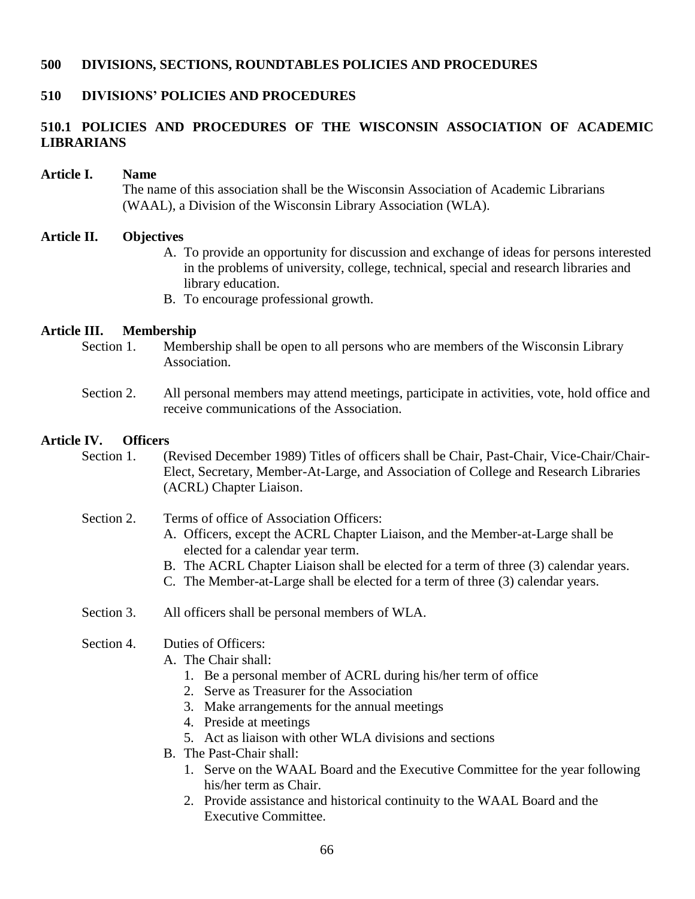# 500 DIVISIONS, SECTIONS, ROUNDTABLES POLICIES AND PROCEDURES

## 510 DIVISIONS' POLICIES AND PROCEDURES

### 510.1 POLICIES AND PROCEDURES OF THE WISCONSIN ASSOCIATION OF ACADEMIC LIBRARIANS

**Article I. Name**

The name of this association shall be the Wisconsin Association of Academic Librarians (WAAL), a Division of the Wisconsin Library Association (WLA).

**Article II. Objectives**

A. To provide an opportunity for discussion and exchange of ideas for persons interested in the problems of university, college, technical, special and research libraries and library education.
B. To encourage professional growth.

**Article III. Membership**

Section 1. Membership shall be open to all persons who are members of the Wisconsin Library Association.

Section 2. All personal members may attend meetings, participate in activities, vote, hold office and receive communications of the Association.

**Article IV. Officers**

Section 1. (Revised December 1989) Titles of officers shall be Chair, Past-Chair, Vice-Chair/Chair-Elect, Secretary, Member-At-Large, and Association of College and Research Libraries (ACRL) Chapter Liaison.

Section 2. Terms of office of Association Officers:

A. Officers, except the ACRL Chapter Liaison, and the Member-at-Large shall be elected for a calendar year term.
B. The ACRL Chapter Liaison shall be elected for a term of three (3) calendar years.
C. The Member-at-Large shall be elected for a term of three (3) calendar years.

Section 3. All officers shall be personal members of WLA.

Section 4. Duties of Officers:

A. The Chair shall:
   1. Be a personal member of ACRL during his/her term of office
   2. Serve as Treasurer for the Association
   3. Make arrangements for the annual meetings
   4. Preside at meetings
   5. Act as liaison with other WLA divisions and sections
B. The Past-Chair shall:
   1. Serve on the WAAL Board and the Executive Committee for the year following his/her term as Chair.
   2. Provide assistance and historical continuity to the WAAL Board and the Executive Committee.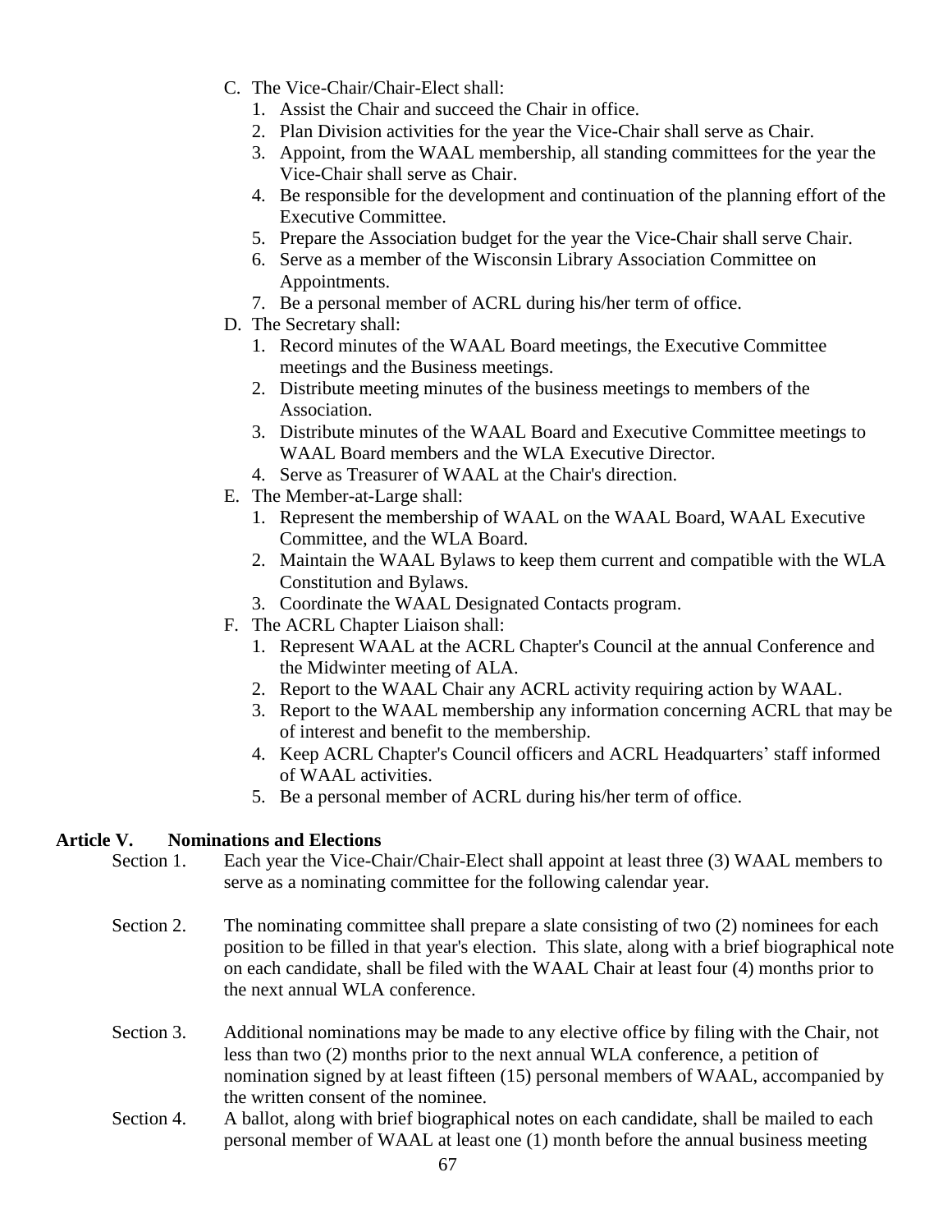C. The Vice-Chair/Chair-Elect shall:
   1. Assist the Chair and succeed the Chair in office.
   2. Plan Division activities for the year the Vice-Chair shall serve as Chair.
   3. Appoint, from the WAAL membership, all standing committees for the year the Vice-Chair shall serve as Chair.
   4. Be responsible for the development and continuation of the planning effort of the Executive Committee.
   5. Prepare the Association budget for the year the Vice-Chair shall serve Chair.
   6. Serve as a member of the Wisconsin Library Association Committee on Appointments.
   7. Be a personal member of ACRL during his/her term of office.

D. The Secretary shall:
   1. Record minutes of the WAAL Board meetings, the Executive Committee meetings and the Business meetings.
   2. Distribute meeting minutes of the business meetings to members of the Association.
   3. Distribute minutes of the WAAL Board and Executive Committee meetings to WAAL Board members and the WLA Executive Director.
   4. Serve as Treasurer of WAAL at the Chair's direction.

E. The Member-at-Large shall:
   1. Represent the membership of WAAL on the WAAL Board, WAAL Executive Committee, and the WLA Board.
   2. Maintain the WAAL Bylaws to keep them current and compatible with the WLA Constitution and Bylaws.
   3. Coordinate the WAAL Designated Contacts program.

F. The ACRL Chapter Liaison shall:
   1. Represent WAAL at the ACRL Chapter's Council at the annual Conference and the Midwinter meeting of ALA.
   2. Report to the WAAL Chair any ACRL activity requiring action by WAAL.
   3. Report to the WAAL membership any information concerning ACRL that may be of interest and benefit to the membership.
   4. Keep ACRL Chapter's Council officers and ACRL Headquarters' staff informed of WAAL activities.
   5. Be a personal member of ACRL during his/her term of office.

**Article V. Nominations and Elections**

Section 1. Each year the Vice-Chair/Chair-Elect shall appoint at least three (3) WAAL members to serve as a nominating committee for the following calendar year.

Section 2. The nominating committee shall prepare a slate consisting of two (2) nominees for each position to be filled in that year's election. This slate, along with a brief biographical note on each candidate, shall be filed with the WAAL Chair at least four (4) months prior to the next annual WLA conference.

Section 3. Additional nominations may be made to any elective office by filing with the Chair, not less than two (2) months prior to the next annual WLA conference, a petition of nomination signed by at least fifteen (15) personal members of WAAL, accompanied by the written consent of the nominee.

Section 4. A ballot, along with brief biographical notes on each candidate, shall be mailed to each personal member of WAAL at least one (1) month before the annual business meeting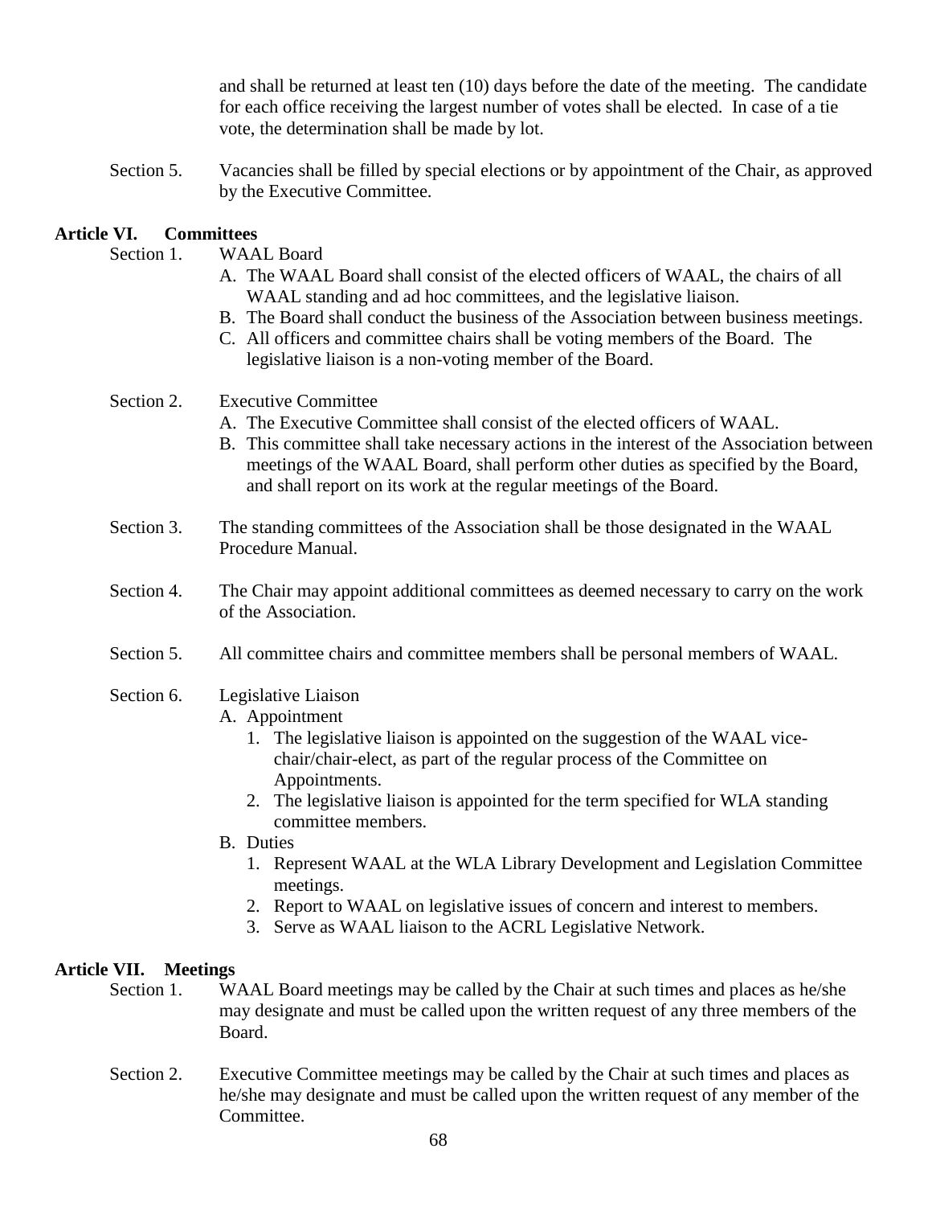and shall be returned at least ten (10) days before the date of the meeting. The candidate for each office receiving the largest number of votes shall be elected. In case of a tie vote, the determination shall be made by lot.

Section 5. Vacancies shall be filled by special elections or by appointment of the Chair, as approved by the Executive Committee.

## Article VI. Committees

Section 1. WAAL Board

- A. The WAAL Board shall consist of the elected officers of WAAL, the chairs of all WAAL standing and ad hoc committees, and the legislative liaison.
- B. The Board shall conduct the business of the Association between business meetings.
- C. All officers and committee chairs shall be voting members of the Board. The legislative liaison is a non-voting member of the Board.

Section 2. Executive Committee

- A. The Executive Committee shall consist of the elected officers of WAAL.
- B. This committee shall take necessary actions in the interest of the Association between meetings of the WAAL Board, shall perform other duties as specified by the Board, and shall report on its work at the regular meetings of the Board.

Section 3. The standing committees of the Association shall be those designated in the WAAL Procedure Manual.

Section 4. The Chair may appoint additional committees as deemed necessary to carry on the work of the Association.

Section 5. All committee chairs and committee members shall be personal members of WAAL.

Section 6. Legislative Liaison

- A. Appointment
  1. The legislative liaison is appointed on the suggestion of the WAAL vice-chair/chair-elect, as part of the regular process of the Committee on Appointments.
  2. The legislative liaison is appointed for the term specified for WLA standing committee members.
- B. Duties
  1. Represent WAAL at the WLA Library Development and Legislation Committee meetings.
  2. Report to WAAL on legislative issues of concern and interest to members.
  3. Serve as WAAL liaison to the ACRL Legislative Network.

## Article VII. Meetings

Section 1. WAAL Board meetings may be called by the Chair at such times and places as he/she may designate and must be called upon the written request of any three members of the Board.

Section 2. Executive Committee meetings may be called by the Chair at such times and places as he/she may designate and must be called upon the written request of any member of the Committee.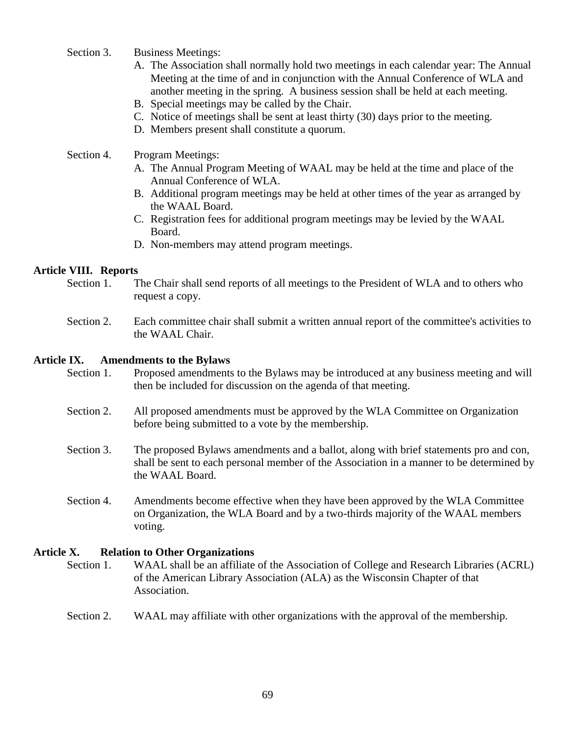Section 3. Business Meetings:

A. The Association shall normally hold two meetings in each calendar year: The Annual Meeting at the time of and in conjunction with the Annual Conference of WLA and another meeting in the spring. A business session shall be held at each meeting.
B. Special meetings may be called by the Chair.
C. Notice of meetings shall be sent at least thirty (30) days prior to the meeting.
D. Members present shall constitute a quorum.

Section 4. Program Meetings:

A. The Annual Program Meeting of WAAL may be held at the time and place of the Annual Conference of WLA.
B. Additional program meetings may be held at other times of the year as arranged by the WAAL Board.
C. Registration fees for additional program meetings may be levied by the WAAL Board.
D. Non-members may attend program meetings.

**Article VIII. Reports**

Section 1. The Chair shall send reports of all meetings to the President of WLA and to others who request a copy.

Section 2. Each committee chair shall submit a written annual report of the committee's activities to the WAAL Chair.

**Article IX. Amendments to the Bylaws**

Section 1. Proposed amendments to the Bylaws may be introduced at any business meeting and will then be included for discussion on the agenda of that meeting.

Section 2. All proposed amendments must be approved by the WLA Committee on Organization before being submitted to a vote by the membership.

Section 3. The proposed Bylaws amendments and a ballot, along with brief statements pro and con, shall be sent to each personal member of the Association in a manner to be determined by the WAAL Board.

Section 4. Amendments become effective when they have been approved by the WLA Committee on Organization, the WLA Board and by a two-thirds majority of the WAAL members voting.

**Article X. Relation to Other Organizations**

Section 1. WAAL shall be an affiliate of the Association of College and Research Libraries (ACRL) of the American Library Association (ALA) as the Wisconsin Chapter of that Association.

Section 2. WAAL may affiliate with other organizations with the approval of the membership.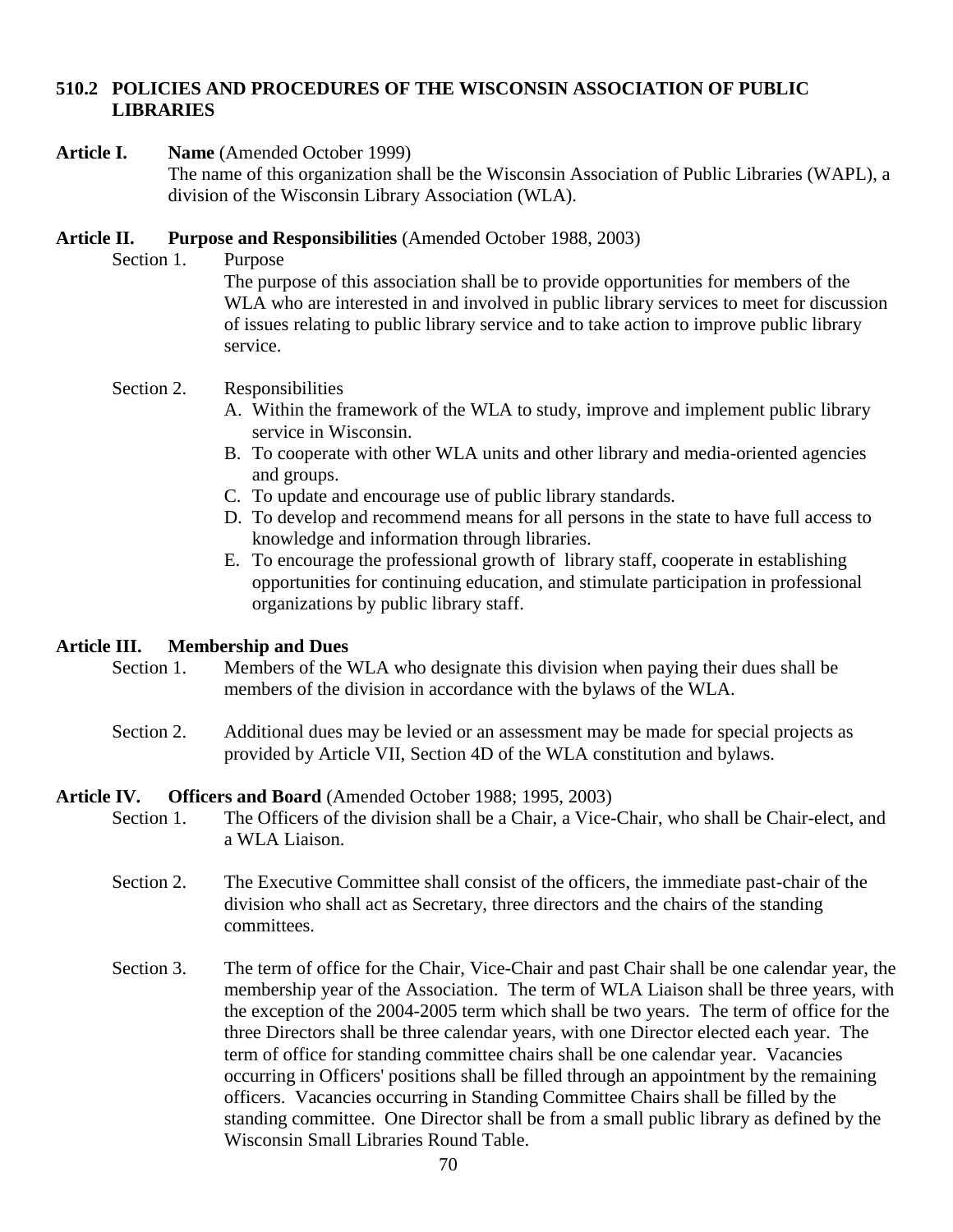## 510.2 POLICIES AND PROCEDURES OF THE WISCONSIN ASSOCIATION OF PUBLIC LIBRARIES

**Article I. Name** (Amended October 1999)

The name of this organization shall be the Wisconsin Association of Public Libraries (WAPL), a division of the Wisconsin Library Association (WLA).

**Article II. Purpose and Responsibilities** (Amended October 1988, 2003)

Section 1. Purpose

The purpose of this association shall be to provide opportunities for members of the WLA who are interested in and involved in public library services to meet for discussion of issues relating to public library service and to take action to improve public library service.

Section 2. Responsibilities

A. Within the framework of the WLA to study, improve and implement public library service in Wisconsin.
B. To cooperate with other WLA units and other library and media-oriented agencies and groups.
C. To update and encourage use of public library standards.
D. To develop and recommend means for all persons in the state to have full access to knowledge and information through libraries.
E. To encourage the professional growth of library staff, cooperate in establishing opportunities for continuing education, and stimulate participation in professional organizations by public library staff.

**Article III. Membership and Dues**

Section 1. Members of the WLA who designate this division when paying their dues shall be members of the division in accordance with the bylaws of the WLA.

Section 2. Additional dues may be levied or an assessment may be made for special projects as provided by Article VII, Section 4D of the WLA constitution and bylaws.

**Article IV. Officers and Board** (Amended October 1988; 1995, 2003)

Section 1. The Officers of the division shall be a Chair, a Vice-Chair, who shall be Chair-elect, and a WLA Liaison.

Section 2. The Executive Committee shall consist of the officers, the immediate past-chair of the division who shall act as Secretary, three directors and the chairs of the standing committees.

Section 3. The term of office for the Chair, Vice-Chair and past Chair shall be one calendar year, the membership year of the Association. The term of WLA Liaison shall be three years, with the exception of the 2004-2005 term which shall be two years. The term of office for the three Directors shall be three calendar years, with one Director elected each year. The term of office for standing committee chairs shall be one calendar year. Vacancies occurring in Officers' positions shall be filled through an appointment by the remaining officers. Vacancies occurring in Standing Committee Chairs shall be filled by the standing committee. One Director shall be from a small public library as defined by the Wisconsin Small Libraries Round Table.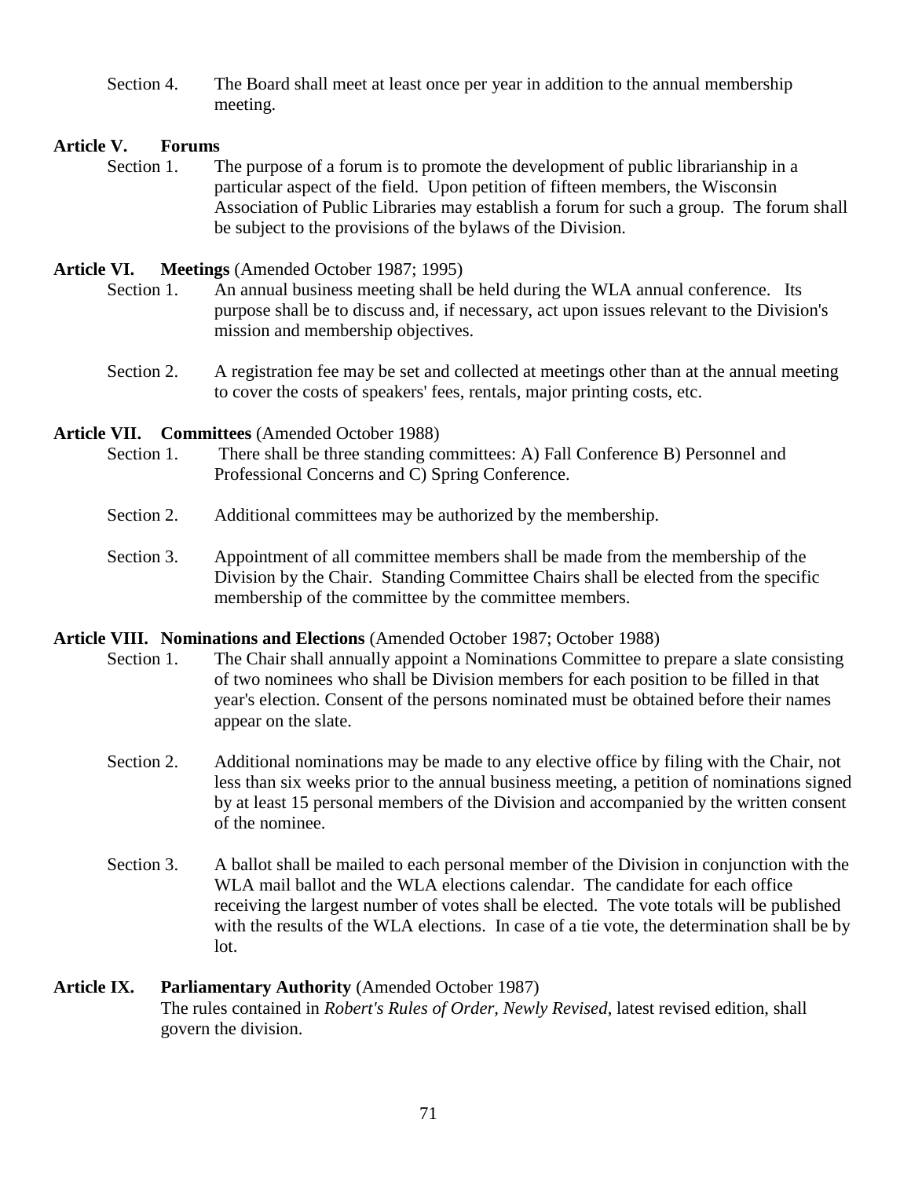Section 4. The Board shall meet at least once per year in addition to the annual membership meeting.

**Article V. Forums**

Section 1. The purpose of a forum is to promote the development of public librarianship in a particular aspect of the field. Upon petition of fifteen members, the Wisconsin Association of Public Libraries may establish a forum for such a group. The forum shall be subject to the provisions of the bylaws of the Division.

**Article VI. Meetings** (Amended October 1987; 1995)

Section 1. An annual business meeting shall be held during the WLA annual conference. Its purpose shall be to discuss and, if necessary, act upon issues relevant to the Division's mission and membership objectives.

Section 2. A registration fee may be set and collected at meetings other than at the annual meeting to cover the costs of speakers' fees, rentals, major printing costs, etc.

**Article VII. Committees** (Amended October 1988)

Section 1. There shall be three standing committees: A) Fall Conference B) Personnel and Professional Concerns and C) Spring Conference.

Section 2. Additional committees may be authorized by the membership.

Section 3. Appointment of all committee members shall be made from the membership of the Division by the Chair. Standing Committee Chairs shall be elected from the specific membership of the committee by the committee members.

**Article VIII. Nominations and Elections** (Amended October 1987; October 1988)

Section 1. The Chair shall annually appoint a Nominations Committee to prepare a slate consisting of two nominees who shall be Division members for each position to be filled in that year's election. Consent of the persons nominated must be obtained before their names appear on the slate.

Section 2. Additional nominations may be made to any elective office by filing with the Chair, not less than six weeks prior to the annual business meeting, a petition of nominations signed by at least 15 personal members of the Division and accompanied by the written consent of the nominee.

Section 3. A ballot shall be mailed to each personal member of the Division in conjunction with the WLA mail ballot and the WLA elections calendar. The candidate for each office receiving the largest number of votes shall be elected. The vote totals will be published with the results of the WLA elections. In case of a tie vote, the determination shall be by lot.

**Article IX. Parliamentary Authority** (Amended October 1987)

The rules contained in *Robert's Rules of Order, Newly Revised*, latest revised edition, shall govern the division.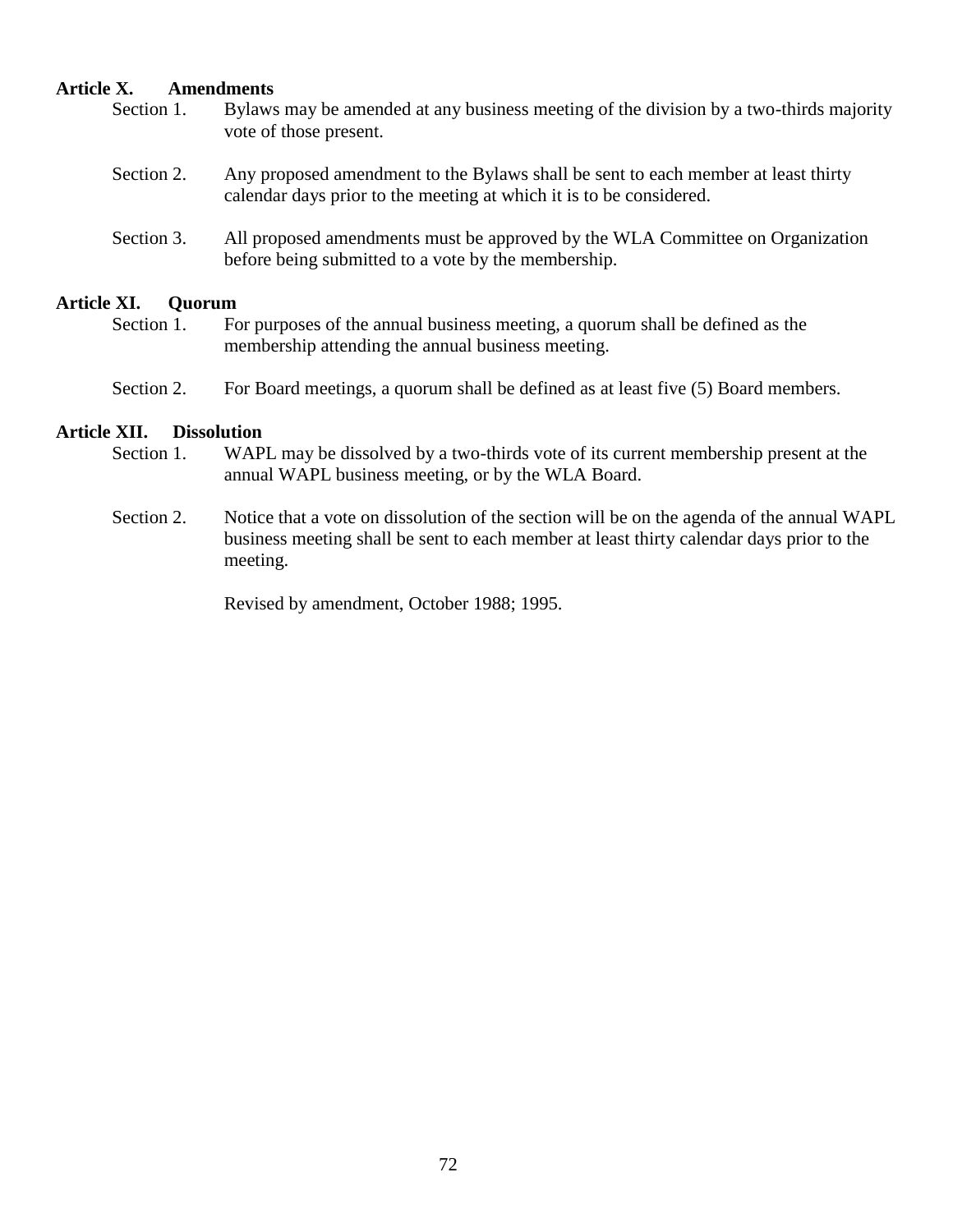**Article X. Amendments**

Section 1. Bylaws may be amended at any business meeting of the division by a two-thirds majority vote of those present.

Section 2. Any proposed amendment to the Bylaws shall be sent to each member at least thirty calendar days prior to the meeting at which it is to be considered.

Section 3. All proposed amendments must be approved by the WLA Committee on Organization before being submitted to a vote by the membership.

**Article XI. Quorum**

Section 1. For purposes of the annual business meeting, a quorum shall be defined as the membership attending the annual business meeting.

Section 2. For Board meetings, a quorum shall be defined as at least five (5) Board members.

**Article XII. Dissolution**

Section 1. WAPL may be dissolved by a two-thirds vote of its current membership present at the annual WAPL business meeting, or by the WLA Board.

Section 2. Notice that a vote on dissolution of the section will be on the agenda of the annual WAPL business meeting shall be sent to each member at least thirty calendar days prior to the meeting.

Revised by amendment, October 1988; 1995.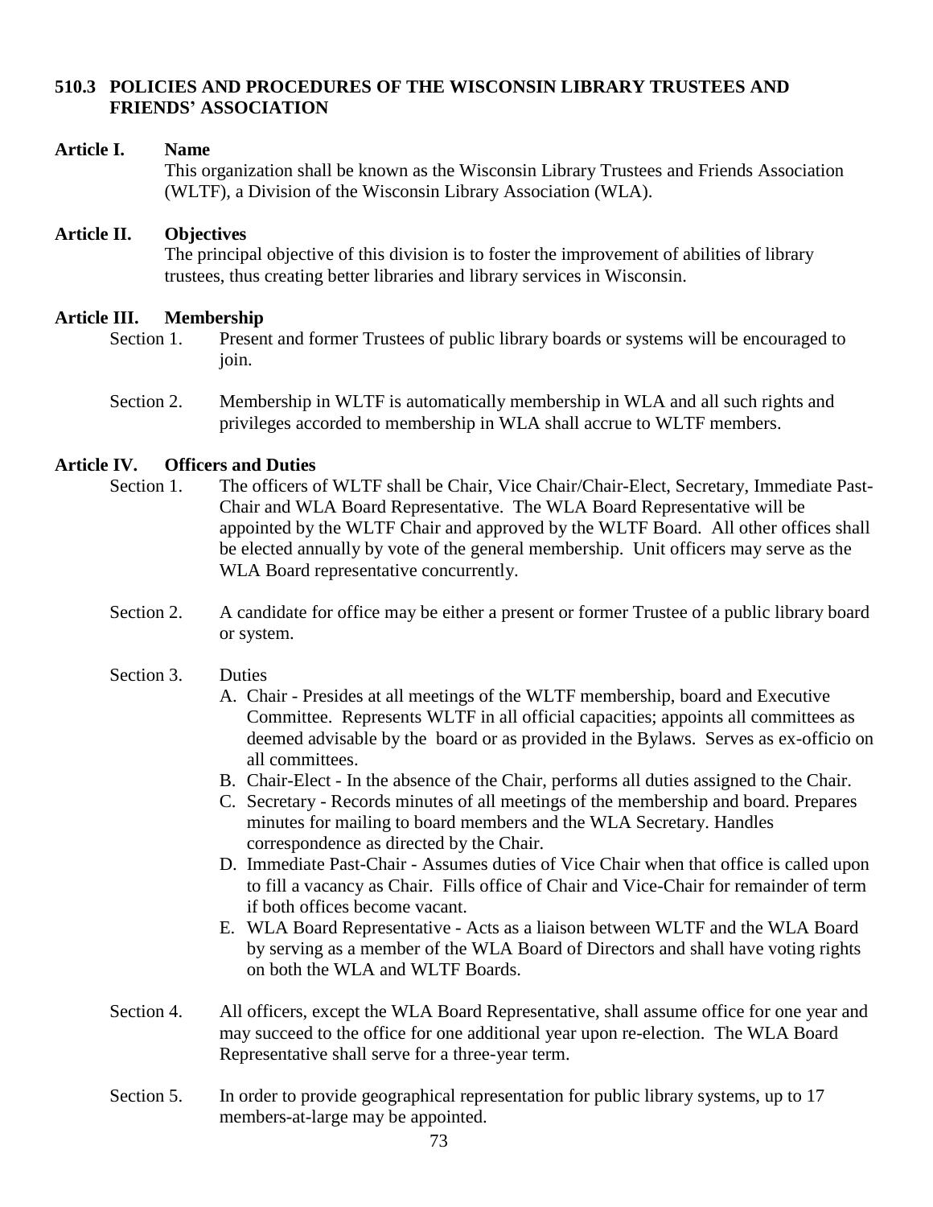## 510.3 POLICIES AND PROCEDURES OF THE WISCONSIN LIBRARY TRUSTEES AND FRIENDS' ASSOCIATION

**Article I. Name**

This organization shall be known as the Wisconsin Library Trustees and Friends Association (WLTF), a Division of the Wisconsin Library Association (WLA).

**Article II. Objectives**

The principal objective of this division is to foster the improvement of abilities of library trustees, thus creating better libraries and library services in Wisconsin.

**Article III. Membership**

Section 1. Present and former Trustees of public library boards or systems will be encouraged to join.

Section 2. Membership in WLTF is automatically membership in WLA and all such rights and privileges accorded to membership in WLA shall accrue to WLTF members.

**Article IV. Officers and Duties**

Section 1. The officers of WLTF shall be Chair, Vice Chair/Chair-Elect, Secretary, Immediate Past-Chair and WLA Board Representative. The WLA Board Representative will be appointed by the WLTF Chair and approved by the WLTF Board. All other offices shall be elected annually by vote of the general membership. Unit officers may serve as the WLA Board representative concurrently.

Section 2. A candidate for office may be either a present or former Trustee of a public library board or system.

Section 3. Duties

A. Chair - Presides at all meetings of the WLTF membership, board and Executive Committee. Represents WLTF in all official capacities; appoints all committees as deemed advisable by the board or as provided in the Bylaws. Serves as ex-officio on all committees.
B. Chair-Elect - In the absence of the Chair, performs all duties assigned to the Chair.
C. Secretary - Records minutes of all meetings of the membership and board. Prepares minutes for mailing to board members and the WLA Secretary. Handles correspondence as directed by the Chair.
D. Immediate Past-Chair - Assumes duties of Vice Chair when that office is called upon to fill a vacancy as Chair. Fills office of Chair and Vice-Chair for remainder of term if both offices become vacant.
E. WLA Board Representative - Acts as a liaison between WLTF and the WLA Board by serving as a member of the WLA Board of Directors and shall have voting rights on both the WLA and WLTF Boards.

Section 4. All officers, except the WLA Board Representative, shall assume office for one year and may succeed to the office for one additional year upon re-election. The WLA Board Representative shall serve for a three-year term.

Section 5. In order to provide geographical representation for public library systems, up to 17 members-at-large may be appointed.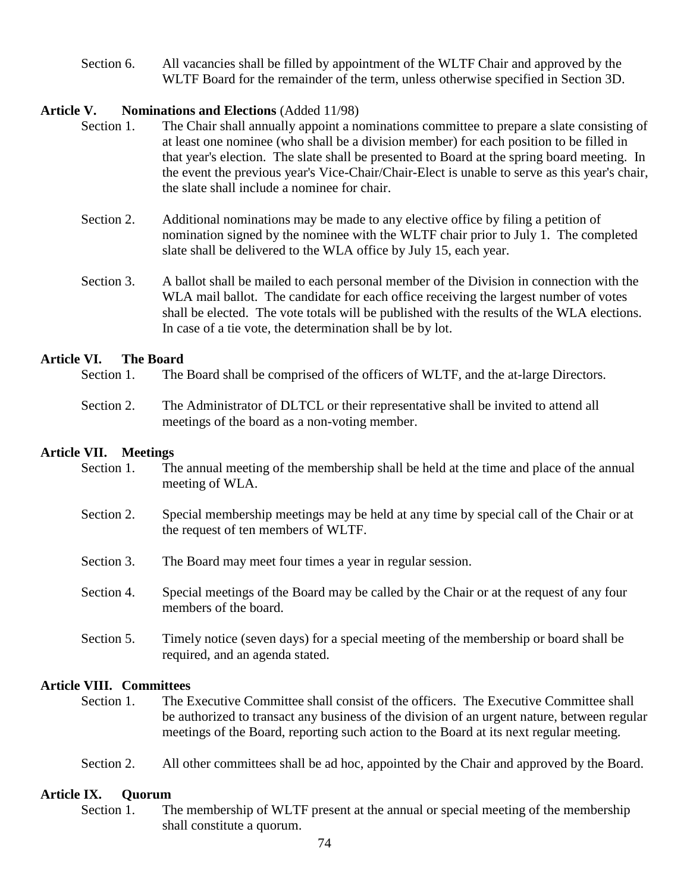Section 6. All vacancies shall be filled by appointment of the WLTF Chair and approved by the WLTF Board for the remainder of the term, unless otherwise specified in Section 3D.

## Article V. Nominations and Elections (Added 11/98)

Section 1. The Chair shall annually appoint a nominations committee to prepare a slate consisting of at least one nominee (who shall be a division member) for each position to be filled in that year's election. The slate shall be presented to Board at the spring board meeting. In the event the previous year's Vice-Chair/Chair-Elect is unable to serve as this year's chair, the slate shall include a nominee for chair.

Section 2. Additional nominations may be made to any elective office by filing a petition of nomination signed by the nominee with the WLTF chair prior to July 1. The completed slate shall be delivered to the WLA office by July 15, each year.

Section 3. A ballot shall be mailed to each personal member of the Division in connection with the WLA mail ballot. The candidate for each office receiving the largest number of votes shall be elected. The vote totals will be published with the results of the WLA elections. In case of a tie vote, the determination shall be by lot.

## Article VI. The Board

Section 1. The Board shall be comprised of the officers of WLTF, and the at-large Directors.

Section 2. The Administrator of DLTCL or their representative shall be invited to attend all meetings of the board as a non-voting member.

## Article VII. Meetings

Section 1. The annual meeting of the membership shall be held at the time and place of the annual meeting of WLA.

Section 2. Special membership meetings may be held at any time by special call of the Chair or at the request of ten members of WLTF.

Section 3. The Board may meet four times a year in regular session.

Section 4. Special meetings of the Board may be called by the Chair or at the request of any four members of the board.

Section 5. Timely notice (seven days) for a special meeting of the membership or board shall be required, and an agenda stated.

## Article VIII. Committees

Section 1. The Executive Committee shall consist of the officers. The Executive Committee shall be authorized to transact any business of the division of an urgent nature, between regular meetings of the Board, reporting such action to the Board at its next regular meeting.

Section 2. All other committees shall be ad hoc, appointed by the Chair and approved by the Board.

## Article IX. Quorum

Section 1. The membership of WLTF present at the annual or special meeting of the membership shall constitute a quorum.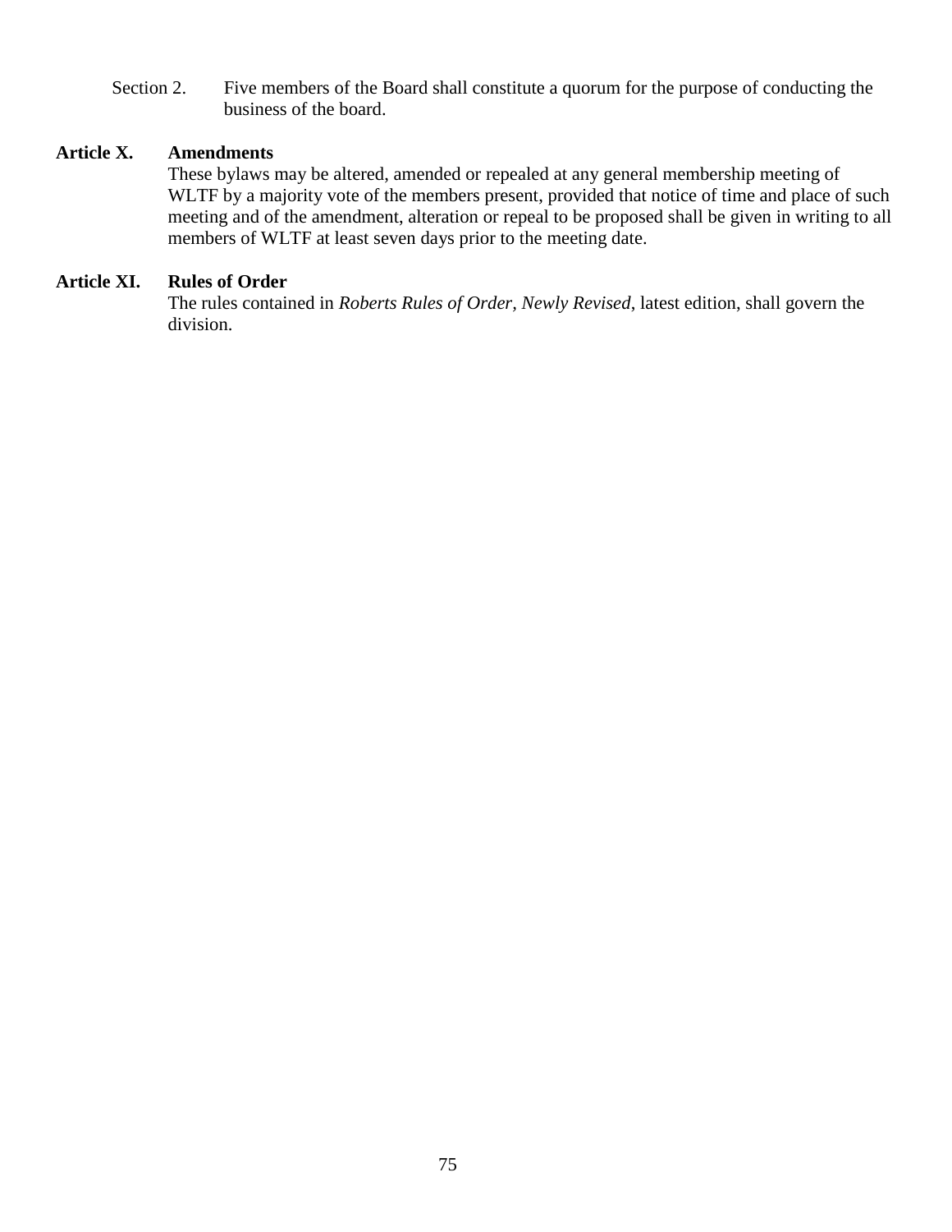Section 2. Five members of the Board shall constitute a quorum for the purpose of conducting the business of the board.

**Article X. Amendments**

These bylaws may be altered, amended or repealed at any general membership meeting of WLTF by a majority vote of the members present, provided that notice of time and place of such meeting and of the amendment, alteration or repeal to be proposed shall be given in writing to all members of WLTF at least seven days prior to the meeting date.

**Article XI. Rules of Order**

The rules contained in *Roberts Rules of Order, Newly Revised*, latest edition, shall govern the division.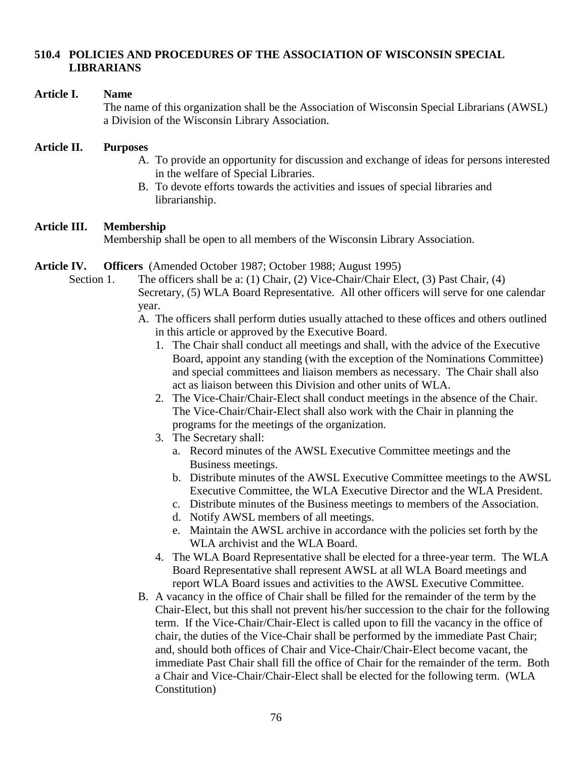## 510.4 POLICIES AND PROCEDURES OF THE ASSOCIATION OF WISCONSIN SPECIAL LIBRARIANS

**Article I. Name**

The name of this organization shall be the Association of Wisconsin Special Librarians (AWSL) a Division of the Wisconsin Library Association.

**Article II. Purposes**

A. To provide an opportunity for discussion and exchange of ideas for persons interested in the welfare of Special Libraries.
B. To devote efforts towards the activities and issues of special libraries and librarianship.

**Article III. Membership**

Membership shall be open to all members of the Wisconsin Library Association.

**Article IV. Officers** (Amended October 1987; October 1988; August 1995)

Section 1. The officers shall be a: (1) Chair, (2) Vice-Chair/Chair Elect, (3) Past Chair, (4) Secretary, (5) WLA Board Representative. All other officers will serve for one calendar year.

A. The officers shall perform duties usually attached to these offices and others outlined in this article or approved by the Executive Board.
   1. The Chair shall conduct all meetings and shall, with the advice of the Executive Board, appoint any standing (with the exception of the Nominations Committee) and special committees and liaison members as necessary. The Chair shall also act as liaison between this Division and other units of WLA.
   2. The Vice-Chair/Chair-Elect shall conduct meetings in the absence of the Chair. The Vice-Chair/Chair-Elect shall also work with the Chair in planning the programs for the meetings of the organization.
   3. The Secretary shall:
      a. Record minutes of the AWSL Executive Committee meetings and the Business meetings.
      b. Distribute minutes of the AWSL Executive Committee meetings to the AWSL Executive Committee, the WLA Executive Director and the WLA President.
      c. Distribute minutes of the Business meetings to members of the Association.
      d. Notify AWSL members of all meetings.
      e. Maintain the AWSL archive in accordance with the policies set forth by the WLA archivist and the WLA Board.
   4. The WLA Board Representative shall be elected for a three-year term. The WLA Board Representative shall represent AWSL at all WLA Board meetings and report WLA Board issues and activities to the AWSL Executive Committee.
B. A vacancy in the office of Chair shall be filled for the remainder of the term by the Chair-Elect, but this shall not prevent his/her succession to the chair for the following term. If the Vice-Chair/Chair-Elect is called upon to fill the vacancy in the office of chair, the duties of the Vice-Chair shall be performed by the immediate Past Chair; and, should both offices of Chair and Vice-Chair/Chair-Elect become vacant, the immediate Past Chair shall fill the office of Chair for the remainder of the term. Both a Chair and Vice-Chair/Chair-Elect shall be elected for the following term. (WLA Constitution)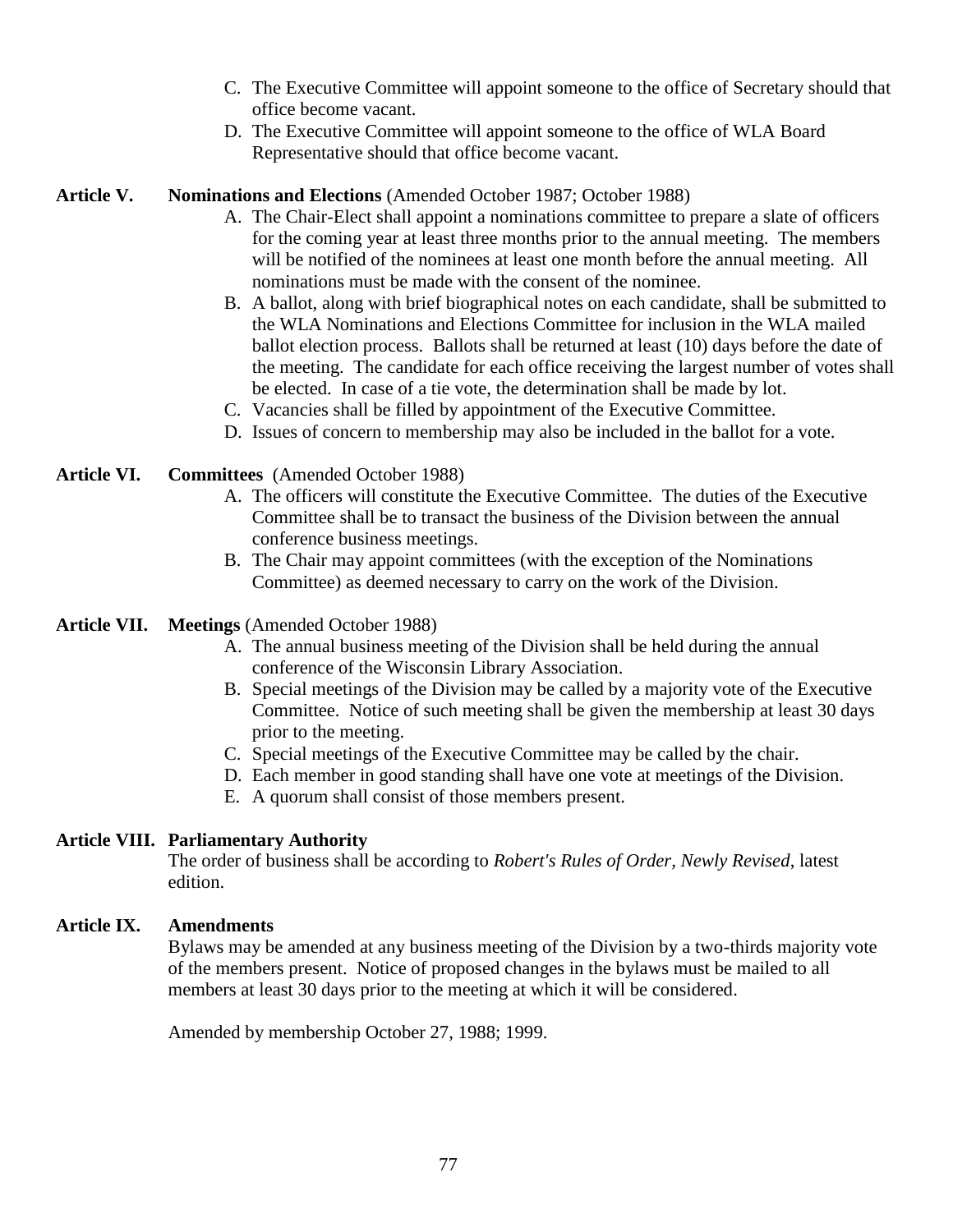C. The Executive Committee will appoint someone to the office of Secretary should that office become vacant.
D. The Executive Committee will appoint someone to the office of WLA Board Representative should that office become vacant.

**Article V. Nominations and Elections** (Amended October 1987; October 1988)

A. The Chair-Elect shall appoint a nominations committee to prepare a slate of officers for the coming year at least three months prior to the annual meeting. The members will be notified of the nominees at least one month before the annual meeting. All nominations must be made with the consent of the nominee.
B. A ballot, along with brief biographical notes on each candidate, shall be submitted to the WLA Nominations and Elections Committee for inclusion in the WLA mailed ballot election process. Ballots shall be returned at least (10) days before the date of the meeting. The candidate for each office receiving the largest number of votes shall be elected. In case of a tie vote, the determination shall be made by lot.
C. Vacancies shall be filled by appointment of the Executive Committee.
D. Issues of concern to membership may also be included in the ballot for a vote.

**Article VI. Committees** (Amended October 1988)

A. The officers will constitute the Executive Committee. The duties of the Executive Committee shall be to transact the business of the Division between the annual conference business meetings.
B. The Chair may appoint committees (with the exception of the Nominations Committee) as deemed necessary to carry on the work of the Division.

**Article VII. Meetings** (Amended October 1988)

A. The annual business meeting of the Division shall be held during the annual conference of the Wisconsin Library Association.
B. Special meetings of the Division may be called by a majority vote of the Executive Committee. Notice of such meeting shall be given the membership at least 30 days prior to the meeting.
C. Special meetings of the Executive Committee may be called by the chair.
D. Each member in good standing shall have one vote at meetings of the Division.
E. A quorum shall consist of those members present.

**Article VIII. Parliamentary Authority**

The order of business shall be according to *Robert's Rules of Order, Newly Revised*, latest edition.

**Article IX. Amendments**

Bylaws may be amended at any business meeting of the Division by a two-thirds majority vote of the members present. Notice of proposed changes in the bylaws must be mailed to all members at least 30 days prior to the meeting at which it will be considered.

Amended by membership October 27, 1988; 1999.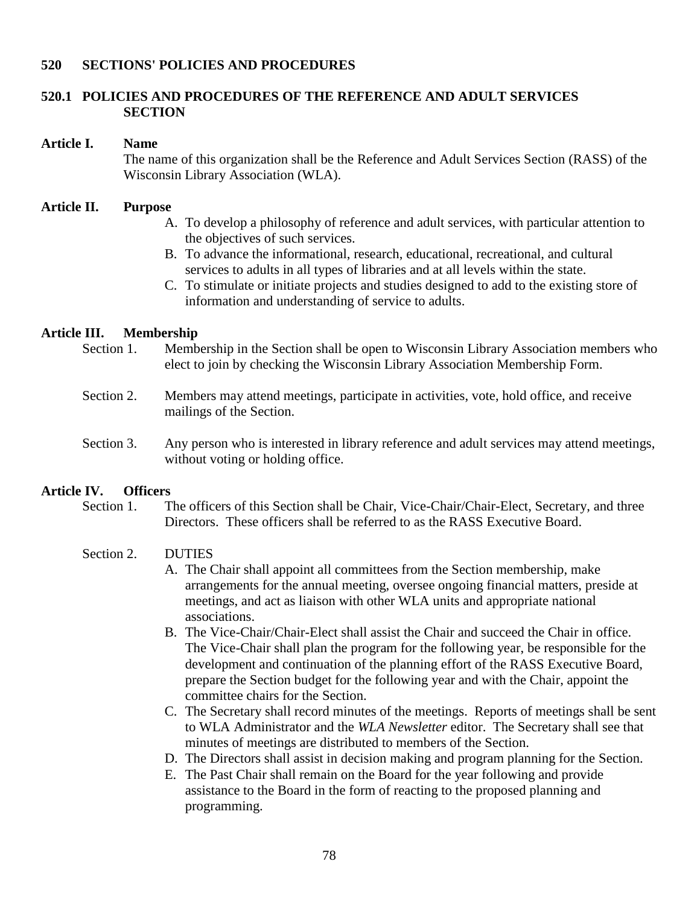## 520 SECTIONS' POLICIES AND PROCEDURES

### 520.1 POLICIES AND PROCEDURES OF THE REFERENCE AND ADULT SERVICES SECTION

**Article I. Name**

The name of this organization shall be the Reference and Adult Services Section (RASS) of the Wisconsin Library Association (WLA).

**Article II. Purpose**

A. To develop a philosophy of reference and adult services, with particular attention to the objectives of such services.
B. To advance the informational, research, educational, recreational, and cultural services to adults in all types of libraries and at all levels within the state.
C. To stimulate or initiate projects and studies designed to add to the existing store of information and understanding of service to adults.

**Article III. Membership**

Section 1. Membership in the Section shall be open to Wisconsin Library Association members who elect to join by checking the Wisconsin Library Association Membership Form.

Section 2. Members may attend meetings, participate in activities, vote, hold office, and receive mailings of the Section.

Section 3. Any person who is interested in library reference and adult services may attend meetings, without voting or holding office.

**Article IV. Officers**

Section 1. The officers of this Section shall be Chair, Vice-Chair/Chair-Elect, Secretary, and three Directors. These officers shall be referred to as the RASS Executive Board.

Section 2. DUTIES

A. The Chair shall appoint all committees from the Section membership, make arrangements for the annual meeting, oversee ongoing financial matters, preside at meetings, and act as liaison with other WLA units and appropriate national associations.
B. The Vice-Chair/Chair-Elect shall assist the Chair and succeed the Chair in office. The Vice-Chair shall plan the program for the following year, be responsible for the development and continuation of the planning effort of the RASS Executive Board, prepare the Section budget for the following year and with the Chair, appoint the committee chairs for the Section.
C. The Secretary shall record minutes of the meetings. Reports of meetings shall be sent to WLA Administrator and the *WLA Newsletter* editor. The Secretary shall see that minutes of meetings are distributed to members of the Section.
D. The Directors shall assist in decision making and program planning for the Section.
E. The Past Chair shall remain on the Board for the year following and provide assistance to the Board in the form of reacting to the proposed planning and programming.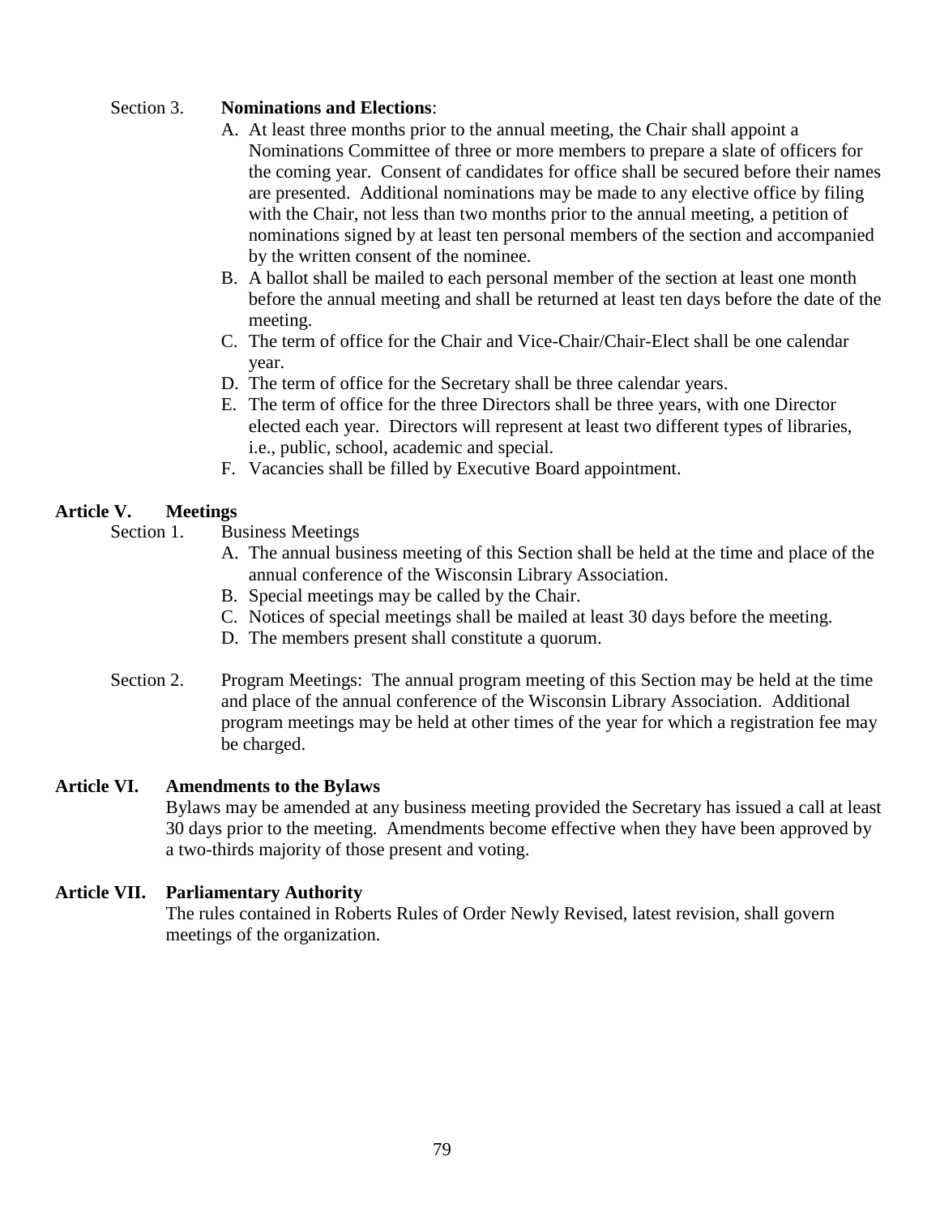Section 3. **Nominations and Elections**:

A. At least three months prior to the annual meeting, the Chair shall appoint a Nominations Committee of three or more members to prepare a slate of officers for the coming year. Consent of candidates for office shall be secured before their names are presented. Additional nominations may be made to any elective office by filing with the Chair, not less than two months prior to the annual meeting, a petition of nominations signed by at least ten personal members of the section and accompanied by the written consent of the nominee.
B. A ballot shall be mailed to each personal member of the section at least one month before the annual meeting and shall be returned at least ten days before the date of the meeting.
C. The term of office for the Chair and Vice-Chair/Chair-Elect shall be one calendar year.
D. The term of office for the Secretary shall be three calendar years.
E. The term of office for the three Directors shall be three years, with one Director elected each year. Directors will represent at least two different types of libraries, i.e., public, school, academic and special.
F. Vacancies shall be filled by Executive Board appointment.

## Article V. Meetings

Section 1. Business Meetings

A. The annual business meeting of this Section shall be held at the time and place of the annual conference of the Wisconsin Library Association.
B. Special meetings may be called by the Chair.
C. Notices of special meetings shall be mailed at least 30 days before the meeting.
D. The members present shall constitute a quorum.

Section 2. Program Meetings: The annual program meeting of this Section may be held at the time and place of the annual conference of the Wisconsin Library Association. Additional program meetings may be held at other times of the year for which a registration fee may be charged.

## Article VI. Amendments to the Bylaws

Bylaws may be amended at any business meeting provided the Secretary has issued a call at least 30 days prior to the meeting. Amendments become effective when they have been approved by a two-thirds majority of those present and voting.

## Article VII. Parliamentary Authority

The rules contained in Roberts Rules of Order Newly Revised, latest revision, shall govern meetings of the organization.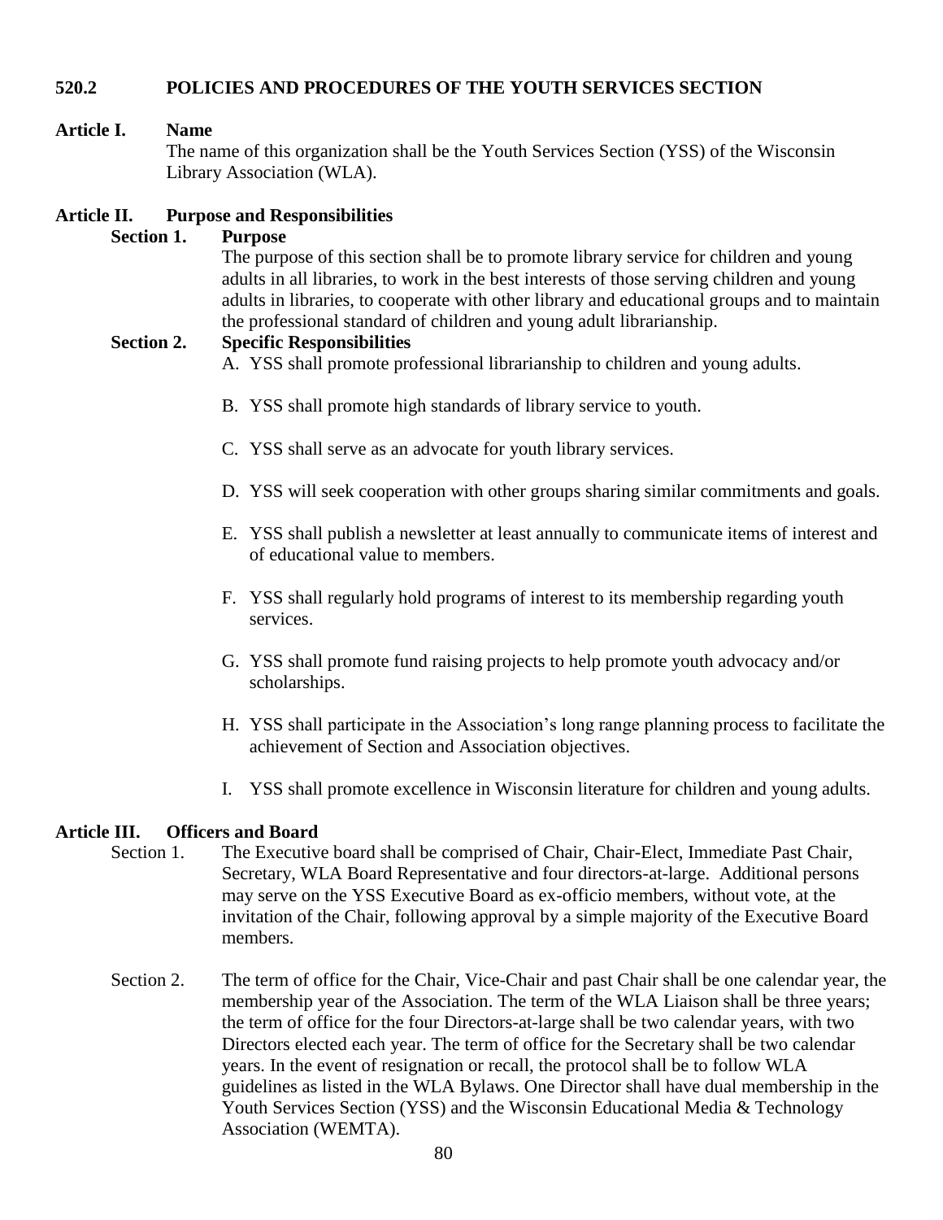## 520.2 POLICIES AND PROCEDURES OF THE YOUTH SERVICES SECTION

### Article I. Name

The name of this organization shall be the Youth Services Section (YSS) of the Wisconsin Library Association (WLA).

### Article II. Purpose and Responsibilities

**Section 1. Purpose**

The purpose of this section shall be to promote library service for children and young adults in all libraries, to work in the best interests of those serving children and young adults in libraries, to cooperate with other library and educational groups and to maintain the professional standard of children and young adult librarianship.

**Section 2. Specific Responsibilities**

A. YSS shall promote professional librarianship to children and young adults.

B. YSS shall promote high standards of library service to youth.

C. YSS shall serve as an advocate for youth library services.

D. YSS will seek cooperation with other groups sharing similar commitments and goals.

E. YSS shall publish a newsletter at least annually to communicate items of interest and of educational value to members.

F. YSS shall regularly hold programs of interest to its membership regarding youth services.

G. YSS shall promote fund raising projects to help promote youth advocacy and/or scholarships.

H. YSS shall participate in the Association's long range planning process to facilitate the achievement of Section and Association objectives.

I. YSS shall promote excellence in Wisconsin literature for children and young adults.

### Article III. Officers and Board

Section 1. The Executive board shall be comprised of Chair, Chair-Elect, Immediate Past Chair, Secretary, WLA Board Representative and four directors-at-large. Additional persons may serve on the YSS Executive Board as ex-officio members, without vote, at the invitation of the Chair, following approval by a simple majority of the Executive Board members.

Section 2. The term of office for the Chair, Vice-Chair and past Chair shall be one calendar year, the membership year of the Association. The term of the WLA Liaison shall be three years; the term of office for the four Directors-at-large shall be two calendar years, with two Directors elected each year. The term of office for the Secretary shall be two calendar years. In the event of resignation or recall, the protocol shall be to follow WLA guidelines as listed in the WLA Bylaws. One Director shall have dual membership in the Youth Services Section (YSS) and the Wisconsin Educational Media & Technology Association (WEMTA).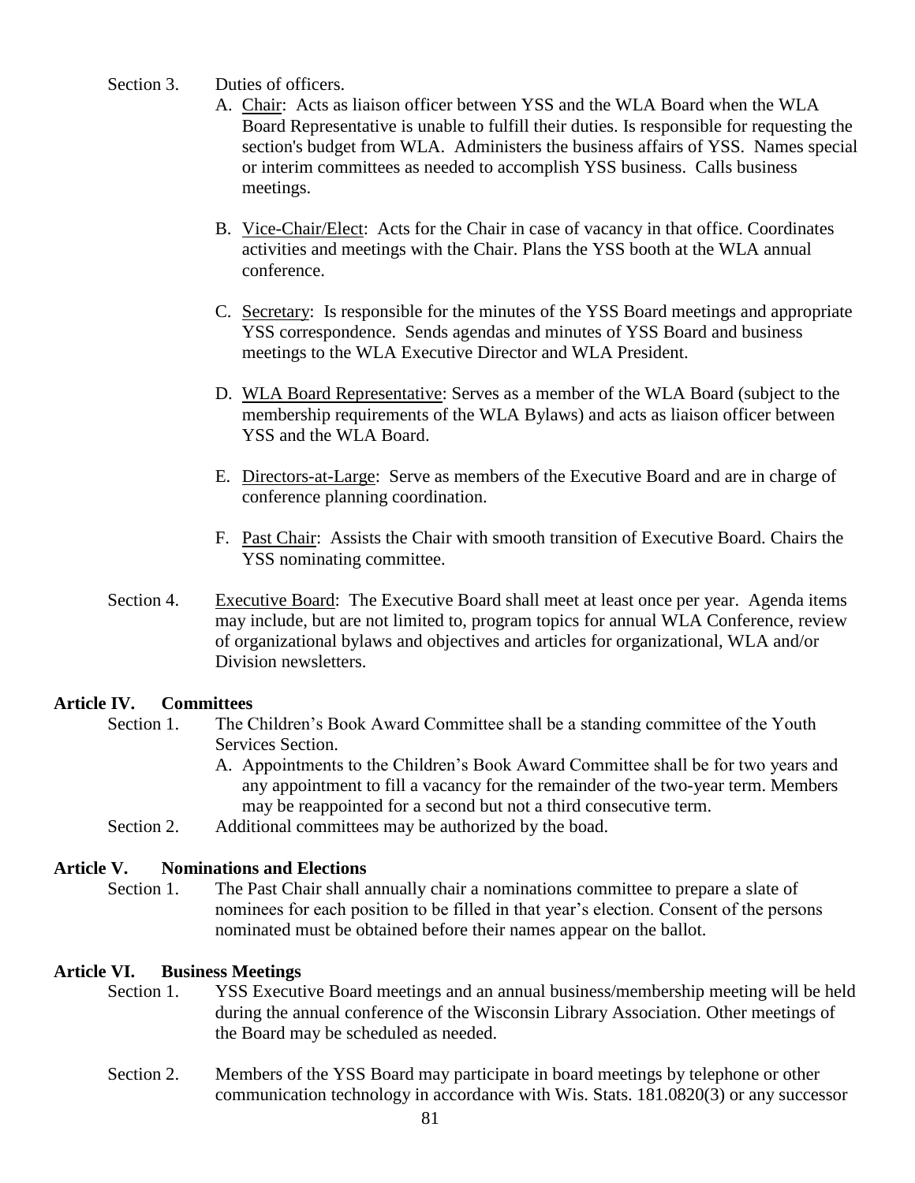Section 3. Duties of officers.

A. Chair: Acts as liaison officer between YSS and the WLA Board when the WLA Board Representative is unable to fulfill their duties. Is responsible for requesting the section's budget from WLA. Administers the business affairs of YSS. Names special or interim committees as needed to accomplish YSS business. Calls business meetings.

B. Vice-Chair/Elect: Acts for the Chair in case of vacancy in that office. Coordinates activities and meetings with the Chair. Plans the YSS booth at the WLA annual conference.

C. Secretary: Is responsible for the minutes of the YSS Board meetings and appropriate YSS correspondence. Sends agendas and minutes of YSS Board and business meetings to the WLA Executive Director and WLA President.

D. WLA Board Representative: Serves as a member of the WLA Board (subject to the membership requirements of the WLA Bylaws) and acts as liaison officer between YSS and the WLA Board.

E. Directors-at-Large: Serve as members of the Executive Board and are in charge of conference planning coordination.

F. Past Chair: Assists the Chair with smooth transition of Executive Board. Chairs the YSS nominating committee.

Section 4. Executive Board: The Executive Board shall meet at least once per year. Agenda items may include, but are not limited to, program topics for annual WLA Conference, review of organizational bylaws and objectives and articles for organizational, WLA and/or Division newsletters.

**Article IV. Committees**

Section 1. The Children's Book Award Committee shall be a standing committee of the Youth Services Section.

A. Appointments to the Children's Book Award Committee shall be for two years and any appointment to fill a vacancy for the remainder of the two-year term. Members may be reappointed for a second but not a third consecutive term.

Section 2. Additional committees may be authorized by the boad.

**Article V. Nominations and Elections**

Section 1. The Past Chair shall annually chair a nominations committee to prepare a slate of nominees for each position to be filled in that year's election. Consent of the persons nominated must be obtained before their names appear on the ballot.

**Article VI. Business Meetings**

Section 1. YSS Executive Board meetings and an annual business/membership meeting will be held during the annual conference of the Wisconsin Library Association. Other meetings of the Board may be scheduled as needed.

Section 2. Members of the YSS Board may participate in board meetings by telephone or other communication technology in accordance with Wis. Stats. 181.0820(3) or any successor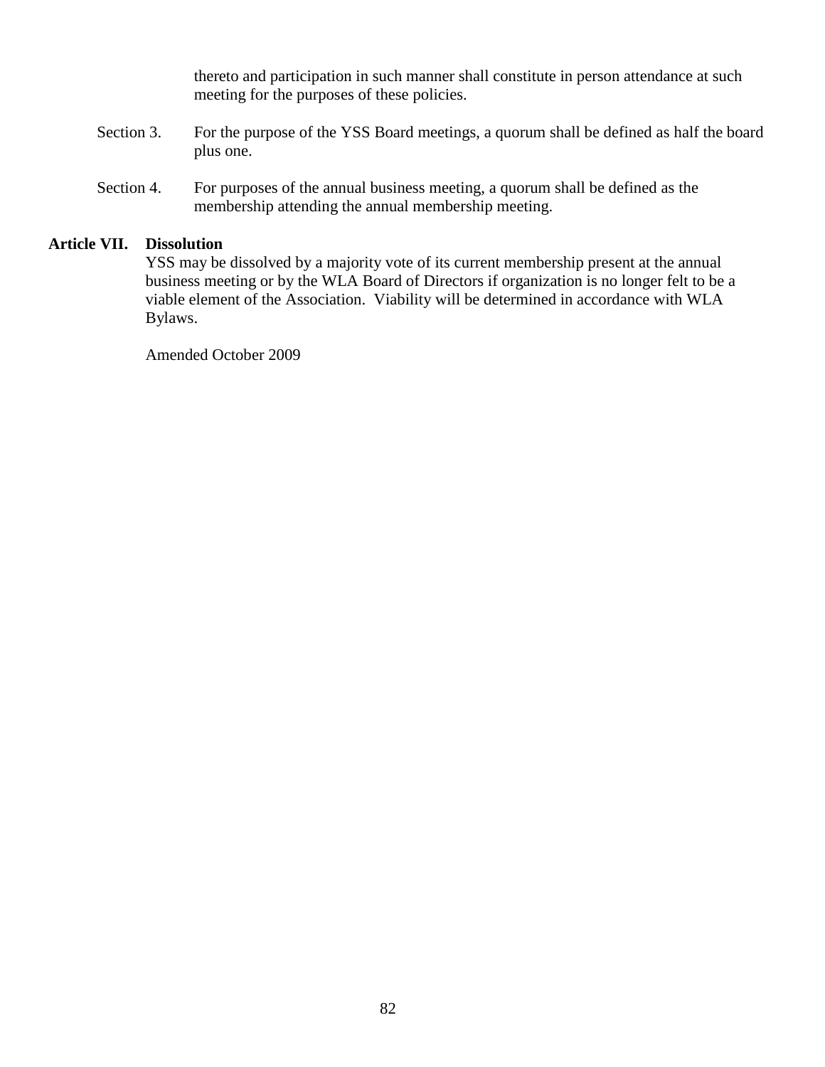thereto and participation in such manner shall constitute in person attendance at such meeting for the purposes of these policies.

Section 3. For the purpose of the YSS Board meetings, a quorum shall be defined as half the board plus one.

Section 4. For purposes of the annual business meeting, a quorum shall be defined as the membership attending the annual membership meeting.

**Article VII. Dissolution**

YSS may be dissolved by a majority vote of its current membership present at the annual business meeting or by the WLA Board of Directors if organization is no longer felt to be a viable element of the Association. Viability will be determined in accordance with WLA Bylaws.

Amended October 2009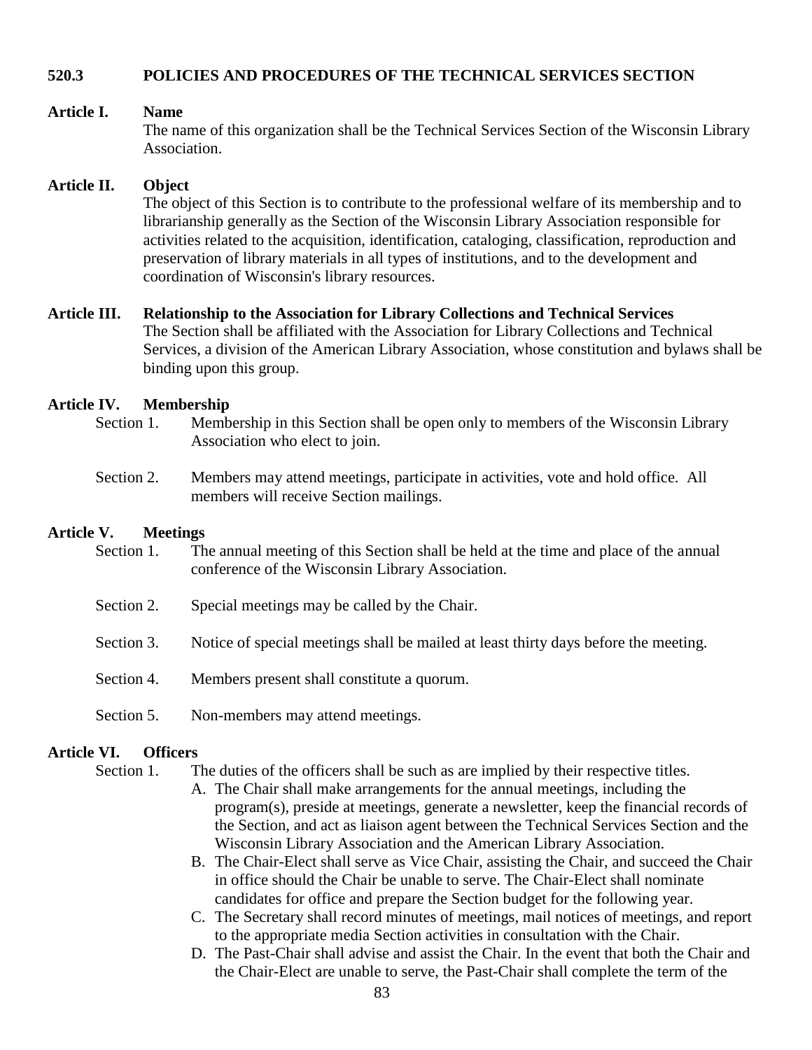## 520.3 POLICIES AND PROCEDURES OF THE TECHNICAL SERVICES SECTION

### Article I. Name

The name of this organization shall be the Technical Services Section of the Wisconsin Library Association.

### Article II. Object

The object of this Section is to contribute to the professional welfare of its membership and to librarianship generally as the Section of the Wisconsin Library Association responsible for activities related to the acquisition, identification, cataloging, classification, reproduction and preservation of library materials in all types of institutions, and to the development and coordination of Wisconsin's library resources.

### Article III. Relationship to the Association for Library Collections and Technical Services

The Section shall be affiliated with the Association for Library Collections and Technical Services, a division of the American Library Association, whose constitution and bylaws shall be binding upon this group.

### Article IV. Membership

Section 1. Membership in this Section shall be open only to members of the Wisconsin Library Association who elect to join.

Section 2. Members may attend meetings, participate in activities, vote and hold office. All members will receive Section mailings.

### Article V. Meetings

Section 1. The annual meeting of this Section shall be held at the time and place of the annual conference of the Wisconsin Library Association.

Section 2. Special meetings may be called by the Chair.

Section 3. Notice of special meetings shall be mailed at least thirty days before the meeting.

Section 4. Members present shall constitute a quorum.

Section 5. Non-members may attend meetings.

### Article VI. Officers

Section 1. The duties of the officers shall be such as are implied by their respective titles.

A. The Chair shall make arrangements for the annual meetings, including the program(s), preside at meetings, generate a newsletter, keep the financial records of the Section, and act as liaison agent between the Technical Services Section and the Wisconsin Library Association and the American Library Association.

B. The Chair-Elect shall serve as Vice Chair, assisting the Chair, and succeed the Chair in office should the Chair be unable to serve. The Chair-Elect shall nominate candidates for office and prepare the Section budget for the following year.

C. The Secretary shall record minutes of meetings, mail notices of meetings, and report to the appropriate media Section activities in consultation with the Chair.

D. The Past-Chair shall advise and assist the Chair. In the event that both the Chair and the Chair-Elect are unable to serve, the Past-Chair shall complete the term of the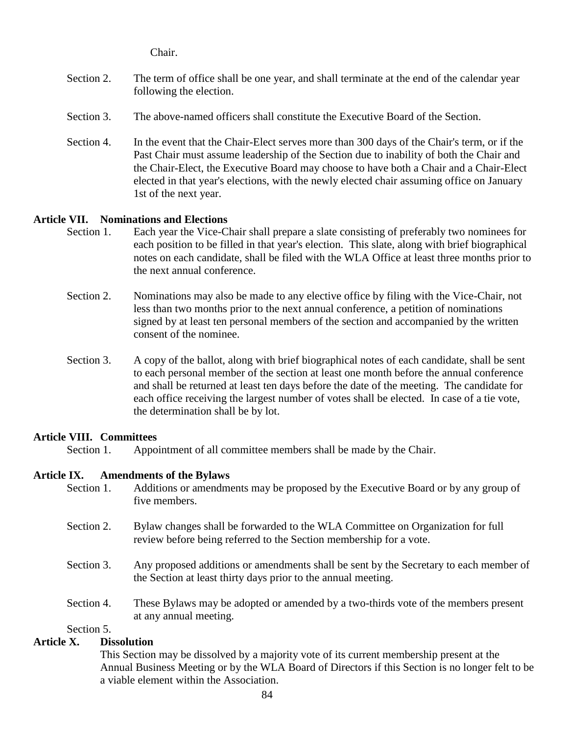Chair.

Section 2. The term of office shall be one year, and shall terminate at the end of the calendar year following the election.

Section 3. The above-named officers shall constitute the Executive Board of the Section.

Section 4. In the event that the Chair-Elect serves more than 300 days of the Chair's term, or if the Past Chair must assume leadership of the Section due to inability of both the Chair and the Chair-Elect, the Executive Board may choose to have both a Chair and a Chair-Elect elected in that year's elections, with the newly elected chair assuming office on January 1st of the next year.

**Article VII. Nominations and Elections**

Section 1. Each year the Vice-Chair shall prepare a slate consisting of preferably two nominees for each position to be filled in that year's election. This slate, along with brief biographical notes on each candidate, shall be filed with the WLA Office at least three months prior to the next annual conference.

Section 2. Nominations may also be made to any elective office by filing with the Vice-Chair, not less than two months prior to the next annual conference, a petition of nominations signed by at least ten personal members of the section and accompanied by the written consent of the nominee.

Section 3. A copy of the ballot, along with brief biographical notes of each candidate, shall be sent to each personal member of the section at least one month before the annual conference and shall be returned at least ten days before the date of the meeting. The candidate for each office receiving the largest number of votes shall be elected. In case of a tie vote, the determination shall be by lot.

**Article VIII. Committees**

Section 1. Appointment of all committee members shall be made by the Chair.

**Article IX. Amendments of the Bylaws**

Section 1. Additions or amendments may be proposed by the Executive Board or by any group of five members.

Section 2. Bylaw changes shall be forwarded to the WLA Committee on Organization for full review before being referred to the Section membership for a vote.

Section 3. Any proposed additions or amendments shall be sent by the Secretary to each member of the Section at least thirty days prior to the annual meeting.

Section 4. These Bylaws may be adopted or amended by a two-thirds vote of the members present at any annual meeting.

Section 5.

**Article X. Dissolution**

This Section may be dissolved by a majority vote of its current membership present at the Annual Business Meeting or by the WLA Board of Directors if this Section is no longer felt to be a viable element within the Association.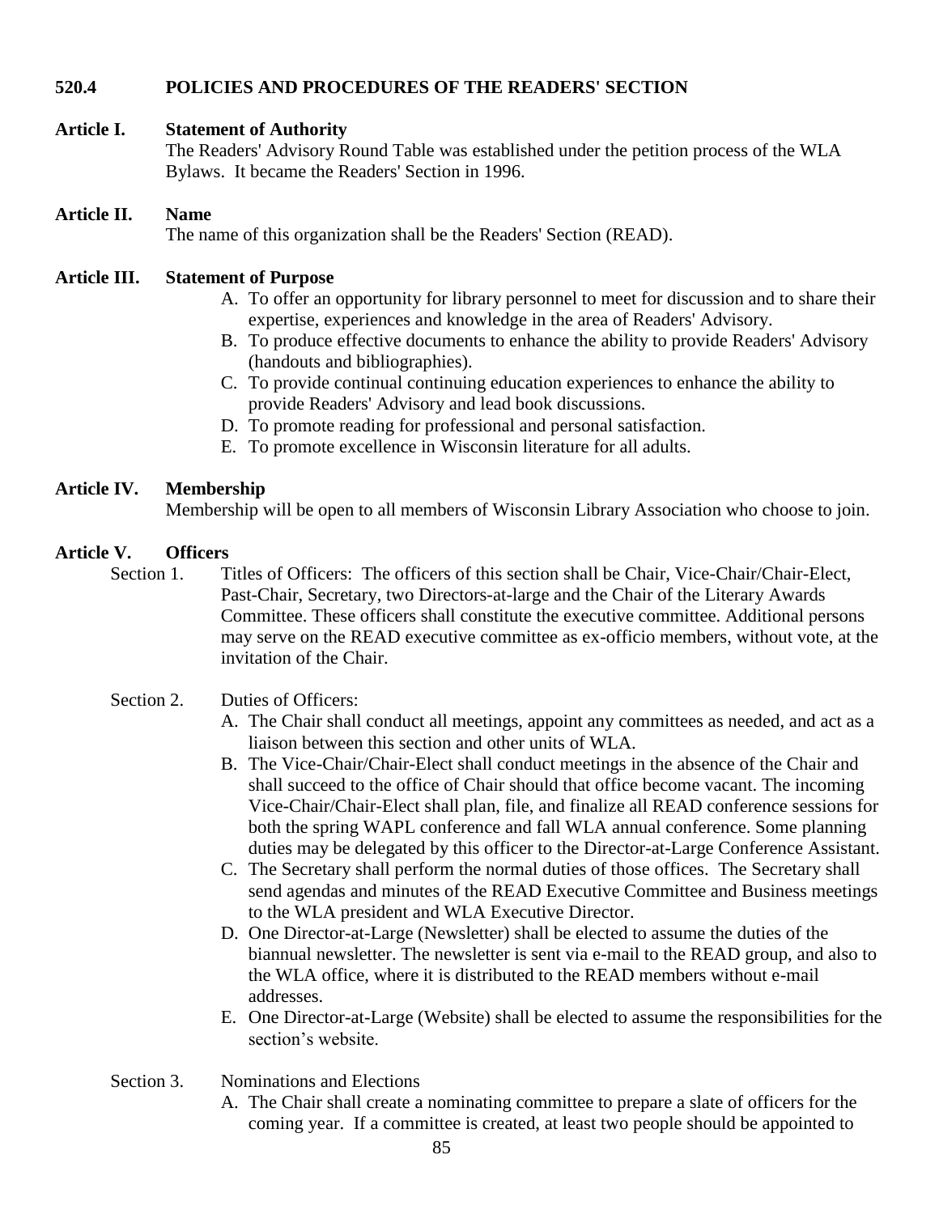## 520.4 POLICIES AND PROCEDURES OF THE READERS' SECTION

### Article I. Statement of Authority

The Readers' Advisory Round Table was established under the petition process of the WLA Bylaws. It became the Readers' Section in 1996.

### Article II. Name

The name of this organization shall be the Readers' Section (READ).

### Article III. Statement of Purpose

A. To offer an opportunity for library personnel to meet for discussion and to share their expertise, experiences and knowledge in the area of Readers' Advisory.
B. To produce effective documents to enhance the ability to provide Readers' Advisory (handouts and bibliographies).
C. To provide continual continuing education experiences to enhance the ability to provide Readers' Advisory and lead book discussions.
D. To promote reading for professional and personal satisfaction.
E. To promote excellence in Wisconsin literature for all adults.

### Article IV. Membership

Membership will be open to all members of Wisconsin Library Association who choose to join.

### Article V. Officers

Section 1. Titles of Officers: The officers of this section shall be Chair, Vice-Chair/Chair-Elect, Past-Chair, Secretary, two Directors-at-large and the Chair of the Literary Awards Committee. These officers shall constitute the executive committee. Additional persons may serve on the READ executive committee as ex-officio members, without vote, at the invitation of the Chair.

Section 2. Duties of Officers:

A. The Chair shall conduct all meetings, appoint any committees as needed, and act as a liaison between this section and other units of WLA.
B. The Vice-Chair/Chair-Elect shall conduct meetings in the absence of the Chair and shall succeed to the office of Chair should that office become vacant. The incoming Vice-Chair/Chair-Elect shall plan, file, and finalize all READ conference sessions for both the spring WAPL conference and fall WLA annual conference. Some planning duties may be delegated by this officer to the Director-at-Large Conference Assistant.
C. The Secretary shall perform the normal duties of those offices. The Secretary shall send agendas and minutes of the READ Executive Committee and Business meetings to the WLA president and WLA Executive Director.
D. One Director-at-Large (Newsletter) shall be elected to assume the duties of the biannual newsletter. The newsletter is sent via e-mail to the READ group, and also to the WLA office, where it is distributed to the READ members without e-mail addresses.
E. One Director-at-Large (Website) shall be elected to assume the responsibilities for the section's website.

Section 3. Nominations and Elections

A. The Chair shall create a nominating committee to prepare a slate of officers for the coming year. If a committee is created, at least two people should be appointed to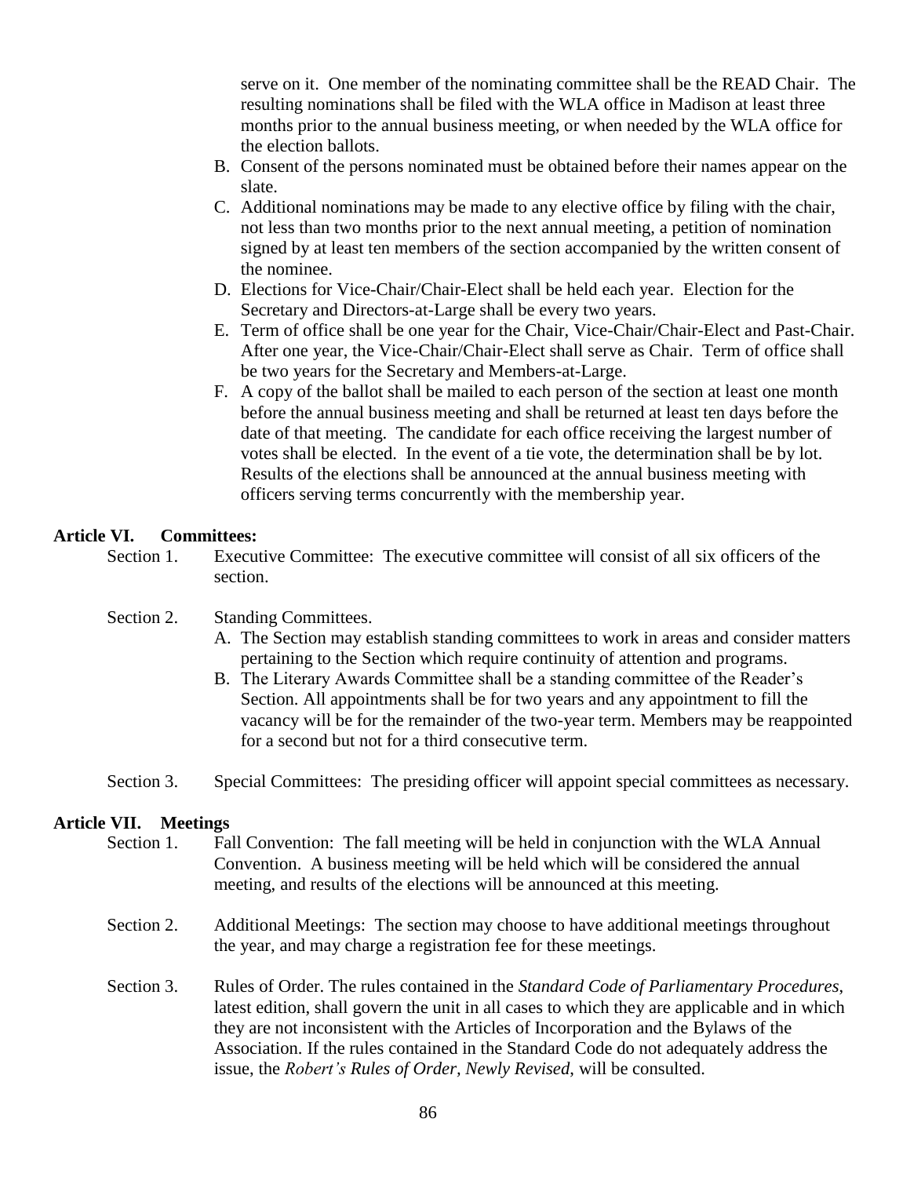serve on it. One member of the nominating committee shall be the READ Chair. The resulting nominations shall be filed with the WLA office in Madison at least three months prior to the annual business meeting, or when needed by the WLA office for the election ballots.

B. Consent of the persons nominated must be obtained before their names appear on the slate.
C. Additional nominations may be made to any elective office by filing with the chair, not less than two months prior to the next annual meeting, a petition of nomination signed by at least ten members of the section accompanied by the written consent of the nominee.
D. Elections for Vice-Chair/Chair-Elect shall be held each year. Election for the Secretary and Directors-at-Large shall be every two years.
E. Term of office shall be one year for the Chair, Vice-Chair/Chair-Elect and Past-Chair. After one year, the Vice-Chair/Chair-Elect shall serve as Chair. Term of office shall be two years for the Secretary and Members-at-Large.
F. A copy of the ballot shall be mailed to each person of the section at least one month before the annual business meeting and shall be returned at least ten days before the date of that meeting. The candidate for each office receiving the largest number of votes shall be elected. In the event of a tie vote, the determination shall be by lot. Results of the elections shall be announced at the annual business meeting with officers serving terms concurrently with the membership year.

**Article VI. Committees:**

Section 1. Executive Committee: The executive committee will consist of all six officers of the section.

Section 2. Standing Committees.

A. The Section may establish standing committees to work in areas and consider matters pertaining to the Section which require continuity of attention and programs.
B. The Literary Awards Committee shall be a standing committee of the Reader's Section. All appointments shall be for two years and any appointment to fill the vacancy will be for the remainder of the two-year term. Members may be reappointed for a second but not for a third consecutive term.

Section 3. Special Committees: The presiding officer will appoint special committees as necessary.

**Article VII. Meetings**

Section 1. Fall Convention: The fall meeting will be held in conjunction with the WLA Annual Convention. A business meeting will be held which will be considered the annual meeting, and results of the elections will be announced at this meeting.

Section 2. Additional Meetings: The section may choose to have additional meetings throughout the year, and may charge a registration fee for these meetings.

Section 3. Rules of Order. The rules contained in the *Standard Code of Parliamentary Procedures*, latest edition, shall govern the unit in all cases to which they are applicable and in which they are not inconsistent with the Articles of Incorporation and the Bylaws of the Association. If the rules contained in the Standard Code do not adequately address the issue, the *Robert's Rules of Order, Newly Revised*, will be consulted.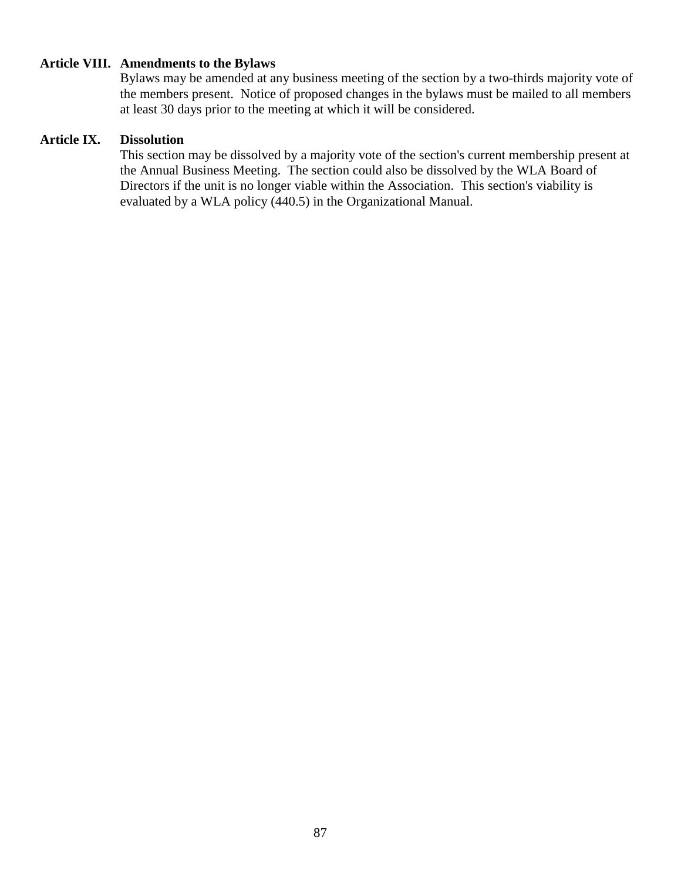**Article VIII. Amendments to the Bylaws**

Bylaws may be amended at any business meeting of the section by a two-thirds majority vote of the members present. Notice of proposed changes in the bylaws must be mailed to all members at least 30 days prior to the meeting at which it will be considered.

**Article IX. Dissolution**

This section may be dissolved by a majority vote of the section's current membership present at the Annual Business Meeting. The section could also be dissolved by the WLA Board of Directors if the unit is no longer viable within the Association. This section's viability is evaluated by a WLA policy (440.5) in the Organizational Manual.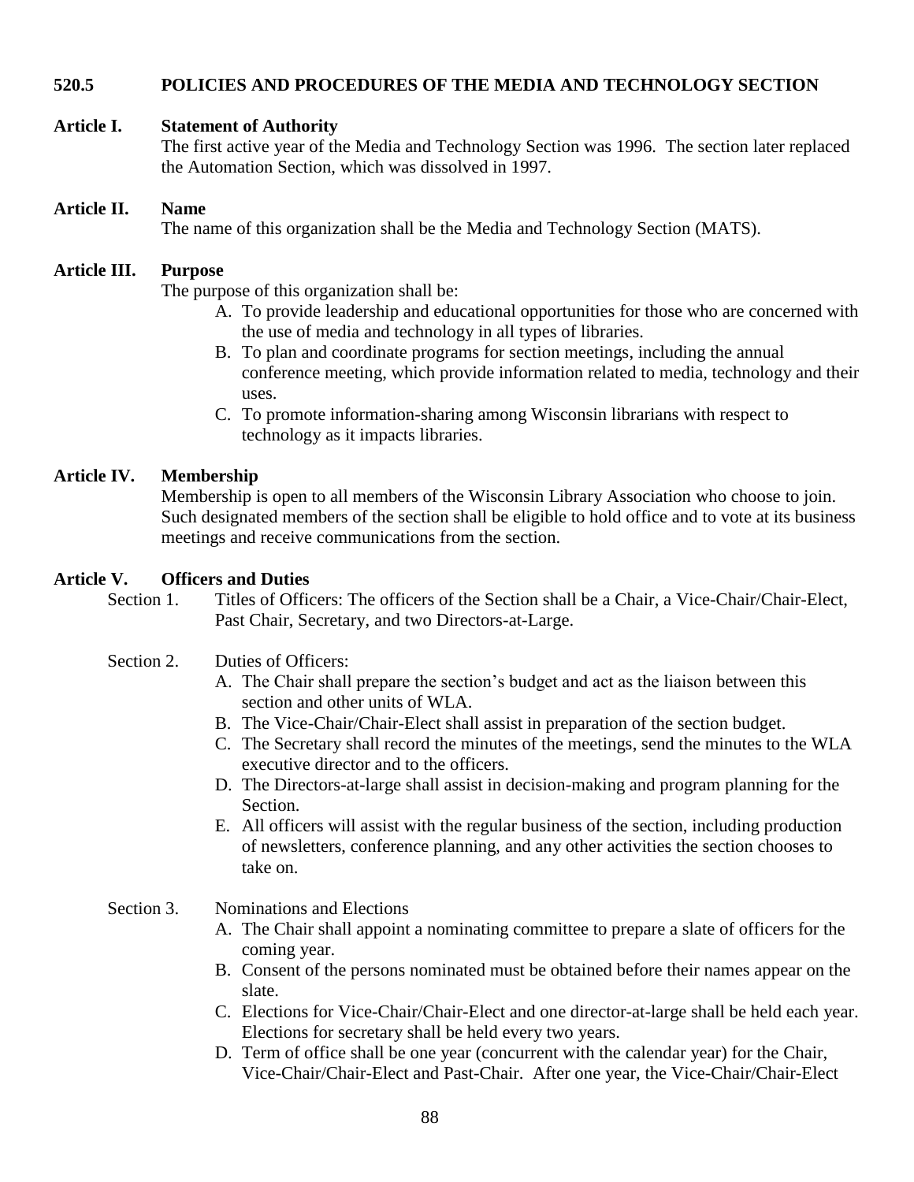## 520.5 POLICIES AND PROCEDURES OF THE MEDIA AND TECHNOLOGY SECTION

### Article I. Statement of Authority

The first active year of the Media and Technology Section was 1996. The section later replaced the Automation Section, which was dissolved in 1997.

### Article II. Name

The name of this organization shall be the Media and Technology Section (MATS).

### Article III. Purpose

The purpose of this organization shall be:

A. To provide leadership and educational opportunities for those who are concerned with the use of media and technology in all types of libraries.
B. To plan and coordinate programs for section meetings, including the annual conference meeting, which provide information related to media, technology and their uses.
C. To promote information-sharing among Wisconsin librarians with respect to technology as it impacts libraries.

### Article IV. Membership

Membership is open to all members of the Wisconsin Library Association who choose to join. Such designated members of the section shall be eligible to hold office and to vote at its business meetings and receive communications from the section.

### Article V. Officers and Duties

Section 1. Titles of Officers: The officers of the Section shall be a Chair, a Vice-Chair/Chair-Elect, Past Chair, Secretary, and two Directors-at-Large.

Section 2. Duties of Officers:

A. The Chair shall prepare the section's budget and act as the liaison between this section and other units of WLA.
B. The Vice-Chair/Chair-Elect shall assist in preparation of the section budget.
C. The Secretary shall record the minutes of the meetings, send the minutes to the WLA executive director and to the officers.
D. The Directors-at-large shall assist in decision-making and program planning for the Section.
E. All officers will assist with the regular business of the section, including production of newsletters, conference planning, and any other activities the section chooses to take on.

Section 3. Nominations and Elections

A. The Chair shall appoint a nominating committee to prepare a slate of officers for the coming year.
B. Consent of the persons nominated must be obtained before their names appear on the slate.
C. Elections for Vice-Chair/Chair-Elect and one director-at-large shall be held each year. Elections for secretary shall be held every two years.
D. Term of office shall be one year (concurrent with the calendar year) for the Chair, Vice-Chair/Chair-Elect and Past-Chair. After one year, the Vice-Chair/Chair-Elect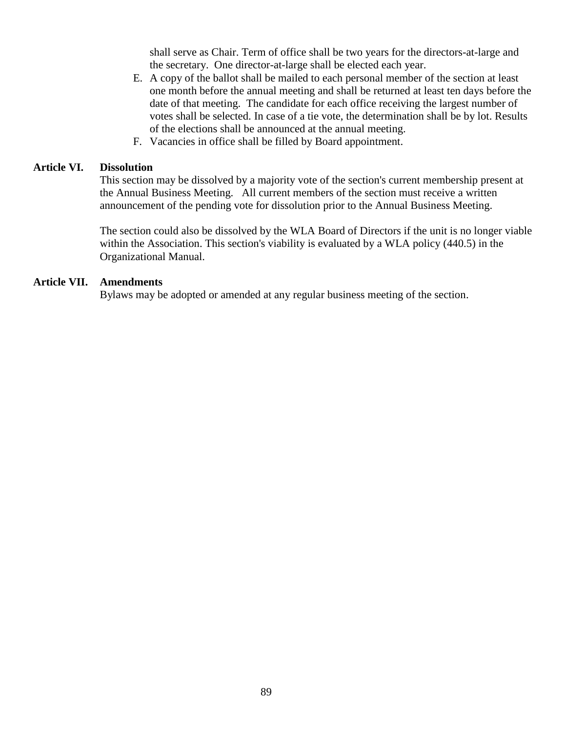shall serve as Chair. Term of office shall be two years for the directors-at-large and the secretary. One director-at-large shall be elected each year.

E. A copy of the ballot shall be mailed to each personal member of the section at least one month before the annual meeting and shall be returned at least ten days before the date of that meeting. The candidate for each office receiving the largest number of votes shall be selected. In case of a tie vote, the determination shall be by lot. Results of the elections shall be announced at the annual meeting.
F. Vacancies in office shall be filled by Board appointment.

**Article VI. Dissolution**

This section may be dissolved by a majority vote of the section's current membership present at the Annual Business Meeting. All current members of the section must receive a written announcement of the pending vote for dissolution prior to the Annual Business Meeting.

The section could also be dissolved by the WLA Board of Directors if the unit is no longer viable within the Association. This section's viability is evaluated by a WLA policy (440.5) in the Organizational Manual.

**Article VII. Amendments**

Bylaws may be adopted or amended at any regular business meeting of the section.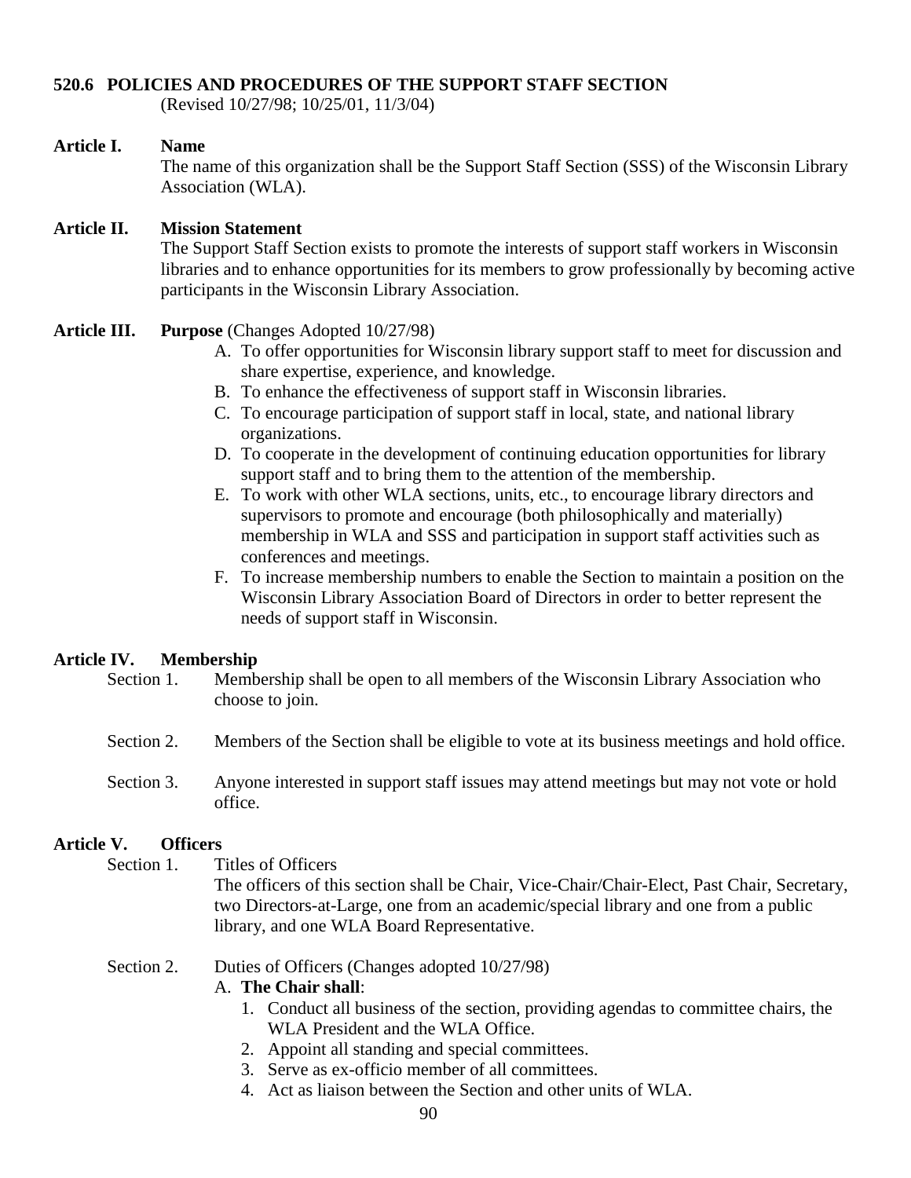## 520.6 POLICIES AND PROCEDURES OF THE SUPPORT STAFF SECTION

(Revised 10/27/98; 10/25/01, 11/3/04)

### Article I. Name

The name of this organization shall be the Support Staff Section (SSS) of the Wisconsin Library Association (WLA).

### Article II. Mission Statement

The Support Staff Section exists to promote the interests of support staff workers in Wisconsin libraries and to enhance opportunities for its members to grow professionally by becoming active participants in the Wisconsin Library Association.

### Article III. Purpose (Changes Adopted 10/27/98)

A. To offer opportunities for Wisconsin library support staff to meet for discussion and share expertise, experience, and knowledge.
B. To enhance the effectiveness of support staff in Wisconsin libraries.
C. To encourage participation of support staff in local, state, and national library organizations.
D. To cooperate in the development of continuing education opportunities for library support staff and to bring them to the attention of the membership.
E. To work with other WLA sections, units, etc., to encourage library directors and supervisors to promote and encourage (both philosophically and materially) membership in WLA and SSS and participation in support staff activities such as conferences and meetings.
F. To increase membership numbers to enable the Section to maintain a position on the Wisconsin Library Association Board of Directors in order to better represent the needs of support staff in Wisconsin.

### Article IV. Membership

Section 1. Membership shall be open to all members of the Wisconsin Library Association who choose to join.

Section 2. Members of the Section shall be eligible to vote at its business meetings and hold office.

Section 3. Anyone interested in support staff issues may attend meetings but may not vote or hold office.

### Article V. Officers

Section 1. Titles of Officers

The officers of this section shall be Chair, Vice-Chair/Chair-Elect, Past Chair, Secretary, two Directors-at-Large, one from an academic/special library and one from a public library, and one WLA Board Representative.

Section 2. Duties of Officers (Changes adopted 10/27/98)

A. **The Chair shall**:
1. Conduct all business of the section, providing agendas to committee chairs, the WLA President and the WLA Office.
2. Appoint all standing and special committees.
3. Serve as ex-officio member of all committees.
4. Act as liaison between the Section and other units of WLA.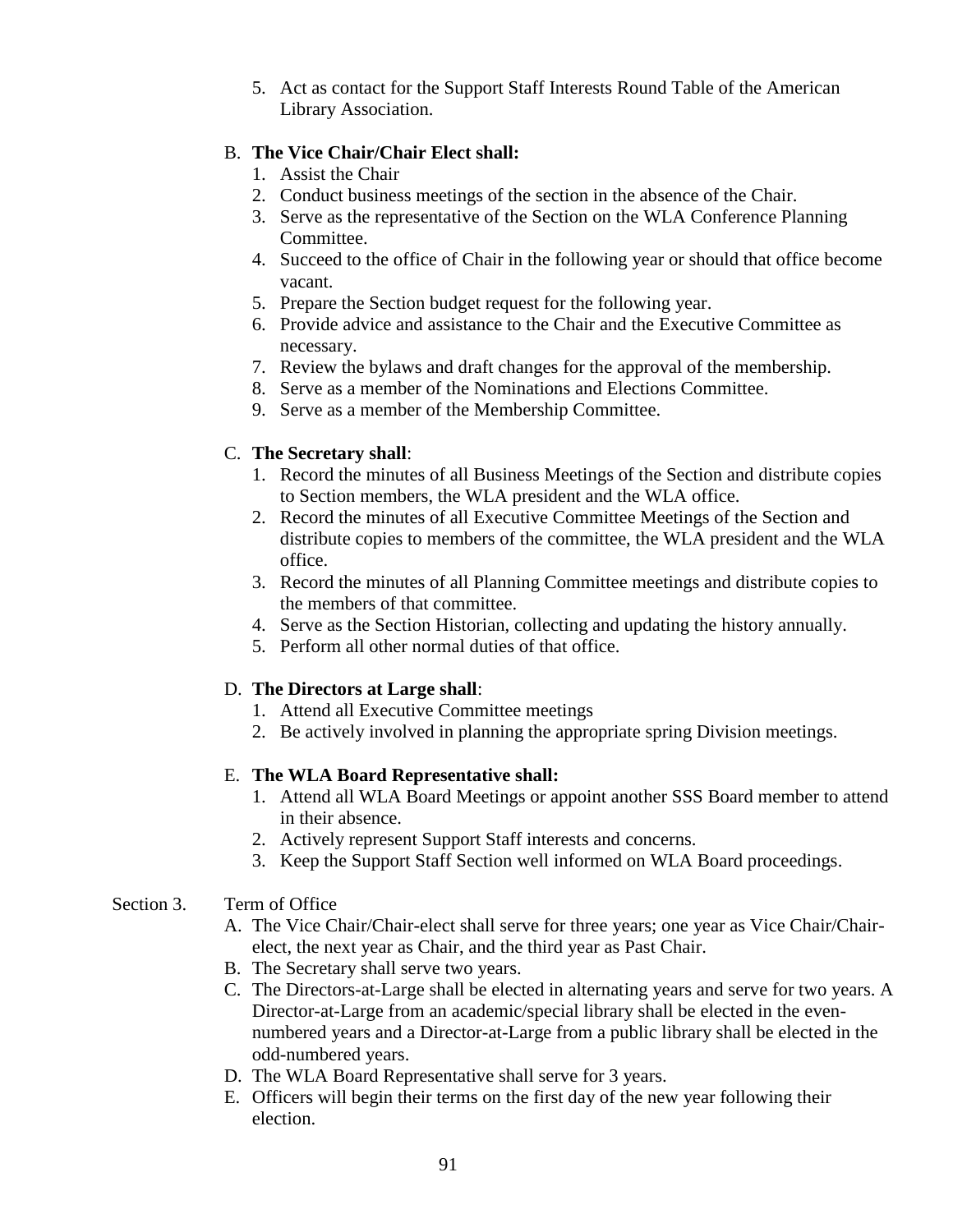5. Act as contact for the Support Staff Interests Round Table of the American Library Association.

B. **The Vice Chair/Chair Elect shall:**
   1. Assist the Chair
   2. Conduct business meetings of the section in the absence of the Chair.
   3. Serve as the representative of the Section on the WLA Conference Planning Committee.
   4. Succeed to the office of Chair in the following year or should that office become vacant.
   5. Prepare the Section budget request for the following year.
   6. Provide advice and assistance to the Chair and the Executive Committee as necessary.
   7. Review the bylaws and draft changes for the approval of the membership.
   8. Serve as a member of the Nominations and Elections Committee.
   9. Serve as a member of the Membership Committee.

C. **The Secretary shall**:
   1. Record the minutes of all Business Meetings of the Section and distribute copies to Section members, the WLA president and the WLA office.
   2. Record the minutes of all Executive Committee Meetings of the Section and distribute copies to members of the committee, the WLA president and the WLA office.
   3. Record the minutes of all Planning Committee meetings and distribute copies to the members of that committee.
   4. Serve as the Section Historian, collecting and updating the history annually.
   5. Perform all other normal duties of that office.

D. **The Directors at Large shall**:
   1. Attend all Executive Committee meetings
   2. Be actively involved in planning the appropriate spring Division meetings.

E. **The WLA Board Representative shall:**
   1. Attend all WLA Board Meetings or appoint another SSS Board member to attend in their absence.
   2. Actively represent Support Staff interests and concerns.
   3. Keep the Support Staff Section well informed on WLA Board proceedings.

Section 3. Term of Office

A. The Vice Chair/Chair-elect shall serve for three years; one year as Vice Chair/Chair-elect, the next year as Chair, and the third year as Past Chair.
B. The Secretary shall serve two years.
C. The Directors-at-Large shall be elected in alternating years and serve for two years. A Director-at-Large from an academic/special library shall be elected in the even-numbered years and a Director-at-Large from a public library shall be elected in the odd-numbered years.
D. The WLA Board Representative shall serve for 3 years.
E. Officers will begin their terms on the first day of the new year following their election.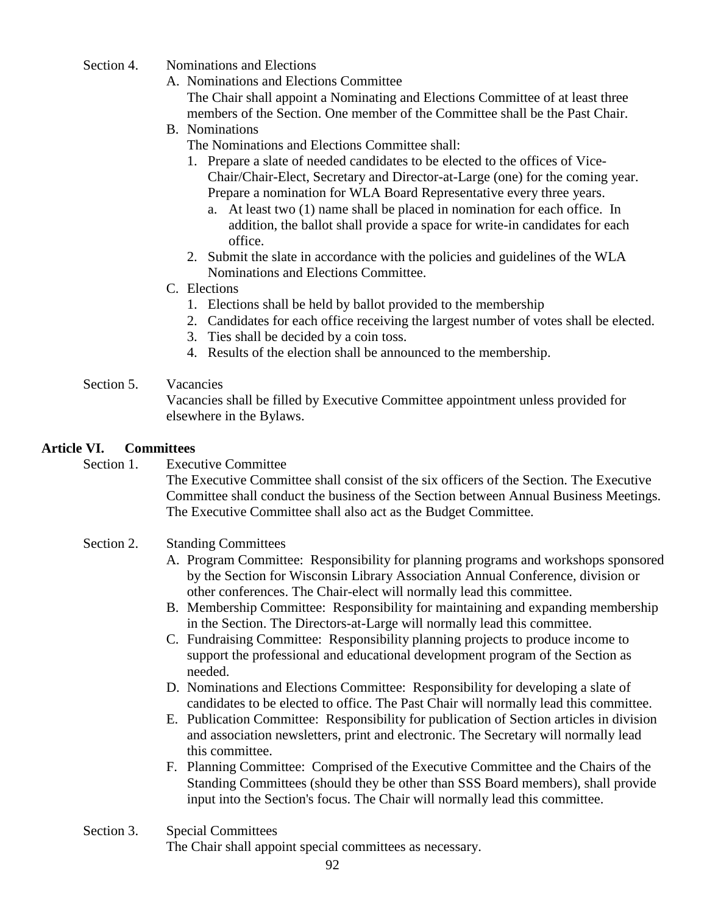Section 4. Nominations and Elections

A. Nominations and Elections Committee

The Chair shall appoint a Nominating and Elections Committee of at least three members of the Section. One member of the Committee shall be the Past Chair.

B. Nominations

The Nominations and Elections Committee shall:

1. Prepare a slate of needed candidates to be elected to the offices of Vice-Chair/Chair-Elect, Secretary and Director-at-Large (one) for the coming year. Prepare a nomination for WLA Board Representative every three years.
   a. At least two (1) name shall be placed in nomination for each office. In addition, the ballot shall provide a space for write-in candidates for each office.
2. Submit the slate in accordance with the policies and guidelines of the WLA Nominations and Elections Committee.

C. Elections

1. Elections shall be held by ballot provided to the membership
2. Candidates for each office receiving the largest number of votes shall be elected.
3. Ties shall be decided by a coin toss.
4. Results of the election shall be announced to the membership.

Section 5. Vacancies

Vacancies shall be filled by Executive Committee appointment unless provided for elsewhere in the Bylaws.

## Article VI. Committees

Section 1. Executive Committee

The Executive Committee shall consist of the six officers of the Section. The Executive Committee shall conduct the business of the Section between Annual Business Meetings. The Executive Committee shall also act as the Budget Committee.

Section 2. Standing Committees

A. Program Committee: Responsibility for planning programs and workshops sponsored by the Section for Wisconsin Library Association Annual Conference, division or other conferences. The Chair-elect will normally lead this committee.
B. Membership Committee: Responsibility for maintaining and expanding membership in the Section. The Directors-at-Large will normally lead this committee.
C. Fundraising Committee: Responsibility planning projects to produce income to support the professional and educational development program of the Section as needed.
D. Nominations and Elections Committee: Responsibility for developing a slate of candidates to be elected to office. The Past Chair will normally lead this committee.
E. Publication Committee: Responsibility for publication of Section articles in division and association newsletters, print and electronic. The Secretary will normally lead this committee.
F. Planning Committee: Comprised of the Executive Committee and the Chairs of the Standing Committees (should they be other than SSS Board members), shall provide input into the Section's focus. The Chair will normally lead this committee.

Section 3. Special Committees

The Chair shall appoint special committees as necessary.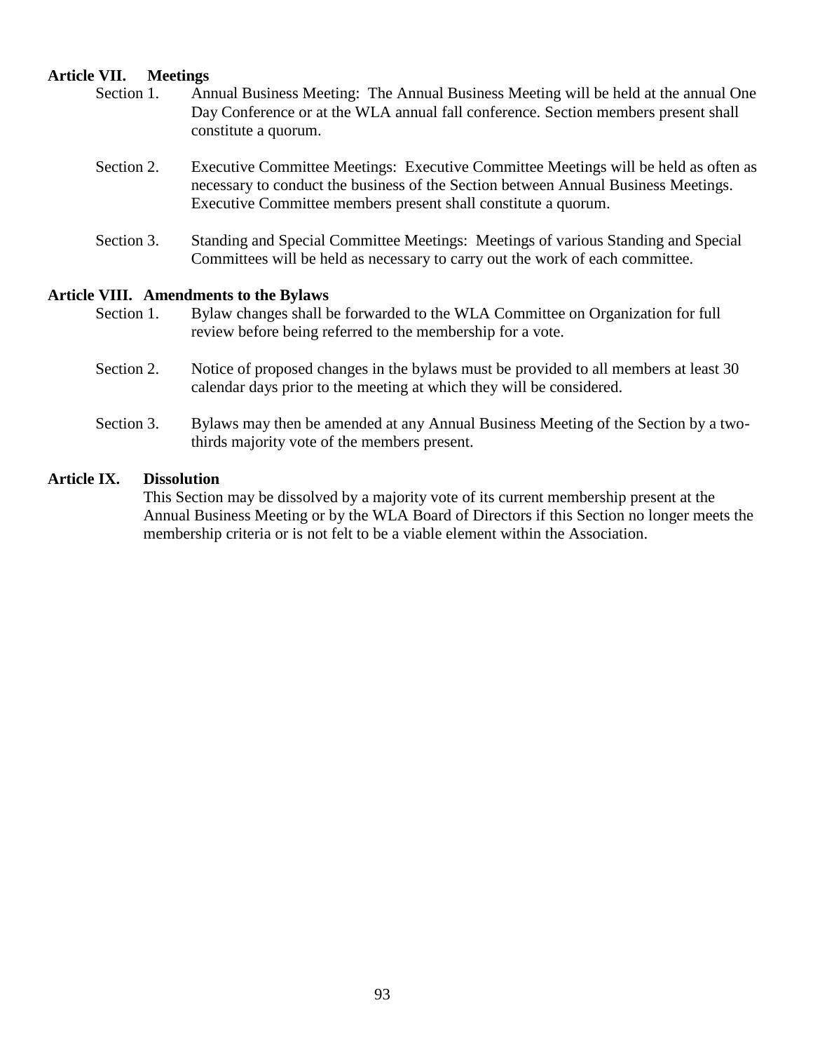**Article VII. Meetings**

Section 1. Annual Business Meeting: The Annual Business Meeting will be held at the annual One Day Conference or at the WLA annual fall conference. Section members present shall constitute a quorum.

Section 2. Executive Committee Meetings: Executive Committee Meetings will be held as often as necessary to conduct the business of the Section between Annual Business Meetings. Executive Committee members present shall constitute a quorum.

Section 3. Standing and Special Committee Meetings: Meetings of various Standing and Special Committees will be held as necessary to carry out the work of each committee.

**Article VIII. Amendments to the Bylaws**

Section 1. Bylaw changes shall be forwarded to the WLA Committee on Organization for full review before being referred to the membership for a vote.

Section 2. Notice of proposed changes in the bylaws must be provided to all members at least 30 calendar days prior to the meeting at which they will be considered.

Section 3. Bylaws may then be amended at any Annual Business Meeting of the Section by a two-thirds majority vote of the members present.

**Article IX. Dissolution**

This Section may be dissolved by a majority vote of its current membership present at the Annual Business Meeting or by the WLA Board of Directors if this Section no longer meets the membership criteria or is not felt to be a viable element within the Association.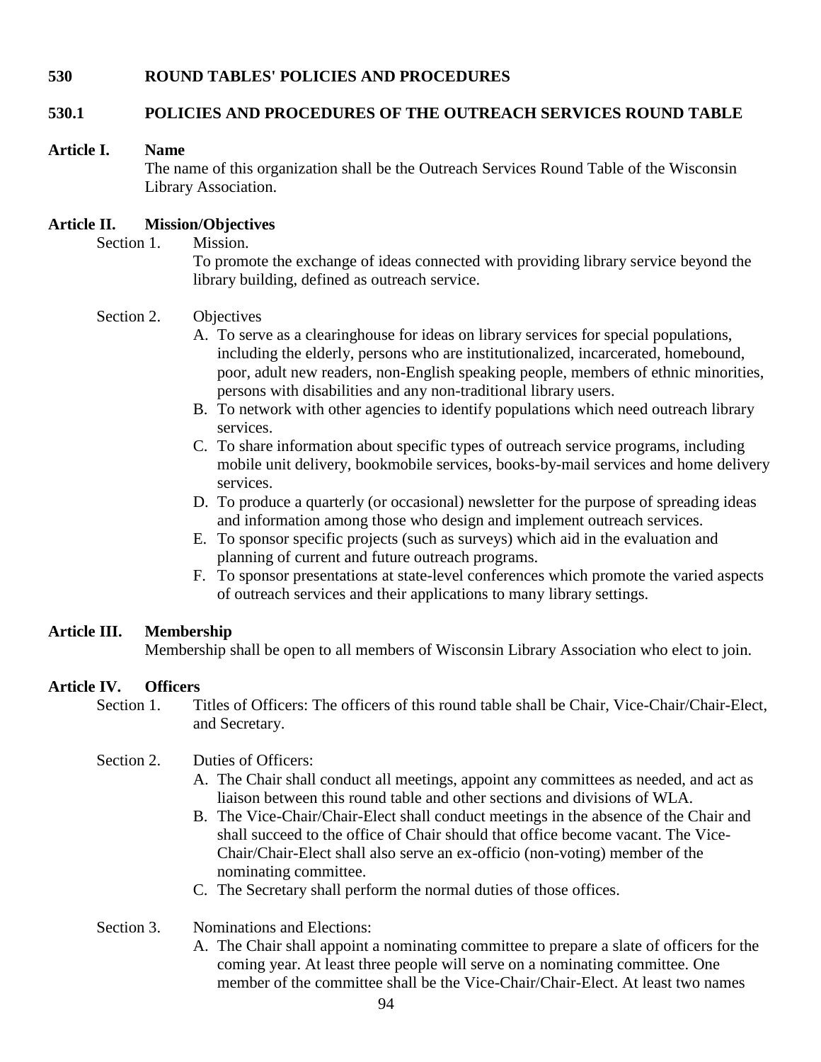## 530 ROUND TABLES' POLICIES AND PROCEDURES

### 530.1 POLICIES AND PROCEDURES OF THE OUTREACH SERVICES ROUND TABLE

**Article I. Name**

The name of this organization shall be the Outreach Services Round Table of the Wisconsin Library Association.

**Article II. Mission/Objectives**

Section 1. Mission.

To promote the exchange of ideas connected with providing library service beyond the library building, defined as outreach service.

Section 2. Objectives

A. To serve as a clearinghouse for ideas on library services for special populations, including the elderly, persons who are institutionalized, incarcerated, homebound, poor, adult new readers, non-English speaking people, members of ethnic minorities, persons with disabilities and any non-traditional library users.
B. To network with other agencies to identify populations which need outreach library services.
C. To share information about specific types of outreach service programs, including mobile unit delivery, bookmobile services, books-by-mail services and home delivery services.
D. To produce a quarterly (or occasional) newsletter for the purpose of spreading ideas and information among those who design and implement outreach services.
E. To sponsor specific projects (such as surveys) which aid in the evaluation and planning of current and future outreach programs.
F. To sponsor presentations at state-level conferences which promote the varied aspects of outreach services and their applications to many library settings.

**Article III. Membership**

Membership shall be open to all members of Wisconsin Library Association who elect to join.

**Article IV. Officers**

Section 1. Titles of Officers: The officers of this round table shall be Chair, Vice-Chair/Chair-Elect, and Secretary.

Section 2. Duties of Officers:

A. The Chair shall conduct all meetings, appoint any committees as needed, and act as liaison between this round table and other sections and divisions of WLA.
B. The Vice-Chair/Chair-Elect shall conduct meetings in the absence of the Chair and shall succeed to the office of Chair should that office become vacant. The Vice-Chair/Chair-Elect shall also serve an ex-officio (non-voting) member of the nominating committee.
C. The Secretary shall perform the normal duties of those offices.

Section 3. Nominations and Elections:

A. The Chair shall appoint a nominating committee to prepare a slate of officers for the coming year. At least three people will serve on a nominating committee. One member of the committee shall be the Vice-Chair/Chair-Elect. At least two names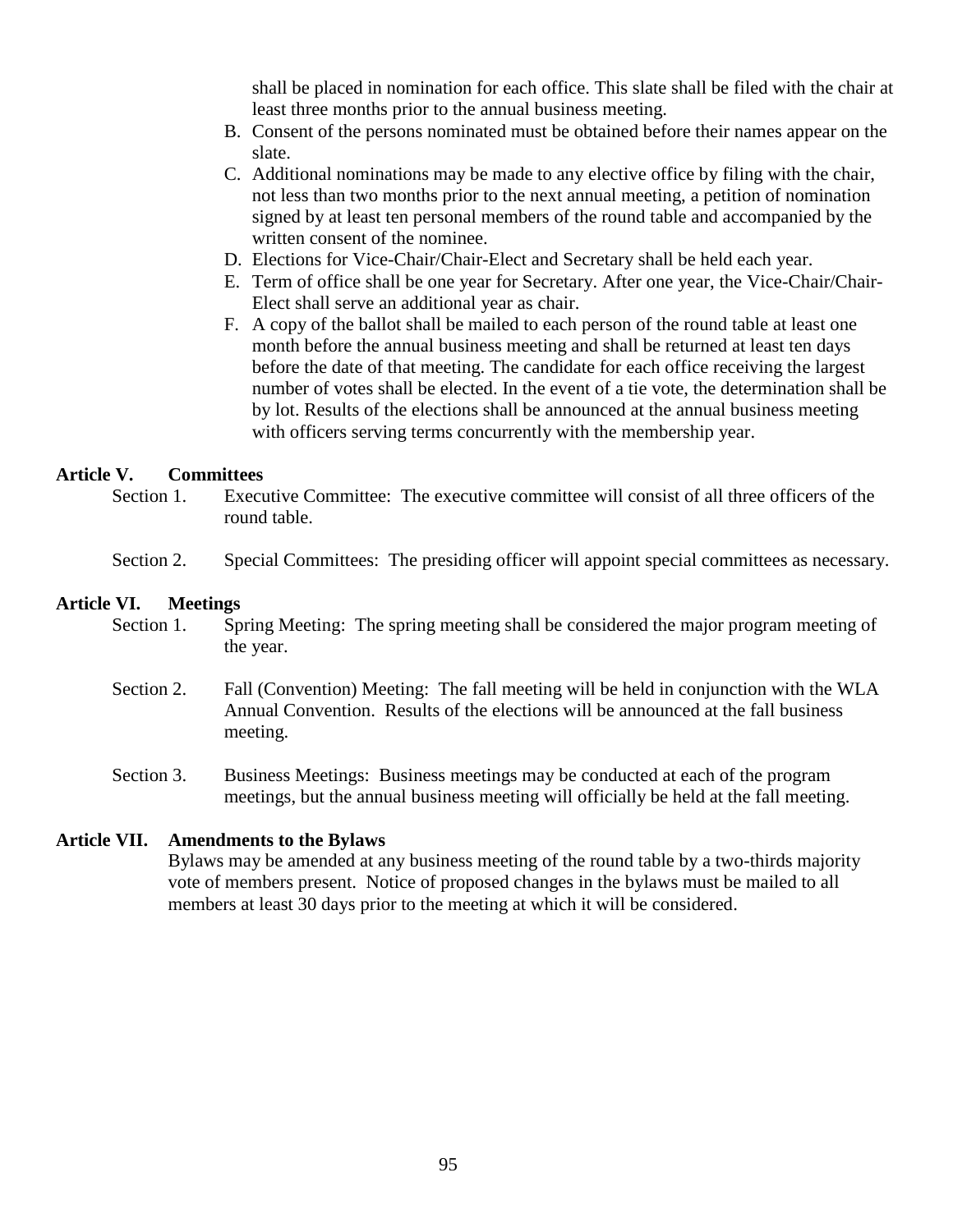shall be placed in nomination for each office. This slate shall be filed with the chair at least three months prior to the annual business meeting.

B. Consent of the persons nominated must be obtained before their names appear on the slate.
C. Additional nominations may be made to any elective office by filing with the chair, not less than two months prior to the next annual meeting, a petition of nomination signed by at least ten personal members of the round table and accompanied by the written consent of the nominee.
D. Elections for Vice-Chair/Chair-Elect and Secretary shall be held each year.
E. Term of office shall be one year for Secretary. After one year, the Vice-Chair/Chair-Elect shall serve an additional year as chair.
F. A copy of the ballot shall be mailed to each person of the round table at least one month before the annual business meeting and shall be returned at least ten days before the date of that meeting. The candidate for each office receiving the largest number of votes shall be elected. In the event of a tie vote, the determination shall be by lot. Results of the elections shall be announced at the annual business meeting with officers serving terms concurrently with the membership year.

**Article V. Committees**

Section 1. Executive Committee: The executive committee will consist of all three officers of the round table.

Section 2. Special Committees: The presiding officer will appoint special committees as necessary.

**Article VI. Meetings**

Section 1. Spring Meeting: The spring meeting shall be considered the major program meeting of the year.

Section 2. Fall (Convention) Meeting: The fall meeting will be held in conjunction with the WLA Annual Convention. Results of the elections will be announced at the fall business meeting.

Section 3. Business Meetings: Business meetings may be conducted at each of the program meetings, but the annual business meeting will officially be held at the fall meeting.

**Article VII. Amendments to the Bylaws**

Bylaws may be amended at any business meeting of the round table by a two-thirds majority vote of members present. Notice of proposed changes in the bylaws must be mailed to all members at least 30 days prior to the meeting at which it will be considered.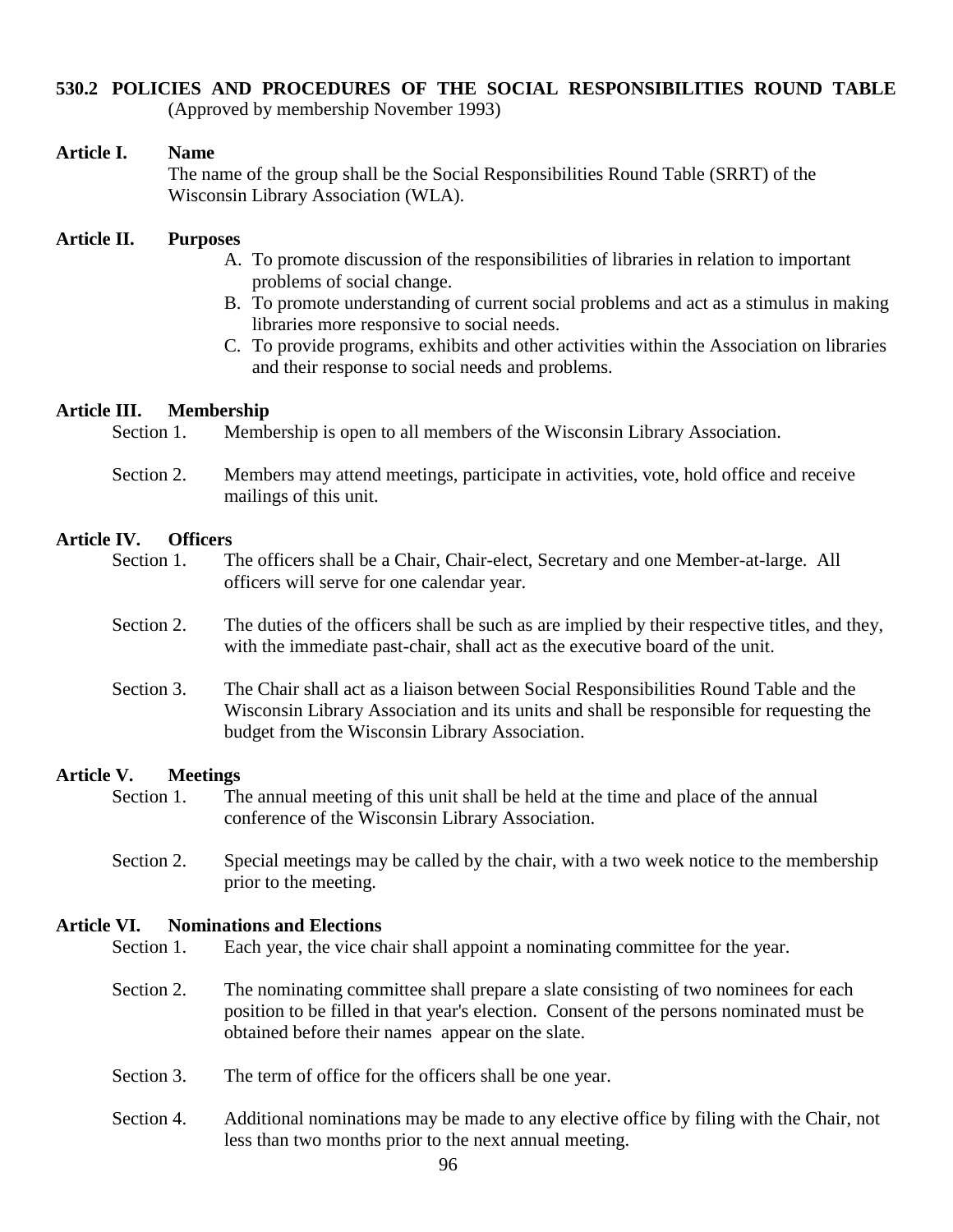## 530.2 POLICIES AND PROCEDURES OF THE SOCIAL RESPONSIBILITIES ROUND TABLE

(Approved by membership November 1993)

**Article I. Name**

The name of the group shall be the Social Responsibilities Round Table (SRRT) of the Wisconsin Library Association (WLA).

**Article II. Purposes**

A. To promote discussion of the responsibilities of libraries in relation to important problems of social change.
B. To promote understanding of current social problems and act as a stimulus in making libraries more responsive to social needs.
C. To provide programs, exhibits and other activities within the Association on libraries and their response to social needs and problems.

**Article III. Membership**

Section 1. Membership is open to all members of the Wisconsin Library Association.

Section 2. Members may attend meetings, participate in activities, vote, hold office and receive mailings of this unit.

**Article IV. Officers**

Section 1. The officers shall be a Chair, Chair-elect, Secretary and one Member-at-large. All officers will serve for one calendar year.

Section 2. The duties of the officers shall be such as are implied by their respective titles, and they, with the immediate past-chair, shall act as the executive board of the unit.

Section 3. The Chair shall act as a liaison between Social Responsibilities Round Table and the Wisconsin Library Association and its units and shall be responsible for requesting the budget from the Wisconsin Library Association.

**Article V. Meetings**

Section 1. The annual meeting of this unit shall be held at the time and place of the annual conference of the Wisconsin Library Association.

Section 2. Special meetings may be called by the chair, with a two week notice to the membership prior to the meeting.

**Article VI. Nominations and Elections**

Section 1. Each year, the vice chair shall appoint a nominating committee for the year.

Section 2. The nominating committee shall prepare a slate consisting of two nominees for each position to be filled in that year's election. Consent of the persons nominated must be obtained before their names appear on the slate.

Section 3. The term of office for the officers shall be one year.

Section 4. Additional nominations may be made to any elective office by filing with the Chair, not less than two months prior to the next annual meeting.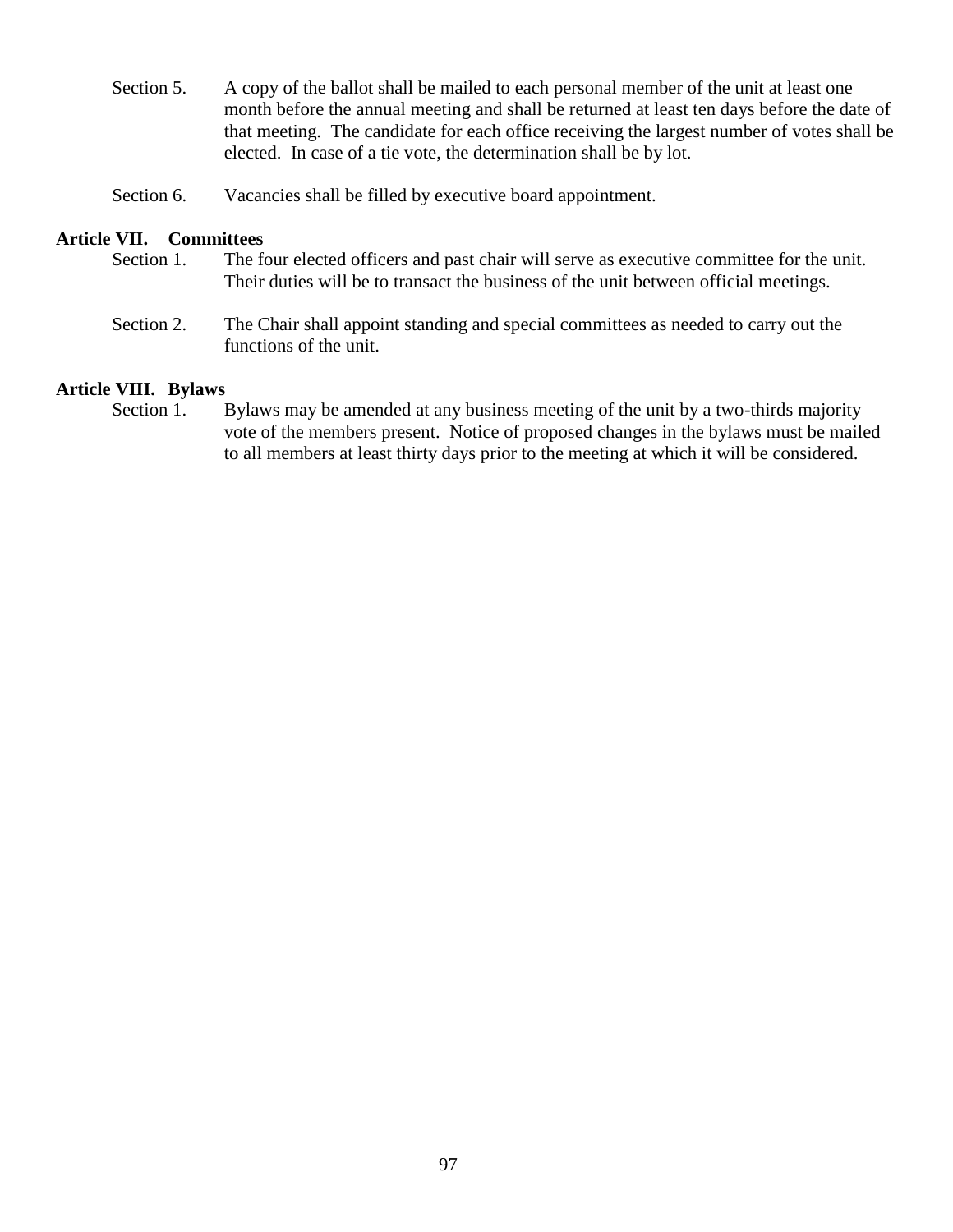Section 5. A copy of the ballot shall be mailed to each personal member of the unit at least one month before the annual meeting and shall be returned at least ten days before the date of that meeting. The candidate for each office receiving the largest number of votes shall be elected. In case of a tie vote, the determination shall be by lot.

Section 6. Vacancies shall be filled by executive board appointment.

**Article VII. Committees**

Section 1. The four elected officers and past chair will serve as executive committee for the unit. Their duties will be to transact the business of the unit between official meetings.

Section 2. The Chair shall appoint standing and special committees as needed to carry out the functions of the unit.

**Article VIII. Bylaws**

Section 1. Bylaws may be amended at any business meeting of the unit by a two-thirds majority vote of the members present. Notice of proposed changes in the bylaws must be mailed to all members at least thirty days prior to the meeting at which it will be considered.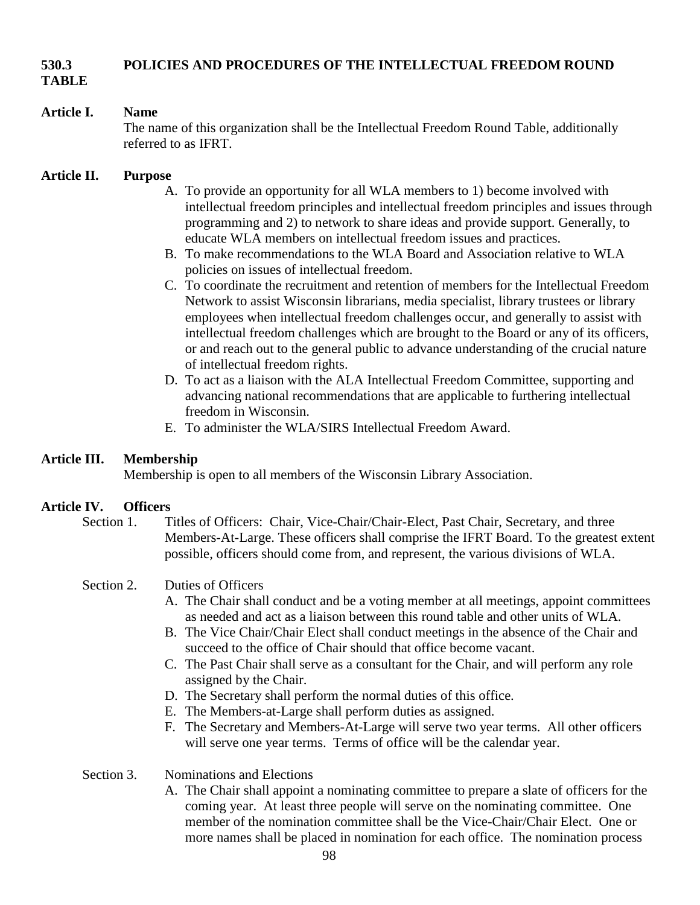# 530.3 POLICIES AND PROCEDURES OF THE INTELLECTUAL FREEDOM ROUND TABLE

**Article I. Name**

The name of this organization shall be the Intellectual Freedom Round Table, additionally referred to as IFRT.

**Article II. Purpose**

A. To provide an opportunity for all WLA members to 1) become involved with intellectual freedom principles and intellectual freedom principles and issues through programming and 2) to network to share ideas and provide support. Generally, to educate WLA members on intellectual freedom issues and practices.
B. To make recommendations to the WLA Board and Association relative to WLA policies on issues of intellectual freedom.
C. To coordinate the recruitment and retention of members for the Intellectual Freedom Network to assist Wisconsin librarians, media specialist, library trustees or library employees when intellectual freedom challenges occur, and generally to assist with intellectual freedom challenges which are brought to the Board or any of its officers, or and reach out to the general public to advance understanding of the crucial nature of intellectual freedom rights.
D. To act as a liaison with the ALA Intellectual Freedom Committee, supporting and advancing national recommendations that are applicable to furthering intellectual freedom in Wisconsin.
E. To administer the WLA/SIRS Intellectual Freedom Award.

**Article III. Membership**

Membership is open to all members of the Wisconsin Library Association.

**Article IV. Officers**

Section 1. Titles of Officers: Chair, Vice-Chair/Chair-Elect, Past Chair, Secretary, and three Members-At-Large. These officers shall comprise the IFRT Board. To the greatest extent possible, officers should come from, and represent, the various divisions of WLA.

Section 2. Duties of Officers

A. The Chair shall conduct and be a voting member at all meetings, appoint committees as needed and act as a liaison between this round table and other units of WLA.
B. The Vice Chair/Chair Elect shall conduct meetings in the absence of the Chair and succeed to the office of Chair should that office become vacant.
C. The Past Chair shall serve as a consultant for the Chair, and will perform any role assigned by the Chair.
D. The Secretary shall perform the normal duties of this office.
E. The Members-at-Large shall perform duties as assigned.
F. The Secretary and Members-At-Large will serve two year terms. All other officers will serve one year terms. Terms of office will be the calendar year.

Section 3. Nominations and Elections

A. The Chair shall appoint a nominating committee to prepare a slate of officers for the coming year. At least three people will serve on the nominating committee. One member of the nomination committee shall be the Vice-Chair/Chair Elect. One or more names shall be placed in nomination for each office. The nomination process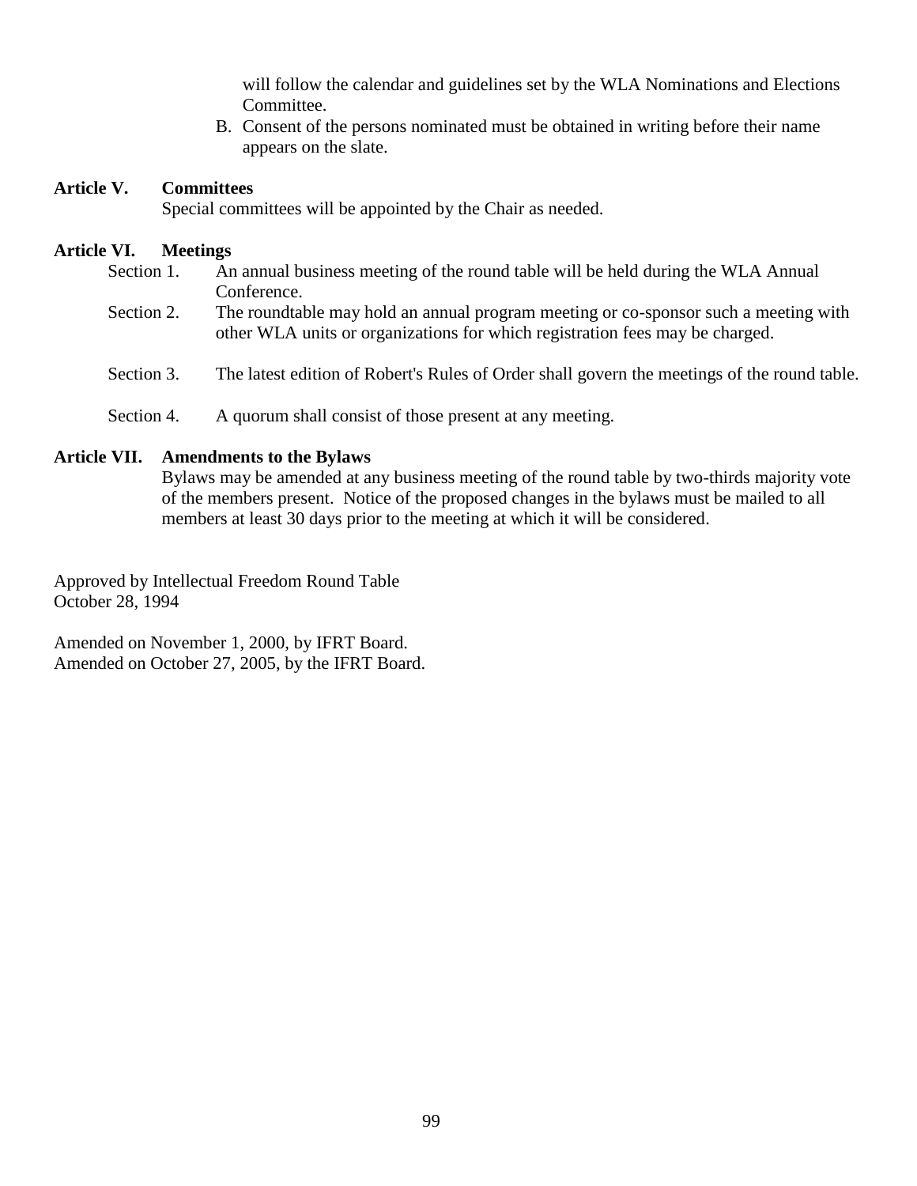will follow the calendar and guidelines set by the WLA Nominations and Elections Committee.

B. Consent of the persons nominated must be obtained in writing before their name appears on the slate.

**Article V. Committees**

Special committees will be appointed by the Chair as needed.

**Article VI. Meetings**

Section 1. An annual business meeting of the round table will be held during the WLA Annual Conference.

Section 2. The roundtable may hold an annual program meeting or co-sponsor such a meeting with other WLA units or organizations for which registration fees may be charged.

Section 3. The latest edition of Robert's Rules of Order shall govern the meetings of the round table.

Section 4. A quorum shall consist of those present at any meeting.

**Article VII. Amendments to the Bylaws**

Bylaws may be amended at any business meeting of the round table by two-thirds majority vote of the members present. Notice of the proposed changes in the bylaws must be mailed to all members at least 30 days prior to the meeting at which it will be considered.

Approved by Intellectual Freedom Round Table
October 28, 1994

Amended on November 1, 2000, by IFRT Board.
Amended on October 27, 2005, by the IFRT Board.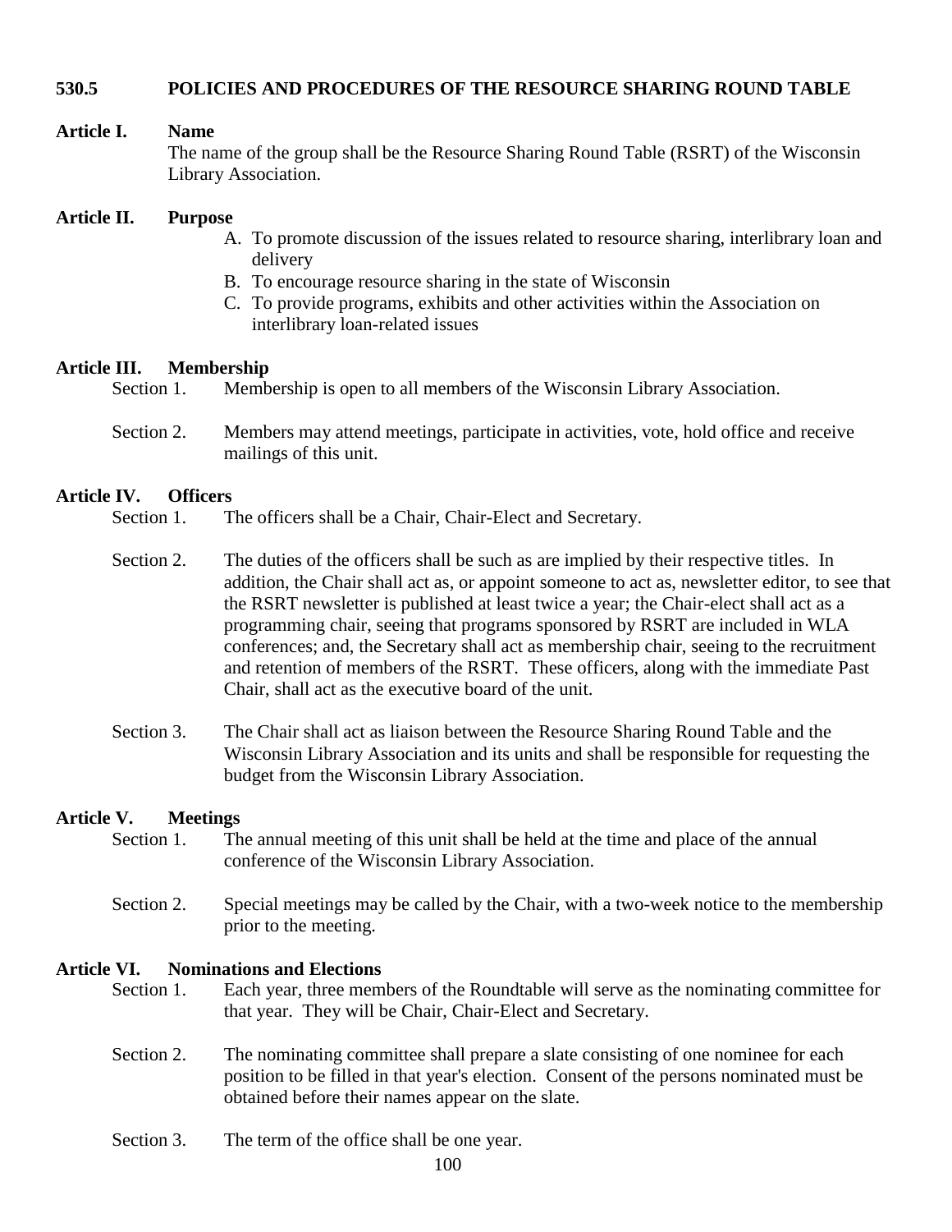## 530.5 POLICIES AND PROCEDURES OF THE RESOURCE SHARING ROUND TABLE

### Article I. Name

The name of the group shall be the Resource Sharing Round Table (RSRT) of the Wisconsin Library Association.

### Article II. Purpose

A. To promote discussion of the issues related to resource sharing, interlibrary loan and delivery
B. To encourage resource sharing in the state of Wisconsin
C. To provide programs, exhibits and other activities within the Association on interlibrary loan-related issues

### Article III. Membership

Section 1. Membership is open to all members of the Wisconsin Library Association.

Section 2. Members may attend meetings, participate in activities, vote, hold office and receive mailings of this unit.

### Article IV. Officers

Section 1. The officers shall be a Chair, Chair-Elect and Secretary.

Section 2. The duties of the officers shall be such as are implied by their respective titles. In addition, the Chair shall act as, or appoint someone to act as, newsletter editor, to see that the RSRT newsletter is published at least twice a year; the Chair-elect shall act as a programming chair, seeing that programs sponsored by RSRT are included in WLA conferences; and, the Secretary shall act as membership chair, seeing to the recruitment and retention of members of the RSRT. These officers, along with the immediate Past Chair, shall act as the executive board of the unit.

Section 3. The Chair shall act as liaison between the Resource Sharing Round Table and the Wisconsin Library Association and its units and shall be responsible for requesting the budget from the Wisconsin Library Association.

### Article V. Meetings

Section 1. The annual meeting of this unit shall be held at the time and place of the annual conference of the Wisconsin Library Association.

Section 2. Special meetings may be called by the Chair, with a two-week notice to the membership prior to the meeting.

### Article VI. Nominations and Elections

Section 1. Each year, three members of the Roundtable will serve as the nominating committee for that year. They will be Chair, Chair-Elect and Secretary.

Section 2. The nominating committee shall prepare a slate consisting of one nominee for each position to be filled in that year's election. Consent of the persons nominated must be obtained before their names appear on the slate.

Section 3. The term of the office shall be one year.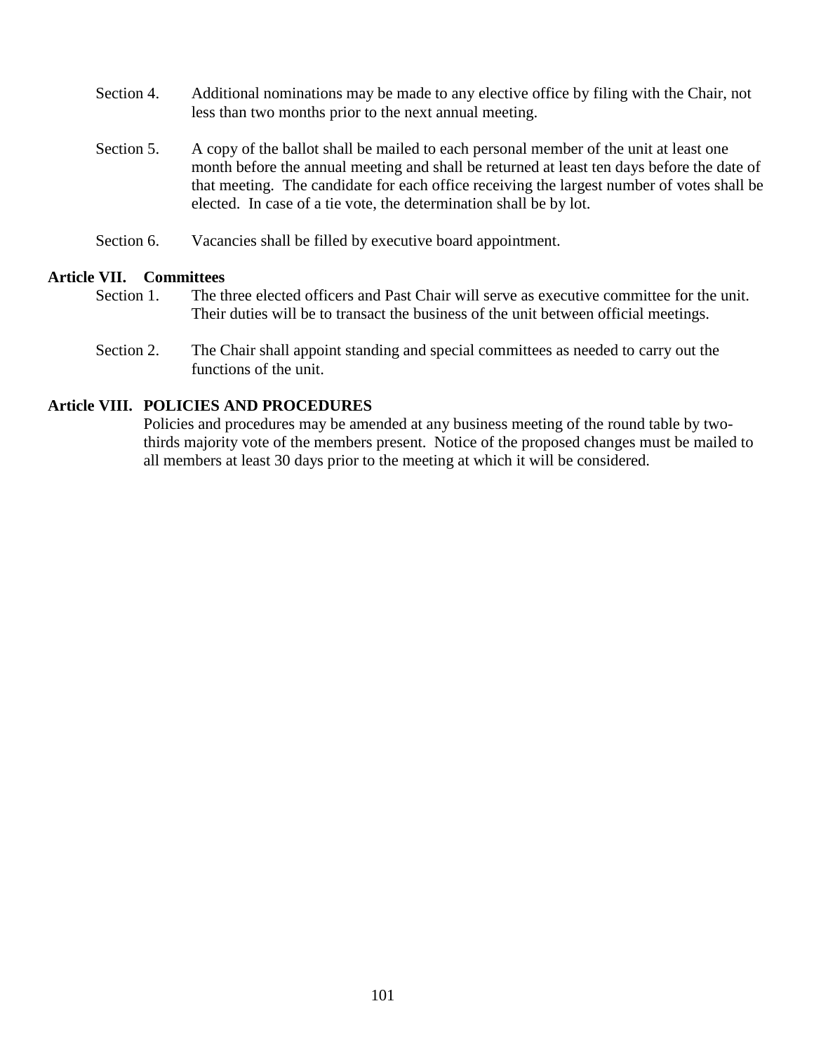Section 4. Additional nominations may be made to any elective office by filing with the Chair, not less than two months prior to the next annual meeting.

Section 5. A copy of the ballot shall be mailed to each personal member of the unit at least one month before the annual meeting and shall be returned at least ten days before the date of that meeting. The candidate for each office receiving the largest number of votes shall be elected. In case of a tie vote, the determination shall be by lot.

Section 6. Vacancies shall be filled by executive board appointment.

**Article VII. Committees**

Section 1. The three elected officers and Past Chair will serve as executive committee for the unit. Their duties will be to transact the business of the unit between official meetings.

Section 2. The Chair shall appoint standing and special committees as needed to carry out the functions of the unit.

**Article VIII. POLICIES AND PROCEDURES**

Policies and procedures may be amended at any business meeting of the round table by two-thirds majority vote of the members present. Notice of the proposed changes must be mailed to all members at least 30 days prior to the meeting at which it will be considered.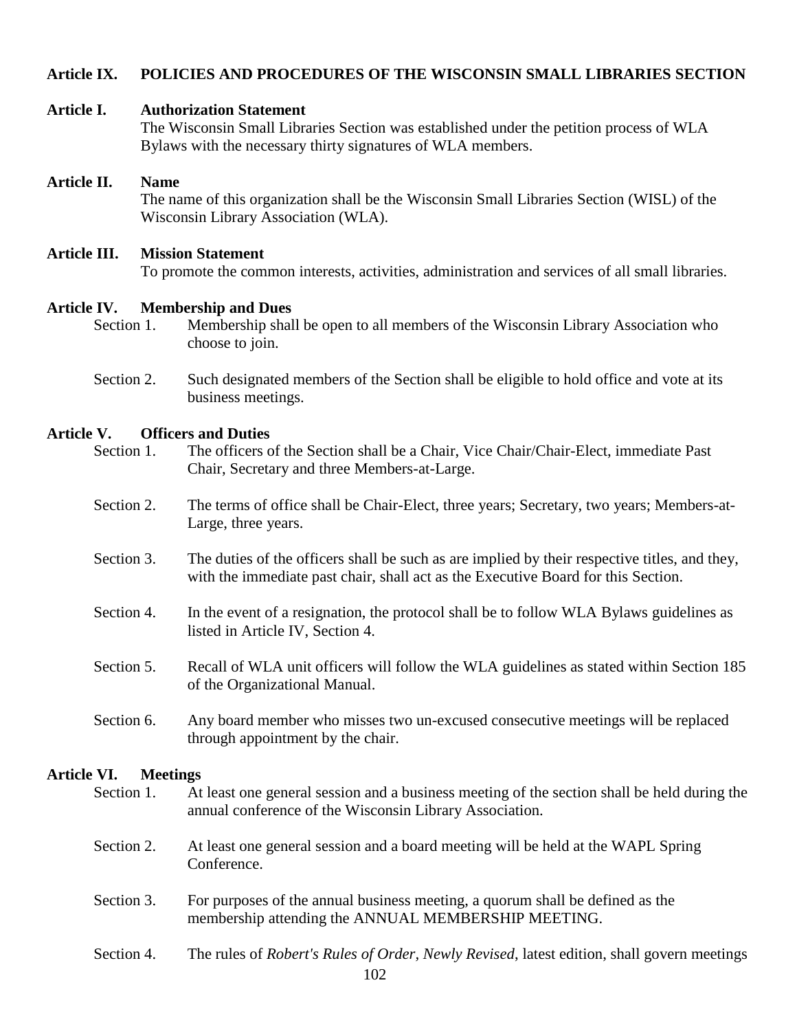## Article IX. POLICIES AND PROCEDURES OF THE WISCONSIN SMALL LIBRARIES SECTION

### Article I. Authorization Statement

The Wisconsin Small Libraries Section was established under the petition process of WLA Bylaws with the necessary thirty signatures of WLA members.

### Article II. Name

The name of this organization shall be the Wisconsin Small Libraries Section (WISL) of the Wisconsin Library Association (WLA).

### Article III. Mission Statement

To promote the common interests, activities, administration and services of all small libraries.

### Article IV. Membership and Dues

Section 1. Membership shall be open to all members of the Wisconsin Library Association who choose to join.

Section 2. Such designated members of the Section shall be eligible to hold office and vote at its business meetings.

### Article V. Officers and Duties

Section 1. The officers of the Section shall be a Chair, Vice Chair/Chair-Elect, immediate Past Chair, Secretary and three Members-at-Large.

Section 2. The terms of office shall be Chair-Elect, three years; Secretary, two years; Members-at-Large, three years.

Section 3. The duties of the officers shall be such as are implied by their respective titles, and they, with the immediate past chair, shall act as the Executive Board for this Section.

Section 4. In the event of a resignation, the protocol shall be to follow WLA Bylaws guidelines as listed in Article IV, Section 4.

Section 5. Recall of WLA unit officers will follow the WLA guidelines as stated within Section 185 of the Organizational Manual.

Section 6. Any board member who misses two un-excused consecutive meetings will be replaced through appointment by the chair.

### Article VI. Meetings

Section 1. At least one general session and a business meeting of the section shall be held during the annual conference of the Wisconsin Library Association.

Section 2. At least one general session and a board meeting will be held at the WAPL Spring Conference.

Section 3. For purposes of the annual business meeting, a quorum shall be defined as the membership attending the ANNUAL MEMBERSHIP MEETING.

Section 4. The rules of *Robert's Rules of Order, Newly Revised*, latest edition, shall govern meetings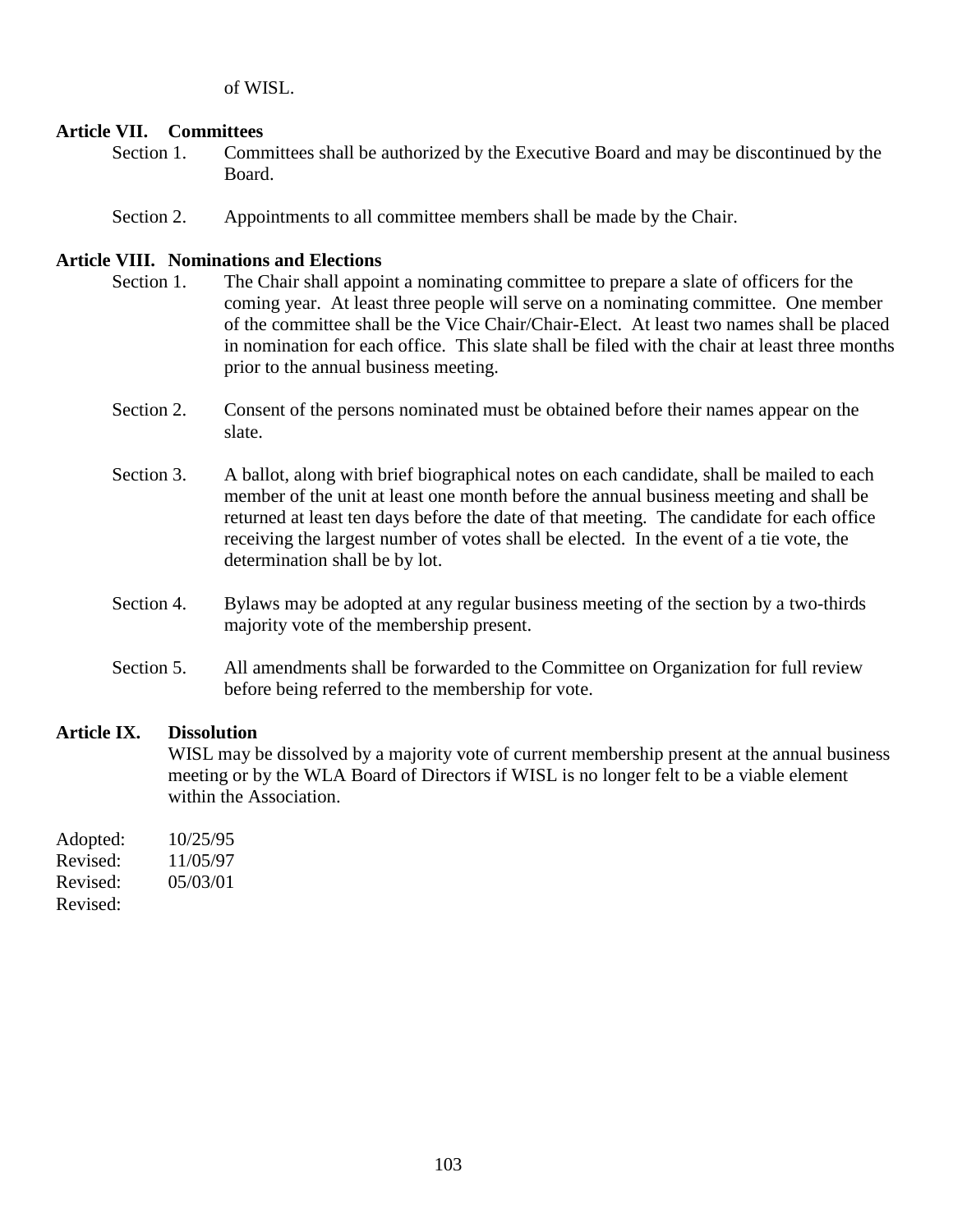of WISL.

**Article VII. Committees**

Section 1. Committees shall be authorized by the Executive Board and may be discontinued by the Board.

Section 2. Appointments to all committee members shall be made by the Chair.

**Article VIII. Nominations and Elections**

Section 1. The Chair shall appoint a nominating committee to prepare a slate of officers for the coming year. At least three people will serve on a nominating committee. One member of the committee shall be the Vice Chair/Chair-Elect. At least two names shall be placed in nomination for each office. This slate shall be filed with the chair at least three months prior to the annual business meeting.

Section 2. Consent of the persons nominated must be obtained before their names appear on the slate.

Section 3. A ballot, along with brief biographical notes on each candidate, shall be mailed to each member of the unit at least one month before the annual business meeting and shall be returned at least ten days before the date of that meeting. The candidate for each office receiving the largest number of votes shall be elected. In the event of a tie vote, the determination shall be by lot.

Section 4. Bylaws may be adopted at any regular business meeting of the section by a two-thirds majority vote of the membership present.

Section 5. All amendments shall be forwarded to the Committee on Organization for full review before being referred to the membership for vote.

**Article IX. Dissolution**

WISL may be dissolved by a majority vote of current membership present at the annual business meeting or by the WLA Board of Directors if WISL is no longer felt to be a viable element within the Association.

Adopted: 10/25/95
Revised: 11/05/97
Revised: 05/03/01
Revised: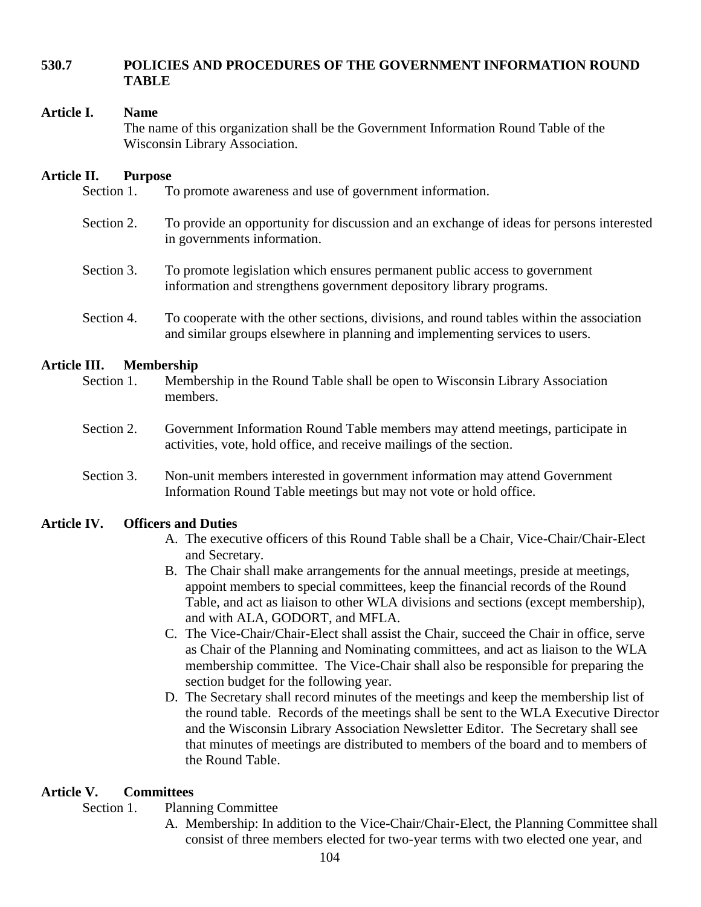## 530.7 POLICIES AND PROCEDURES OF THE GOVERNMENT INFORMATION ROUND TABLE

**Article I. Name**

The name of this organization shall be the Government Information Round Table of the Wisconsin Library Association.

**Article II. Purpose**

Section 1. To promote awareness and use of government information.

Section 2. To provide an opportunity for discussion and an exchange of ideas for persons interested in governments information.

Section 3. To promote legislation which ensures permanent public access to government information and strengthens government depository library programs.

Section 4. To cooperate with the other sections, divisions, and round tables within the association and similar groups elsewhere in planning and implementing services to users.

**Article III. Membership**

Section 1. Membership in the Round Table shall be open to Wisconsin Library Association members.

Section 2. Government Information Round Table members may attend meetings, participate in activities, vote, hold office, and receive mailings of the section.

Section 3. Non-unit members interested in government information may attend Government Information Round Table meetings but may not vote or hold office.

**Article IV. Officers and Duties**

A. The executive officers of this Round Table shall be a Chair, Vice-Chair/Chair-Elect and Secretary.

B. The Chair shall make arrangements for the annual meetings, preside at meetings, appoint members to special committees, keep the financial records of the Round Table, and act as liaison to other WLA divisions and sections (except membership), and with ALA, GODORT, and MFLA.

C. The Vice-Chair/Chair-Elect shall assist the Chair, succeed the Chair in office, serve as Chair of the Planning and Nominating committees, and act as liaison to the WLA membership committee. The Vice-Chair shall also be responsible for preparing the section budget for the following year.

D. The Secretary shall record minutes of the meetings and keep the membership list of the round table. Records of the meetings shall be sent to the WLA Executive Director and the Wisconsin Library Association Newsletter Editor. The Secretary shall see that minutes of meetings are distributed to members of the board and to members of the Round Table.

**Article V. Committees**

Section 1. Planning Committee

A. Membership: In addition to the Vice-Chair/Chair-Elect, the Planning Committee shall consist of three members elected for two-year terms with two elected one year, and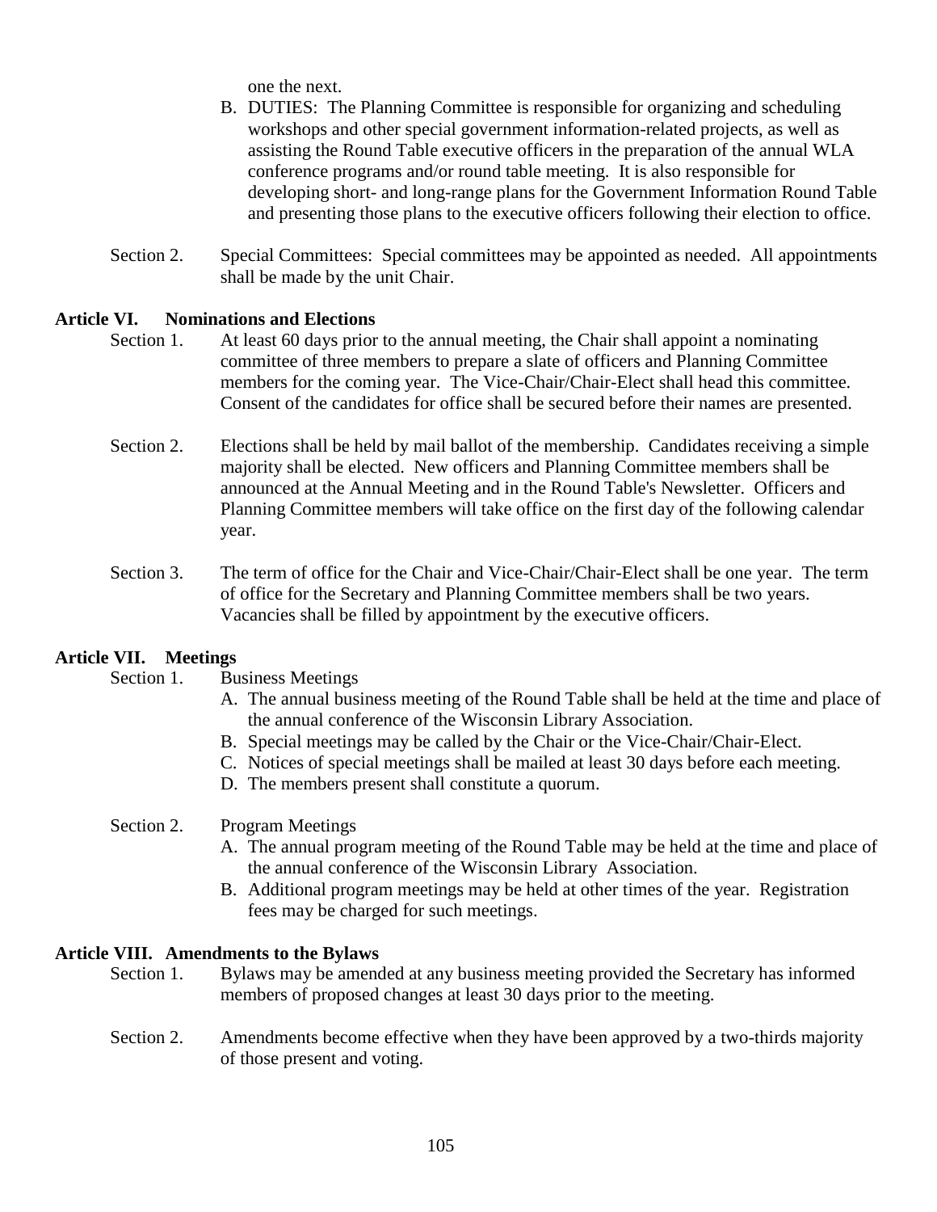one the next.

B. DUTIES: The Planning Committee is responsible for organizing and scheduling workshops and other special government information-related projects, as well as assisting the Round Table executive officers in the preparation of the annual WLA conference programs and/or round table meeting. It is also responsible for developing short- and long-range plans for the Government Information Round Table and presenting those plans to the executive officers following their election to office.

Section 2. Special Committees: Special committees may be appointed as needed. All appointments shall be made by the unit Chair.

**Article VI. Nominations and Elections**

Section 1. At least 60 days prior to the annual meeting, the Chair shall appoint a nominating committee of three members to prepare a slate of officers and Planning Committee members for the coming year. The Vice-Chair/Chair-Elect shall head this committee. Consent of the candidates for office shall be secured before their names are presented.

Section 2. Elections shall be held by mail ballot of the membership. Candidates receiving a simple majority shall be elected. New officers and Planning Committee members shall be announced at the Annual Meeting and in the Round Table's Newsletter. Officers and Planning Committee members will take office on the first day of the following calendar year.

Section 3. The term of office for the Chair and Vice-Chair/Chair-Elect shall be one year. The term of office for the Secretary and Planning Committee members shall be two years. Vacancies shall be filled by appointment by the executive officers.

**Article VII. Meetings**

Section 1. Business Meetings

A. The annual business meeting of the Round Table shall be held at the time and place of the annual conference of the Wisconsin Library Association.
B. Special meetings may be called by the Chair or the Vice-Chair/Chair-Elect.
C. Notices of special meetings shall be mailed at least 30 days before each meeting.
D. The members present shall constitute a quorum.

Section 2. Program Meetings

A. The annual program meeting of the Round Table may be held at the time and place of the annual conference of the Wisconsin Library Association.
B. Additional program meetings may be held at other times of the year. Registration fees may be charged for such meetings.

**Article VIII. Amendments to the Bylaws**

Section 1. Bylaws may be amended at any business meeting provided the Secretary has informed members of proposed changes at least 30 days prior to the meeting.

Section 2. Amendments become effective when they have been approved by a two-thirds majority of those present and voting.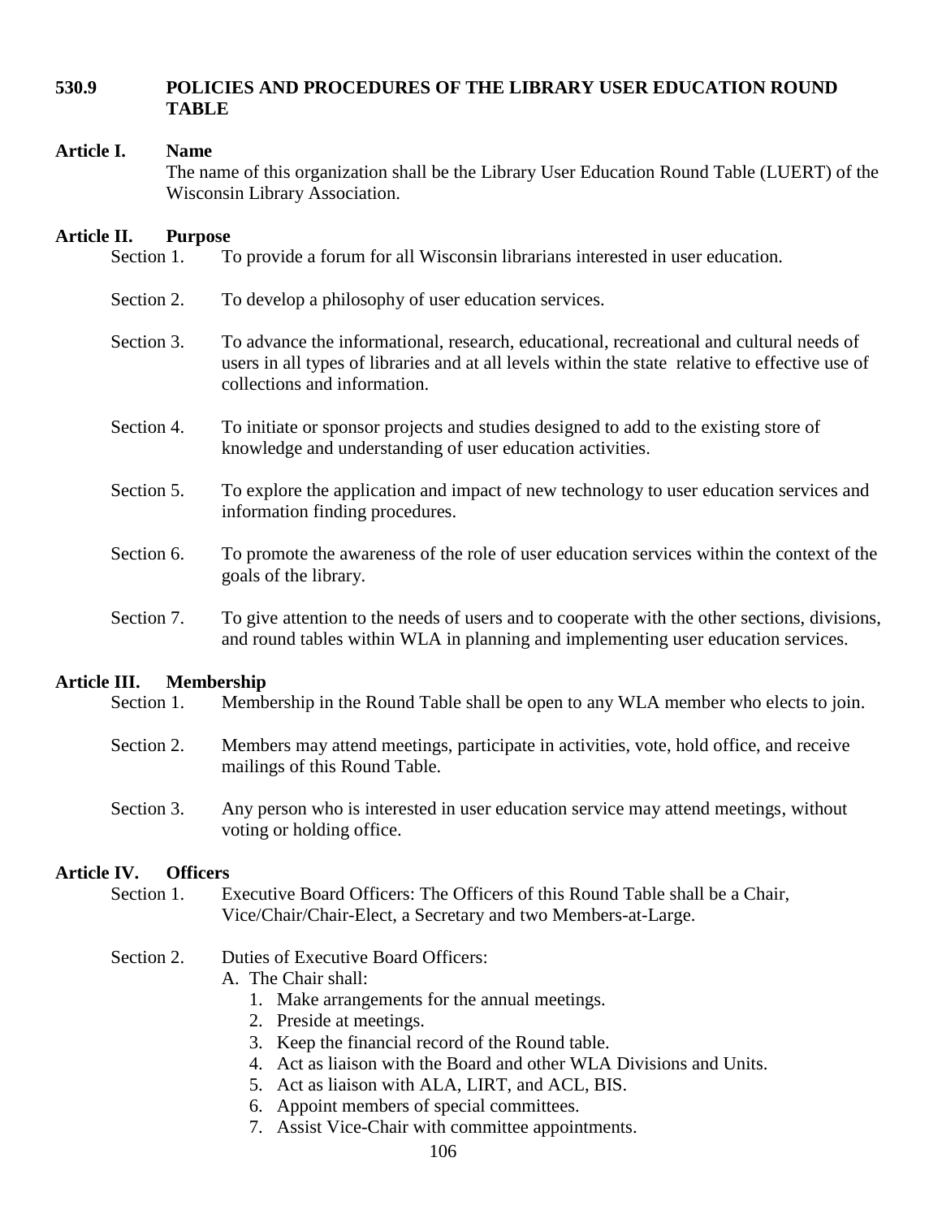## 530.9 POLICIES AND PROCEDURES OF THE LIBRARY USER EDUCATION ROUND TABLE

### Article I. Name

The name of this organization shall be the Library User Education Round Table (LUERT) of the Wisconsin Library Association.

### Article II. Purpose

Section 1. To provide a forum for all Wisconsin librarians interested in user education.

Section 2. To develop a philosophy of user education services.

Section 3. To advance the informational, research, educational, recreational and cultural needs of users in all types of libraries and at all levels within the state relative to effective use of collections and information.

Section 4. To initiate or sponsor projects and studies designed to add to the existing store of knowledge and understanding of user education activities.

Section 5. To explore the application and impact of new technology to user education services and information finding procedures.

Section 6. To promote the awareness of the role of user education services within the context of the goals of the library.

Section 7. To give attention to the needs of users and to cooperate with the other sections, divisions, and round tables within WLA in planning and implementing user education services.

### Article III. Membership

Section 1. Membership in the Round Table shall be open to any WLA member who elects to join.

Section 2. Members may attend meetings, participate in activities, vote, hold office, and receive mailings of this Round Table.

Section 3. Any person who is interested in user education service may attend meetings, without voting or holding office.

### Article IV. Officers

Section 1. Executive Board Officers: The Officers of this Round Table shall be a Chair, Vice/Chair/Chair-Elect, a Secretary and two Members-at-Large.

Section 2. Duties of Executive Board Officers:

A. The Chair shall:

1. Make arrangements for the annual meetings.
2. Preside at meetings.
3. Keep the financial record of the Round table.
4. Act as liaison with the Board and other WLA Divisions and Units.
5. Act as liaison with ALA, LIRT, and ACL, BIS.
6. Appoint members of special committees.
7. Assist Vice-Chair with committee appointments.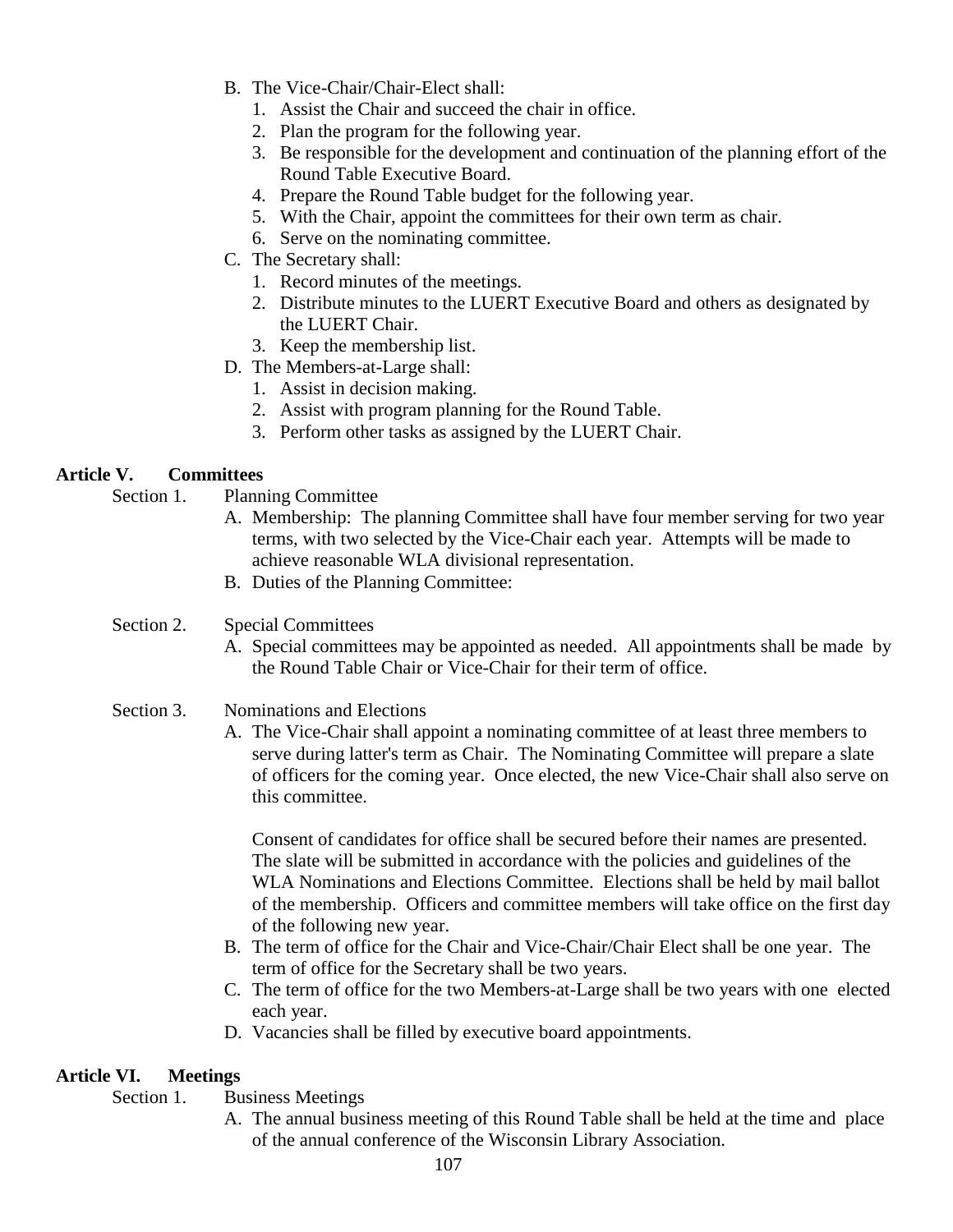B. The Vice-Chair/Chair-Elect shall:
   1. Assist the Chair and succeed the chair in office.
   2. Plan the program for the following year.
   3. Be responsible for the development and continuation of the planning effort of the Round Table Executive Board.
   4. Prepare the Round Table budget for the following year.
   5. With the Chair, appoint the committees for their own term as chair.
   6. Serve on the nominating committee.

C. The Secretary shall:
   1. Record minutes of the meetings.
   2. Distribute minutes to the LUERT Executive Board and others as designated by the LUERT Chair.
   3. Keep the membership list.

D. The Members-at-Large shall:
   1. Assist in decision making.
   2. Assist with program planning for the Round Table.
   3. Perform other tasks as assigned by the LUERT Chair.

**Article V. Committees**

Section 1. Planning Committee

A. Membership: The planning Committee shall have four member serving for two year terms, with two selected by the Vice-Chair each year. Attempts will be made to achieve reasonable WLA divisional representation.

B. Duties of the Planning Committee:

Section 2. Special Committees

A. Special committees may be appointed as needed. All appointments shall be made by the Round Table Chair or Vice-Chair for their term of office.

Section 3. Nominations and Elections

A. The Vice-Chair shall appoint a nominating committee of at least three members to serve during latter's term as Chair. The Nominating Committee will prepare a slate of officers for the coming year. Once elected, the new Vice-Chair shall also serve on this committee.

   Consent of candidates for office shall be secured before their names are presented. The slate will be submitted in accordance with the policies and guidelines of the WLA Nominations and Elections Committee. Elections shall be held by mail ballot of the membership. Officers and committee members will take office on the first day of the following new year.

B. The term of office for the Chair and Vice-Chair/Chair Elect shall be one year. The term of office for the Secretary shall be two years.

C. The term of office for the two Members-at-Large shall be two years with one elected each year.

D. Vacancies shall be filled by executive board appointments.

**Article VI. Meetings**

Section 1. Business Meetings

A. The annual business meeting of this Round Table shall be held at the time and place of the annual conference of the Wisconsin Library Association.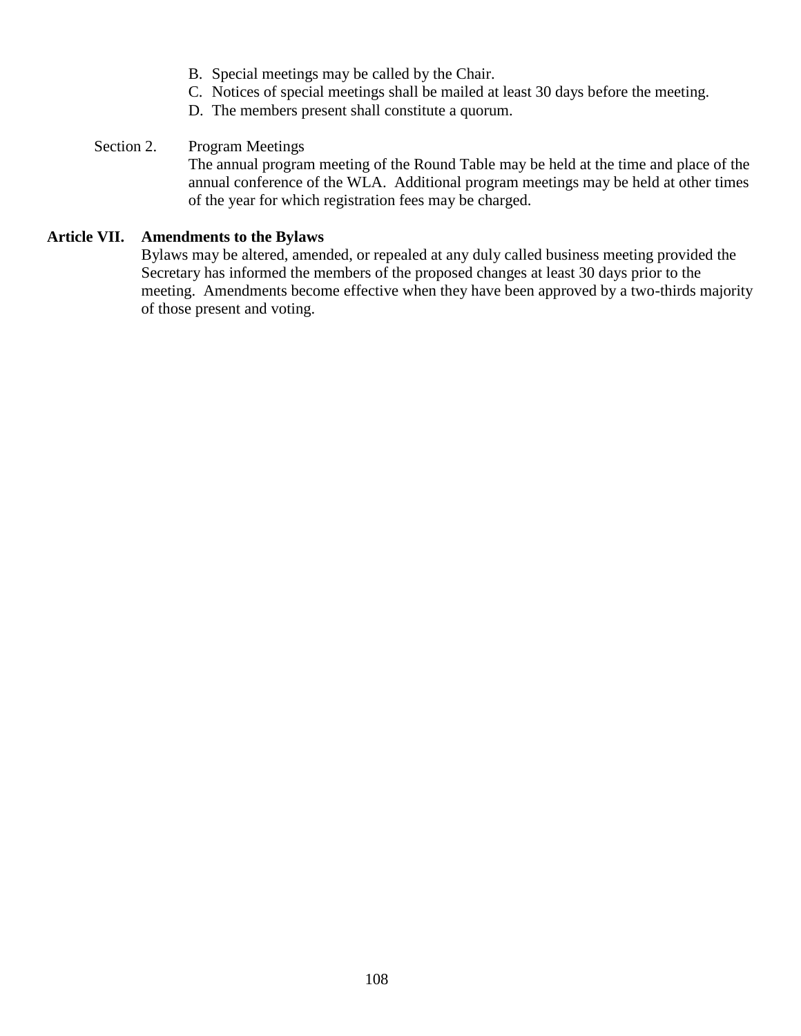B. Special meetings may be called by the Chair.
C. Notices of special meetings shall be mailed at least 30 days before the meeting.
D. The members present shall constitute a quorum.

Section 2. Program Meetings

The annual program meeting of the Round Table may be held at the time and place of the annual conference of the WLA. Additional program meetings may be held at other times of the year for which registration fees may be charged.

**Article VII. Amendments to the Bylaws**

Bylaws may be altered, amended, or repealed at any duly called business meeting provided the Secretary has informed the members of the proposed changes at least 30 days prior to the meeting. Amendments become effective when they have been approved by a two-thirds majority of those present and voting.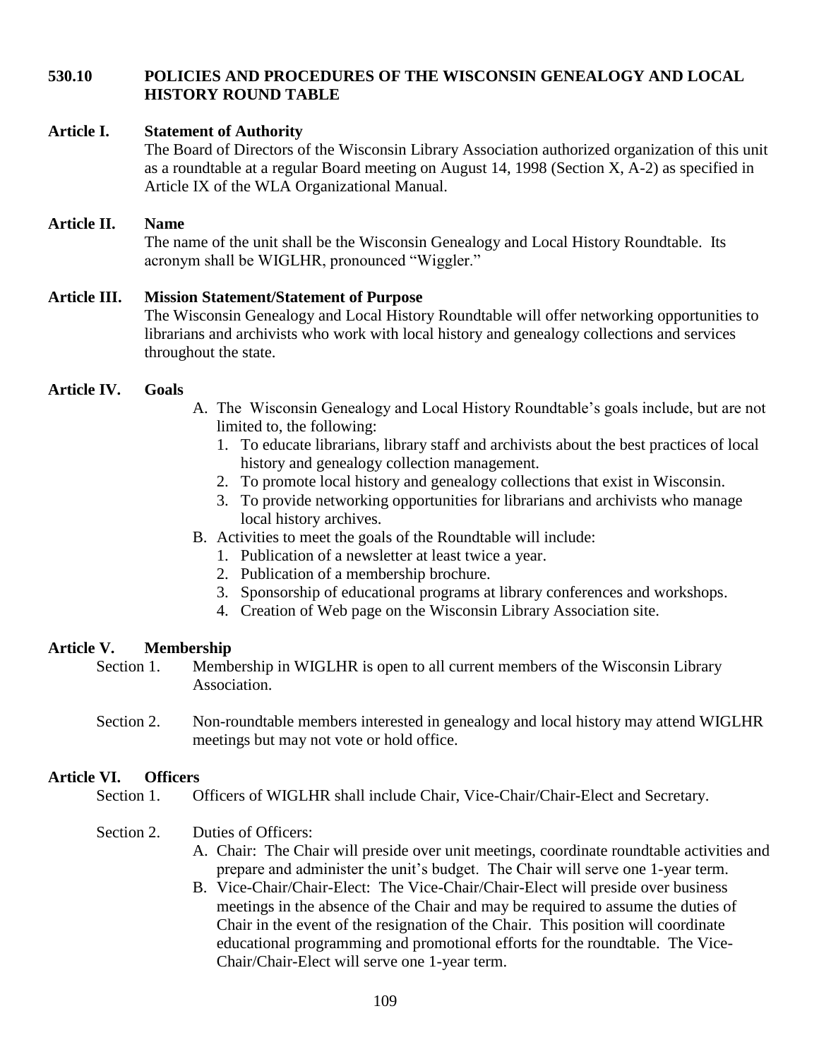## 530.10 POLICIES AND PROCEDURES OF THE WISCONSIN GENEALOGY AND LOCAL HISTORY ROUND TABLE

### Article I. Statement of Authority

The Board of Directors of the Wisconsin Library Association authorized organization of this unit as a roundtable at a regular Board meeting on August 14, 1998 (Section X, A-2) as specified in Article IX of the WLA Organizational Manual.

### Article II. Name

The name of the unit shall be the Wisconsin Genealogy and Local History Roundtable. Its acronym shall be WIGLHR, pronounced "Wiggler."

### Article III. Mission Statement/Statement of Purpose

The Wisconsin Genealogy and Local History Roundtable will offer networking opportunities to librarians and archivists who work with local history and genealogy collections and services throughout the state.

### Article IV. Goals

A. The Wisconsin Genealogy and Local History Roundtable's goals include, but are not limited to, the following:
   1. To educate librarians, library staff and archivists about the best practices of local history and genealogy collection management.
   2. To promote local history and genealogy collections that exist in Wisconsin.
   3. To provide networking opportunities for librarians and archivists who manage local history archives.

B. Activities to meet the goals of the Roundtable will include:
   1. Publication of a newsletter at least twice a year.
   2. Publication of a membership brochure.
   3. Sponsorship of educational programs at library conferences and workshops.
   4. Creation of Web page on the Wisconsin Library Association site.

### Article V. Membership

Section 1. Membership in WIGLHR is open to all current members of the Wisconsin Library Association.

Section 2. Non-roundtable members interested in genealogy and local history may attend WIGLHR meetings but may not vote or hold office.

### Article VI. Officers

Section 1. Officers of WIGLHR shall include Chair, Vice-Chair/Chair-Elect and Secretary.

Section 2. Duties of Officers:

A. Chair: The Chair will preside over unit meetings, coordinate roundtable activities and prepare and administer the unit's budget. The Chair will serve one 1-year term.

B. Vice-Chair/Chair-Elect: The Vice-Chair/Chair-Elect will preside over business meetings in the absence of the Chair and may be required to assume the duties of Chair in the event of the resignation of the Chair. This position will coordinate educational programming and promotional efforts for the roundtable. The Vice-Chair/Chair-Elect will serve one 1-year term.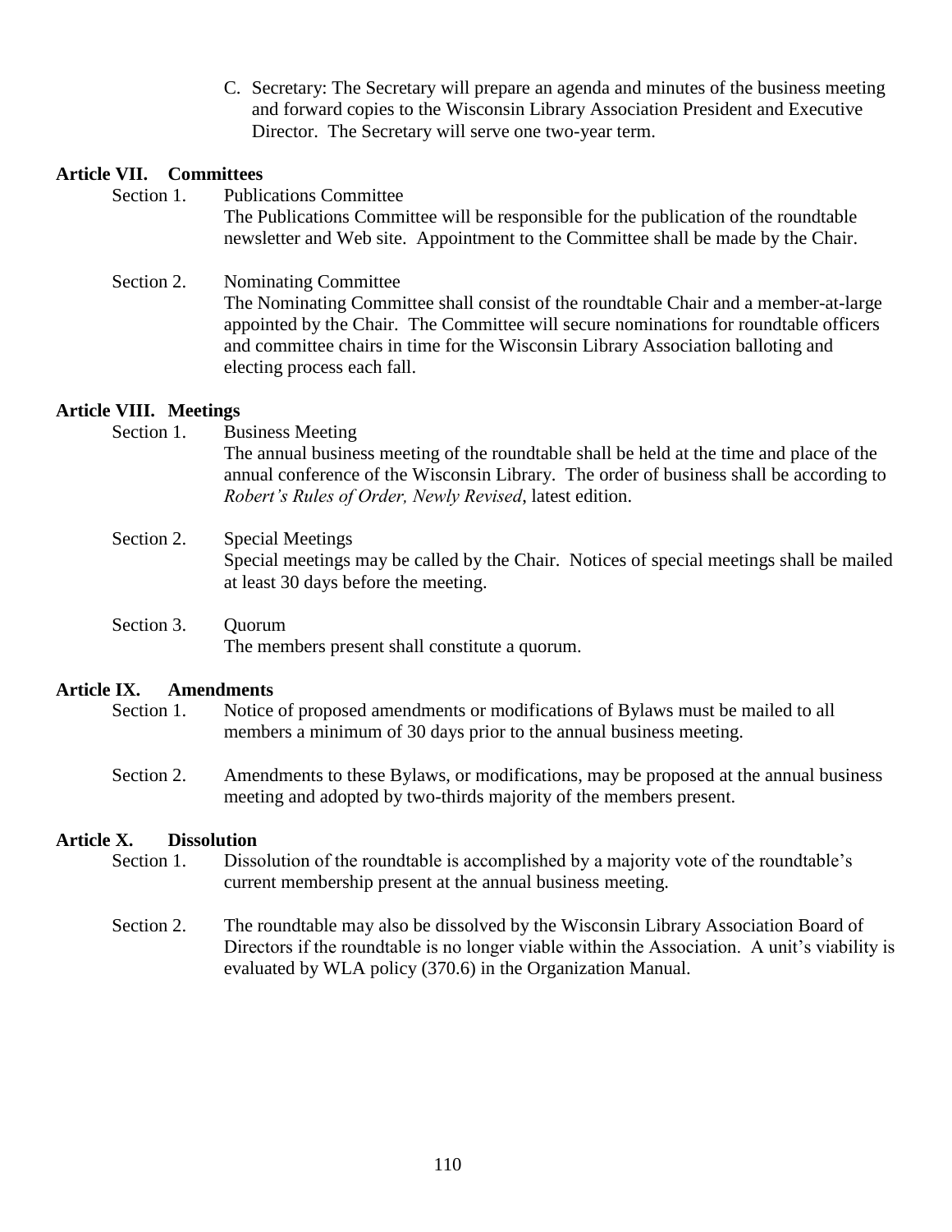C. Secretary: The Secretary will prepare an agenda and minutes of the business meeting and forward copies to the Wisconsin Library Association President and Executive Director. The Secretary will serve one two-year term.

**Article VII. Committees**

Section 1. Publications Committee
The Publications Committee will be responsible for the publication of the roundtable newsletter and Web site. Appointment to the Committee shall be made by the Chair.

Section 2. Nominating Committee
The Nominating Committee shall consist of the roundtable Chair and a member-at-large appointed by the Chair. The Committee will secure nominations for roundtable officers and committee chairs in time for the Wisconsin Library Association balloting and electing process each fall.

**Article VIII. Meetings**

Section 1. Business Meeting
The annual business meeting of the roundtable shall be held at the time and place of the annual conference of the Wisconsin Library. The order of business shall be according to *Robert's Rules of Order, Newly Revised*, latest edition.

Section 2. Special Meetings
Special meetings may be called by the Chair. Notices of special meetings shall be mailed at least 30 days before the meeting.

Section 3. Quorum
The members present shall constitute a quorum.

**Article IX. Amendments**

Section 1. Notice of proposed amendments or modifications of Bylaws must be mailed to all members a minimum of 30 days prior to the annual business meeting.

Section 2. Amendments to these Bylaws, or modifications, may be proposed at the annual business meeting and adopted by two-thirds majority of the members present.

**Article X. Dissolution**

Section 1. Dissolution of the roundtable is accomplished by a majority vote of the roundtable's current membership present at the annual business meeting.

Section 2. The roundtable may also be dissolved by the Wisconsin Library Association Board of Directors if the roundtable is no longer viable within the Association. A unit's viability is evaluated by WLA policy (370.6) in the Organization Manual.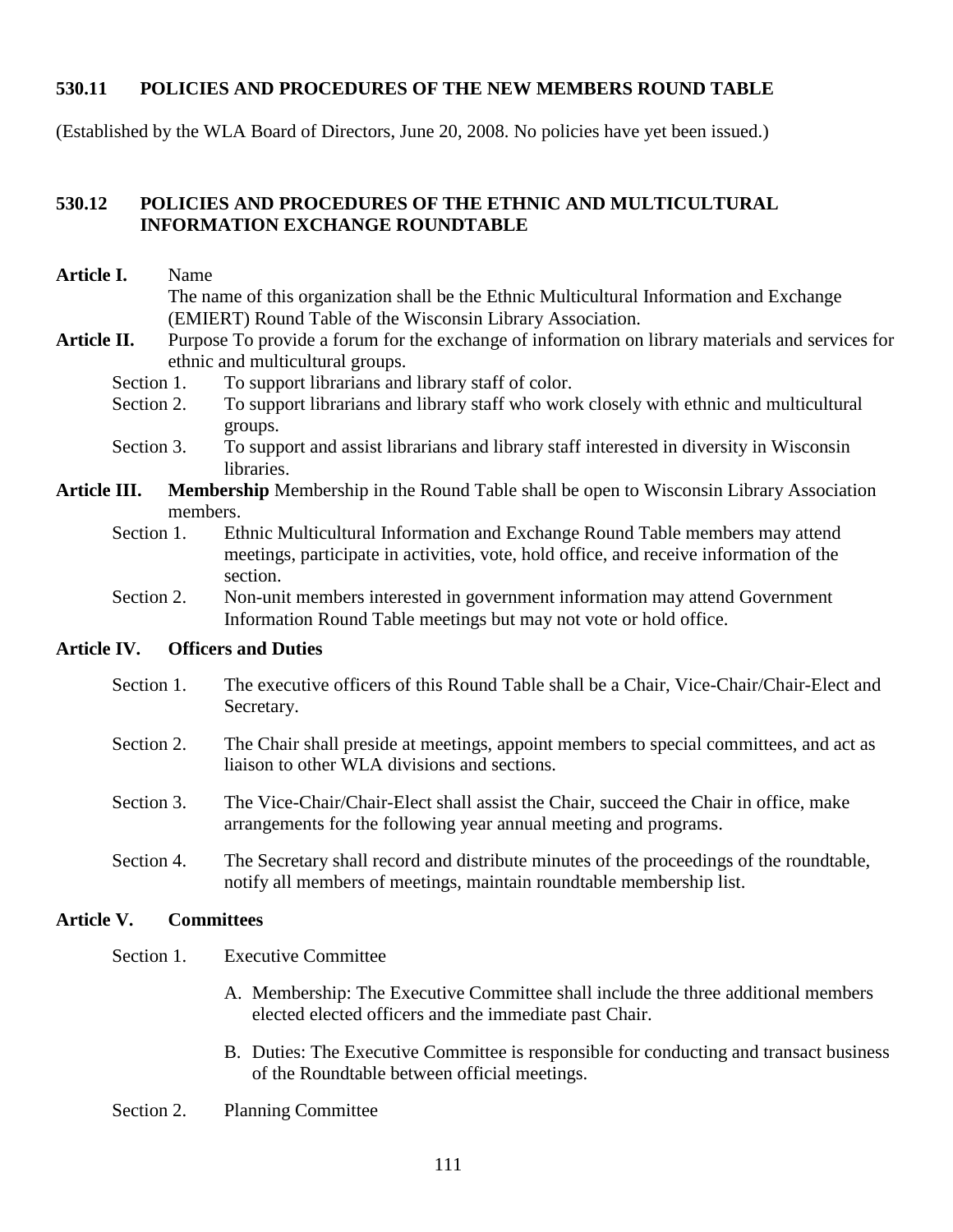## 530.11 POLICIES AND PROCEDURES OF THE NEW MEMBERS ROUND TABLE

(Established by the WLA Board of Directors, June 20, 2008. No policies have yet been issued.)

## 530.12 POLICIES AND PROCEDURES OF THE ETHNIC AND MULTICULTURAL INFORMATION EXCHANGE ROUNDTABLE

**Article I.** Name

The name of this organization shall be the Ethnic Multicultural Information and Exchange (EMIERT) Round Table of the Wisconsin Library Association.

**Article II.** Purpose To provide a forum for the exchange of information on library materials and services for ethnic and multicultural groups.

- Section 1. To support librarians and library staff of color.
- Section 2. To support librarians and library staff who work closely with ethnic and multicultural groups.
- Section 3. To support and assist librarians and library staff interested in diversity in Wisconsin libraries.

**Article III. Membership** Membership in the Round Table shall be open to Wisconsin Library Association members.

- Section 1. Ethnic Multicultural Information and Exchange Round Table members may attend meetings, participate in activities, vote, hold office, and receive information of the section.
- Section 2. Non-unit members interested in government information may attend Government Information Round Table meetings but may not vote or hold office.

**Article IV. Officers and Duties**

- Section 1. The executive officers of this Round Table shall be a Chair, Vice-Chair/Chair-Elect and Secretary.
- Section 2. The Chair shall preside at meetings, appoint members to special committees, and act as liaison to other WLA divisions and sections.
- Section 3. The Vice-Chair/Chair-Elect shall assist the Chair, succeed the Chair in office, make arrangements for the following year annual meeting and programs.
- Section 4. The Secretary shall record and distribute minutes of the proceedings of the roundtable, notify all members of meetings, maintain roundtable membership list.

**Article V. Committees**

Section 1. Executive Committee

A. Membership: The Executive Committee shall include the three additional members elected elected officers and the immediate past Chair.

B. Duties: The Executive Committee is responsible for conducting and transact business of the Roundtable between official meetings.

Section 2. Planning Committee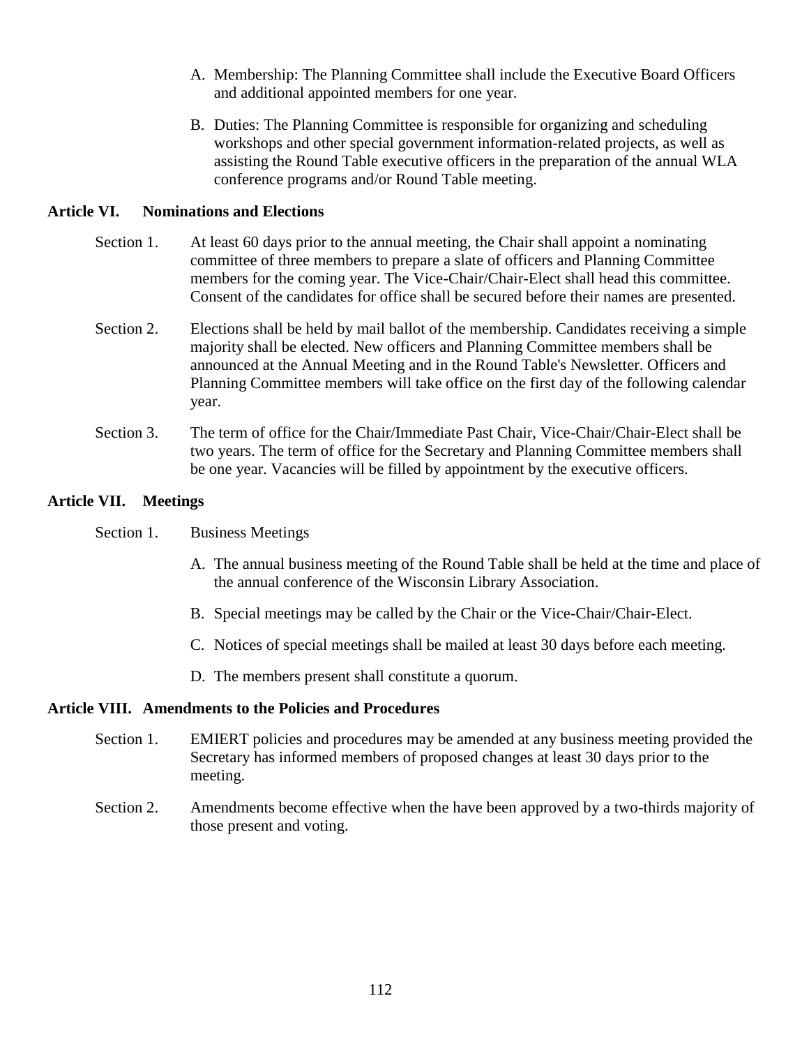A. Membership: The Planning Committee shall include the Executive Board Officers and additional appointed members for one year.

B. Duties: The Planning Committee is responsible for organizing and scheduling workshops and other special government information-related projects, as well as assisting the Round Table executive officers in the preparation of the annual WLA conference programs and/or Round Table meeting.

**Article VI. Nominations and Elections**

Section 1. At least 60 days prior to the annual meeting, the Chair shall appoint a nominating committee of three members to prepare a slate of officers and Planning Committee members for the coming year. The Vice-Chair/Chair-Elect shall head this committee. Consent of the candidates for office shall be secured before their names are presented.

Section 2. Elections shall be held by mail ballot of the membership. Candidates receiving a simple majority shall be elected. New officers and Planning Committee members shall be announced at the Annual Meeting and in the Round Table's Newsletter. Officers and Planning Committee members will take office on the first day of the following calendar year.

Section 3. The term of office for the Chair/Immediate Past Chair, Vice-Chair/Chair-Elect shall be two years. The term of office for the Secretary and Planning Committee members shall be one year. Vacancies will be filled by appointment by the executive officers.

**Article VII. Meetings**

Section 1. Business Meetings

A. The annual business meeting of the Round Table shall be held at the time and place of the annual conference of the Wisconsin Library Association.

B. Special meetings may be called by the Chair or the Vice-Chair/Chair-Elect.

C. Notices of special meetings shall be mailed at least 30 days before each meeting.

D. The members present shall constitute a quorum.

**Article VIII. Amendments to the Policies and Procedures**

Section 1. EMIERT policies and procedures may be amended at any business meeting provided the Secretary has informed members of proposed changes at least 30 days prior to the meeting.

Section 2. Amendments become effective when the have been approved by a two-thirds majority of those present and voting.